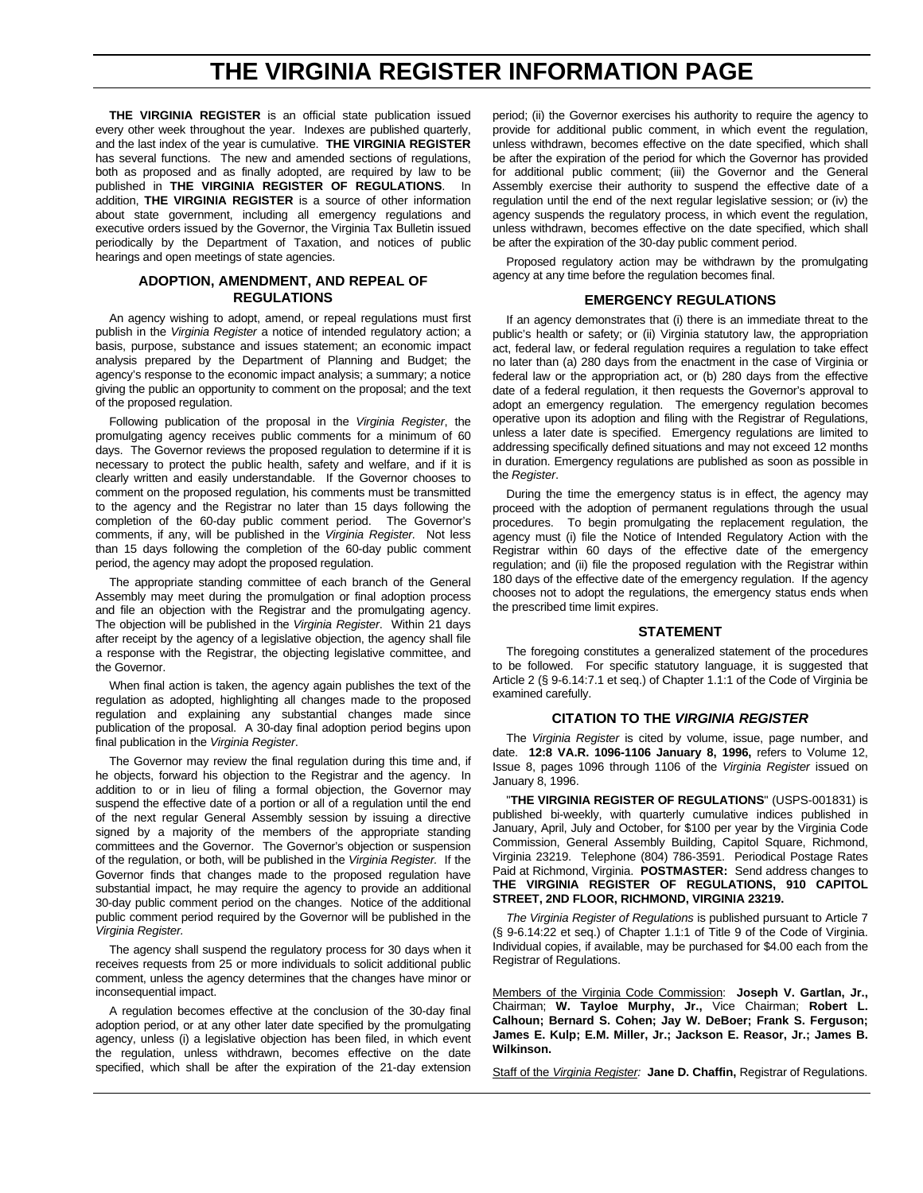# THE VIRGINIA REGISTER INFORMATION PAGE

**THE VIRGINIA REGISTER** is an official state publication issued every other week throughout the year. Indexes are published quarterly, and the last index of the year is cumulative. **THE VIRGINIA REGISTER** has several functions. The new and amended sections of regulations, both as proposed and as finally adopted, are required by law to be published in **THE VIRGINIA REGISTER OF REGULATIONS**. In addition, **THE VIRGINIA REGISTER** is a source of other information about state government, including all emergency regulations and executive orders issued by the Governor, the Virginia Tax Bulletin issued periodically by the Department of Taxation, and notices of public hearings and open meetings of state agencies.

## ADOPTION, AMENDMENT, AND REPEAL OF REGULATIONS

An agency wishing to adopt, amend, or repeal regulations must first publish in the *Virginia Register* a notice of intended regulatory action; a basis, purpose, substance and issues statement; an economic impact analysis prepared by the Department of Planning and Budget; the agency's response to the economic impact analysis; a summary; a notice giving the public an opportunity to comment on the proposal; and the text of the proposed regulation.

Following publication of the proposal in the *Virginia Register*, the promulgating agency receives public comments for a minimum of 60 days. The Governor reviews the proposed regulation to determine if it is necessary to protect the public health, safety and welfare, and if it is clearly written and easily understandable. If the Governor chooses to comment on the proposed regulation, his comments must be transmitted to the agency and the Registrar no later than 15 days following the completion of the 60-day public comment period. The Governor's comments, if any, will be published in the *Virginia Register.* Not less than 15 days following the completion of the 60-day public comment period, the agency may adopt the proposed regulation.

The appropriate standing committee of each branch of the General Assembly may meet during the promulgation or final adoption process and file an objection with the Registrar and the promulgating agency. The objection will be published in the *Virginia Register*. Within 21 days after receipt by the agency of a legislative objection, the agency shall file a response with the Registrar, the objecting legislative committee, and the Governor.

When final action is taken, the agency again publishes the text of the regulation as adopted, highlighting all changes made to the proposed regulation and explaining any substantial changes made since publication of the proposal. A 30-day final adoption period begins upon final publication in the *Virginia Register*.

The Governor may review the final regulation during this time and, if he objects, forward his objection to the Registrar and the agency. In addition to or in lieu of filing a formal objection, the Governor may suspend the effective date of a portion or all of a regulation until the end of the next regular General Assembly session by issuing a directive signed by a majority of the members of the appropriate standing committees and the Governor. The Governor's objection or suspension of the regulation, or both, will be published in the *Virginia Register.* If the Governor finds that changes made to the proposed regulation have substantial impact, he may require the agency to provide an additional 30-day public comment period on the changes. Notice of the additional public comment period required by the Governor will be published in the *Virginia Register.*

The agency shall suspend the regulatory process for 30 days when it receives requests from 25 or more individuals to solicit additional public comment, unless the agency determines that the changes have minor or inconsequential impact.

A regulation becomes effective at the conclusion of the 30-day final adoption period, or at any other later date specified by the promulgating agency, unless (i) a legislative objection has been filed, in which event the regulation, unless withdrawn, becomes effective on the date specified, which shall be after the expiration of the 21-day extension period; (ii) the Governor exercises his authority to require the agency to provide for additional public comment, in which event the regulation, unless withdrawn, becomes effective on the date specified, which shall be after the expiration of the period for which the Governor has provided for additional public comment; (iii) the Governor and the General Assembly exercise their authority to suspend the effective date of a regulation until the end of the next regular legislative session; or (iv) the agency suspends the regulatory process, in which event the regulation, unless withdrawn, becomes effective on the date specified, which shall be after the expiration of the 30-day public comment period.

Proposed regulatory action may be withdrawn by the promulgating agency at any time before the regulation becomes final.

## EMERGENCY REGULATIONS

If an agency demonstrates that (i) there is an immediate threat to the public's health or safety; or (ii) Virginia statutory law, the appropriation act, federal law, or federal regulation requires a regulation to take effect no later than (a) 280 days from the enactment in the case of Virginia or federal law or the appropriation act, or (b) 280 days from the effective date of a federal regulation, it then requests the Governor's approval to adopt an emergency regulation. The emergency regulation becomes operative upon its adoption and filing with the Registrar of Regulations, unless a later date is specified. Emergency regulations are limited to addressing specifically defined situations and may not exceed 12 months in duration. Emergency regulations are published as soon as possible in the *Register*.

During the time the emergency status is in effect, the agency may proceed with the adoption of permanent regulations through the usual procedures. To begin promulgating the replacement regulation, the agency must (i) file the Notice of Intended Regulatory Action with the Registrar within 60 days of the effective date of the emergency regulation; and (ii) file the proposed regulation with the Registrar within 180 days of the effective date of the emergency regulation. If the agency chooses not to adopt the regulations, the emergency status ends when the prescribed time limit expires.

## STATEMENT

The foregoing constitutes a generalized statement of the procedures to be followed. For specific statutory language, it is suggested that Article 2 (§ 9-6.14:7.1 et seq.) of Chapter 1.1:1 of the Code of Virginia be examined carefully.

## CITATION TO THE *VIRGINIA REGISTER*

The *Virginia Register* is cited by volume, issue, page number, and date. **12:8 VA.R. 1096-1106 January 8, 1996,** refers to Volume 12, Issue 8, pages 1096 through 1106 of the *Virginia Register* issued on January 8, 1996.

"**THE VIRGINIA REGISTER OF REGULATIONS**" (USPS-001831) is published bi-weekly, with quarterly cumulative indices published in January, April, July and October, for $100 per year by the Virginia Code Commission, General Assembly Building, Capitol Square, Richmond, Virginia 23219. Telephone (804) 786-3591. Periodical Postage Rates Paid at Richmond, Virginia. **POSTMASTER:** Send address changes to **THE VIRGINIA REGISTER OF REGULATIONS, 910 CAPITOL STREET, 2ND FLOOR, RICHMOND, VIRGINIA 23219.**

*The Virginia Register of Regulations* is published pursuant to Article 7 (§ 9-6.14:22 et seq.) of Chapter 1.1:1 of Title 9 of the Code of Virginia. Individual copies, if available, may be purchased for $4.00 each from the Registrar of Regulations.

Members of the Virginia Code Commission: **Joseph V. Gartlan, Jr.,** Chairman; **W. Tayloe Murphy, Jr.,** Vice Chairman; **Robert L. Calhoun; Bernard S. Cohen; Jay W. DeBoer; Frank S. Ferguson; James E. Kulp; E.M. Miller, Jr.; Jackson E. Reasor, Jr.; James B. Wilkinson.**

Staff of the *Virginia Register:* **Jane D. Chaffin,** Registrar of Regulations.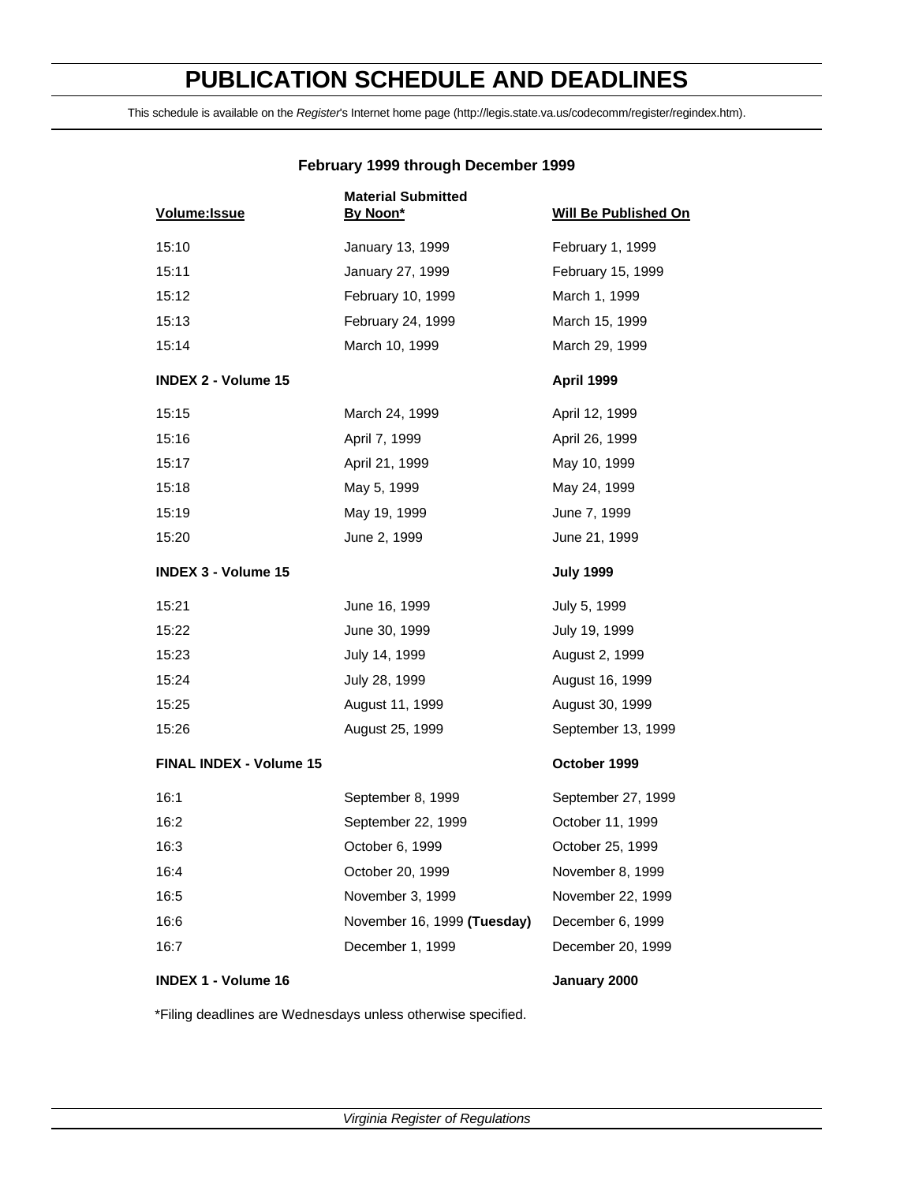# PUBLICATION SCHEDULE AND DEADLINES

This schedule is available on the *Register*'s Internet home page (http://legis.state.va.us/codecomm/register/regindex.htm).

**February 1999 through December 1999**

| Volume:Issue | Material Submitted By Noon* | Will Be Published On |
|---|---|---|
| 15:10 | January 13, 1999 | February 1, 1999 |
| 15:11 | January 27, 1999 | February 15, 1999 |
| 15:12 | February 10, 1999 | March 1, 1999 |
| 15:13 | February 24, 1999 | March 15, 1999 |
| 15:14 | March 10, 1999 | March 29, 1999 |
| **INDEX 2 - Volume 15** | | **April 1999** |
| 15:15 | March 24, 1999 | April 12, 1999 |
| 15:16 | April 7, 1999 | April 26, 1999 |
| 15:17 | April 21, 1999 | May 10, 1999 |
| 15:18 | May 5, 1999 | May 24, 1999 |
| 15:19 | May 19, 1999 | June 7, 1999 |
| 15:20 | June 2, 1999 | June 21, 1999 |
| **INDEX 3 - Volume 15** | | **July 1999** |
| 15:21 | June 16, 1999 | July 5, 1999 |
| 15:22 | June 30, 1999 | July 19, 1999 |
| 15:23 | July 14, 1999 | August 2, 1999 |
| 15:24 | July 28, 1999 | August 16, 1999 |
| 15:25 | August 11, 1999 | August 30, 1999 |
| 15:26 | August 25, 1999 | September 13, 1999 |
| **FINAL INDEX - Volume 15** | | **October 1999** |
| 16:1 | September 8, 1999 | September 27, 1999 |
| 16:2 | September 22, 1999 | October 11, 1999 |
| 16:3 | October 6, 1999 | October 25, 1999 |
| 16:4 | October 20, 1999 | November 8, 1999 |
| 16:5 | November 3, 1999 | November 22, 1999 |
| 16:6 | November 16, 1999 **(Tuesday)** | December 6, 1999 |
| 16:7 | December 1, 1999 | December 20, 1999 |
| **INDEX 1 - Volume 16** | | **January 2000** |

*Filing deadlines are Wednesdays unless otherwise specified.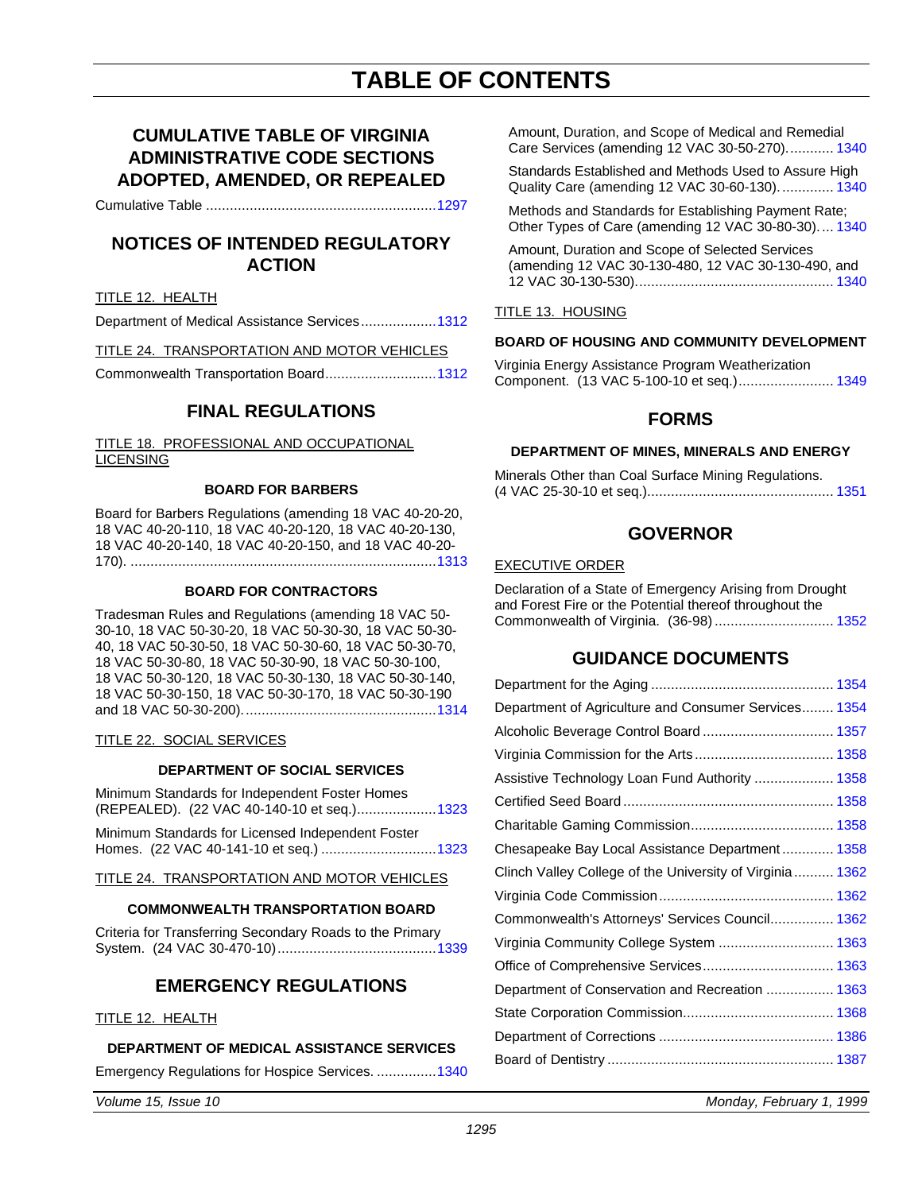# TABLE OF CONTENTS

## CUMULATIVE TABLE OF VIRGINIA ADMINISTRATIVE CODE SECTIONS ADOPTED, AMENDED, OR REPEALED

Cumulative Table .......................................................... 1297

## NOTICES OF INTENDED REGULATORY ACTION

TITLE 12. HEALTH

Department of Medical Assistance Services.................. 1312

TITLE 24. TRANSPORTATION AND MOTOR VEHICLES

Commonwealth Transportation Board........................... 1312

## FINAL REGULATIONS

TITLE 18. PROFESSIONAL AND OCCUPATIONAL LICENSING

**BOARD FOR BARBERS**

Board for Barbers Regulations (amending 18 VAC 40-20-20, 18 VAC 40-20-110, 18 VAC 40-20-120, 18 VAC 40-20-130, 18 VAC 40-20-140, 18 VAC 40-20-150, and 18 VAC 40-20-170). ........................................................................... 1313

**BOARD FOR CONTRACTORS**

Tradesman Rules and Regulations (amending 18 VAC 50-30-10, 18 VAC 50-30-20, 18 VAC 50-30-30, 18 VAC 50-30-40, 18 VAC 50-30-50, 18 VAC 50-30-60, 18 VAC 50-30-70, 18 VAC 50-30-80, 18 VAC 50-30-90, 18 VAC 50-30-100, 18 VAC 50-30-120, 18 VAC 50-30-130, 18 VAC 50-30-140, 18 VAC 50-30-150, 18 VAC 50-30-170, 18 VAC 50-30-190 and 18 VAC 50-30-200)................................................. 1314

TITLE 22. SOCIAL SERVICES

**DEPARTMENT OF SOCIAL SERVICES**

Minimum Standards for Independent Foster Homes (REPEALED). (22 VAC 40-140-10 et seq.)................... 1323

Minimum Standards for Licensed Independent Foster Homes. (22 VAC 40-141-10 et seq.) ............................ 1323

TITLE 24. TRANSPORTATION AND MOTOR VEHICLES

**COMMONWEALTH TRANSPORTATION BOARD**

Criteria for Transferring Secondary Roads to the Primary System. (24 VAC 30-470-10)....................................... 1339

## EMERGENCY REGULATIONS

TITLE 12. HEALTH

**DEPARTMENT OF MEDICAL ASSISTANCE SERVICES**

Emergency Regulations for Hospice Services. ............... 1340

Amount, Duration, and Scope of Medical and Remedial Care Services (amending 12 VAC 30-50-270)............ 1340

Standards Established and Methods Used to Assure High Quality Care (amending 12 VAC 30-60-130)............. 1340

Methods and Standards for Establishing Payment Rate; Other Types of Care (amending 12 VAC 30-80-30).... 1340

Amount, Duration and Scope of Selected Services (amending 12 VAC 30-130-480, 12 VAC 30-130-490, and 12 VAC 30-130-530)................................................. 1340

TITLE 13. HOUSING

**BOARD OF HOUSING AND COMMUNITY DEVELOPMENT**

Virginia Energy Assistance Program Weatherization Component. (13 VAC 5-100-10 et seq.)........................ 1349

## FORMS

**DEPARTMENT OF MINES, MINERALS AND ENERGY**

Minerals Other than Coal Surface Mining Regulations. (4 VAC 25-30-10 et seq.)............................................... 1351

## GOVERNOR

EXECUTIVE ORDER

Declaration of a State of Emergency Arising from Drought and Forest Fire or the Potential thereof throughout the Commonwealth of Virginia. (36-98) .............................. 1352

## GUIDANCE DOCUMENTS

Department for the Aging .............................................. 1354

Department of Agriculture and Consumer Services........ 1354

Alcoholic Beverage Control Board ................................. 1357

Virginia Commission for the Arts................................... 1358

Assistive Technology Loan Fund Authority .................... 1358

Certified Seed Board ..................................................... 1358

Charitable Gaming Commission.................................... 1358

Chesapeake Bay Local Assistance Department............. 1358

Clinch Valley College of the University of Virginia.......... 1362

Virginia Code Commission ............................................ 1362

Commonwealth's Attorneys' Services Council................ 1362

Virginia Community College System ............................. 1363

Office of Comprehensive Services................................. 1363

Department of Conservation and Recreation ................. 1363

State Corporation Commission...................................... 1368

Department of Corrections ............................................ 1386

Board of Dentistry ......................................................... 1387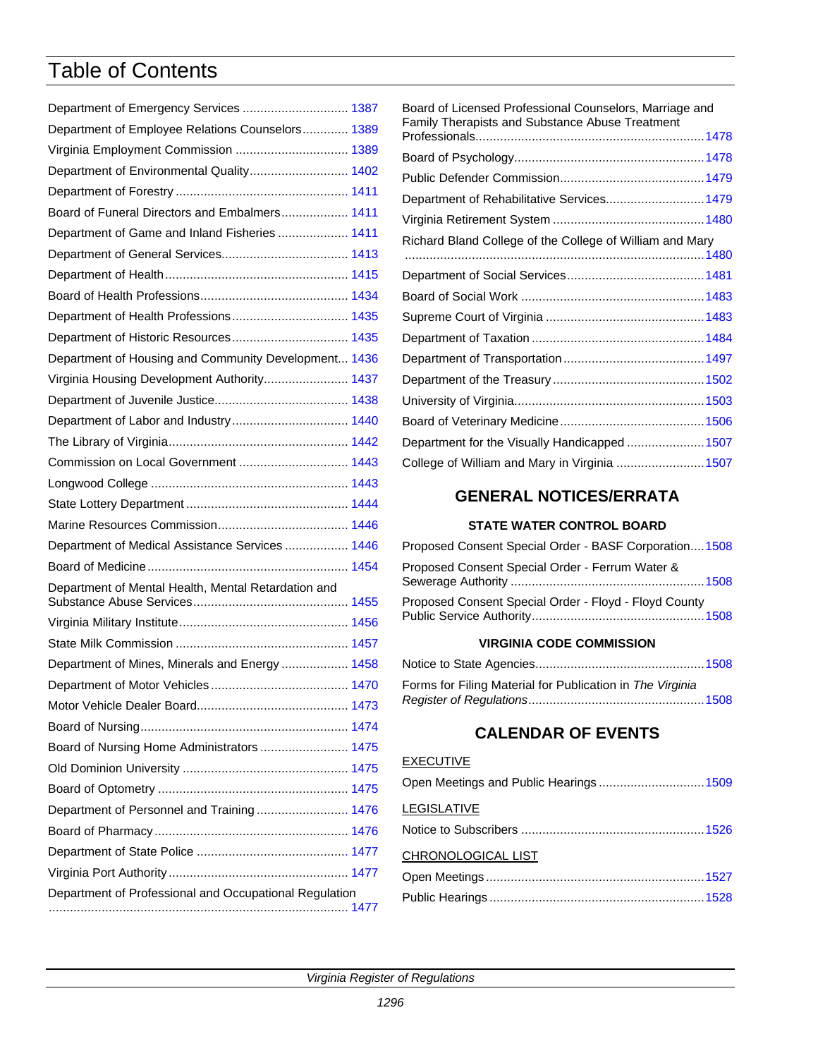# Table of Contents

Department of Emergency Services .............................. 1387

Department of Employee Relations Counselors............. 1389

Virginia Employment Commission ................................ 1389

Department of Environmental Quality............................ 1402

Department of Forestry ................................................. 1411

Board of Funeral Directors and Embalmers................... 1411

Department of Game and Inland Fisheries .................... 1411

Department of General Services.................................... 1413

Department of Health .................................................... 1415

Board of Health Professions.......................................... 1434

Department of Health Professions................................. 1435

Department of Historic Resources................................. 1435

Department of Housing and Community Development... 1436

Virginia Housing Development Authority........................ 1437

Department of Juvenile Justice...................................... 1438

Department of Labor and Industry ................................. 1440

The Library of Virginia................................................... 1442

Commission on Local Government ............................... 1443

Longwood College ........................................................ 1443

State Lottery Department .............................................. 1444

Marine Resources Commission..................................... 1446

Department of Medical Assistance Services .................. 1446

Board of Medicine ......................................................... 1454

Department of Mental Health, Mental Retardation and Substance Abuse Services............................................ 1455

Virginia Military Institute................................................ 1456

State Milk Commission ................................................. 1457

Department of Mines, Minerals and Energy ................... 1458

Department of Motor Vehicles ....................................... 1470

Motor Vehicle Dealer Board........................................... 1473

Board of Nursing........................................................... 1474

Board of Nursing Home Administrators ......................... 1475

Old Dominion University ............................................... 1475

Board of Optometry ...................................................... 1475

Department of Personnel and Training .......................... 1476

Board of Pharmacy ....................................................... 1476

Department of State Police ........................................... 1477

Virginia Port Authority ................................................... 1477

Department of Professional and Occupational Regulation ..................................................................................... 1477

Board of Licensed Professional Counselors, Marriage and Family Therapists and Substance Abuse Treatment Professionals................................................................. 1478

Board of Psychology...................................................... 1478

Public Defender Commission......................................... 1479

Department of Rehabilitative Services............................ 1479

Virginia Retirement System ........................................... 1480

Richard Bland College of the College of William and Mary ..................................................................................... 1480

Department of Social Services....................................... 1481

Board of Social Work .................................................... 1483

Supreme Court of Virginia ............................................. 1483

Department of Taxation ................................................. 1484

Department of Transportation ........................................ 1497

Department of the Treasury ........................................... 1502

University of Virginia...................................................... 1503

Board of Veterinary Medicine......................................... 1506

Department for the Visually Handicapped ...................... 1507

College of William and Mary in Virginia ......................... 1507

## GENERAL NOTICES/ERRATA

### STATE WATER CONTROL BOARD

Proposed Consent Special Order - BASF Corporation.... 1508

Proposed Consent Special Order - Ferrum Water & Sewerage Authority ...................................................... 1508

Proposed Consent Special Order - Floyd - Floyd County Public Service Authority................................................. 1508

### VIRGINIA CODE COMMISSION

Notice to State Agencies................................................ 1508

Forms for Filing Material for Publication in *The Virginia Register of Regulations*.................................................. 1508

## CALENDAR OF EVENTS

EXECUTIVE

Open Meetings and Public Hearings .............................. 1509

LEGISLATIVE

Notice to Subscribers .................................................... 1526

CHRONOLOGICAL LIST

Open Meetings .............................................................. 1527

Public Hearings ............................................................. 1528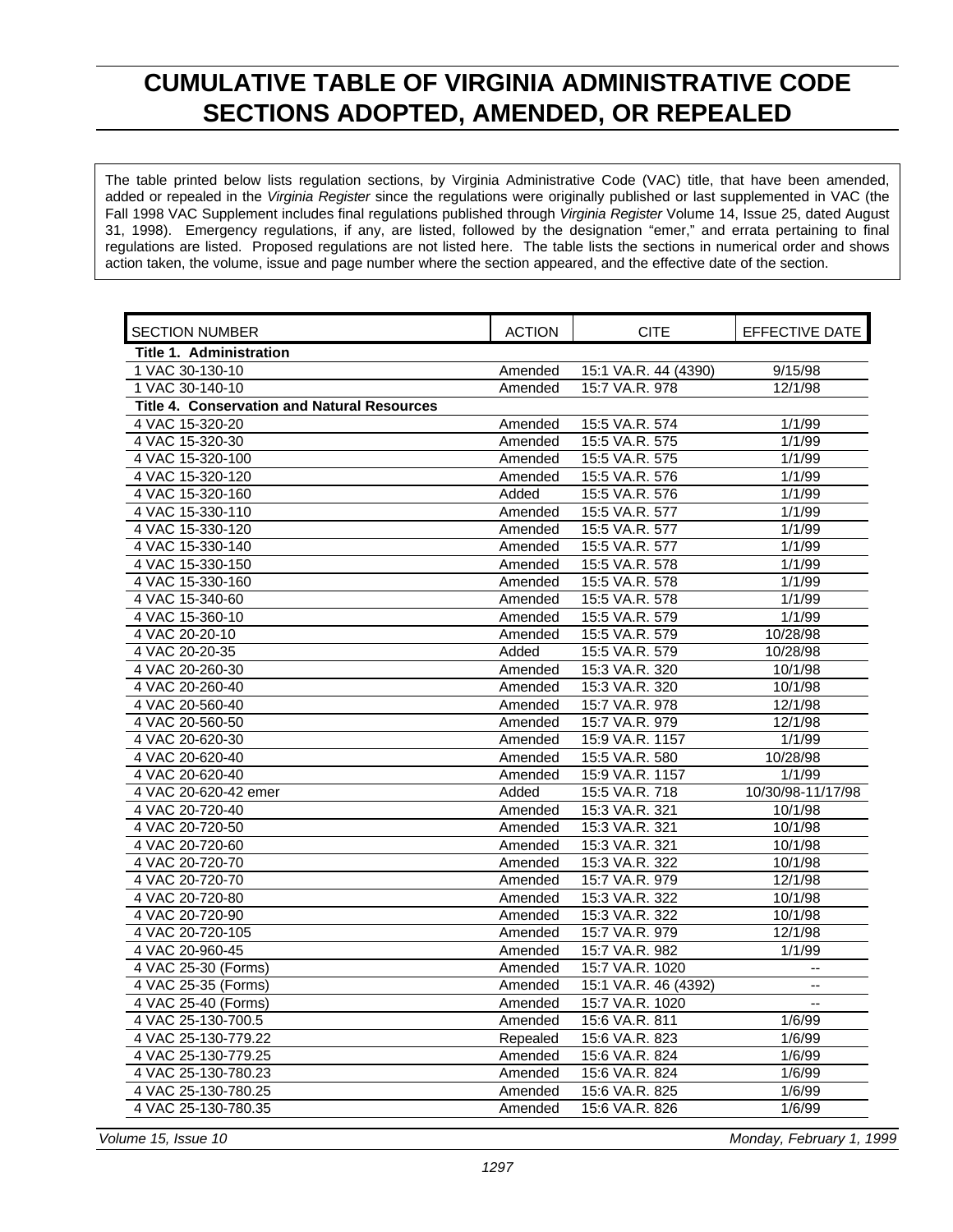# CUMULATIVE TABLE OF VIRGINIA ADMINISTRATIVE CODE SECTIONS ADOPTED, AMENDED, OR REPEALED

The table printed below lists regulation sections, by Virginia Administrative Code (VAC) title, that have been amended, added or repealed in the *Virginia Register* since the regulations were originally published or last supplemented in VAC (the Fall 1998 VAC Supplement includes final regulations published through *Virginia Register* Volume 14, Issue 25, dated August 31, 1998). Emergency regulations, if any, are listed, followed by the designation "emer," and errata pertaining to final regulations are listed. Proposed regulations are not listed here. The table lists the sections in numerical order and shows action taken, the volume, issue and page number where the section appeared, and the effective date of the section.

| SECTION NUMBER | ACTION | CITE | EFFECTIVE DATE |
|---|---|---|---|
| **Title 1. Administration** | | | |
| 1 VAC 30-130-10 | Amended | 15:1 VA.R. 44 (4390) | 9/15/98 |
| 1 VAC 30-140-10 | Amended | 15:7 VA.R. 978 | 12/1/98 |
| **Title 4. Conservation and Natural Resources** | | | |
| 4 VAC 15-320-20 | Amended | 15:5 VA.R. 574 | 1/1/99 |
| 4 VAC 15-320-30 | Amended | 15:5 VA.R. 575 | 1/1/99 |
| 4 VAC 15-320-100 | Amended | 15:5 VA.R. 575 | 1/1/99 |
| 4 VAC 15-320-120 | Amended | 15:5 VA.R. 576 | 1/1/99 |
| 4 VAC 15-320-160 | Added | 15:5 VA.R. 576 | 1/1/99 |
| 4 VAC 15-330-110 | Amended | 15:5 VA.R. 577 | 1/1/99 |
| 4 VAC 15-330-120 | Amended | 15:5 VA.R. 577 | 1/1/99 |
| 4 VAC 15-330-140 | Amended | 15:5 VA.R. 577 | 1/1/99 |
| 4 VAC 15-330-150 | Amended | 15:5 VA.R. 578 | 1/1/99 |
| 4 VAC 15-330-160 | Amended | 15:5 VA.R. 578 | 1/1/99 |
| 4 VAC 15-340-60 | Amended | 15:5 VA.R. 578 | 1/1/99 |
| 4 VAC 15-360-10 | Amended | 15:5 VA.R. 579 | 1/1/99 |
| 4 VAC 20-20-10 | Amended | 15:5 VA.R. 579 | 10/28/98 |
| 4 VAC 20-20-35 | Added | 15:5 VA.R. 579 | 10/28/98 |
| 4 VAC 20-260-30 | Amended | 15:3 VA.R. 320 | 10/1/98 |
| 4 VAC 20-260-40 | Amended | 15:3 VA.R. 320 | 10/1/98 |
| 4 VAC 20-560-40 | Amended | 15:7 VA.R. 978 | 12/1/98 |
| 4 VAC 20-560-50 | Amended | 15:7 VA.R. 979 | 12/1/98 |
| 4 VAC 20-620-30 | Amended | 15:9 VA.R. 1157 | 1/1/99 |
| 4 VAC 20-620-40 | Amended | 15:5 VA.R. 580 | 10/28/98 |
| 4 VAC 20-620-40 | Amended | 15:9 VA.R. 1157 | 1/1/99 |
| 4 VAC 20-620-42 emer | Added | 15:5 VA.R. 718 | 10/30/98-11/17/98 |
| 4 VAC 20-720-40 | Amended | 15:3 VA.R. 321 | 10/1/98 |
| 4 VAC 20-720-50 | Amended | 15:3 VA.R. 321 | 10/1/98 |
| 4 VAC 20-720-60 | Amended | 15:3 VA.R. 321 | 10/1/98 |
| 4 VAC 20-720-70 | Amended | 15:3 VA.R. 322 | 10/1/98 |
| 4 VAC 20-720-70 | Amended | 15:7 VA.R. 979 | 12/1/98 |
| 4 VAC 20-720-80 | Amended | 15:3 VA.R. 322 | 10/1/98 |
| 4 VAC 20-720-90 | Amended | 15:3 VA.R. 322 | 10/1/98 |
| 4 VAC 20-720-105 | Amended | 15:7 VA.R. 979 | 12/1/98 |
| 4 VAC 20-960-45 | Amended | 15:7 VA.R. 982 | 1/1/99 |
| 4 VAC 25-30 (Forms) | Amended | 15:7 VA.R. 1020 | -- |
| 4 VAC 25-35 (Forms) | Amended | 15:1 VA.R. 46 (4392) | -- |
| 4 VAC 25-40 (Forms) | Amended | 15:7 VA.R. 1020 | -- |
| 4 VAC 25-130-700.5 | Amended | 15:6 VA.R. 811 | 1/6/99 |
| 4 VAC 25-130-779.22 | Repealed | 15:6 VA.R. 823 | 1/6/99 |
| 4 VAC 25-130-779.25 | Amended | 15:6 VA.R. 824 | 1/6/99 |
| 4 VAC 25-130-780.23 | Amended | 15:6 VA.R. 824 | 1/6/99 |
| 4 VAC 25-130-780.25 | Amended | 15:6 VA.R. 825 | 1/6/99 |
| 4 VAC 25-130-780.35 | Amended | 15:6 VA.R. 826 | 1/6/99 |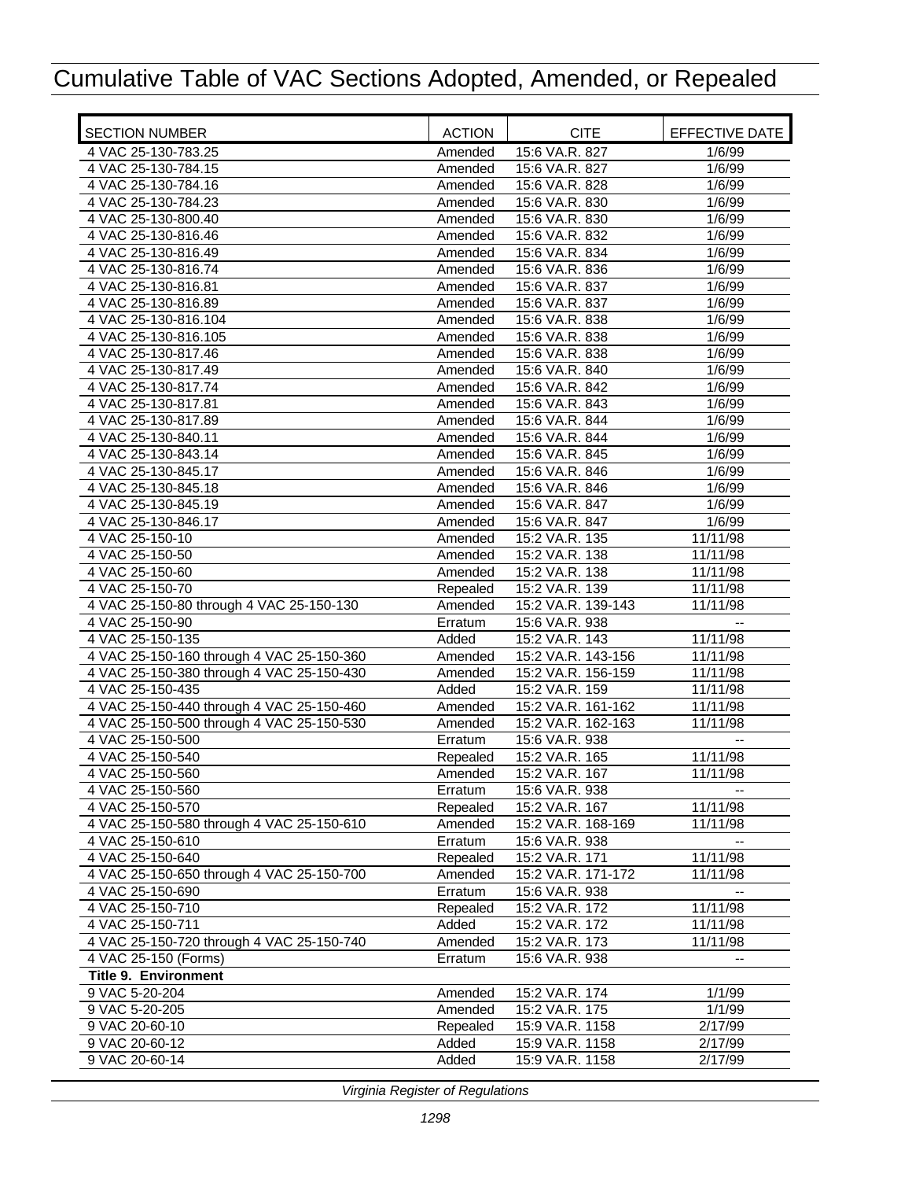# Cumulative Table of VAC Sections Adopted, Amended, or Repealed

| SECTION NUMBER | ACTION | CITE | EFFECTIVE DATE |
|---|---|---|---|
| 4 VAC 25-130-783.25 | Amended | 15:6 VA.R. 827 | 1/6/99 |
| 4 VAC 25-130-784.15 | Amended | 15:6 VA.R. 827 | 1/6/99 |
| 4 VAC 25-130-784.16 | Amended | 15:6 VA.R. 828 | 1/6/99 |
| 4 VAC 25-130-784.23 | Amended | 15:6 VA.R. 830 | 1/6/99 |
| 4 VAC 25-130-800.40 | Amended | 15:6 VA.R. 830 | 1/6/99 |
| 4 VAC 25-130-816.46 | Amended | 15:6 VA.R. 832 | 1/6/99 |
| 4 VAC 25-130-816.49 | Amended | 15:6 VA.R. 834 | 1/6/99 |
| 4 VAC 25-130-816.74 | Amended | 15:6 VA.R. 836 | 1/6/99 |
| 4 VAC 25-130-816.81 | Amended | 15:6 VA.R. 837 | 1/6/99 |
| 4 VAC 25-130-816.89 | Amended | 15:6 VA.R. 837 | 1/6/99 |
| 4 VAC 25-130-816.104 | Amended | 15:6 VA.R. 838 | 1/6/99 |
| 4 VAC 25-130-816.105 | Amended | 15:6 VA.R. 838 | 1/6/99 |
| 4 VAC 25-130-817.46 | Amended | 15:6 VA.R. 838 | 1/6/99 |
| 4 VAC 25-130-817.49 | Amended | 15:6 VA.R. 840 | 1/6/99 |
| 4 VAC 25-130-817.74 | Amended | 15:6 VA.R. 842 | 1/6/99 |
| 4 VAC 25-130-817.81 | Amended | 15:6 VA.R. 843 | 1/6/99 |
| 4 VAC 25-130-817.89 | Amended | 15:6 VA.R. 844 | 1/6/99 |
| 4 VAC 25-130-840.11 | Amended | 15:6 VA.R. 844 | 1/6/99 |
| 4 VAC 25-130-843.14 | Amended | 15:6 VA.R. 845 | 1/6/99 |
| 4 VAC 25-130-845.17 | Amended | 15:6 VA.R. 846 | 1/6/99 |
| 4 VAC 25-130-845.18 | Amended | 15:6 VA.R. 846 | 1/6/99 |
| 4 VAC 25-130-845.19 | Amended | 15:6 VA.R. 847 | 1/6/99 |
| 4 VAC 25-130-846.17 | Amended | 15:6 VA.R. 847 | 1/6/99 |
| 4 VAC 25-150-10 | Amended | 15:2 VA.R. 135 | 11/11/98 |
| 4 VAC 25-150-50 | Amended | 15:2 VA.R. 138 | 11/11/98 |
| 4 VAC 25-150-60 | Amended | 15:2 VA.R. 138 | 11/11/98 |
| 4 VAC 25-150-70 | Repealed | 15:2 VA.R. 139 | 11/11/98 |
| 4 VAC 25-150-80 through 4 VAC 25-150-130 | Amended | 15:2 VA.R. 139-143 | 11/11/98 |
| 4 VAC 25-150-90 | Erratum | 15:6 VA.R. 938 | -- |
| 4 VAC 25-150-135 | Added | 15:2 VA.R. 143 | 11/11/98 |
| 4 VAC 25-150-160 through 4 VAC 25-150-360 | Amended | 15:2 VA.R. 143-156 | 11/11/98 |
| 4 VAC 25-150-380 through 4 VAC 25-150-430 | Amended | 15:2 VA.R. 156-159 | 11/11/98 |
| 4 VAC 25-150-435 | Added | 15:2 VA.R. 159 | 11/11/98 |
| 4 VAC 25-150-440 through 4 VAC 25-150-460 | Amended | 15:2 VA.R. 161-162 | 11/11/98 |
| 4 VAC 25-150-500 through 4 VAC 25-150-530 | Amended | 15:2 VA.R. 162-163 | 11/11/98 |
| 4 VAC 25-150-500 | Erratum | 15:6 VA.R. 938 | -- |
| 4 VAC 25-150-540 | Repealed | 15:2 VA.R. 165 | 11/11/98 |
| 4 VAC 25-150-560 | Amended | 15:2 VA.R. 167 | 11/11/98 |
| 4 VAC 25-150-560 | Erratum | 15:6 VA.R. 938 | -- |
| 4 VAC 25-150-570 | Repealed | 15:2 VA.R. 167 | 11/11/98 |
| 4 VAC 25-150-580 through 4 VAC 25-150-610 | Amended | 15:2 VA.R. 168-169 | 11/11/98 |
| 4 VAC 25-150-610 | Erratum | 15:6 VA.R. 938 | -- |
| 4 VAC 25-150-640 | Repealed | 15:2 VA.R. 171 | 11/11/98 |
| 4 VAC 25-150-650 through 4 VAC 25-150-700 | Amended | 15:2 VA.R. 171-172 | 11/11/98 |
| 4 VAC 25-150-690 | Erratum | 15:6 VA.R. 938 | -- |
| 4 VAC 25-150-710 | Repealed | 15:2 VA.R. 172 | 11/11/98 |
| 4 VAC 25-150-711 | Added | 15:2 VA.R. 172 | 11/11/98 |
| 4 VAC 25-150-720 through 4 VAC 25-150-740 | Amended | 15:2 VA.R. 173 | 11/11/98 |
| 4 VAC 25-150 (Forms) | Erratum | 15:6 VA.R. 938 | -- |
| **Title 9. Environment** | | | |
| 9 VAC 5-20-204 | Amended | 15:2 VA.R. 174 | 1/1/99 |
| 9 VAC 5-20-205 | Amended | 15:2 VA.R. 175 | 1/1/99 |
| 9 VAC 20-60-10 | Repealed | 15:9 VA.R. 1158 | 2/17/99 |
| 9 VAC 20-60-12 | Added | 15:9 VA.R. 1158 | 2/17/99 |
| 9 VAC 20-60-14 | Added | 15:9 VA.R. 1158 | 2/17/99 |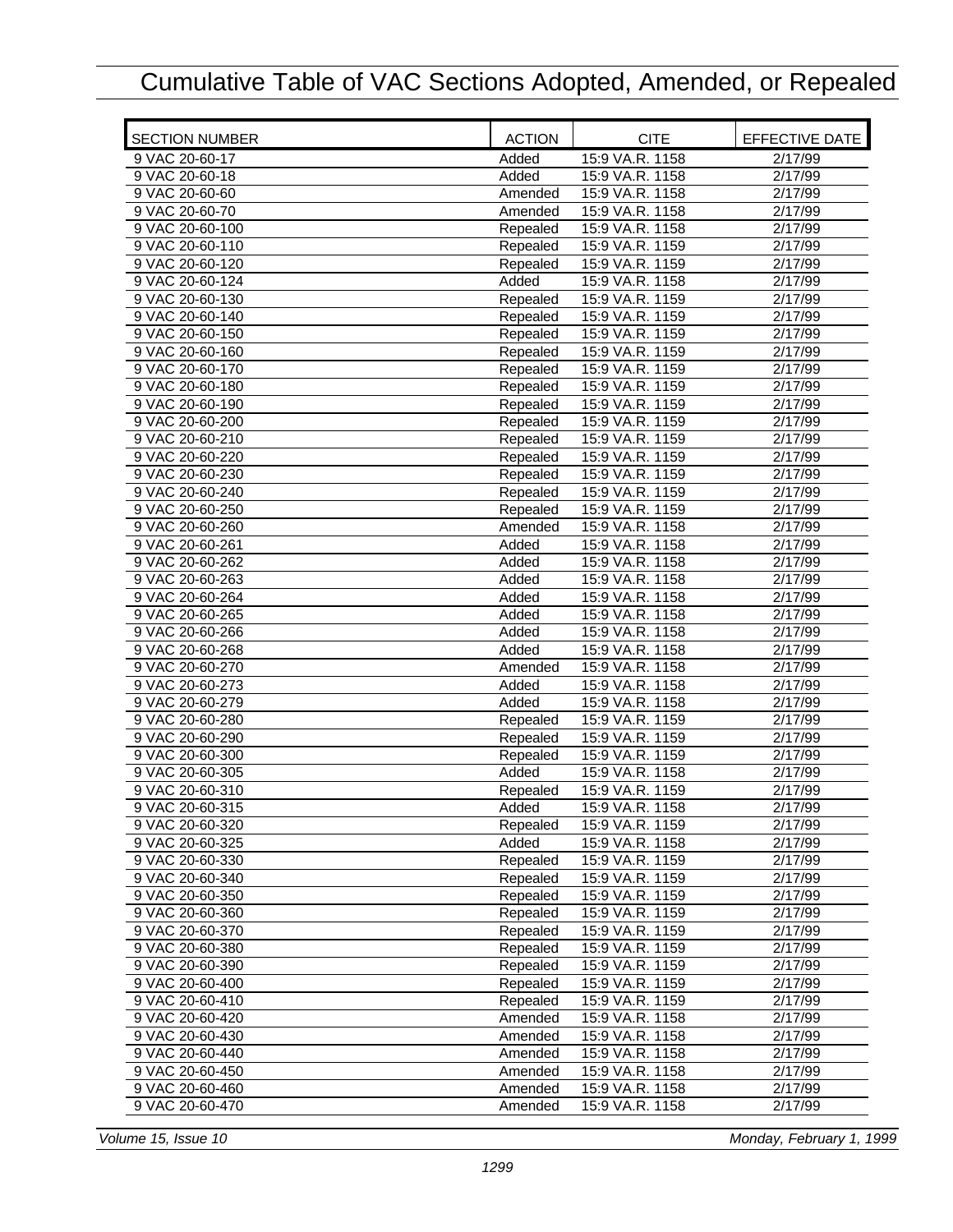# Cumulative Table of VAC Sections Adopted, Amended, or Repealed

| SECTION NUMBER | ACTION | CITE | EFFECTIVE DATE |
|---|---|---|---|
| 9 VAC 20-60-17 | Added | 15:9 VA.R. 1158 | 2/17/99 |
| 9 VAC 20-60-18 | Added | 15:9 VA.R. 1158 | 2/17/99 |
| 9 VAC 20-60-60 | Amended | 15:9 VA.R. 1158 | 2/17/99 |
| 9 VAC 20-60-70 | Amended | 15:9 VA.R. 1158 | 2/17/99 |
| 9 VAC 20-60-100 | Repealed | 15:9 VA.R. 1158 | 2/17/99 |
| 9 VAC 20-60-110 | Repealed | 15:9 VA.R. 1159 | 2/17/99 |
| 9 VAC 20-60-120 | Repealed | 15:9 VA.R. 1159 | 2/17/99 |
| 9 VAC 20-60-124 | Added | 15:9 VA.R. 1158 | 2/17/99 |
| 9 VAC 20-60-130 | Repealed | 15:9 VA.R. 1159 | 2/17/99 |
| 9 VAC 20-60-140 | Repealed | 15:9 VA.R. 1159 | 2/17/99 |
| 9 VAC 20-60-150 | Repealed | 15:9 VA.R. 1159 | 2/17/99 |
| 9 VAC 20-60-160 | Repealed | 15:9 VA.R. 1159 | 2/17/99 |
| 9 VAC 20-60-170 | Repealed | 15:9 VA.R. 1159 | 2/17/99 |
| 9 VAC 20-60-180 | Repealed | 15:9 VA.R. 1159 | 2/17/99 |
| 9 VAC 20-60-190 | Repealed | 15:9 VA.R. 1159 | 2/17/99 |
| 9 VAC 20-60-200 | Repealed | 15:9 VA.R. 1159 | 2/17/99 |
| 9 VAC 20-60-210 | Repealed | 15:9 VA.R. 1159 | 2/17/99 |
| 9 VAC 20-60-220 | Repealed | 15:9 VA.R. 1159 | 2/17/99 |
| 9 VAC 20-60-230 | Repealed | 15:9 VA.R. 1159 | 2/17/99 |
| 9 VAC 20-60-240 | Repealed | 15:9 VA.R. 1159 | 2/17/99 |
| 9 VAC 20-60-250 | Repealed | 15:9 VA.R. 1159 | 2/17/99 |
| 9 VAC 20-60-260 | Amended | 15:9 VA.R. 1158 | 2/17/99 |
| 9 VAC 20-60-261 | Added | 15:9 VA.R. 1158 | 2/17/99 |
| 9 VAC 20-60-262 | Added | 15:9 VA.R. 1158 | 2/17/99 |
| 9 VAC 20-60-263 | Added | 15:9 VA.R. 1158 | 2/17/99 |
| 9 VAC 20-60-264 | Added | 15:9 VA.R. 1158 | 2/17/99 |
| 9 VAC 20-60-265 | Added | 15:9 VA.R. 1158 | 2/17/99 |
| 9 VAC 20-60-266 | Added | 15:9 VA.R. 1158 | 2/17/99 |
| 9 VAC 20-60-268 | Added | 15:9 VA.R. 1158 | 2/17/99 |
| 9 VAC 20-60-270 | Amended | 15:9 VA.R. 1158 | 2/17/99 |
| 9 VAC 20-60-273 | Added | 15:9 VA.R. 1158 | 2/17/99 |
| 9 VAC 20-60-279 | Added | 15:9 VA.R. 1158 | 2/17/99 |
| 9 VAC 20-60-280 | Repealed | 15:9 VA.R. 1159 | 2/17/99 |
| 9 VAC 20-60-290 | Repealed | 15:9 VA.R. 1159 | 2/17/99 |
| 9 VAC 20-60-300 | Repealed | 15:9 VA.R. 1159 | 2/17/99 |
| 9 VAC 20-60-305 | Added | 15:9 VA.R. 1158 | 2/17/99 |
| 9 VAC 20-60-310 | Repealed | 15:9 VA.R. 1159 | 2/17/99 |
| 9 VAC 20-60-315 | Added | 15:9 VA.R. 1158 | 2/17/99 |
| 9 VAC 20-60-320 | Repealed | 15:9 VA.R. 1159 | 2/17/99 |
| 9 VAC 20-60-325 | Added | 15:9 VA.R. 1158 | 2/17/99 |
| 9 VAC 20-60-330 | Repealed | 15:9 VA.R. 1159 | 2/17/99 |
| 9 VAC 20-60-340 | Repealed | 15:9 VA.R. 1159 | 2/17/99 |
| 9 VAC 20-60-350 | Repealed | 15:9 VA.R. 1159 | 2/17/99 |
| 9 VAC 20-60-360 | Repealed | 15:9 VA.R. 1159 | 2/17/99 |
| 9 VAC 20-60-370 | Repealed | 15:9 VA.R. 1159 | 2/17/99 |
| 9 VAC 20-60-380 | Repealed | 15:9 VA.R. 1159 | 2/17/99 |
| 9 VAC 20-60-390 | Repealed | 15:9 VA.R. 1159 | 2/17/99 |
| 9 VAC 20-60-400 | Repealed | 15:9 VA.R. 1159 | 2/17/99 |
| 9 VAC 20-60-410 | Repealed | 15:9 VA.R. 1159 | 2/17/99 |
| 9 VAC 20-60-420 | Amended | 15:9 VA.R. 1158 | 2/17/99 |
| 9 VAC 20-60-430 | Amended | 15:9 VA.R. 1158 | 2/17/99 |
| 9 VAC 20-60-440 | Amended | 15:9 VA.R. 1158 | 2/17/99 |
| 9 VAC 20-60-450 | Amended | 15:9 VA.R. 1158 | 2/17/99 |
| 9 VAC 20-60-460 | Amended | 15:9 VA.R. 1158 | 2/17/99 |
| 9 VAC 20-60-470 | Amended | 15:9 VA.R. 1158 | 2/17/99 |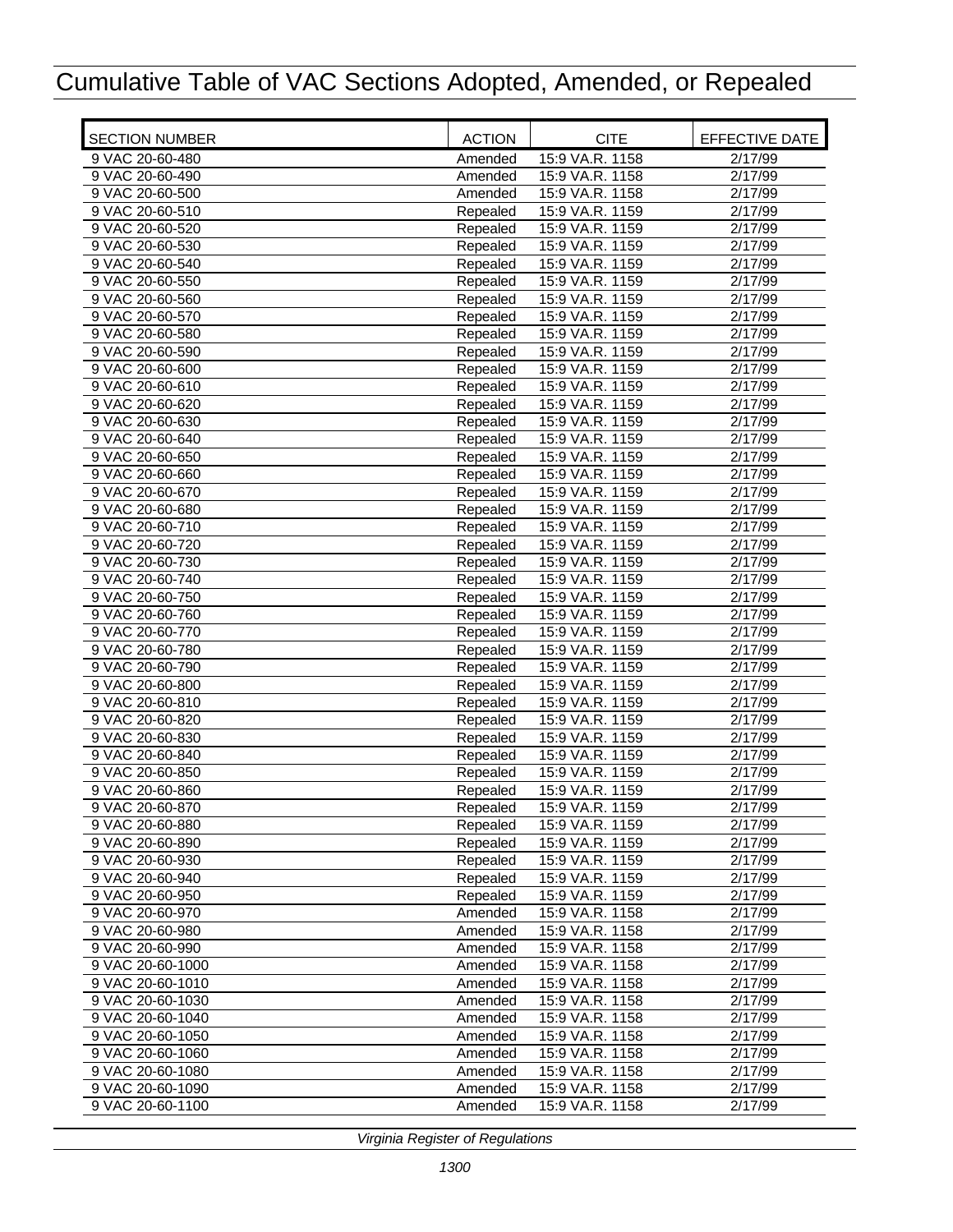# Cumulative Table of VAC Sections Adopted, Amended, or Repealed

| SECTION NUMBER | ACTION | CITE | EFFECTIVE DATE |
|---|---|---|---|
| 9 VAC 20-60-480 | Amended | 15:9 VA.R. 1158 | 2/17/99 |
| 9 VAC 20-60-490 | Amended | 15:9 VA.R. 1158 | 2/17/99 |
| 9 VAC 20-60-500 | Amended | 15:9 VA.R. 1158 | 2/17/99 |
| 9 VAC 20-60-510 | Repealed | 15:9 VA.R. 1159 | 2/17/99 |
| 9 VAC 20-60-520 | Repealed | 15:9 VA.R. 1159 | 2/17/99 |
| 9 VAC 20-60-530 | Repealed | 15:9 VA.R. 1159 | 2/17/99 |
| 9 VAC 20-60-540 | Repealed | 15:9 VA.R. 1159 | 2/17/99 |
| 9 VAC 20-60-550 | Repealed | 15:9 VA.R. 1159 | 2/17/99 |
| 9 VAC 20-60-560 | Repealed | 15:9 VA.R. 1159 | 2/17/99 |
| 9 VAC 20-60-570 | Repealed | 15:9 VA.R. 1159 | 2/17/99 |
| 9 VAC 20-60-580 | Repealed | 15:9 VA.R. 1159 | 2/17/99 |
| 9 VAC 20-60-590 | Repealed | 15:9 VA.R. 1159 | 2/17/99 |
| 9 VAC 20-60-600 | Repealed | 15:9 VA.R. 1159 | 2/17/99 |
| 9 VAC 20-60-610 | Repealed | 15:9 VA.R. 1159 | 2/17/99 |
| 9 VAC 20-60-620 | Repealed | 15:9 VA.R. 1159 | 2/17/99 |
| 9 VAC 20-60-630 | Repealed | 15:9 VA.R. 1159 | 2/17/99 |
| 9 VAC 20-60-640 | Repealed | 15:9 VA.R. 1159 | 2/17/99 |
| 9 VAC 20-60-650 | Repealed | 15:9 VA.R. 1159 | 2/17/99 |
| 9 VAC 20-60-660 | Repealed | 15:9 VA.R. 1159 | 2/17/99 |
| 9 VAC 20-60-670 | Repealed | 15:9 VA.R. 1159 | 2/17/99 |
| 9 VAC 20-60-680 | Repealed | 15:9 VA.R. 1159 | 2/17/99 |
| 9 VAC 20-60-710 | Repealed | 15:9 VA.R. 1159 | 2/17/99 |
| 9 VAC 20-60-720 | Repealed | 15:9 VA.R. 1159 | 2/17/99 |
| 9 VAC 20-60-730 | Repealed | 15:9 VA.R. 1159 | 2/17/99 |
| 9 VAC 20-60-740 | Repealed | 15:9 VA.R. 1159 | 2/17/99 |
| 9 VAC 20-60-750 | Repealed | 15:9 VA.R. 1159 | 2/17/99 |
| 9 VAC 20-60-760 | Repealed | 15:9 VA.R. 1159 | 2/17/99 |
| 9 VAC 20-60-770 | Repealed | 15:9 VA.R. 1159 | 2/17/99 |
| 9 VAC 20-60-780 | Repealed | 15:9 VA.R. 1159 | 2/17/99 |
| 9 VAC 20-60-790 | Repealed | 15:9 VA.R. 1159 | 2/17/99 |
| 9 VAC 20-60-800 | Repealed | 15:9 VA.R. 1159 | 2/17/99 |
| 9 VAC 20-60-810 | Repealed | 15:9 VA.R. 1159 | 2/17/99 |
| 9 VAC 20-60-820 | Repealed | 15:9 VA.R. 1159 | 2/17/99 |
| 9 VAC 20-60-830 | Repealed | 15:9 VA.R. 1159 | 2/17/99 |
| 9 VAC 20-60-840 | Repealed | 15:9 VA.R. 1159 | 2/17/99 |
| 9 VAC 20-60-850 | Repealed | 15:9 VA.R. 1159 | 2/17/99 |
| 9 VAC 20-60-860 | Repealed | 15:9 VA.R. 1159 | 2/17/99 |
| 9 VAC 20-60-870 | Repealed | 15:9 VA.R. 1159 | 2/17/99 |
| 9 VAC 20-60-880 | Repealed | 15:9 VA.R. 1159 | 2/17/99 |
| 9 VAC 20-60-890 | Repealed | 15:9 VA.R. 1159 | 2/17/99 |
| 9 VAC 20-60-930 | Repealed | 15:9 VA.R. 1159 | 2/17/99 |
| 9 VAC 20-60-940 | Repealed | 15:9 VA.R. 1159 | 2/17/99 |
| 9 VAC 20-60-950 | Repealed | 15:9 VA.R. 1159 | 2/17/99 |
| 9 VAC 20-60-970 | Amended | 15:9 VA.R. 1158 | 2/17/99 |
| 9 VAC 20-60-980 | Amended | 15:9 VA.R. 1158 | 2/17/99 |
| 9 VAC 20-60-990 | Amended | 15:9 VA.R. 1158 | 2/17/99 |
| 9 VAC 20-60-1000 | Amended | 15:9 VA.R. 1158 | 2/17/99 |
| 9 VAC 20-60-1010 | Amended | 15:9 VA.R. 1158 | 2/17/99 |
| 9 VAC 20-60-1030 | Amended | 15:9 VA.R. 1158 | 2/17/99 |
| 9 VAC 20-60-1040 | Amended | 15:9 VA.R. 1158 | 2/17/99 |
| 9 VAC 20-60-1050 | Amended | 15:9 VA.R. 1158 | 2/17/99 |
| 9 VAC 20-60-1060 | Amended | 15:9 VA.R. 1158 | 2/17/99 |
| 9 VAC 20-60-1080 | Amended | 15:9 VA.R. 1158 | 2/17/99 |
| 9 VAC 20-60-1090 | Amended | 15:9 VA.R. 1158 | 2/17/99 |
| 9 VAC 20-60-1100 | Amended | 15:9 VA.R. 1158 | 2/17/99 |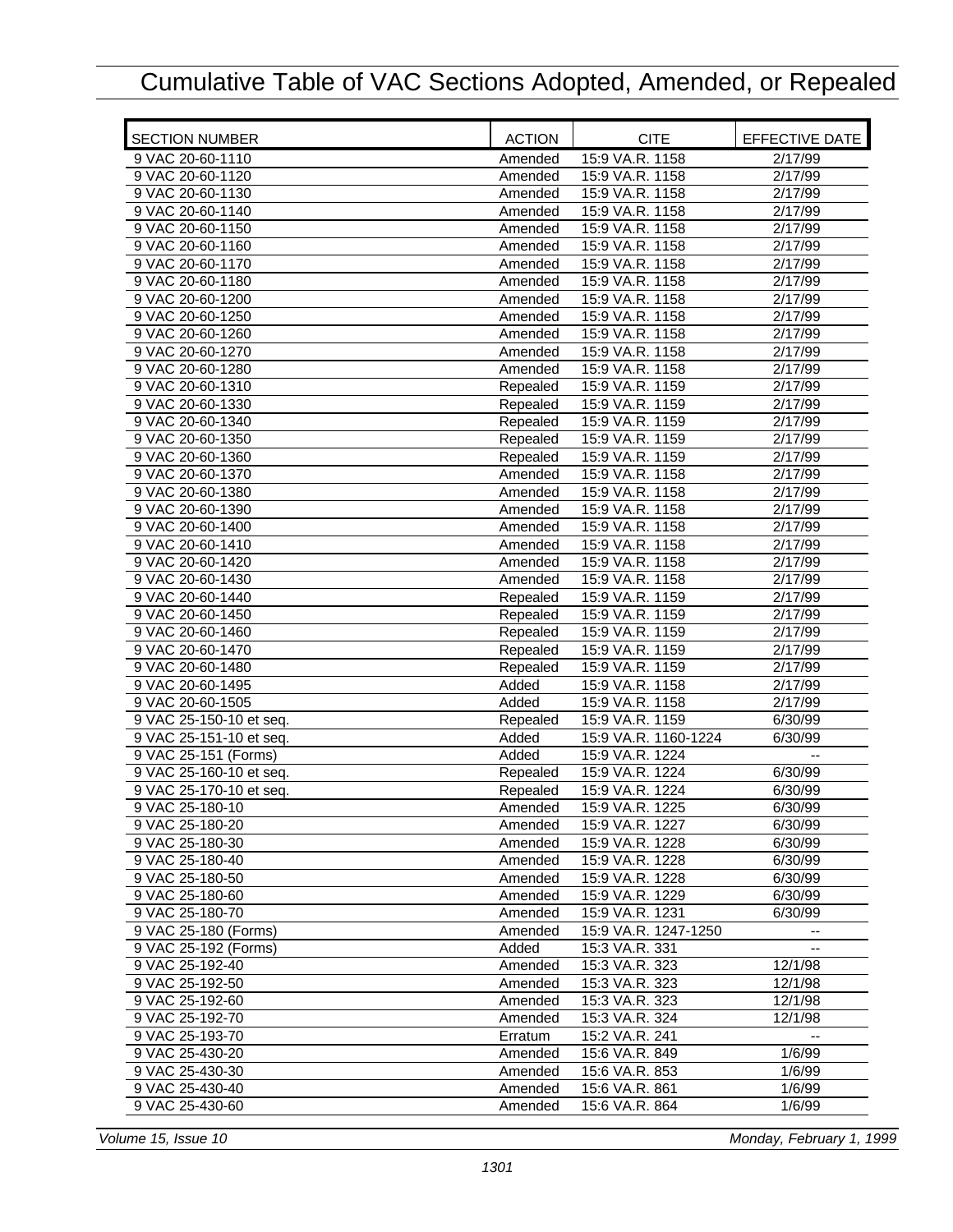# Cumulative Table of VAC Sections Adopted, Amended, or Repealed

| SECTION NUMBER | ACTION | CITE | EFFECTIVE DATE |
|---|---|---|---|
| 9 VAC 20-60-1110 | Amended | 15:9 VA.R. 1158 | 2/17/99 |
| 9 VAC 20-60-1120 | Amended | 15:9 VA.R. 1158 | 2/17/99 |
| 9 VAC 20-60-1130 | Amended | 15:9 VA.R. 1158 | 2/17/99 |
| 9 VAC 20-60-1140 | Amended | 15:9 VA.R. 1158 | 2/17/99 |
| 9 VAC 20-60-1150 | Amended | 15:9 VA.R. 1158 | 2/17/99 |
| 9 VAC 20-60-1160 | Amended | 15:9 VA.R. 1158 | 2/17/99 |
| 9 VAC 20-60-1170 | Amended | 15:9 VA.R. 1158 | 2/17/99 |
| 9 VAC 20-60-1180 | Amended | 15:9 VA.R. 1158 | 2/17/99 |
| 9 VAC 20-60-1200 | Amended | 15:9 VA.R. 1158 | 2/17/99 |
| 9 VAC 20-60-1250 | Amended | 15:9 VA.R. 1158 | 2/17/99 |
| 9 VAC 20-60-1260 | Amended | 15:9 VA.R. 1158 | 2/17/99 |
| 9 VAC 20-60-1270 | Amended | 15:9 VA.R. 1158 | 2/17/99 |
| 9 VAC 20-60-1280 | Amended | 15:9 VA.R. 1158 | 2/17/99 |
| 9 VAC 20-60-1310 | Repealed | 15:9 VA.R. 1159 | 2/17/99 |
| 9 VAC 20-60-1330 | Repealed | 15:9 VA.R. 1159 | 2/17/99 |
| 9 VAC 20-60-1340 | Repealed | 15:9 VA.R. 1159 | 2/17/99 |
| 9 VAC 20-60-1350 | Repealed | 15:9 VA.R. 1159 | 2/17/99 |
| 9 VAC 20-60-1360 | Repealed | 15:9 VA.R. 1159 | 2/17/99 |
| 9 VAC 20-60-1370 | Amended | 15:9 VA.R. 1158 | 2/17/99 |
| 9 VAC 20-60-1380 | Amended | 15:9 VA.R. 1158 | 2/17/99 |
| 9 VAC 20-60-1390 | Amended | 15:9 VA.R. 1158 | 2/17/99 |
| 9 VAC 20-60-1400 | Amended | 15:9 VA.R. 1158 | 2/17/99 |
| 9 VAC 20-60-1410 | Amended | 15:9 VA.R. 1158 | 2/17/99 |
| 9 VAC 20-60-1420 | Amended | 15:9 VA.R. 1158 | 2/17/99 |
| 9 VAC 20-60-1430 | Amended | 15:9 VA.R. 1158 | 2/17/99 |
| 9 VAC 20-60-1440 | Repealed | 15:9 VA.R. 1159 | 2/17/99 |
| 9 VAC 20-60-1450 | Repealed | 15:9 VA.R. 1159 | 2/17/99 |
| 9 VAC 20-60-1460 | Repealed | 15:9 VA.R. 1159 | 2/17/99 |
| 9 VAC 20-60-1470 | Repealed | 15:9 VA.R. 1159 | 2/17/99 |
| 9 VAC 20-60-1480 | Repealed | 15:9 VA.R. 1159 | 2/17/99 |
| 9 VAC 20-60-1495 | Added | 15:9 VA.R. 1158 | 2/17/99 |
| 9 VAC 20-60-1505 | Added | 15:9 VA.R. 1158 | 2/17/99 |
| 9 VAC 25-150-10 et seq. | Repealed | 15:9 VA.R. 1159 | 6/30/99 |
| 9 VAC 25-151-10 et seq. | Added | 15:9 VA.R. 1160-1224 | 6/30/99 |
| 9 VAC 25-151 (Forms) | Added | 15:9 VA.R. 1224 | -- |
| 9 VAC 25-160-10 et seq. | Repealed | 15:9 VA.R. 1224 | 6/30/99 |
| 9 VAC 25-170-10 et seq. | Repealed | 15:9 VA.R. 1224 | 6/30/99 |
| 9 VAC 25-180-10 | Amended | 15:9 VA.R. 1225 | 6/30/99 |
| 9 VAC 25-180-20 | Amended | 15:9 VA.R. 1227 | 6/30/99 |
| 9 VAC 25-180-30 | Amended | 15:9 VA.R. 1228 | 6/30/99 |
| 9 VAC 25-180-40 | Amended | 15:9 VA.R. 1228 | 6/30/99 |
| 9 VAC 25-180-50 | Amended | 15:9 VA.R. 1228 | 6/30/99 |
| 9 VAC 25-180-60 | Amended | 15:9 VA.R. 1229 | 6/30/99 |
| 9 VAC 25-180-70 | Amended | 15:9 VA.R. 1231 | 6/30/99 |
| 9 VAC 25-180 (Forms) | Amended | 15:9 VA.R. 1247-1250 | -- |
| 9 VAC 25-192 (Forms) | Added | 15:3 VA.R. 331 | -- |
| 9 VAC 25-192-40 | Amended | 15:3 VA.R. 323 | 12/1/98 |
| 9 VAC 25-192-50 | Amended | 15:3 VA.R. 323 | 12/1/98 |
| 9 VAC 25-192-60 | Amended | 15:3 VA.R. 323 | 12/1/98 |
| 9 VAC 25-192-70 | Amended | 15:3 VA.R. 324 | 12/1/98 |
| 9 VAC 25-193-70 | Erratum | 15:2 VA.R. 241 | -- |
| 9 VAC 25-430-20 | Amended | 15:6 VA.R. 849 | 1/6/99 |
| 9 VAC 25-430-30 | Amended | 15:6 VA.R. 853 | 1/6/99 |
| 9 VAC 25-430-40 | Amended | 15:6 VA.R. 861 | 1/6/99 |
| 9 VAC 25-430-60 | Amended | 15:6 VA.R. 864 | 1/6/99 |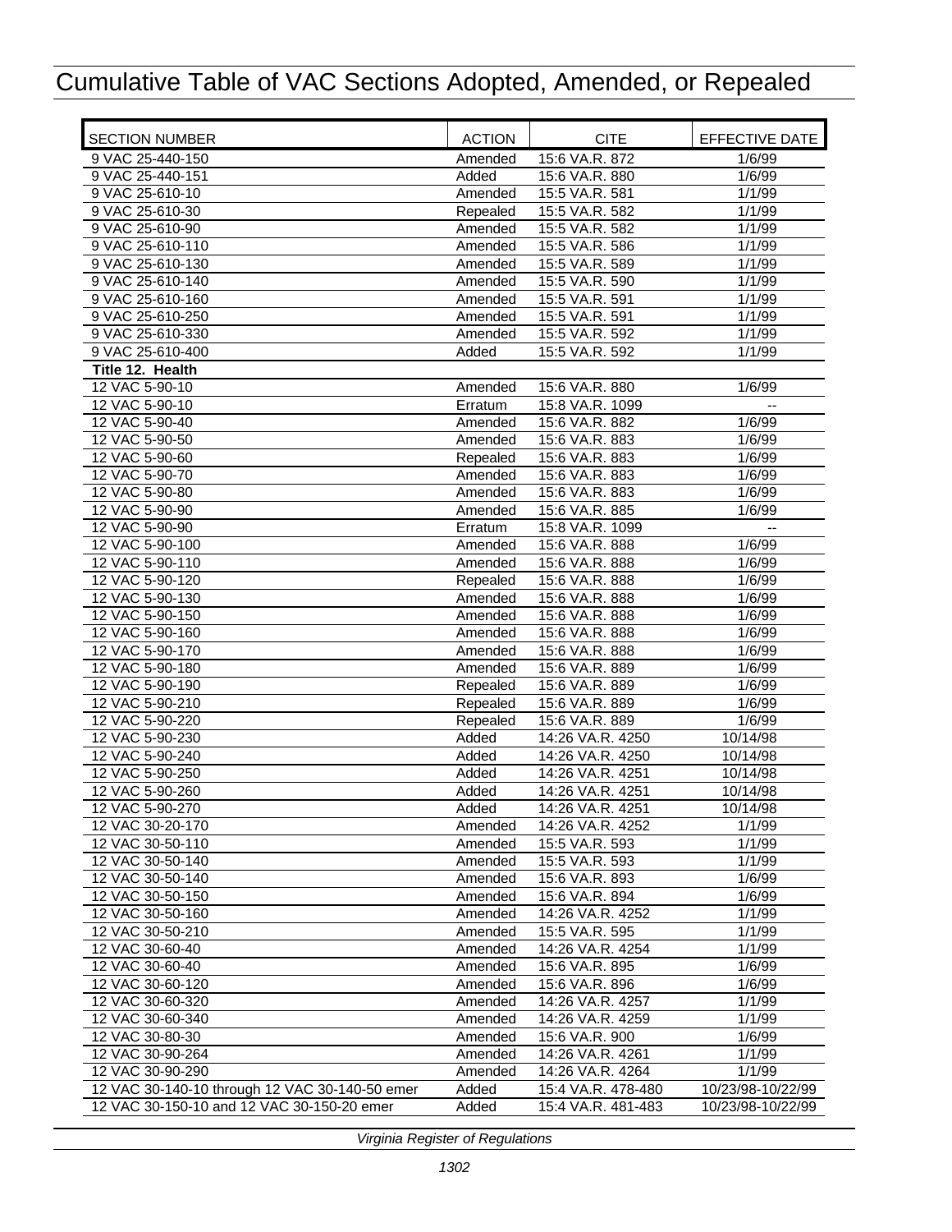# Cumulative Table of VAC Sections Adopted, Amended, or Repealed

| SECTION NUMBER | ACTION | CITE | EFFECTIVE DATE |
|---|---|---|---|
| 9 VAC 25-440-150 | Amended | 15:6 VA.R. 872 | 1/6/99 |
| 9 VAC 25-440-151 | Added | 15:6 VA.R. 880 | 1/6/99 |
| 9 VAC 25-610-10 | Amended | 15:5 VA.R. 581 | 1/1/99 |
| 9 VAC 25-610-30 | Repealed | 15:5 VA.R. 582 | 1/1/99 |
| 9 VAC 25-610-90 | Amended | 15:5 VA.R. 582 | 1/1/99 |
| 9 VAC 25-610-110 | Amended | 15:5 VA.R. 586 | 1/1/99 |
| 9 VAC 25-610-130 | Amended | 15:5 VA.R. 589 | 1/1/99 |
| 9 VAC 25-610-140 | Amended | 15:5 VA.R. 590 | 1/1/99 |
| 9 VAC 25-610-160 | Amended | 15:5 VA.R. 591 | 1/1/99 |
| 9 VAC 25-610-250 | Amended | 15:5 VA.R. 591 | 1/1/99 |
| 9 VAC 25-610-330 | Amended | 15:5 VA.R. 592 | 1/1/99 |
| 9 VAC 25-610-400 | Added | 15:5 VA.R. 592 | 1/1/99 |
| **Title 12. Health** | | | |
| 12 VAC 5-90-10 | Amended | 15:6 VA.R. 880 | 1/6/99 |
| 12 VAC 5-90-10 | Erratum | 15:8 VA.R. 1099 | -- |
| 12 VAC 5-90-40 | Amended | 15:6 VA.R. 882 | 1/6/99 |
| 12 VAC 5-90-50 | Amended | 15:6 VA.R. 883 | 1/6/99 |
| 12 VAC 5-90-60 | Repealed | 15:6 VA.R. 883 | 1/6/99 |
| 12 VAC 5-90-70 | Amended | 15:6 VA.R. 883 | 1/6/99 |
| 12 VAC 5-90-80 | Amended | 15:6 VA.R. 883 | 1/6/99 |
| 12 VAC 5-90-90 | Amended | 15:6 VA.R. 885 | 1/6/99 |
| 12 VAC 5-90-90 | Erratum | 15:8 VA.R. 1099 | -- |
| 12 VAC 5-90-100 | Amended | 15:6 VA.R. 888 | 1/6/99 |
| 12 VAC 5-90-110 | Amended | 15:6 VA.R. 888 | 1/6/99 |
| 12 VAC 5-90-120 | Repealed | 15:6 VA.R. 888 | 1/6/99 |
| 12 VAC 5-90-130 | Amended | 15:6 VA.R. 888 | 1/6/99 |
| 12 VAC 5-90-150 | Amended | 15:6 VA.R. 888 | 1/6/99 |
| 12 VAC 5-90-160 | Amended | 15:6 VA.R. 888 | 1/6/99 |
| 12 VAC 5-90-170 | Amended | 15:6 VA.R. 888 | 1/6/99 |
| 12 VAC 5-90-180 | Amended | 15:6 VA.R. 889 | 1/6/99 |
| 12 VAC 5-90-190 | Repealed | 15:6 VA.R. 889 | 1/6/99 |
| 12 VAC 5-90-210 | Repealed | 15:6 VA.R. 889 | 1/6/99 |
| 12 VAC 5-90-220 | Repealed | 15:6 VA.R. 889 | 1/6/99 |
| 12 VAC 5-90-230 | Added | 14:26 VA.R. 4250 | 10/14/98 |
| 12 VAC 5-90-240 | Added | 14:26 VA.R. 4250 | 10/14/98 |
| 12 VAC 5-90-250 | Added | 14:26 VA.R. 4251 | 10/14/98 |
| 12 VAC 5-90-260 | Added | 14:26 VA.R. 4251 | 10/14/98 |
| 12 VAC 5-90-270 | Added | 14:26 VA.R. 4251 | 10/14/98 |
| 12 VAC 30-20-170 | Amended | 14:26 VA.R. 4252 | 1/1/99 |
| 12 VAC 30-50-110 | Amended | 15:5 VA.R. 593 | 1/1/99 |
| 12 VAC 30-50-140 | Amended | 15:5 VA.R. 593 | 1/1/99 |
| 12 VAC 30-50-140 | Amended | 15:6 VA.R. 893 | 1/6/99 |
| 12 VAC 30-50-150 | Amended | 15:6 VA.R. 894 | 1/6/99 |
| 12 VAC 30-50-160 | Amended | 14:26 VA.R. 4252 | 1/1/99 |
| 12 VAC 30-50-210 | Amended | 15:5 VA.R. 595 | 1/1/99 |
| 12 VAC 30-60-40 | Amended | 14:26 VA.R. 4254 | 1/1/99 |
| 12 VAC 30-60-40 | Amended | 15:6 VA.R. 895 | 1/6/99 |
| 12 VAC 30-60-120 | Amended | 15:6 VA.R. 896 | 1/6/99 |
| 12 VAC 30-60-320 | Amended | 14:26 VA.R. 4257 | 1/1/99 |
| 12 VAC 30-60-340 | Amended | 14:26 VA.R. 4259 | 1/1/99 |
| 12 VAC 30-80-30 | Amended | 15:6 VA.R. 900 | 1/6/99 |
| 12 VAC 30-90-264 | Amended | 14:26 VA.R. 4261 | 1/1/99 |
| 12 VAC 30-90-290 | Amended | 14:26 VA.R. 4264 | 1/1/99 |
| 12 VAC 30-140-10 through 12 VAC 30-140-50 emer | Added | 15:4 VA.R. 478-480 | 10/23/98-10/22/99 |
| 12 VAC 30-150-10 and 12 VAC 30-150-20 emer | Added | 15:4 VA.R. 481-483 | 10/23/98-10/22/99 |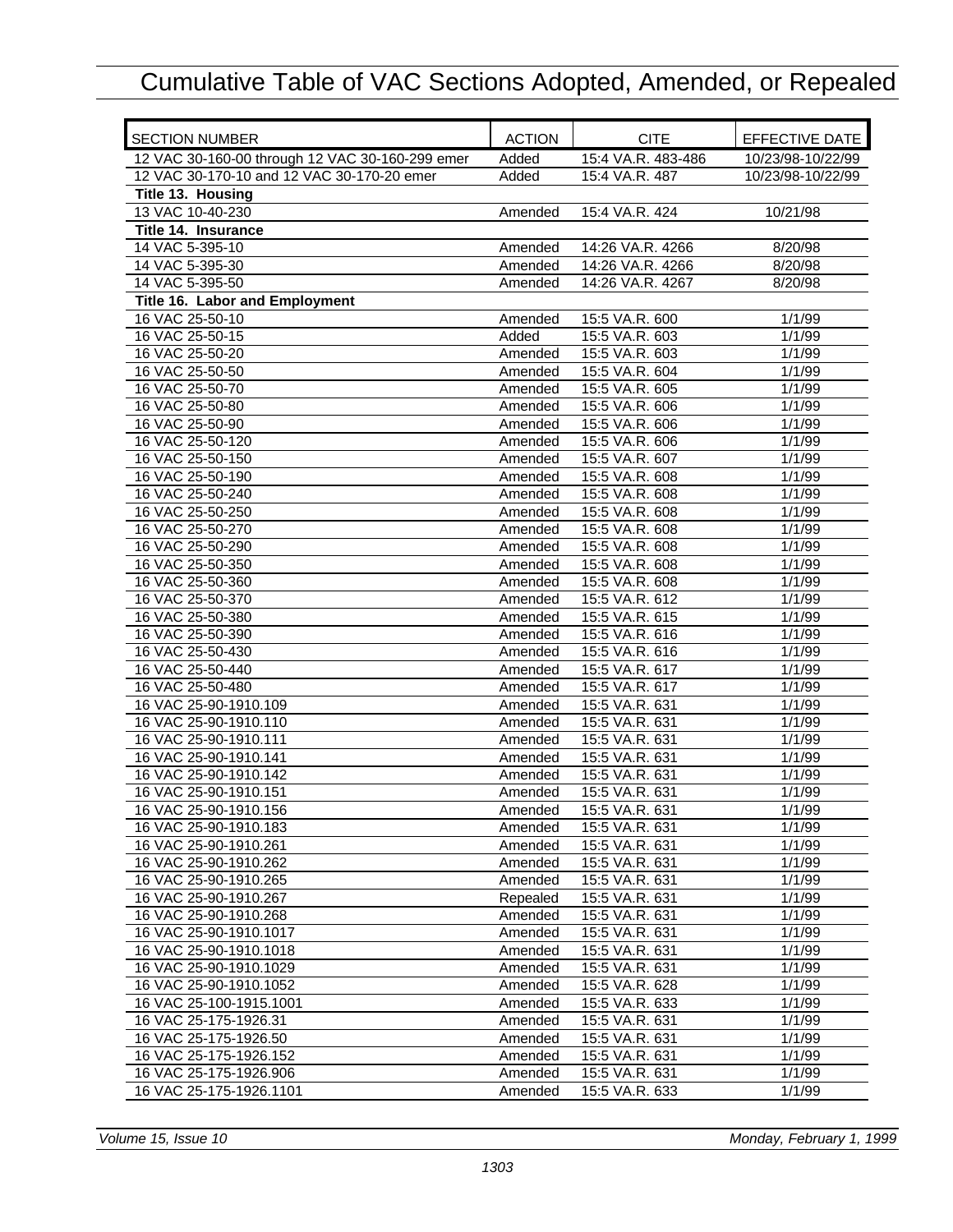# Cumulative Table of VAC Sections Adopted, Amended, or Repealed

| SECTION NUMBER | ACTION | CITE | EFFECTIVE DATE |
|---|---|---|---|
| 12 VAC 30-160-00 through 12 VAC 30-160-299 emer | Added | 15:4 VA.R. 483-486 | 10/23/98-10/22/99 |
| 12 VAC 30-170-10 and 12 VAC 30-170-20 emer | Added | 15:4 VA.R. 487 | 10/23/98-10/22/99 |
| **Title 13. Housing** | | | |
| 13 VAC 10-40-230 | Amended | 15:4 VA.R. 424 | 10/21/98 |
| **Title 14. Insurance** | | | |
| 14 VAC 5-395-10 | Amended | 14:26 VA.R. 4266 | 8/20/98 |
| 14 VAC 5-395-30 | Amended | 14:26 VA.R. 4266 | 8/20/98 |
| 14 VAC 5-395-50 | Amended | 14:26 VA.R. 4267 | 8/20/98 |
| **Title 16. Labor and Employment** | | | |
| 16 VAC 25-50-10 | Amended | 15:5 VA.R. 600 | 1/1/99 |
| 16 VAC 25-50-15 | Added | 15:5 VA.R. 603 | 1/1/99 |
| 16 VAC 25-50-20 | Amended | 15:5 VA.R. 603 | 1/1/99 |
| 16 VAC 25-50-50 | Amended | 15:5 VA.R. 604 | 1/1/99 |
| 16 VAC 25-50-70 | Amended | 15:5 VA.R. 605 | 1/1/99 |
| 16 VAC 25-50-80 | Amended | 15:5 VA.R. 606 | 1/1/99 |
| 16 VAC 25-50-90 | Amended | 15:5 VA.R. 606 | 1/1/99 |
| 16 VAC 25-50-120 | Amended | 15:5 VA.R. 606 | 1/1/99 |
| 16 VAC 25-50-150 | Amended | 15:5 VA.R. 607 | 1/1/99 |
| 16 VAC 25-50-190 | Amended | 15:5 VA.R. 608 | 1/1/99 |
| 16 VAC 25-50-240 | Amended | 15:5 VA.R. 608 | 1/1/99 |
| 16 VAC 25-50-250 | Amended | 15:5 VA.R. 608 | 1/1/99 |
| 16 VAC 25-50-270 | Amended | 15:5 VA.R. 608 | 1/1/99 |
| 16 VAC 25-50-290 | Amended | 15:5 VA.R. 608 | 1/1/99 |
| 16 VAC 25-50-350 | Amended | 15:5 VA.R. 608 | 1/1/99 |
| 16 VAC 25-50-360 | Amended | 15:5 VA.R. 608 | 1/1/99 |
| 16 VAC 25-50-370 | Amended | 15:5 VA.R. 612 | 1/1/99 |
| 16 VAC 25-50-380 | Amended | 15:5 VA.R. 615 | 1/1/99 |
| 16 VAC 25-50-390 | Amended | 15:5 VA.R. 616 | 1/1/99 |
| 16 VAC 25-50-430 | Amended | 15:5 VA.R. 616 | 1/1/99 |
| 16 VAC 25-50-440 | Amended | 15:5 VA.R. 617 | 1/1/99 |
| 16 VAC 25-50-480 | Amended | 15:5 VA.R. 617 | 1/1/99 |
| 16 VAC 25-90-1910.109 | Amended | 15:5 VA.R. 631 | 1/1/99 |
| 16 VAC 25-90-1910.110 | Amended | 15:5 VA.R. 631 | 1/1/99 |
| 16 VAC 25-90-1910.111 | Amended | 15:5 VA.R. 631 | 1/1/99 |
| 16 VAC 25-90-1910.141 | Amended | 15:5 VA.R. 631 | 1/1/99 |
| 16 VAC 25-90-1910.142 | Amended | 15:5 VA.R. 631 | 1/1/99 |
| 16 VAC 25-90-1910.151 | Amended | 15:5 VA.R. 631 | 1/1/99 |
| 16 VAC 25-90-1910.156 | Amended | 15:5 VA.R. 631 | 1/1/99 |
| 16 VAC 25-90-1910.183 | Amended | 15:5 VA.R. 631 | 1/1/99 |
| 16 VAC 25-90-1910.261 | Amended | 15:5 VA.R. 631 | 1/1/99 |
| 16 VAC 25-90-1910.262 | Amended | 15:5 VA.R. 631 | 1/1/99 |
| 16 VAC 25-90-1910.265 | Amended | 15:5 VA.R. 631 | 1/1/99 |
| 16 VAC 25-90-1910.267 | Repealed | 15:5 VA.R. 631 | 1/1/99 |
| 16 VAC 25-90-1910.268 | Amended | 15:5 VA.R. 631 | 1/1/99 |
| 16 VAC 25-90-1910.1017 | Amended | 15:5 VA.R. 631 | 1/1/99 |
| 16 VAC 25-90-1910.1018 | Amended | 15:5 VA.R. 631 | 1/1/99 |
| 16 VAC 25-90-1910.1029 | Amended | 15:5 VA.R. 631 | 1/1/99 |
| 16 VAC 25-90-1910.1052 | Amended | 15:5 VA.R. 628 | 1/1/99 |
| 16 VAC 25-100-1915.1001 | Amended | 15:5 VA.R. 633 | 1/1/99 |
| 16 VAC 25-175-1926.31 | Amended | 15:5 VA.R. 631 | 1/1/99 |
| 16 VAC 25-175-1926.50 | Amended | 15:5 VA.R. 631 | 1/1/99 |
| 16 VAC 25-175-1926.152 | Amended | 15:5 VA.R. 631 | 1/1/99 |
| 16 VAC 25-175-1926.906 | Amended | 15:5 VA.R. 631 | 1/1/99 |
| 16 VAC 25-175-1926.1101 | Amended | 15:5 VA.R. 633 | 1/1/99 |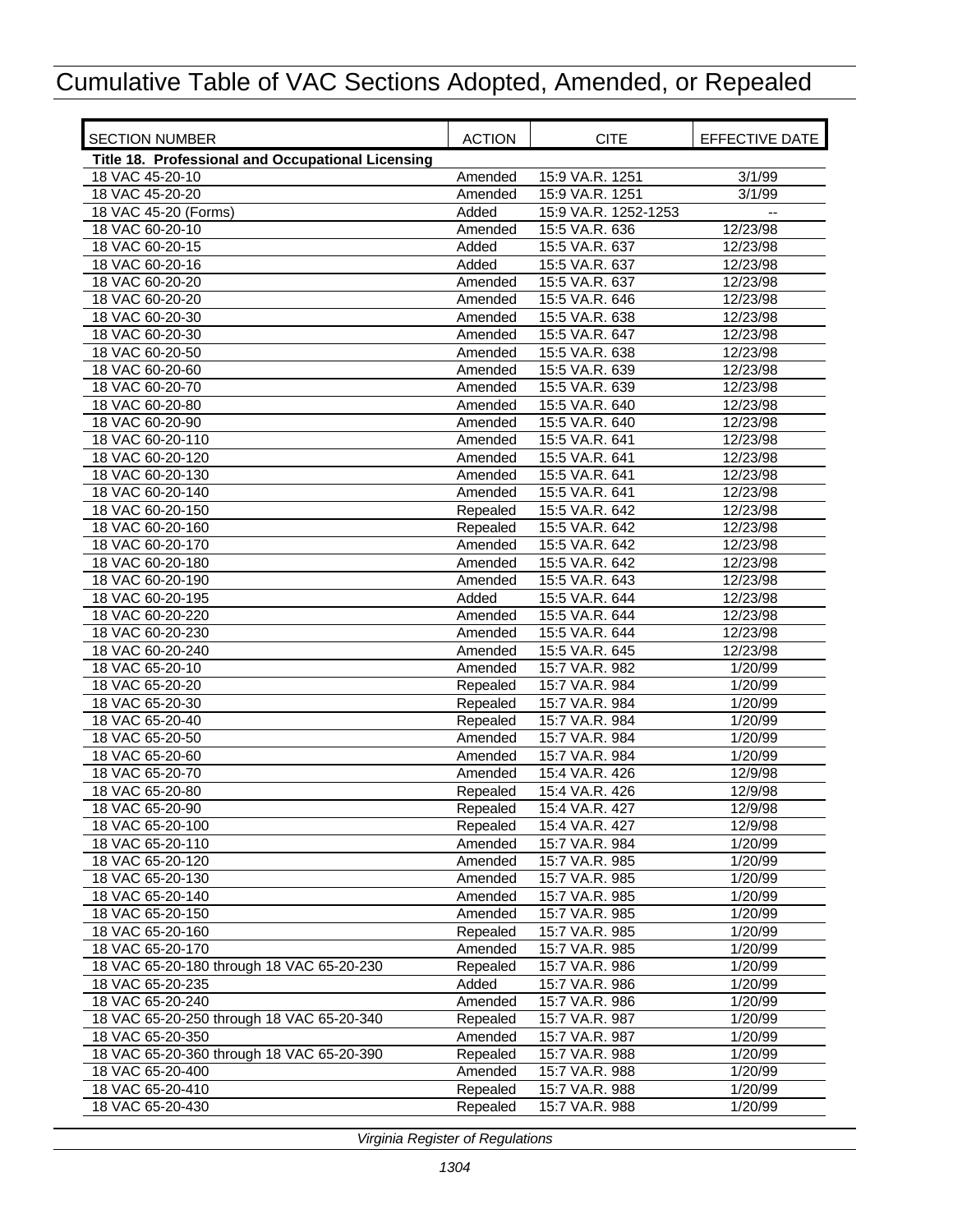# Cumulative Table of VAC Sections Adopted, Amended, or Repealed

| SECTION NUMBER | ACTION | CITE | EFFECTIVE DATE |
|---|---|---|---|
| **Title 18. Professional and Occupational Licensing** | | | |
| 18 VAC 45-20-10 | Amended | 15:9 VA.R. 1251 | 3/1/99 |
| 18 VAC 45-20-20 | Amended | 15:9 VA.R. 1251 | 3/1/99 |
| 18 VAC 45-20 (Forms) | Added | 15:9 VA.R. 1252-1253 | -- |
| 18 VAC 60-20-10 | Amended | 15:5 VA.R. 636 | 12/23/98 |
| 18 VAC 60-20-15 | Added | 15:5 VA.R. 637 | 12/23/98 |
| 18 VAC 60-20-16 | Added | 15:5 VA.R. 637 | 12/23/98 |
| 18 VAC 60-20-20 | Amended | 15:5 VA.R. 637 | 12/23/98 |
| 18 VAC 60-20-20 | Amended | 15:5 VA.R. 646 | 12/23/98 |
| 18 VAC 60-20-30 | Amended | 15:5 VA.R. 638 | 12/23/98 |
| 18 VAC 60-20-30 | Amended | 15:5 VA.R. 647 | 12/23/98 |
| 18 VAC 60-20-50 | Amended | 15:5 VA.R. 638 | 12/23/98 |
| 18 VAC 60-20-60 | Amended | 15:5 VA.R. 639 | 12/23/98 |
| 18 VAC 60-20-70 | Amended | 15:5 VA.R. 639 | 12/23/98 |
| 18 VAC 60-20-80 | Amended | 15:5 VA.R. 640 | 12/23/98 |
| 18 VAC 60-20-90 | Amended | 15:5 VA.R. 640 | 12/23/98 |
| 18 VAC 60-20-110 | Amended | 15:5 VA.R. 641 | 12/23/98 |
| 18 VAC 60-20-120 | Amended | 15:5 VA.R. 641 | 12/23/98 |
| 18 VAC 60-20-130 | Amended | 15:5 VA.R. 641 | 12/23/98 |
| 18 VAC 60-20-140 | Amended | 15:5 VA.R. 641 | 12/23/98 |
| 18 VAC 60-20-150 | Repealed | 15:5 VA.R. 642 | 12/23/98 |
| 18 VAC 60-20-160 | Repealed | 15:5 VA.R. 642 | 12/23/98 |
| 18 VAC 60-20-170 | Amended | 15:5 VA.R. 642 | 12/23/98 |
| 18 VAC 60-20-180 | Amended | 15:5 VA.R. 642 | 12/23/98 |
| 18 VAC 60-20-190 | Amended | 15:5 VA.R. 643 | 12/23/98 |
| 18 VAC 60-20-195 | Added | 15:5 VA.R. 644 | 12/23/98 |
| 18 VAC 60-20-220 | Amended | 15:5 VA.R. 644 | 12/23/98 |
| 18 VAC 60-20-230 | Amended | 15:5 VA.R. 644 | 12/23/98 |
| 18 VAC 60-20-240 | Amended | 15:5 VA.R. 645 | 12/23/98 |
| 18 VAC 65-20-10 | Amended | 15:7 VA.R. 982 | 1/20/99 |
| 18 VAC 65-20-20 | Repealed | 15:7 VA.R. 984 | 1/20/99 |
| 18 VAC 65-20-30 | Repealed | 15:7 VA.R. 984 | 1/20/99 |
| 18 VAC 65-20-40 | Repealed | 15:7 VA.R. 984 | 1/20/99 |
| 18 VAC 65-20-50 | Amended | 15:7 VA.R. 984 | 1/20/99 |
| 18 VAC 65-20-60 | Amended | 15:7 VA.R. 984 | 1/20/99 |
| 18 VAC 65-20-70 | Amended | 15:4 VA.R. 426 | 12/9/98 |
| 18 VAC 65-20-80 | Repealed | 15:4 VA.R. 426 | 12/9/98 |
| 18 VAC 65-20-90 | Repealed | 15:4 VA.R. 427 | 12/9/98 |
| 18 VAC 65-20-100 | Repealed | 15:4 VA.R. 427 | 12/9/98 |
| 18 VAC 65-20-110 | Amended | 15:7 VA.R. 984 | 1/20/99 |
| 18 VAC 65-20-120 | Amended | 15:7 VA.R. 985 | 1/20/99 |
| 18 VAC 65-20-130 | Amended | 15:7 VA.R. 985 | 1/20/99 |
| 18 VAC 65-20-140 | Amended | 15:7 VA.R. 985 | 1/20/99 |
| 18 VAC 65-20-150 | Amended | 15:7 VA.R. 985 | 1/20/99 |
| 18 VAC 65-20-160 | Repealed | 15:7 VA.R. 985 | 1/20/99 |
| 18 VAC 65-20-170 | Amended | 15:7 VA.R. 985 | 1/20/99 |
| 18 VAC 65-20-180 through 18 VAC 65-20-230 | Repealed | 15:7 VA.R. 986 | 1/20/99 |
| 18 VAC 65-20-235 | Added | 15:7 VA.R. 986 | 1/20/99 |
| 18 VAC 65-20-240 | Amended | 15:7 VA.R. 986 | 1/20/99 |
| 18 VAC 65-20-250 through 18 VAC 65-20-340 | Repealed | 15:7 VA.R. 987 | 1/20/99 |
| 18 VAC 65-20-350 | Amended | 15:7 VA.R. 987 | 1/20/99 |
| 18 VAC 65-20-360 through 18 VAC 65-20-390 | Repealed | 15:7 VA.R. 988 | 1/20/99 |
| 18 VAC 65-20-400 | Amended | 15:7 VA.R. 988 | 1/20/99 |
| 18 VAC 65-20-410 | Repealed | 15:7 VA.R. 988 | 1/20/99 |
| 18 VAC 65-20-430 | Repealed | 15:7 VA.R. 988 | 1/20/99 |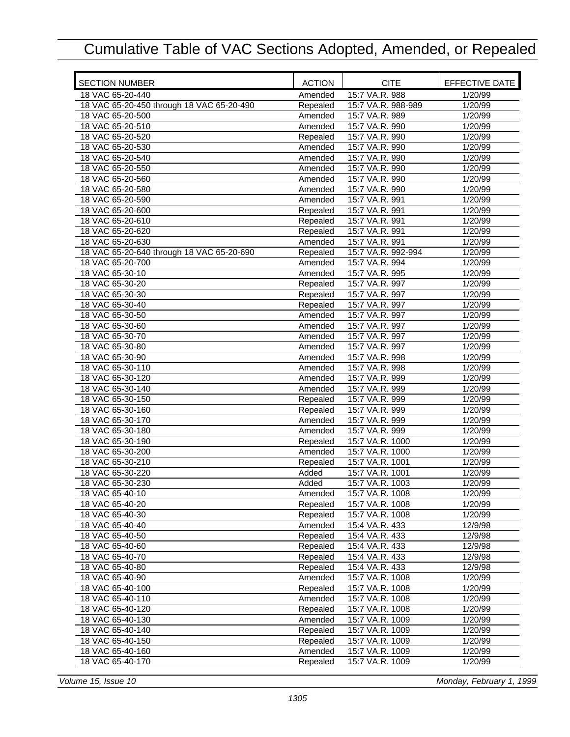# Cumulative Table of VAC Sections Adopted, Amended, or Repealed

| SECTION NUMBER | ACTION | CITE | EFFECTIVE DATE |
|---|---|---|---|
| 18 VAC 65-20-440 | Amended | 15:7 VA.R. 988 | 1/20/99 |
| 18 VAC 65-20-450 through 18 VAC 65-20-490 | Repealed | 15:7 VA.R. 988-989 | 1/20/99 |
| 18 VAC 65-20-500 | Amended | 15:7 VA.R. 989 | 1/20/99 |
| 18 VAC 65-20-510 | Amended | 15:7 VA.R. 990 | 1/20/99 |
| 18 VAC 65-20-520 | Repealed | 15:7 VA.R. 990 | 1/20/99 |
| 18 VAC 65-20-530 | Amended | 15:7 VA.R. 990 | 1/20/99 |
| 18 VAC 65-20-540 | Amended | 15:7 VA.R. 990 | 1/20/99 |
| 18 VAC 65-20-550 | Amended | 15:7 VA.R. 990 | 1/20/99 |
| 18 VAC 65-20-560 | Amended | 15:7 VA.R. 990 | 1/20/99 |
| 18 VAC 65-20-580 | Amended | 15:7 VA.R. 990 | 1/20/99 |
| 18 VAC 65-20-590 | Amended | 15:7 VA.R. 991 | 1/20/99 |
| 18 VAC 65-20-600 | Repealed | 15:7 VA.R. 991 | 1/20/99 |
| 18 VAC 65-20-610 | Repealed | 15:7 VA.R. 991 | 1/20/99 |
| 18 VAC 65-20-620 | Repealed | 15:7 VA.R. 991 | 1/20/99 |
| 18 VAC 65-20-630 | Amended | 15:7 VA.R. 991 | 1/20/99 |
| 18 VAC 65-20-640 through 18 VAC 65-20-690 | Repealed | 15:7 VA.R. 992-994 | 1/20/99 |
| 18 VAC 65-20-700 | Amended | 15:7 VA.R. 994 | 1/20/99 |
| 18 VAC 65-30-10 | Amended | 15:7 VA.R. 995 | 1/20/99 |
| 18 VAC 65-30-20 | Repealed | 15:7 VA.R. 997 | 1/20/99 |
| 18 VAC 65-30-30 | Repealed | 15:7 VA.R. 997 | 1/20/99 |
| 18 VAC 65-30-40 | Repealed | 15:7 VA.R. 997 | 1/20/99 |
| 18 VAC 65-30-50 | Amended | 15:7 VA.R. 997 | 1/20/99 |
| 18 VAC 65-30-60 | Amended | 15:7 VA.R. 997 | 1/20/99 |
| 18 VAC 65-30-70 | Amended | 15:7 VA.R. 997 | 1/20/99 |
| 18 VAC 65-30-80 | Amended | 15:7 VA.R. 997 | 1/20/99 |
| 18 VAC 65-30-90 | Amended | 15:7 VA.R. 998 | 1/20/99 |
| 18 VAC 65-30-110 | Amended | 15:7 VA.R. 998 | 1/20/99 |
| 18 VAC 65-30-120 | Amended | 15:7 VA.R. 999 | 1/20/99 |
| 18 VAC 65-30-140 | Amended | 15:7 VA.R. 999 | 1/20/99 |
| 18 VAC 65-30-150 | Repealed | 15:7 VA.R. 999 | 1/20/99 |
| 18 VAC 65-30-160 | Repealed | 15:7 VA.R. 999 | 1/20/99 |
| 18 VAC 65-30-170 | Amended | 15:7 VA.R. 999 | 1/20/99 |
| 18 VAC 65-30-180 | Amended | 15:7 VA.R. 999 | 1/20/99 |
| 18 VAC 65-30-190 | Repealed | 15:7 VA.R. 1000 | 1/20/99 |
| 18 VAC 65-30-200 | Amended | 15:7 VA.R. 1000 | 1/20/99 |
| 18 VAC 65-30-210 | Repealed | 15:7 VA.R. 1001 | 1/20/99 |
| 18 VAC 65-30-220 | Added | 15:7 VA.R. 1001 | 1/20/99 |
| 18 VAC 65-30-230 | Added | 15:7 VA.R. 1003 | 1/20/99 |
| 18 VAC 65-40-10 | Amended | 15:7 VA.R. 1008 | 1/20/99 |
| 18 VAC 65-40-20 | Repealed | 15:7 VA.R. 1008 | 1/20/99 |
| 18 VAC 65-40-30 | Repealed | 15:7 VA.R. 1008 | 1/20/99 |
| 18 VAC 65-40-40 | Amended | 15:4 VA.R. 433 | 12/9/98 |
| 18 VAC 65-40-50 | Repealed | 15:4 VA.R. 433 | 12/9/98 |
| 18 VAC 65-40-60 | Repealed | 15:4 VA.R. 433 | 12/9/98 |
| 18 VAC 65-40-70 | Repealed | 15:4 VA.R. 433 | 12/9/98 |
| 18 VAC 65-40-80 | Repealed | 15:4 VA.R. 433 | 12/9/98 |
| 18 VAC 65-40-90 | Amended | 15:7 VA.R. 1008 | 1/20/99 |
| 18 VAC 65-40-100 | Repealed | 15:7 VA.R. 1008 | 1/20/99 |
| 18 VAC 65-40-110 | Amended | 15:7 VA.R. 1008 | 1/20/99 |
| 18 VAC 65-40-120 | Repealed | 15:7 VA.R. 1008 | 1/20/99 |
| 18 VAC 65-40-130 | Amended | 15:7 VA.R. 1009 | 1/20/99 |
| 18 VAC 65-40-140 | Repealed | 15:7 VA.R. 1009 | 1/20/99 |
| 18 VAC 65-40-150 | Repealed | 15:7 VA.R. 1009 | 1/20/99 |
| 18 VAC 65-40-160 | Amended | 15:7 VA.R. 1009 | 1/20/99 |
| 18 VAC 65-40-170 | Repealed | 15:7 VA.R. 1009 | 1/20/99 |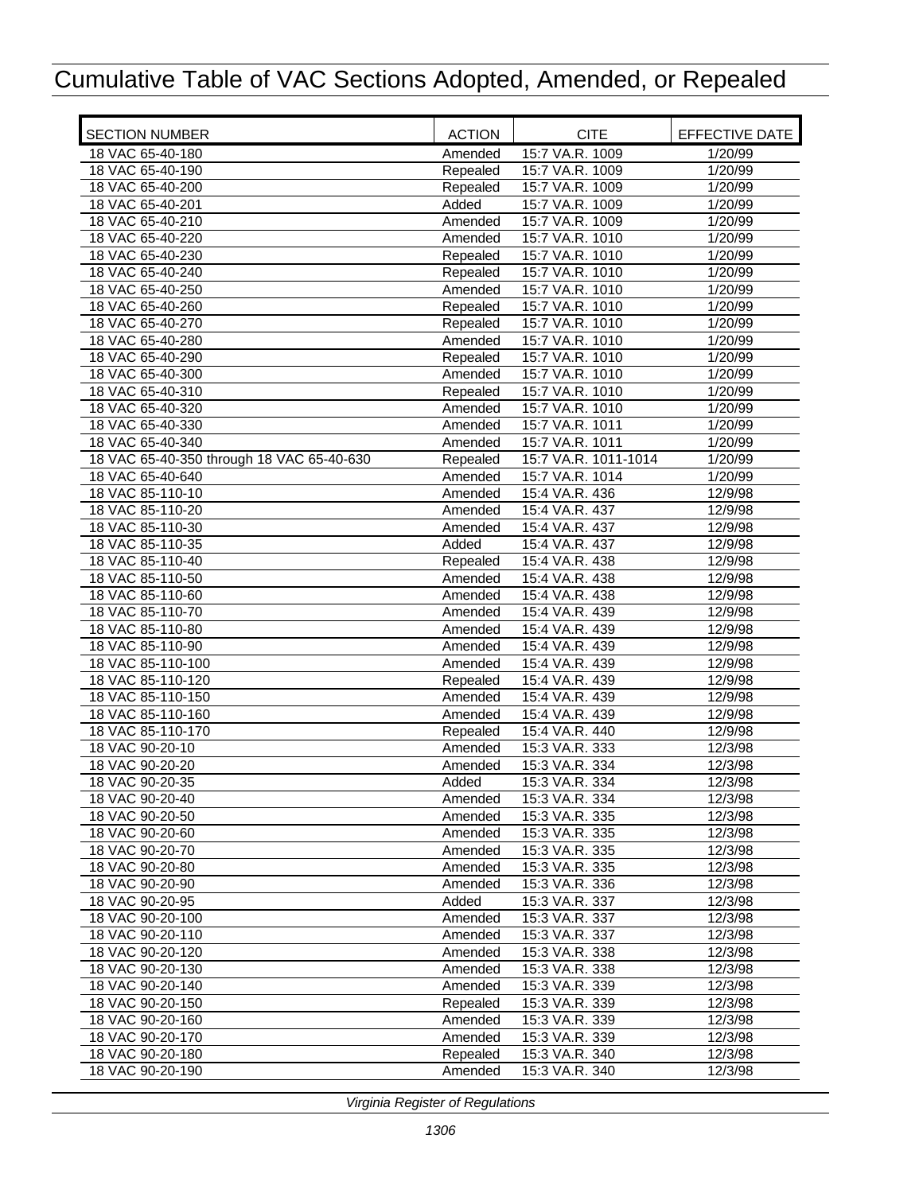# Cumulative Table of VAC Sections Adopted, Amended, or Repealed

| SECTION NUMBER | ACTION | CITE | EFFECTIVE DATE |
|---|---|---|---|
| 18 VAC 65-40-180 | Amended | 15:7 VA.R. 1009 | 1/20/99 |
| 18 VAC 65-40-190 | Repealed | 15:7 VA.R. 1009 | 1/20/99 |
| 18 VAC 65-40-200 | Repealed | 15:7 VA.R. 1009 | 1/20/99 |
| 18 VAC 65-40-201 | Added | 15:7 VA.R. 1009 | 1/20/99 |
| 18 VAC 65-40-210 | Amended | 15:7 VA.R. 1009 | 1/20/99 |
| 18 VAC 65-40-220 | Amended | 15:7 VA.R. 1010 | 1/20/99 |
| 18 VAC 65-40-230 | Repealed | 15:7 VA.R. 1010 | 1/20/99 |
| 18 VAC 65-40-240 | Repealed | 15:7 VA.R. 1010 | 1/20/99 |
| 18 VAC 65-40-250 | Amended | 15:7 VA.R. 1010 | 1/20/99 |
| 18 VAC 65-40-260 | Repealed | 15:7 VA.R. 1010 | 1/20/99 |
| 18 VAC 65-40-270 | Repealed | 15:7 VA.R. 1010 | 1/20/99 |
| 18 VAC 65-40-280 | Amended | 15:7 VA.R. 1010 | 1/20/99 |
| 18 VAC 65-40-290 | Repealed | 15:7 VA.R. 1010 | 1/20/99 |
| 18 VAC 65-40-300 | Amended | 15:7 VA.R. 1010 | 1/20/99 |
| 18 VAC 65-40-310 | Repealed | 15:7 VA.R. 1010 | 1/20/99 |
| 18 VAC 65-40-320 | Amended | 15:7 VA.R. 1010 | 1/20/99 |
| 18 VAC 65-40-330 | Amended | 15:7 VA.R. 1011 | 1/20/99 |
| 18 VAC 65-40-340 | Amended | 15:7 VA.R. 1011 | 1/20/99 |
| 18 VAC 65-40-350 through 18 VAC 65-40-630 | Repealed | 15:7 VA.R. 1011-1014 | 1/20/99 |
| 18 VAC 65-40-640 | Amended | 15:7 VA.R. 1014 | 1/20/99 |
| 18 VAC 85-110-10 | Amended | 15:4 VA.R. 436 | 12/9/98 |
| 18 VAC 85-110-20 | Amended | 15:4 VA.R. 437 | 12/9/98 |
| 18 VAC 85-110-30 | Amended | 15:4 VA.R. 437 | 12/9/98 |
| 18 VAC 85-110-35 | Added | 15:4 VA.R. 437 | 12/9/98 |
| 18 VAC 85-110-40 | Repealed | 15:4 VA.R. 438 | 12/9/98 |
| 18 VAC 85-110-50 | Amended | 15:4 VA.R. 438 | 12/9/98 |
| 18 VAC 85-110-60 | Amended | 15:4 VA.R. 438 | 12/9/98 |
| 18 VAC 85-110-70 | Amended | 15:4 VA.R. 439 | 12/9/98 |
| 18 VAC 85-110-80 | Amended | 15:4 VA.R. 439 | 12/9/98 |
| 18 VAC 85-110-90 | Amended | 15:4 VA.R. 439 | 12/9/98 |
| 18 VAC 85-110-100 | Amended | 15:4 VA.R. 439 | 12/9/98 |
| 18 VAC 85-110-120 | Repealed | 15:4 VA.R. 439 | 12/9/98 |
| 18 VAC 85-110-150 | Amended | 15:4 VA.R. 439 | 12/9/98 |
| 18 VAC 85-110-160 | Amended | 15:4 VA.R. 439 | 12/9/98 |
| 18 VAC 85-110-170 | Repealed | 15:4 VA.R. 440 | 12/9/98 |
| 18 VAC 90-20-10 | Amended | 15:3 VA.R. 333 | 12/3/98 |
| 18 VAC 90-20-20 | Amended | 15:3 VA.R. 334 | 12/3/98 |
| 18 VAC 90-20-35 | Added | 15:3 VA.R. 334 | 12/3/98 |
| 18 VAC 90-20-40 | Amended | 15:3 VA.R. 334 | 12/3/98 |
| 18 VAC 90-20-50 | Amended | 15:3 VA.R. 335 | 12/3/98 |
| 18 VAC 90-20-60 | Amended | 15:3 VA.R. 335 | 12/3/98 |
| 18 VAC 90-20-70 | Amended | 15:3 VA.R. 335 | 12/3/98 |
| 18 VAC 90-20-80 | Amended | 15:3 VA.R. 335 | 12/3/98 |
| 18 VAC 90-20-90 | Amended | 15:3 VA.R. 336 | 12/3/98 |
| 18 VAC 90-20-95 | Added | 15:3 VA.R. 337 | 12/3/98 |
| 18 VAC 90-20-100 | Amended | 15:3 VA.R. 337 | 12/3/98 |
| 18 VAC 90-20-110 | Amended | 15:3 VA.R. 337 | 12/3/98 |
| 18 VAC 90-20-120 | Amended | 15:3 VA.R. 338 | 12/3/98 |
| 18 VAC 90-20-130 | Amended | 15:3 VA.R. 338 | 12/3/98 |
| 18 VAC 90-20-140 | Amended | 15:3 VA.R. 339 | 12/3/98 |
| 18 VAC 90-20-150 | Repealed | 15:3 VA.R. 339 | 12/3/98 |
| 18 VAC 90-20-160 | Amended | 15:3 VA.R. 339 | 12/3/98 |
| 18 VAC 90-20-170 | Amended | 15:3 VA.R. 339 | 12/3/98 |
| 18 VAC 90-20-180 | Repealed | 15:3 VA.R. 340 | 12/3/98 |
| 18 VAC 90-20-190 | Amended | 15:3 VA.R. 340 | 12/3/98 |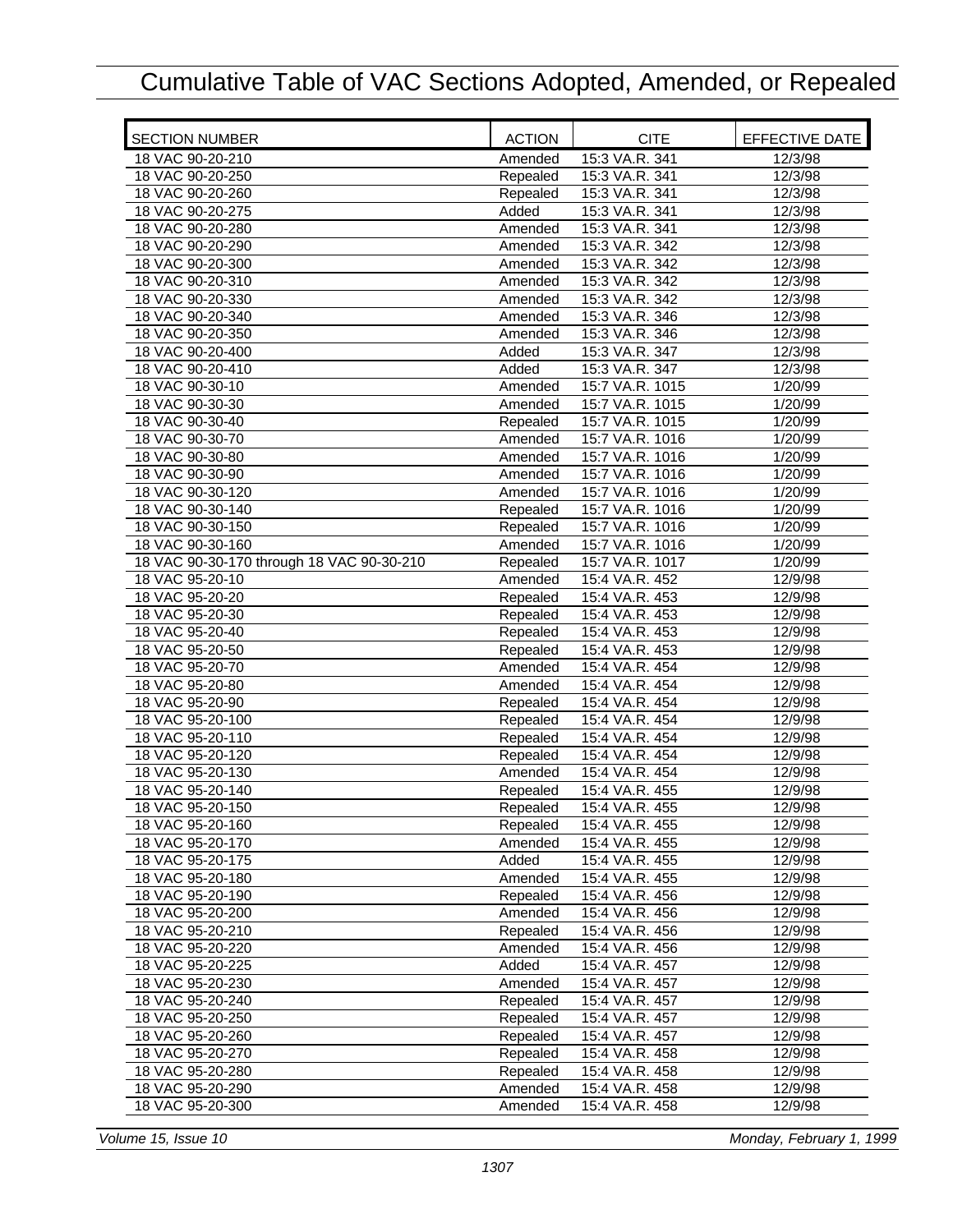# Cumulative Table of VAC Sections Adopted, Amended, or Repealed

| SECTION NUMBER | ACTION | CITE | EFFECTIVE DATE |
|---|---|---|---|
| 18 VAC 90-20-210 | Amended | 15:3 VA.R. 341 | 12/3/98 |
| 18 VAC 90-20-250 | Repealed | 15:3 VA.R. 341 | 12/3/98 |
| 18 VAC 90-20-260 | Repealed | 15:3 VA.R. 341 | 12/3/98 |
| 18 VAC 90-20-275 | Added | 15:3 VA.R. 341 | 12/3/98 |
| 18 VAC 90-20-280 | Amended | 15:3 VA.R. 341 | 12/3/98 |
| 18 VAC 90-20-290 | Amended | 15:3 VA.R. 342 | 12/3/98 |
| 18 VAC 90-20-300 | Amended | 15:3 VA.R. 342 | 12/3/98 |
| 18 VAC 90-20-310 | Amended | 15:3 VA.R. 342 | 12/3/98 |
| 18 VAC 90-20-330 | Amended | 15:3 VA.R. 342 | 12/3/98 |
| 18 VAC 90-20-340 | Amended | 15:3 VA.R. 346 | 12/3/98 |
| 18 VAC 90-20-350 | Amended | 15:3 VA.R. 346 | 12/3/98 |
| 18 VAC 90-20-400 | Added | 15:3 VA.R. 347 | 12/3/98 |
| 18 VAC 90-20-410 | Added | 15:3 VA.R. 347 | 12/3/98 |
| 18 VAC 90-30-10 | Amended | 15:7 VA.R. 1015 | 1/20/99 |
| 18 VAC 90-30-30 | Amended | 15:7 VA.R. 1015 | 1/20/99 |
| 18 VAC 90-30-40 | Repealed | 15:7 VA.R. 1015 | 1/20/99 |
| 18 VAC 90-30-70 | Amended | 15:7 VA.R. 1016 | 1/20/99 |
| 18 VAC 90-30-80 | Amended | 15:7 VA.R. 1016 | 1/20/99 |
| 18 VAC 90-30-90 | Amended | 15:7 VA.R. 1016 | 1/20/99 |
| 18 VAC 90-30-120 | Amended | 15:7 VA.R. 1016 | 1/20/99 |
| 18 VAC 90-30-140 | Repealed | 15:7 VA.R. 1016 | 1/20/99 |
| 18 VAC 90-30-150 | Repealed | 15:7 VA.R. 1016 | 1/20/99 |
| 18 VAC 90-30-160 | Amended | 15:7 VA.R. 1016 | 1/20/99 |
| 18 VAC 90-30-170 through 18 VAC 90-30-210 | Repealed | 15:7 VA.R. 1017 | 1/20/99 |
| 18 VAC 95-20-10 | Amended | 15:4 VA.R. 452 | 12/9/98 |
| 18 VAC 95-20-20 | Repealed | 15:4 VA.R. 453 | 12/9/98 |
| 18 VAC 95-20-30 | Repealed | 15:4 VA.R. 453 | 12/9/98 |
| 18 VAC 95-20-40 | Repealed | 15:4 VA.R. 453 | 12/9/98 |
| 18 VAC 95-20-50 | Repealed | 15:4 VA.R. 453 | 12/9/98 |
| 18 VAC 95-20-70 | Amended | 15:4 VA.R. 454 | 12/9/98 |
| 18 VAC 95-20-80 | Amended | 15:4 VA.R. 454 | 12/9/98 |
| 18 VAC 95-20-90 | Repealed | 15:4 VA.R. 454 | 12/9/98 |
| 18 VAC 95-20-100 | Repealed | 15:4 VA.R. 454 | 12/9/98 |
| 18 VAC 95-20-110 | Repealed | 15:4 VA.R. 454 | 12/9/98 |
| 18 VAC 95-20-120 | Repealed | 15:4 VA.R. 454 | 12/9/98 |
| 18 VAC 95-20-130 | Amended | 15:4 VA.R. 454 | 12/9/98 |
| 18 VAC 95-20-140 | Repealed | 15:4 VA.R. 455 | 12/9/98 |
| 18 VAC 95-20-150 | Repealed | 15:4 VA.R. 455 | 12/9/98 |
| 18 VAC 95-20-160 | Repealed | 15:4 VA.R. 455 | 12/9/98 |
| 18 VAC 95-20-170 | Amended | 15:4 VA.R. 455 | 12/9/98 |
| 18 VAC 95-20-175 | Added | 15:4 VA.R. 455 | 12/9/98 |
| 18 VAC 95-20-180 | Amended | 15:4 VA.R. 455 | 12/9/98 |
| 18 VAC 95-20-190 | Repealed | 15:4 VA.R. 456 | 12/9/98 |
| 18 VAC 95-20-200 | Amended | 15:4 VA.R. 456 | 12/9/98 |
| 18 VAC 95-20-210 | Repealed | 15:4 VA.R. 456 | 12/9/98 |
| 18 VAC 95-20-220 | Amended | 15:4 VA.R. 456 | 12/9/98 |
| 18 VAC 95-20-225 | Added | 15:4 VA.R. 457 | 12/9/98 |
| 18 VAC 95-20-230 | Amended | 15:4 VA.R. 457 | 12/9/98 |
| 18 VAC 95-20-240 | Repealed | 15:4 VA.R. 457 | 12/9/98 |
| 18 VAC 95-20-250 | Repealed | 15:4 VA.R. 457 | 12/9/98 |
| 18 VAC 95-20-260 | Repealed | 15:4 VA.R. 457 | 12/9/98 |
| 18 VAC 95-20-270 | Repealed | 15:4 VA.R. 458 | 12/9/98 |
| 18 VAC 95-20-280 | Repealed | 15:4 VA.R. 458 | 12/9/98 |
| 18 VAC 95-20-290 | Amended | 15:4 VA.R. 458 | 12/9/98 |
| 18 VAC 95-20-300 | Amended | 15:4 VA.R. 458 | 12/9/98 |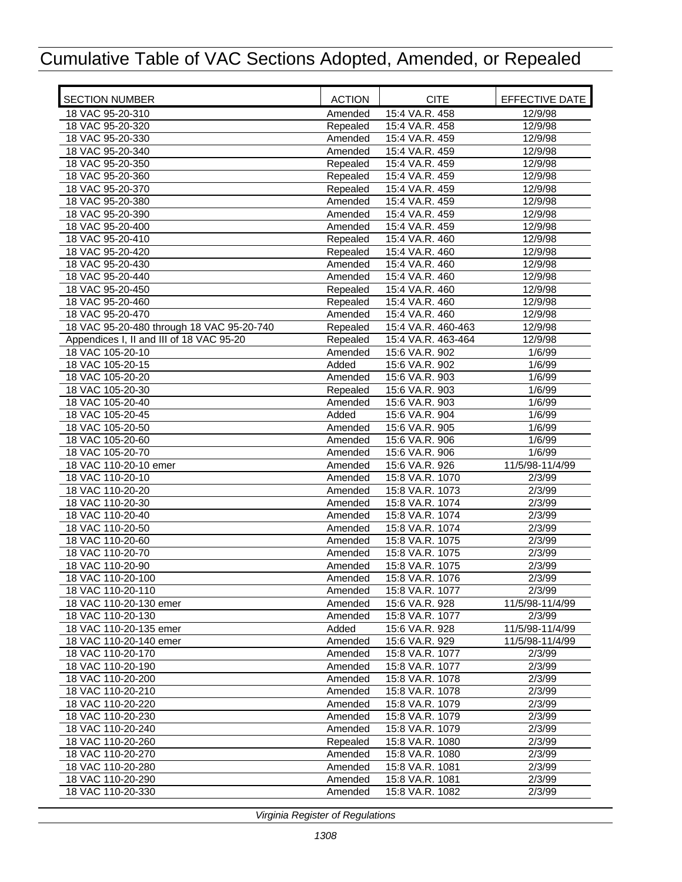# Cumulative Table of VAC Sections Adopted, Amended, or Repealed

| SECTION NUMBER | ACTION | CITE | EFFECTIVE DATE |
|---|---|---|---|
| 18 VAC 95-20-310 | Amended | 15:4 VA.R. 458 | 12/9/98 |
| 18 VAC 95-20-320 | Repealed | 15:4 VA.R. 458 | 12/9/98 |
| 18 VAC 95-20-330 | Amended | 15:4 VA.R. 459 | 12/9/98 |
| 18 VAC 95-20-340 | Amended | 15:4 VA.R. 459 | 12/9/98 |
| 18 VAC 95-20-350 | Repealed | 15:4 VA.R. 459 | 12/9/98 |
| 18 VAC 95-20-360 | Repealed | 15:4 VA.R. 459 | 12/9/98 |
| 18 VAC 95-20-370 | Repealed | 15:4 VA.R. 459 | 12/9/98 |
| 18 VAC 95-20-380 | Amended | 15:4 VA.R. 459 | 12/9/98 |
| 18 VAC 95-20-390 | Amended | 15:4 VA.R. 459 | 12/9/98 |
| 18 VAC 95-20-400 | Amended | 15:4 VA.R. 459 | 12/9/98 |
| 18 VAC 95-20-410 | Repealed | 15:4 VA.R. 460 | 12/9/98 |
| 18 VAC 95-20-420 | Repealed | 15:4 VA.R. 460 | 12/9/98 |
| 18 VAC 95-20-430 | Amended | 15:4 VA.R. 460 | 12/9/98 |
| 18 VAC 95-20-440 | Amended | 15:4 VA.R. 460 | 12/9/98 |
| 18 VAC 95-20-450 | Repealed | 15:4 VA.R. 460 | 12/9/98 |
| 18 VAC 95-20-460 | Repealed | 15:4 VA.R. 460 | 12/9/98 |
| 18 VAC 95-20-470 | Amended | 15:4 VA.R. 460 | 12/9/98 |
| 18 VAC 95-20-480 through 18 VAC 95-20-740 | Repealed | 15:4 VA.R. 460-463 | 12/9/98 |
| Appendices I, II and III of 18 VAC 95-20 | Repealed | 15:4 VA.R. 463-464 | 12/9/98 |
| 18 VAC 105-20-10 | Amended | 15:6 VA.R. 902 | 1/6/99 |
| 18 VAC 105-20-15 | Added | 15:6 VA.R. 902 | 1/6/99 |
| 18 VAC 105-20-20 | Amended | 15:6 VA.R. 903 | 1/6/99 |
| 18 VAC 105-20-30 | Repealed | 15:6 VA.R. 903 | 1/6/99 |
| 18 VAC 105-20-40 | Amended | 15:6 VA.R. 903 | 1/6/99 |
| 18 VAC 105-20-45 | Added | 15:6 VA.R. 904 | 1/6/99 |
| 18 VAC 105-20-50 | Amended | 15:6 VA.R. 905 | 1/6/99 |
| 18 VAC 105-20-60 | Amended | 15:6 VA.R. 906 | 1/6/99 |
| 18 VAC 105-20-70 | Amended | 15:6 VA.R. 906 | 1/6/99 |
| 18 VAC 110-20-10 emer | Amended | 15:6 VA.R. 926 | 11/5/98-11/4/99 |
| 18 VAC 110-20-10 | Amended | 15:8 VA.R. 1070 | 2/3/99 |
| 18 VAC 110-20-20 | Amended | 15:8 VA.R. 1073 | 2/3/99 |
| 18 VAC 110-20-30 | Amended | 15:8 VA.R. 1074 | 2/3/99 |
| 18 VAC 110-20-40 | Amended | 15:8 VA.R. 1074 | 2/3/99 |
| 18 VAC 110-20-50 | Amended | 15:8 VA.R. 1074 | 2/3/99 |
| 18 VAC 110-20-60 | Amended | 15:8 VA.R. 1075 | 2/3/99 |
| 18 VAC 110-20-70 | Amended | 15:8 VA.R. 1075 | 2/3/99 |
| 18 VAC 110-20-90 | Amended | 15:8 VA.R. 1075 | 2/3/99 |
| 18 VAC 110-20-100 | Amended | 15:8 VA.R. 1076 | 2/3/99 |
| 18 VAC 110-20-110 | Amended | 15:8 VA.R. 1077 | 2/3/99 |
| 18 VAC 110-20-130 emer | Amended | 15:6 VA.R. 928 | 11/5/98-11/4/99 |
| 18 VAC 110-20-130 | Amended | 15:8 VA.R. 1077 | 2/3/99 |
| 18 VAC 110-20-135 emer | Added | 15:6 VA.R. 928 | 11/5/98-11/4/99 |
| 18 VAC 110-20-140 emer | Amended | 15:6 VA.R. 929 | 11/5/98-11/4/99 |
| 18 VAC 110-20-170 | Amended | 15:8 VA.R. 1077 | 2/3/99 |
| 18 VAC 110-20-190 | Amended | 15:8 VA.R. 1077 | 2/3/99 |
| 18 VAC 110-20-200 | Amended | 15:8 VA.R. 1078 | 2/3/99 |
| 18 VAC 110-20-210 | Amended | 15:8 VA.R. 1078 | 2/3/99 |
| 18 VAC 110-20-220 | Amended | 15:8 VA.R. 1079 | 2/3/99 |
| 18 VAC 110-20-230 | Amended | 15:8 VA.R. 1079 | 2/3/99 |
| 18 VAC 110-20-240 | Amended | 15:8 VA.R. 1079 | 2/3/99 |
| 18 VAC 110-20-260 | Repealed | 15:8 VA.R. 1080 | 2/3/99 |
| 18 VAC 110-20-270 | Amended | 15:8 VA.R. 1080 | 2/3/99 |
| 18 VAC 110-20-280 | Amended | 15:8 VA.R. 1081 | 2/3/99 |
| 18 VAC 110-20-290 | Amended | 15:8 VA.R. 1081 | 2/3/99 |
| 18 VAC 110-20-330 | Amended | 15:8 VA.R. 1082 | 2/3/99 |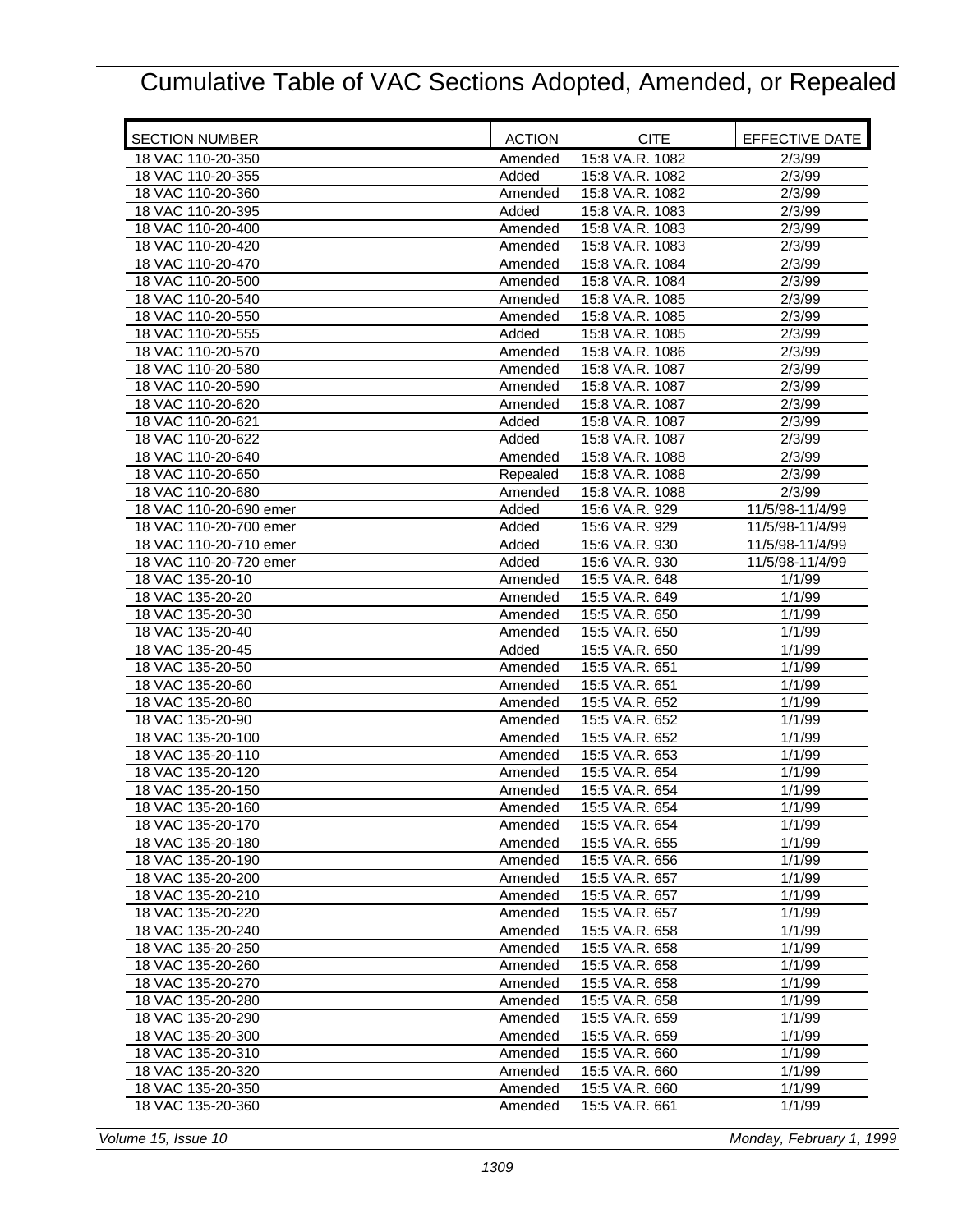# Cumulative Table of VAC Sections Adopted, Amended, or Repealed

| SECTION NUMBER | ACTION | CITE | EFFECTIVE DATE |
|---|---|---|---|
| 18 VAC 110-20-350 | Amended | 15:8 VA.R. 1082 | 2/3/99 |
| 18 VAC 110-20-355 | Added | 15:8 VA.R. 1082 | 2/3/99 |
| 18 VAC 110-20-360 | Amended | 15:8 VA.R. 1082 | 2/3/99 |
| 18 VAC 110-20-395 | Added | 15:8 VA.R. 1083 | 2/3/99 |
| 18 VAC 110-20-400 | Amended | 15:8 VA.R. 1083 | 2/3/99 |
| 18 VAC 110-20-420 | Amended | 15:8 VA.R. 1083 | 2/3/99 |
| 18 VAC 110-20-470 | Amended | 15:8 VA.R. 1084 | 2/3/99 |
| 18 VAC 110-20-500 | Amended | 15:8 VA.R. 1084 | 2/3/99 |
| 18 VAC 110-20-540 | Amended | 15:8 VA.R. 1085 | 2/3/99 |
| 18 VAC 110-20-550 | Amended | 15:8 VA.R. 1085 | 2/3/99 |
| 18 VAC 110-20-555 | Added | 15:8 VA.R. 1085 | 2/3/99 |
| 18 VAC 110-20-570 | Amended | 15:8 VA.R. 1086 | 2/3/99 |
| 18 VAC 110-20-580 | Amended | 15:8 VA.R. 1087 | 2/3/99 |
| 18 VAC 110-20-590 | Amended | 15:8 VA.R. 1087 | 2/3/99 |
| 18 VAC 110-20-620 | Amended | 15:8 VA.R. 1087 | 2/3/99 |
| 18 VAC 110-20-621 | Added | 15:8 VA.R. 1087 | 2/3/99 |
| 18 VAC 110-20-622 | Added | 15:8 VA.R. 1087 | 2/3/99 |
| 18 VAC 110-20-640 | Amended | 15:8 VA.R. 1088 | 2/3/99 |
| 18 VAC 110-20-650 | Repealed | 15:8 VA.R. 1088 | 2/3/99 |
| 18 VAC 110-20-680 | Amended | 15:8 VA.R. 1088 | 2/3/99 |
| 18 VAC 110-20-690 emer | Added | 15:6 VA.R. 929 | 11/5/98-11/4/99 |
| 18 VAC 110-20-700 emer | Added | 15:6 VA.R. 929 | 11/5/98-11/4/99 |
| 18 VAC 110-20-710 emer | Added | 15:6 VA.R. 930 | 11/5/98-11/4/99 |
| 18 VAC 110-20-720 emer | Added | 15:6 VA.R. 930 | 11/5/98-11/4/99 |
| 18 VAC 135-20-10 | Amended | 15:5 VA.R. 648 | 1/1/99 |
| 18 VAC 135-20-20 | Amended | 15:5 VA.R. 649 | 1/1/99 |
| 18 VAC 135-20-30 | Amended | 15:5 VA.R. 650 | 1/1/99 |
| 18 VAC 135-20-40 | Amended | 15:5 VA.R. 650 | 1/1/99 |
| 18 VAC 135-20-45 | Added | 15:5 VA.R. 650 | 1/1/99 |
| 18 VAC 135-20-50 | Amended | 15:5 VA.R. 651 | 1/1/99 |
| 18 VAC 135-20-60 | Amended | 15:5 VA.R. 651 | 1/1/99 |
| 18 VAC 135-20-80 | Amended | 15:5 VA.R. 652 | 1/1/99 |
| 18 VAC 135-20-90 | Amended | 15:5 VA.R. 652 | 1/1/99 |
| 18 VAC 135-20-100 | Amended | 15:5 VA.R. 652 | 1/1/99 |
| 18 VAC 135-20-110 | Amended | 15:5 VA.R. 653 | 1/1/99 |
| 18 VAC 135-20-120 | Amended | 15:5 VA.R. 654 | 1/1/99 |
| 18 VAC 135-20-150 | Amended | 15:5 VA.R. 654 | 1/1/99 |
| 18 VAC 135-20-160 | Amended | 15:5 VA.R. 654 | 1/1/99 |
| 18 VAC 135-20-170 | Amended | 15:5 VA.R. 654 | 1/1/99 |
| 18 VAC 135-20-180 | Amended | 15:5 VA.R. 655 | 1/1/99 |
| 18 VAC 135-20-190 | Amended | 15:5 VA.R. 656 | 1/1/99 |
| 18 VAC 135-20-200 | Amended | 15:5 VA.R. 657 | 1/1/99 |
| 18 VAC 135-20-210 | Amended | 15:5 VA.R. 657 | 1/1/99 |
| 18 VAC 135-20-220 | Amended | 15:5 VA.R. 657 | 1/1/99 |
| 18 VAC 135-20-240 | Amended | 15:5 VA.R. 658 | 1/1/99 |
| 18 VAC 135-20-250 | Amended | 15:5 VA.R. 658 | 1/1/99 |
| 18 VAC 135-20-260 | Amended | 15:5 VA.R. 658 | 1/1/99 |
| 18 VAC 135-20-270 | Amended | 15:5 VA.R. 658 | 1/1/99 |
| 18 VAC 135-20-280 | Amended | 15:5 VA.R. 658 | 1/1/99 |
| 18 VAC 135-20-290 | Amended | 15:5 VA.R. 659 | 1/1/99 |
| 18 VAC 135-20-300 | Amended | 15:5 VA.R. 659 | 1/1/99 |
| 18 VAC 135-20-310 | Amended | 15:5 VA.R. 660 | 1/1/99 |
| 18 VAC 135-20-320 | Amended | 15:5 VA.R. 660 | 1/1/99 |
| 18 VAC 135-20-350 | Amended | 15:5 VA.R. 660 | 1/1/99 |
| 18 VAC 135-20-360 | Amended | 15:5 VA.R. 661 | 1/1/99 |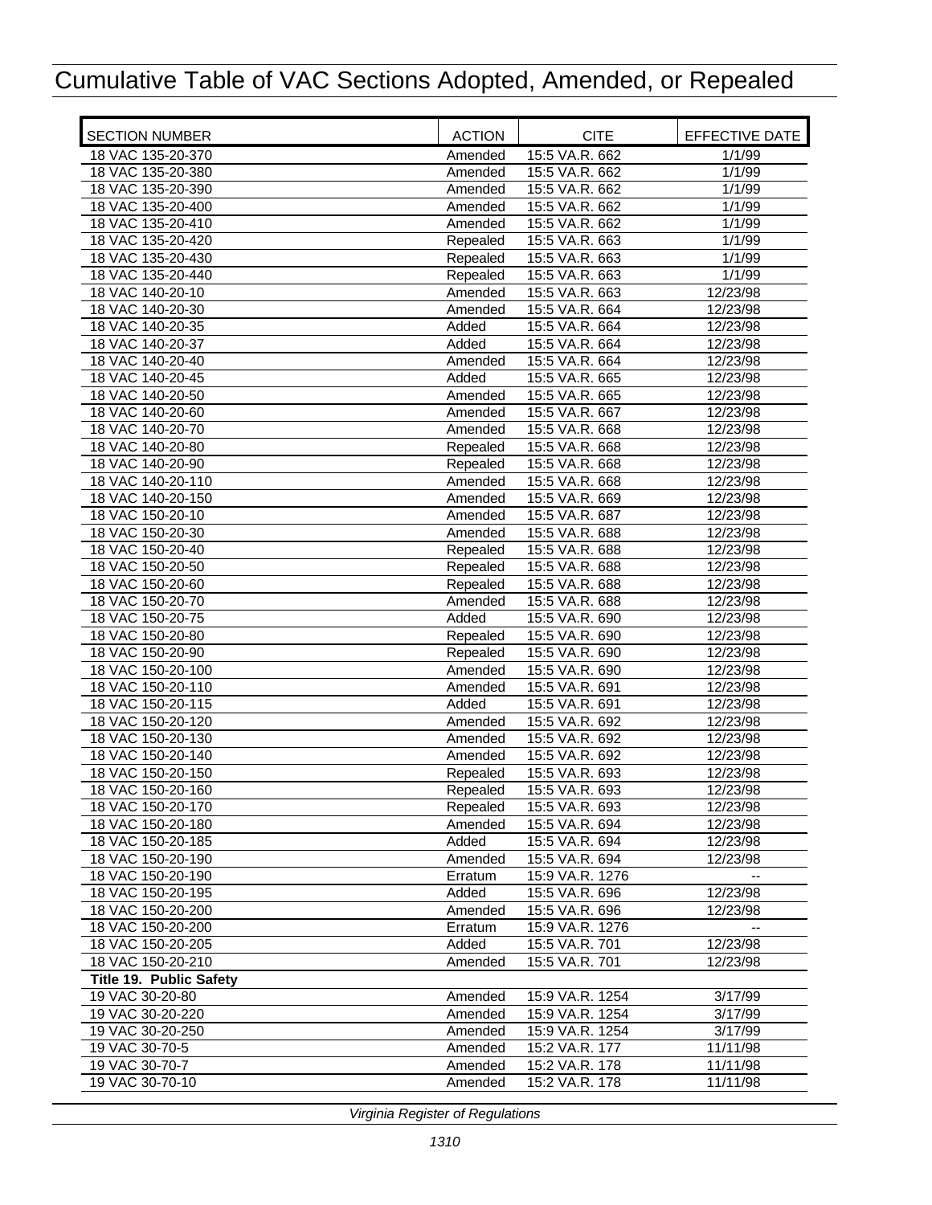# Cumulative Table of VAC Sections Adopted, Amended, or Repealed

| SECTION NUMBER | ACTION | CITE | EFFECTIVE DATE |
|---|---|---|---|
| 18 VAC 135-20-370 | Amended | 15:5 VA.R. 662 | 1/1/99 |
| 18 VAC 135-20-380 | Amended | 15:5 VA.R. 662 | 1/1/99 |
| 18 VAC 135-20-390 | Amended | 15:5 VA.R. 662 | 1/1/99 |
| 18 VAC 135-20-400 | Amended | 15:5 VA.R. 662 | 1/1/99 |
| 18 VAC 135-20-410 | Amended | 15:5 VA.R. 662 | 1/1/99 |
| 18 VAC 135-20-420 | Repealed | 15:5 VA.R. 663 | 1/1/99 |
| 18 VAC 135-20-430 | Repealed | 15:5 VA.R. 663 | 1/1/99 |
| 18 VAC 135-20-440 | Repealed | 15:5 VA.R. 663 | 1/1/99 |
| 18 VAC 140-20-10 | Amended | 15:5 VA.R. 663 | 12/23/98 |
| 18 VAC 140-20-30 | Amended | 15:5 VA.R. 664 | 12/23/98 |
| 18 VAC 140-20-35 | Added | 15:5 VA.R. 664 | 12/23/98 |
| 18 VAC 140-20-37 | Added | 15:5 VA.R. 664 | 12/23/98 |
| 18 VAC 140-20-40 | Amended | 15:5 VA.R. 664 | 12/23/98 |
| 18 VAC 140-20-45 | Added | 15:5 VA.R. 665 | 12/23/98 |
| 18 VAC 140-20-50 | Amended | 15:5 VA.R. 665 | 12/23/98 |
| 18 VAC 140-20-60 | Amended | 15:5 VA.R. 667 | 12/23/98 |
| 18 VAC 140-20-70 | Amended | 15:5 VA.R. 668 | 12/23/98 |
| 18 VAC 140-20-80 | Repealed | 15:5 VA.R. 668 | 12/23/98 |
| 18 VAC 140-20-90 | Repealed | 15:5 VA.R. 668 | 12/23/98 |
| 18 VAC 140-20-110 | Amended | 15:5 VA.R. 668 | 12/23/98 |
| 18 VAC 140-20-150 | Amended | 15:5 VA.R. 669 | 12/23/98 |
| 18 VAC 150-20-10 | Amended | 15:5 VA.R. 687 | 12/23/98 |
| 18 VAC 150-20-30 | Amended | 15:5 VA.R. 688 | 12/23/98 |
| 18 VAC 150-20-40 | Repealed | 15:5 VA.R. 688 | 12/23/98 |
| 18 VAC 150-20-50 | Repealed | 15:5 VA.R. 688 | 12/23/98 |
| 18 VAC 150-20-60 | Repealed | 15:5 VA.R. 688 | 12/23/98 |
| 18 VAC 150-20-70 | Amended | 15:5 VA.R. 688 | 12/23/98 |
| 18 VAC 150-20-75 | Added | 15:5 VA.R. 690 | 12/23/98 |
| 18 VAC 150-20-80 | Repealed | 15:5 VA.R. 690 | 12/23/98 |
| 18 VAC 150-20-90 | Repealed | 15:5 VA.R. 690 | 12/23/98 |
| 18 VAC 150-20-100 | Amended | 15:5 VA.R. 690 | 12/23/98 |
| 18 VAC 150-20-110 | Amended | 15:5 VA.R. 691 | 12/23/98 |
| 18 VAC 150-20-115 | Added | 15:5 VA.R. 691 | 12/23/98 |
| 18 VAC 150-20-120 | Amended | 15:5 VA.R. 692 | 12/23/98 |
| 18 VAC 150-20-130 | Amended | 15:5 VA.R. 692 | 12/23/98 |
| 18 VAC 150-20-140 | Amended | 15:5 VA.R. 692 | 12/23/98 |
| 18 VAC 150-20-150 | Repealed | 15:5 VA.R. 693 | 12/23/98 |
| 18 VAC 150-20-160 | Repealed | 15:5 VA.R. 693 | 12/23/98 |
| 18 VAC 150-20-170 | Repealed | 15:5 VA.R. 693 | 12/23/98 |
| 18 VAC 150-20-180 | Amended | 15:5 VA.R. 694 | 12/23/98 |
| 18 VAC 150-20-185 | Added | 15:5 VA.R. 694 | 12/23/98 |
| 18 VAC 150-20-190 | Amended | 15:5 VA.R. 694 | 12/23/98 |
| 18 VAC 150-20-190 | Erratum | 15:9 VA.R. 1276 | -- |
| 18 VAC 150-20-195 | Added | 15:5 VA.R. 696 | 12/23/98 |
| 18 VAC 150-20-200 | Amended | 15:5 VA.R. 696 | 12/23/98 |
| 18 VAC 150-20-200 | Erratum | 15:9 VA.R. 1276 | -- |
| 18 VAC 150-20-205 | Added | 15:5 VA.R. 701 | 12/23/98 |
| 18 VAC 150-20-210 | Amended | 15:5 VA.R. 701 | 12/23/98 |
| **Title 19. Public Safety** | | | |
| 19 VAC 30-20-80 | Amended | 15:9 VA.R. 1254 | 3/17/99 |
| 19 VAC 30-20-220 | Amended | 15:9 VA.R. 1254 | 3/17/99 |
| 19 VAC 30-20-250 | Amended | 15:9 VA.R. 1254 | 3/17/99 |
| 19 VAC 30-70-5 | Amended | 15:2 VA.R. 177 | 11/11/98 |
| 19 VAC 30-70-7 | Amended | 15:2 VA.R. 178 | 11/11/98 |
| 19 VAC 30-70-10 | Amended | 15:2 VA.R. 178 | 11/11/98 |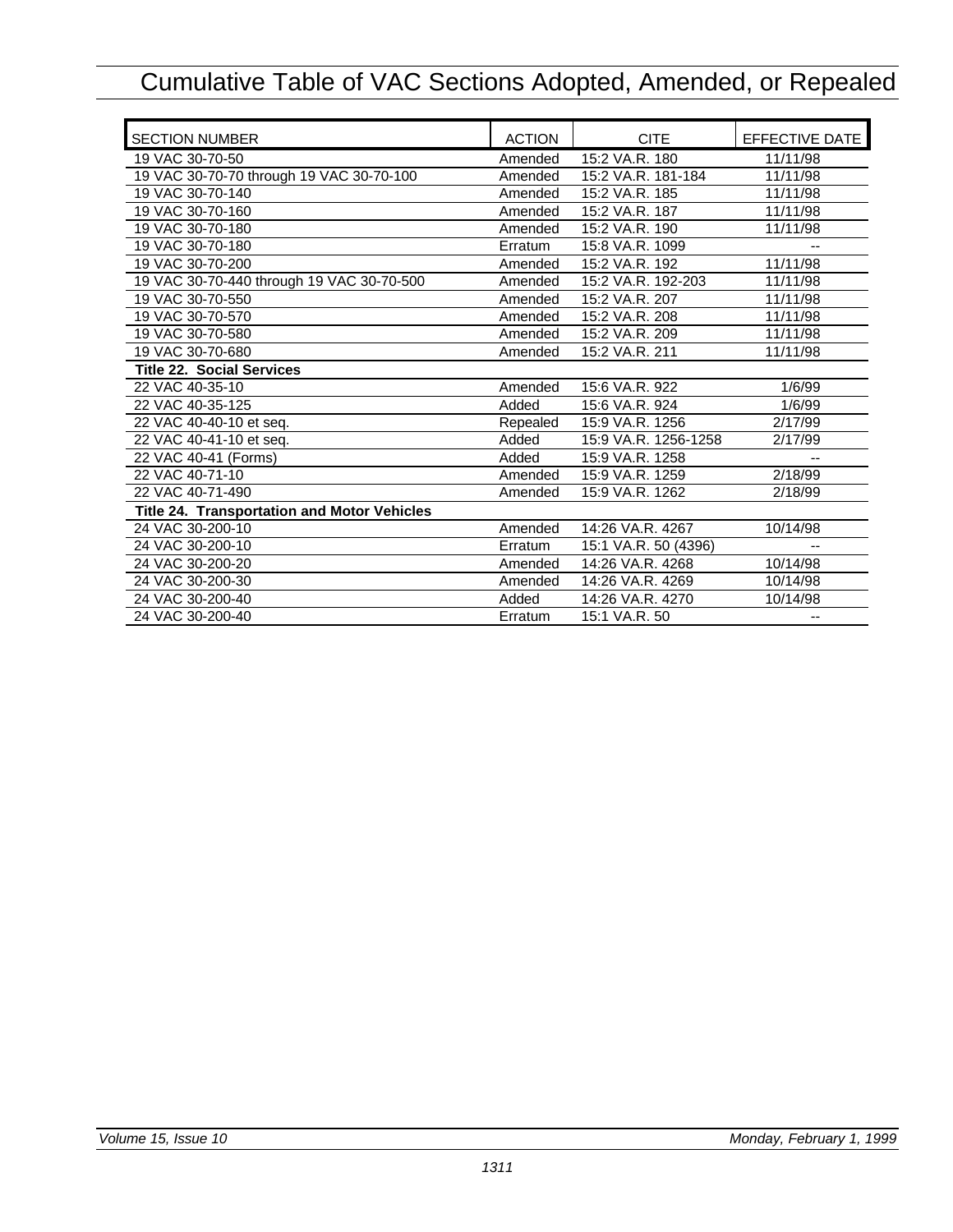# Cumulative Table of VAC Sections Adopted, Amended, or Repealed

| SECTION NUMBER | ACTION | CITE | EFFECTIVE DATE |
|---|---|---|---|
| 19 VAC 30-70-50 | Amended | 15:2 VA.R. 180 | 11/11/98 |
| 19 VAC 30-70-70 through 19 VAC 30-70-100 | Amended | 15:2 VA.R. 181-184 | 11/11/98 |
| 19 VAC 30-70-140 | Amended | 15:2 VA.R. 185 | 11/11/98 |
| 19 VAC 30-70-160 | Amended | 15:2 VA.R. 187 | 11/11/98 |
| 19 VAC 30-70-180 | Amended | 15:2 VA.R. 190 | 11/11/98 |
| 19 VAC 30-70-180 | Erratum | 15:8 VA.R. 1099 | -- |
| 19 VAC 30-70-200 | Amended | 15:2 VA.R. 192 | 11/11/98 |
| 19 VAC 30-70-440 through 19 VAC 30-70-500 | Amended | 15:2 VA.R. 192-203 | 11/11/98 |
| 19 VAC 30-70-550 | Amended | 15:2 VA.R. 207 | 11/11/98 |
| 19 VAC 30-70-570 | Amended | 15:2 VA.R. 208 | 11/11/98 |
| 19 VAC 30-70-580 | Amended | 15:2 VA.R. 209 | 11/11/98 |
| 19 VAC 30-70-680 | Amended | 15:2 VA.R. 211 | 11/11/98 |
| **Title 22. Social Services** | | | |
| 22 VAC 40-35-10 | Amended | 15:6 VA.R. 922 | 1/6/99 |
| 22 VAC 40-35-125 | Added | 15:6 VA.R. 924 | 1/6/99 |
| 22 VAC 40-40-10 et seq. | Repealed | 15:9 VA.R. 1256 | 2/17/99 |
| 22 VAC 40-41-10 et seq. | Added | 15:9 VA.R. 1256-1258 | 2/17/99 |
| 22 VAC 40-41 (Forms) | Added | 15:9 VA.R. 1258 | -- |
| 22 VAC 40-71-10 | Amended | 15:9 VA.R. 1259 | 2/18/99 |
| 22 VAC 40-71-490 | Amended | 15:9 VA.R. 1262 | 2/18/99 |
| **Title 24. Transportation and Motor Vehicles** | | | |
| 24 VAC 30-200-10 | Amended | 14:26 VA.R. 4267 | 10/14/98 |
| 24 VAC 30-200-10 | Erratum | 15:1 VA.R. 50 (4396) | -- |
| 24 VAC 30-200-20 | Amended | 14:26 VA.R. 4268 | 10/14/98 |
| 24 VAC 30-200-30 | Amended | 14:26 VA.R. 4269 | 10/14/98 |
| 24 VAC 30-200-40 | Added | 14:26 VA.R. 4270 | 10/14/98 |
| 24 VAC 30-200-40 | Erratum | 15:1 VA.R. 50 | -- |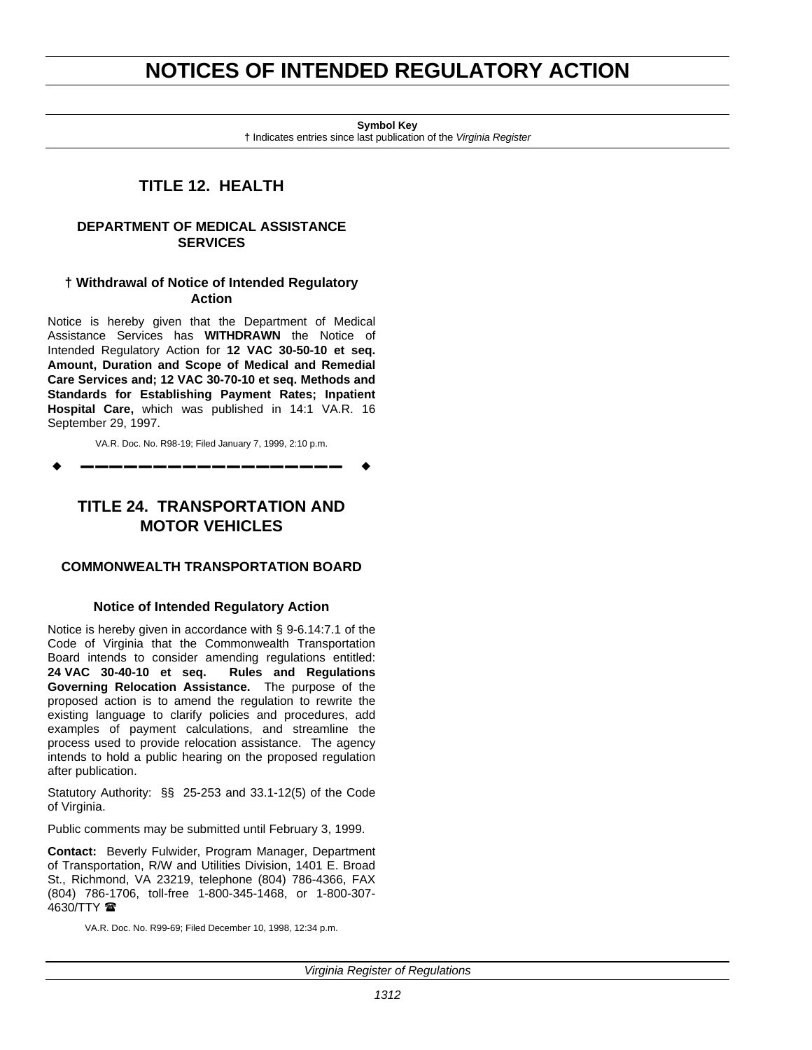# NOTICES OF INTENDED REGULATORY ACTION

**Symbol Key**
† Indicates entries since last publication of the *Virginia Register*

## TITLE 12. HEALTH

### DEPARTMENT OF MEDICAL ASSISTANCE SERVICES

#### † Withdrawal of Notice of Intended Regulatory Action

Notice is hereby given that the Department of Medical Assistance Services has **WITHDRAWN** the Notice of Intended Regulatory Action for **12 VAC 30-50-10 et seq. Amount, Duration and Scope of Medical and Remedial Care Services and; 12 VAC 30-70-10 et seq. Methods and Standards for Establishing Payment Rates; Inpatient Hospital Care,** which was published in 14:1 VA.R. 16 September 29, 1997.

VA.R. Doc. No. R98-19; Filed January 7, 1999, 2:10 p.m.

## TITLE 24. TRANSPORTATION AND MOTOR VEHICLES

### COMMONWEALTH TRANSPORTATION BOARD

#### Notice of Intended Regulatory Action

Notice is hereby given in accordance with § 9-6.14:7.1 of the Code of Virginia that the Commonwealth Transportation Board intends to consider amending regulations entitled: **24 VAC 30-40-10 et seq. Rules and Regulations Governing Relocation Assistance.** The purpose of the proposed action is to amend the regulation to rewrite the existing language to clarify policies and procedures, add examples of payment calculations, and streamline the process used to provide relocation assistance. The agency intends to hold a public hearing on the proposed regulation after publication.

Statutory Authority: §§ 25-253 and 33.1-12(5) of the Code of Virginia.

Public comments may be submitted until February 3, 1999.

**Contact:** Beverly Fulwider, Program Manager, Department of Transportation, R/W and Utilities Division, 1401 E. Broad St., Richmond, VA 23219, telephone (804) 786-4366, FAX (804) 786-1706, toll-free 1-800-345-1468, or 1-800-307-4630/TTY ☎

VA.R. Doc. No. R99-69; Filed December 10, 1998, 12:34 p.m.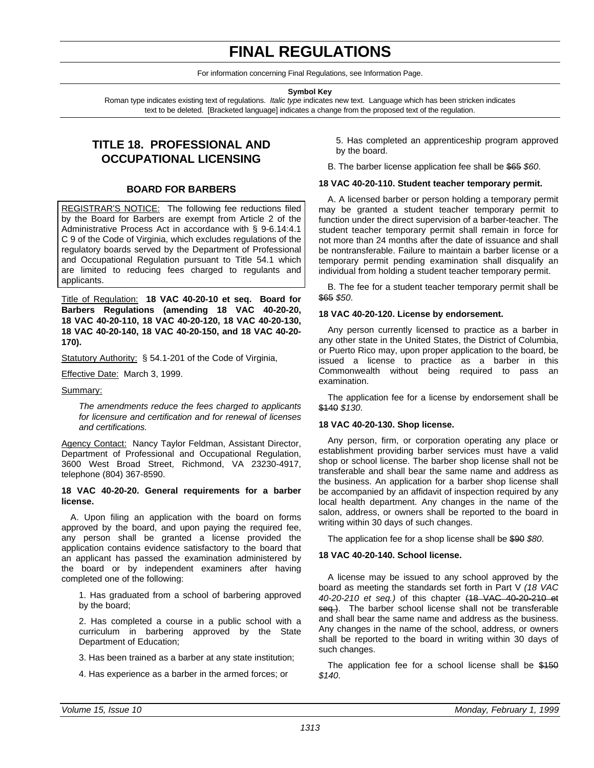# FINAL REGULATIONS

For information concerning Final Regulations, see Information Page.

**Symbol Key**

Roman type indicates existing text of regulations. *Italic type* indicates new text. Language which has been stricken indicates text to be deleted. [Bracketed language] indicates a change from the proposed text of the regulation.

## TITLE 18. PROFESSIONAL AND OCCUPATIONAL LICENSING

### BOARD FOR BARBERS

REGISTRAR'S NOTICE: The following fee reductions filed by the Board for Barbers are exempt from Article 2 of the Administrative Process Act in accordance with § 9-6.14:4.1 C 9 of the Code of Virginia, which excludes regulations of the regulatory boards served by the Department of Professional and Occupational Regulation pursuant to Title 54.1 which are limited to reducing fees charged to regulants and applicants.

Title of Regulation: **18 VAC 40-20-10 et seq. Board for Barbers Regulations (amending 18 VAC 40-20-20, 18 VAC 40-20-110, 18 VAC 40-20-120, 18 VAC 40-20-130, 18 VAC 40-20-140, 18 VAC 40-20-150, and 18 VAC 40-20-170).**

Statutory Authority: § 54.1-201 of the Code of Virginia,

Effective Date: March 3, 1999.

Summary:

*The amendments reduce the fees charged to applicants for licensure and certification and for renewal of licenses and certifications.*

Agency Contact: Nancy Taylor Feldman, Assistant Director, Department of Professional and Occupational Regulation, 3600 West Broad Street, Richmond, VA 23230-4917, telephone (804) 367-8590.

**18 VAC 40-20-20. General requirements for a barber license.**

A. Upon filing an application with the board on forms approved by the board, and upon paying the required fee, any person shall be granted a license provided the application contains evidence satisfactory to the board that an applicant has passed the examination administered by the board or by independent examiners after having completed one of the following:

1. Has graduated from a school of barbering approved by the board;

2. Has completed a course in a public school with a curriculum in barbering approved by the State Department of Education;

3. Has been trained as a barber at any state institution;

4. Has experience as a barber in the armed forces; or

5. Has completed an apprenticeship program approved by the board.

B. The barber license application fee shall be ~~$65~~ *$60*.

**18 VAC 40-20-110. Student teacher temporary permit.**

A. A licensed barber or person holding a temporary permit may be granted a student teacher temporary permit to function under the direct supervision of a barber-teacher. The student teacher temporary permit shall remain in force for not more than 24 months after the date of issuance and shall be nontransferable. Failure to maintain a barber license or a temporary permit pending examination shall disqualify an individual from holding a student teacher temporary permit.

B. The fee for a student teacher temporary permit shall be ~~$65~~ *$50*.

**18 VAC 40-20-120. License by endorsement.**

Any person currently licensed to practice as a barber in any other state in the United States, the District of Columbia, or Puerto Rico may, upon proper application to the board, be issued a license to practice as a barber in this Commonwealth without being required to pass an examination.

The application fee for a license by endorsement shall be ~~$140~~ *$130*.

**18 VAC 40-20-130. Shop license.**

Any person, firm, or corporation operating any place or establishment providing barber services must have a valid shop or school license. The barber shop license shall not be transferable and shall bear the same name and address as the business. An application for a barber shop license shall be accompanied by an affidavit of inspection required by any local health department. Any changes in the name of the salon, address, or owners shall be reported to the board in writing within 30 days of such changes.

The application fee for a shop license shall be ~~$90~~ *$80*.

**18 VAC 40-20-140. School license.**

A license may be issued to any school approved by the board as meeting the standards set forth in Part V *(18 VAC 40-20-210 et seq.)* of this chapter ~~(18 VAC 40-20-210 et seq.)~~. The barber school license shall not be transferable and shall bear the same name and address as the business. Any changes in the name of the school, address, or owners shall be reported to the board in writing within 30 days of such changes.

The application fee for a school license shall be ~~$150~~ *$140*.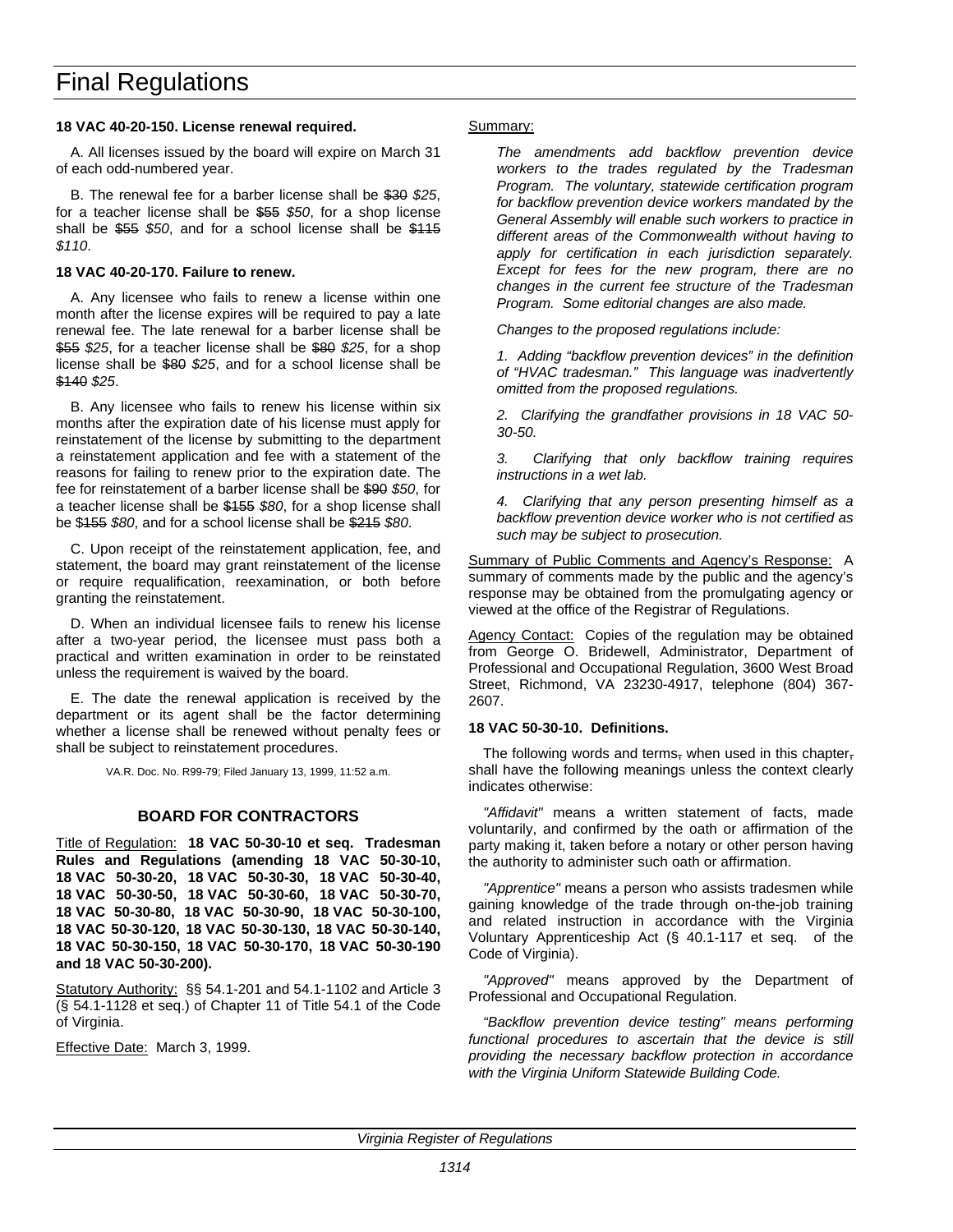# Final Regulations

**18 VAC 40-20-150. License renewal required.**

A. All licenses issued by the board will expire on March 31 of each odd-numbered year.

B. The renewal fee for a barber license shall be ~~$30~~ *$25*, for a teacher license shall be ~~$55~~ *$50*, for a shop license shall be ~~$55~~ *$50*, and for a school license shall be ~~$115~~ *$110*.

**18 VAC 40-20-170. Failure to renew.**

A. Any licensee who fails to renew a license within one month after the license expires will be required to pay a late renewal fee. The late renewal for a barber license shall be ~~$55~~ *$25*, for a teacher license shall be ~~$80~~ *$25*, for a shop license shall be ~~$80~~ *$25*, and for a school license shall be ~~$140~~ *$25*.

B. Any licensee who fails to renew his license within six months after the expiration date of his license must apply for reinstatement of the license by submitting to the department a reinstatement application and fee with a statement of the reasons for failing to renew prior to the expiration date. The fee for reinstatement of a barber license shall be ~~$90~~ *$50*, for a teacher license shall be ~~$155~~ *$80*, for a shop license shall be ~~$155~~ *$80*, and for a school license shall be ~~$215~~ *$80*.

C. Upon receipt of the reinstatement application, fee, and statement, the board may grant reinstatement of the license or require requalification, reexamination, or both before granting the reinstatement.

D. When an individual licensee fails to renew his license after a two-year period, the licensee must pass both a practical and written examination in order to be reinstated unless the requirement is waived by the board.

E. The date the renewal application is received by the department or its agent shall be the factor determining whether a license shall be renewed without penalty fees or shall be subject to reinstatement procedures.

VA.R. Doc. No. R99-79; Filed January 13, 1999, 11:52 a.m.

## BOARD FOR CONTRACTORS

Title of Regulation: **18 VAC 50-30-10 et seq. Tradesman Rules and Regulations (amending 18 VAC 50-30-10, 18 VAC 50-30-20, 18 VAC 50-30-30, 18 VAC 50-30-40, 18 VAC 50-30-50, 18 VAC 50-30-60, 18 VAC 50-30-70, 18 VAC 50-30-80, 18 VAC 50-30-90, 18 VAC 50-30-100, 18 VAC 50-30-120, 18 VAC 50-30-130, 18 VAC 50-30-140, 18 VAC 50-30-150, 18 VAC 50-30-170, 18 VAC 50-30-190 and 18 VAC 50-30-200).**

Statutory Authority: §§ 54.1-201 and 54.1-1102 and Article 3 (§ 54.1-1128 et seq.) of Chapter 11 of Title 54.1 of the Code of Virginia.

Effective Date: March 3, 1999.

Summary:

*The amendments add backflow prevention device workers to the trades regulated by the Tradesman Program. The voluntary, statewide certification program for backflow prevention device workers mandated by the General Assembly will enable such workers to practice in different areas of the Commonwealth without having to apply for certification in each jurisdiction separately. Except for fees for the new program, there are no changes in the current fee structure of the Tradesman Program. Some editorial changes are also made.*

*Changes to the proposed regulations include:*

*1. Adding "backflow prevention devices" in the definition of "HVAC tradesman." This language was inadvertently omitted from the proposed regulations.*

*2. Clarifying the grandfather provisions in 18 VAC 50-30-50.*

*3. Clarifying that only backflow training requires instructions in a wet lab.*

*4. Clarifying that any person presenting himself as a backflow prevention device worker who is not certified as such may be subject to prosecution.*

Summary of Public Comments and Agency's Response: A summary of comments made by the public and the agency's response may be obtained from the promulgating agency or viewed at the office of the Registrar of Regulations.

Agency Contact: Copies of the regulation may be obtained from George O. Bridewell, Administrator, Department of Professional and Occupational Regulation, 3600 West Broad Street, Richmond, VA 23230-4917, telephone (804) 367-2607.

**18 VAC 50-30-10. Definitions.**

The following words and terms~~,~~ when used in this chapter~~,~~ shall have the following meanings unless the context clearly indicates otherwise:

*"Affidavit"* means a written statement of facts, made voluntarily, and confirmed by the oath or affirmation of the party making it, taken before a notary or other person having the authority to administer such oath or affirmation.

*"Apprentice"* means a person who assists tradesmen while gaining knowledge of the trade through on-the-job training and related instruction in accordance with the Virginia Voluntary Apprenticeship Act (§ 40.1-117 et seq. of the Code of Virginia).

*"Approved"* means approved by the Department of Professional and Occupational Regulation.

*"Backflow prevention device testing" means performing functional procedures to ascertain that the device is still providing the necessary backflow protection in accordance with the Virginia Uniform Statewide Building Code.*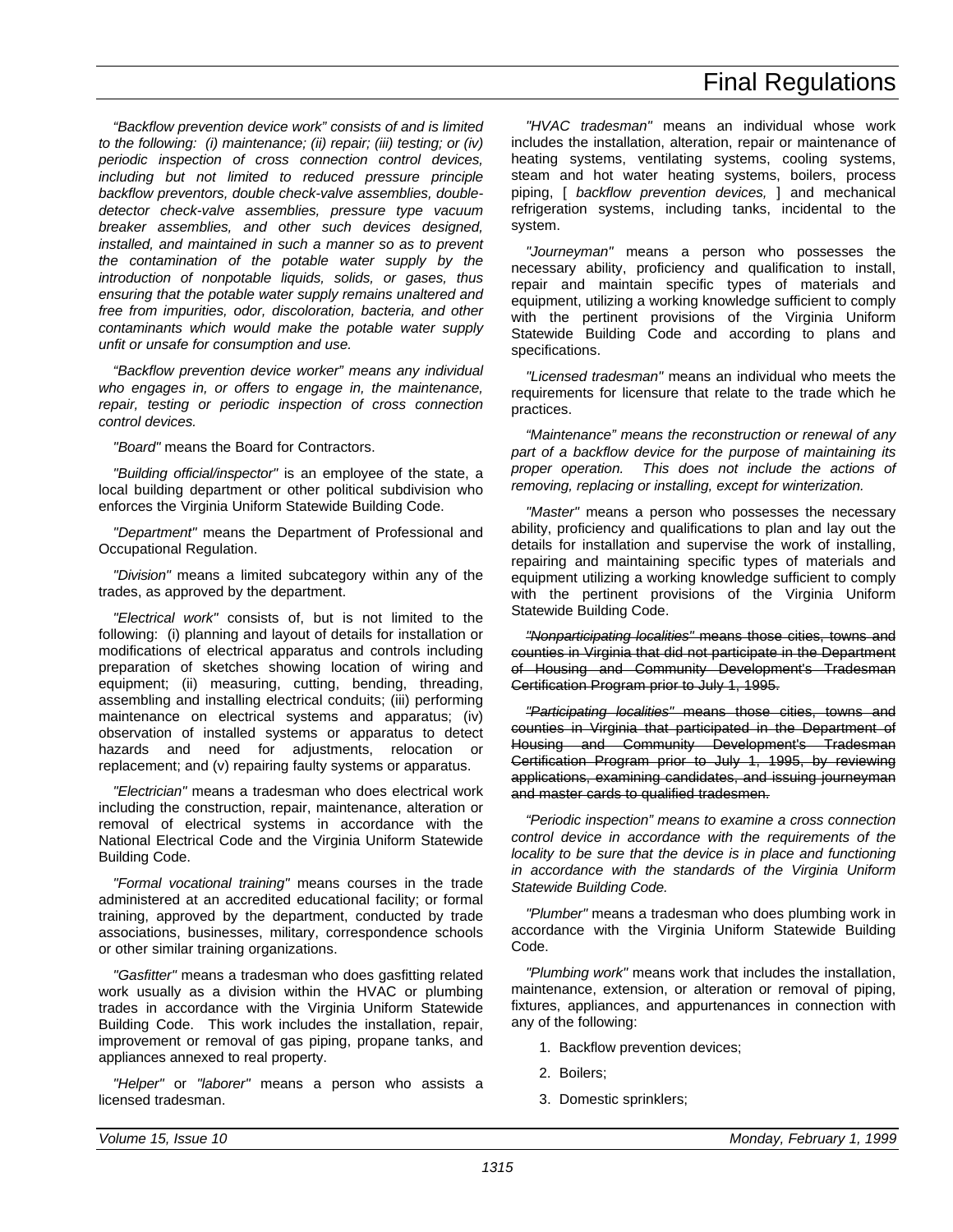*"Backflow prevention device work" consists of and is limited to the following: (i) maintenance; (ii) repair; (iii) testing; or (iv) periodic inspection of cross connection control devices, including but not limited to reduced pressure principle backflow preventors, double check-valve assemblies, double-detector check-valve assemblies, pressure type vacuum breaker assemblies, and other such devices designed, installed, and maintained in such a manner so as to prevent the contamination of the potable water supply by the introduction of nonpotable liquids, solids, or gases, thus ensuring that the potable water supply remains unaltered and free from impurities, odor, discoloration, bacteria, and other contaminants which would make the potable water supply unfit or unsafe for consumption and use.*

*"Backflow prevention device worker" means any individual who engages in, or offers to engage in, the maintenance, repair, testing or periodic inspection of cross connection control devices.*

*"Board"* means the Board for Contractors.

*"Building official/inspector"* is an employee of the state, a local building department or other political subdivision who enforces the Virginia Uniform Statewide Building Code.

*"Department"* means the Department of Professional and Occupational Regulation.

*"Division"* means a limited subcategory within any of the trades, as approved by the department.

*"Electrical work"* consists of, but is not limited to the following: (i) planning and layout of details for installation or modifications of electrical apparatus and controls including preparation of sketches showing location of wiring and equipment; (ii) measuring, cutting, bending, threading, assembling and installing electrical conduits; (iii) performing maintenance on electrical systems and apparatus; (iv) observation of installed systems or apparatus to detect hazards and need for adjustments, relocation or replacement; and (v) repairing faulty systems or apparatus.

*"Electrician"* means a tradesman who does electrical work including the construction, repair, maintenance, alteration or removal of electrical systems in accordance with the National Electrical Code and the Virginia Uniform Statewide Building Code.

*"Formal vocational training"* means courses in the trade administered at an accredited educational facility; or formal training, approved by the department, conducted by trade associations, businesses, military, correspondence schools or other similar training organizations.

*"Gasfitter"* means a tradesman who does gasfitting related work usually as a division within the HVAC or plumbing trades in accordance with the Virginia Uniform Statewide Building Code. This work includes the installation, repair, improvement or removal of gas piping, propane tanks, and appliances annexed to real property.

*"Helper"* or *"laborer"* means a person who assists a licensed tradesman.

*"HVAC tradesman"* means an individual whose work includes the installation, alteration, repair or maintenance of heating systems, ventilating systems, cooling systems, steam and hot water heating systems, boilers, process piping, [ *backflow prevention devices,* ] and mechanical refrigeration systems, including tanks, incidental to the system.

*"Journeyman"* means a person who possesses the necessary ability, proficiency and qualification to install, repair and maintain specific types of materials and equipment, utilizing a working knowledge sufficient to comply with the pertinent provisions of the Virginia Uniform Statewide Building Code and according to plans and specifications.

*"Licensed tradesman"* means an individual who meets the requirements for licensure that relate to the trade which he practices.

*"Maintenance" means the reconstruction or renewal of any part of a backflow device for the purpose of maintaining its proper operation. This does not include the actions of removing, replacing or installing, except for winterization.*

*"Master"* means a person who possesses the necessary ability, proficiency and qualifications to plan and lay out the details for installation and supervise the work of installing, repairing and maintaining specific types of materials and equipment utilizing a working knowledge sufficient to comply with the pertinent provisions of the Virginia Uniform Statewide Building Code.

~~*"Nonparticipating localities"* means those cities, towns and counties in Virginia that did not participate in the Department of Housing and Community Development's Tradesman Certification Program prior to July 1, 1995.~~

~~*"Participating localities"* means those cities, towns and counties in Virginia that participated in the Department of Housing and Community Development's Tradesman Certification Program prior to July 1, 1995, by reviewing applications, examining candidates, and issuing journeyman and master cards to qualified tradesmen.~~

*"Periodic inspection" means to examine a cross connection control device in accordance with the requirements of the locality to be sure that the device is in place and functioning in accordance with the standards of the Virginia Uniform Statewide Building Code.*

*"Plumber"* means a tradesman who does plumbing work in accordance with the Virginia Uniform Statewide Building Code.

*"Plumbing work"* means work that includes the installation, maintenance, extension, or alteration or removal of piping, fixtures, appliances, and appurtenances in connection with any of the following:

1. Backflow prevention devices;
2. Boilers;
3. Domestic sprinklers;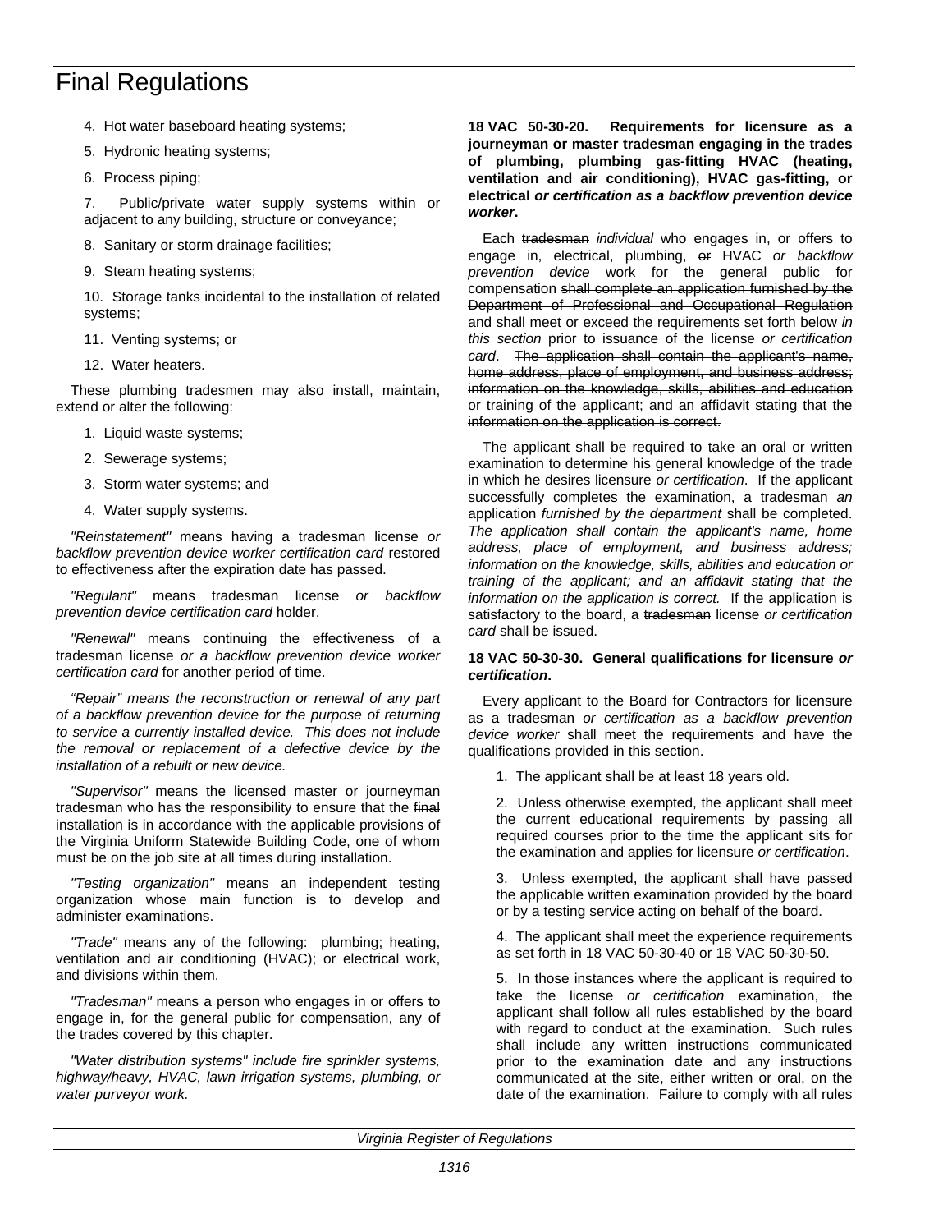4. Hot water baseboard heating systems;

5. Hydronic heating systems;

6. Process piping;

7. Public/private water supply systems within or adjacent to any building, structure or conveyance;

8. Sanitary or storm drainage facilities;

9. Steam heating systems;

10. Storage tanks incidental to the installation of related systems;

11. Venting systems; or

12. Water heaters.

These plumbing tradesmen may also install, maintain, extend or alter the following:

1. Liquid waste systems;

2. Sewerage systems;

3. Storm water systems; and

4. Water supply systems.

*"Reinstatement"* means having a tradesman license *or backflow prevention device worker certification card* restored to effectiveness after the expiration date has passed.

*"Regulant"* means tradesman license *or backflow prevention device certification card* holder.

*"Renewal"* means continuing the effectiveness of a tradesman license *or a backflow prevention device worker certification card* for another period of time.

*"Repair" means the reconstruction or renewal of any part of a backflow prevention device for the purpose of returning to service a currently installed device. This does not include the removal or replacement of a defective device by the installation of a rebuilt or new device.*

*"Supervisor"* means the licensed master or journeyman tradesman who has the responsibility to ensure that the ~~final~~ installation is in accordance with the applicable provisions of the Virginia Uniform Statewide Building Code, one of whom must be on the job site at all times during installation.

*"Testing organization"* means an independent testing organization whose main function is to develop and administer examinations.

*"Trade"* means any of the following: plumbing; heating, ventilation and air conditioning (HVAC); or electrical work, and divisions within them.

*"Tradesman"* means a person who engages in or offers to engage in, for the general public for compensation, any of the trades covered by this chapter.

*"Water distribution systems" include fire sprinkler systems, highway/heavy, HVAC, lawn irrigation systems, plumbing, or water purveyor work.*

**18 VAC 50-30-20. Requirements for licensure as a journeyman or master tradesman engaging in the trades of plumbing, plumbing gas-fitting HVAC (heating, ventilation and air conditioning), HVAC gas-fitting, or electrical *or certification as a backflow prevention device worker*.**

Each ~~tradesman~~ *individual* who engages in, or offers to engage in, electrical, plumbing, ~~or~~ HVAC *or backflow prevention device* work for the general public for compensation ~~shall complete an application furnished by the Department of Professional and Occupational Regulation and~~ shall meet or exceed the requirements set forth ~~below~~ *in this section* prior to issuance of the license *or certification card*. ~~The application shall contain the applicant's name, home address, place of employment, and business address; information on the knowledge, skills, abilities and education or training of the applicant; and an affidavit stating that the information on the application is correct.~~

The applicant shall be required to take an oral or written examination to determine his general knowledge of the trade in which he desires licensure *or certification*. If the applicant successfully completes the examination, ~~a tradesman~~ *an* application *furnished by the department* shall be completed. *The application shall contain the applicant's name, home address, place of employment, and business address; information on the knowledge, skills, abilities and education or training of the applicant; and an affidavit stating that the information on the application is correct.* If the application is satisfactory to the board, a ~~tradesman~~ license *or certification card* shall be issued.

**18 VAC 50-30-30. General qualifications for licensure *or certification*.**

Every applicant to the Board for Contractors for licensure as a tradesman *or certification as a backflow prevention device worker* shall meet the requirements and have the qualifications provided in this section.

1. The applicant shall be at least 18 years old.

2. Unless otherwise exempted, the applicant shall meet the current educational requirements by passing all required courses prior to the time the applicant sits for the examination and applies for licensure *or certification*.

3. Unless exempted, the applicant shall have passed the applicable written examination provided by the board or by a testing service acting on behalf of the board.

4. The applicant shall meet the experience requirements as set forth in 18 VAC 50-30-40 or 18 VAC 50-30-50.

5. In those instances where the applicant is required to take the license *or certification* examination, the applicant shall follow all rules established by the board with regard to conduct at the examination. Such rules shall include any written instructions communicated prior to the examination date and any instructions communicated at the site, either written or oral, on the date of the examination. Failure to comply with all rules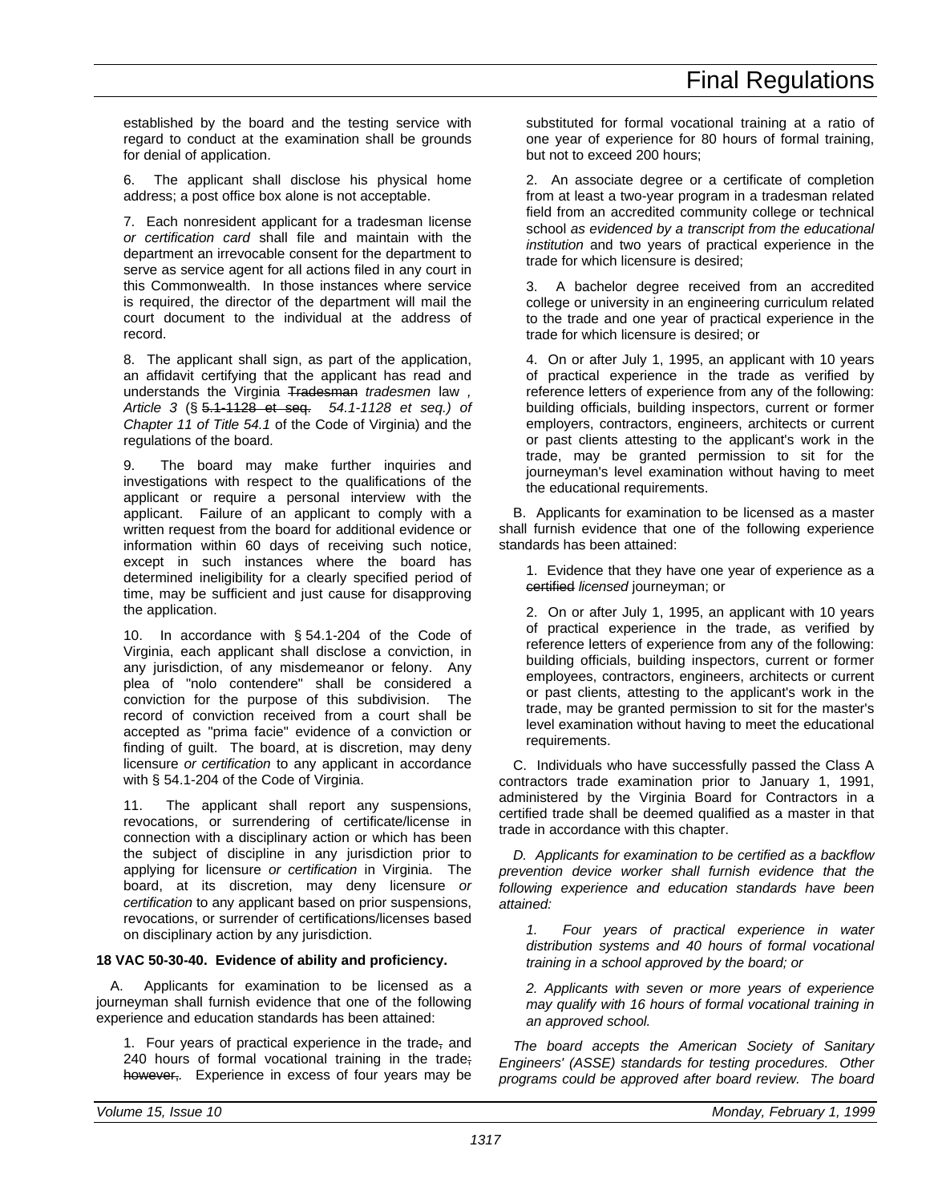established by the board and the testing service with regard to conduct at the examination shall be grounds for denial of application.

6. The applicant shall disclose his physical home address; a post office box alone is not acceptable.

7. Each nonresident applicant for a tradesman license *or certification card* shall file and maintain with the department an irrevocable consent for the department to serve as service agent for all actions filed in any court in this Commonwealth. In those instances where service is required, the director of the department will mail the court document to the individual at the address of record.

8. The applicant shall sign, as part of the application, an affidavit certifying that the applicant has read and understands the Virginia ~~Tradesman~~ *tradesmen* law *, Article 3* (§ ~~5.1-1128 et seq.~~ *54.1-1128 et seq.) of Chapter 11 of Title 54.1* of the Code of Virginia) and the regulations of the board.

9. The board may make further inquiries and investigations with respect to the qualifications of the applicant or require a personal interview with the applicant. Failure of an applicant to comply with a written request from the board for additional evidence or information within 60 days of receiving such notice, except in such instances where the board has determined ineligibility for a clearly specified period of time, may be sufficient and just cause for disapproving the application.

10. In accordance with § 54.1-204 of the Code of Virginia, each applicant shall disclose a conviction, in any jurisdiction, of any misdemeanor or felony. Any plea of "nolo contendere" shall be considered a conviction for the purpose of this subdivision. The record of conviction received from a court shall be accepted as "prima facie" evidence of a conviction or finding of guilt. The board, at is discretion, may deny licensure *or certification* to any applicant in accordance with § 54.1-204 of the Code of Virginia.

11. The applicant shall report any suspensions, revocations, or surrendering of certificate/license in connection with a disciplinary action or which has been the subject of discipline in any jurisdiction prior to applying for licensure *or certification* in Virginia. The board, at its discretion, may deny licensure *or certification* to any applicant based on prior suspensions, revocations, or surrender of certifications/licenses based on disciplinary action by any jurisdiction.

**18 VAC 50-30-40. Evidence of ability and proficiency.**

A. Applicants for examination to be licensed as a journeyman shall furnish evidence that one of the following experience and education standards has been attained:

1. Four years of practical experience in the trade~~,~~ and 240 hours of formal vocational training in the trade~~; however,~~*.* Experience in excess of four years may be substituted for formal vocational training at a ratio of one year of experience for 80 hours of formal training, but not to exceed 200 hours;

2. An associate degree or a certificate of completion from at least a two-year program in a tradesman related field from an accredited community college or technical school *as evidenced by a transcript from the educational institution* and two years of practical experience in the trade for which licensure is desired;

3. A bachelor degree received from an accredited college or university in an engineering curriculum related to the trade and one year of practical experience in the trade for which licensure is desired; or

4. On or after July 1, 1995, an applicant with 10 years of practical experience in the trade as verified by reference letters of experience from any of the following: building officials, building inspectors, current or former employers, contractors, engineers, architects or current or past clients attesting to the applicant's work in the trade, may be granted permission to sit for the journeyman's level examination without having to meet the educational requirements.

B. Applicants for examination to be licensed as a master shall furnish evidence that one of the following experience standards has been attained:

1. Evidence that they have one year of experience as a ~~certified~~ *licensed* journeyman; or

2. On or after July 1, 1995, an applicant with 10 years of practical experience in the trade, as verified by reference letters of experience from any of the following: building officials, building inspectors, current or former employees, contractors, engineers, architects or current or past clients, attesting to the applicant's work in the trade, may be granted permission to sit for the master's level examination without having to meet the educational requirements.

C. Individuals who have successfully passed the Class A contractors trade examination prior to January 1, 1991, administered by the Virginia Board for Contractors in a certified trade shall be deemed qualified as a master in that trade in accordance with this chapter.

*D. Applicants for examination to be certified as a backflow prevention device worker shall furnish evidence that the following experience and education standards have been attained:*

*1. Four years of practical experience in water distribution systems and 40 hours of formal vocational training in a school approved by the board; or*

*2. Applicants with seven or more years of experience may qualify with 16 hours of formal vocational training in an approved school.*

*The board accepts the American Society of Sanitary Engineers' (ASSE) standards for testing procedures. Other programs could be approved after board review. The board*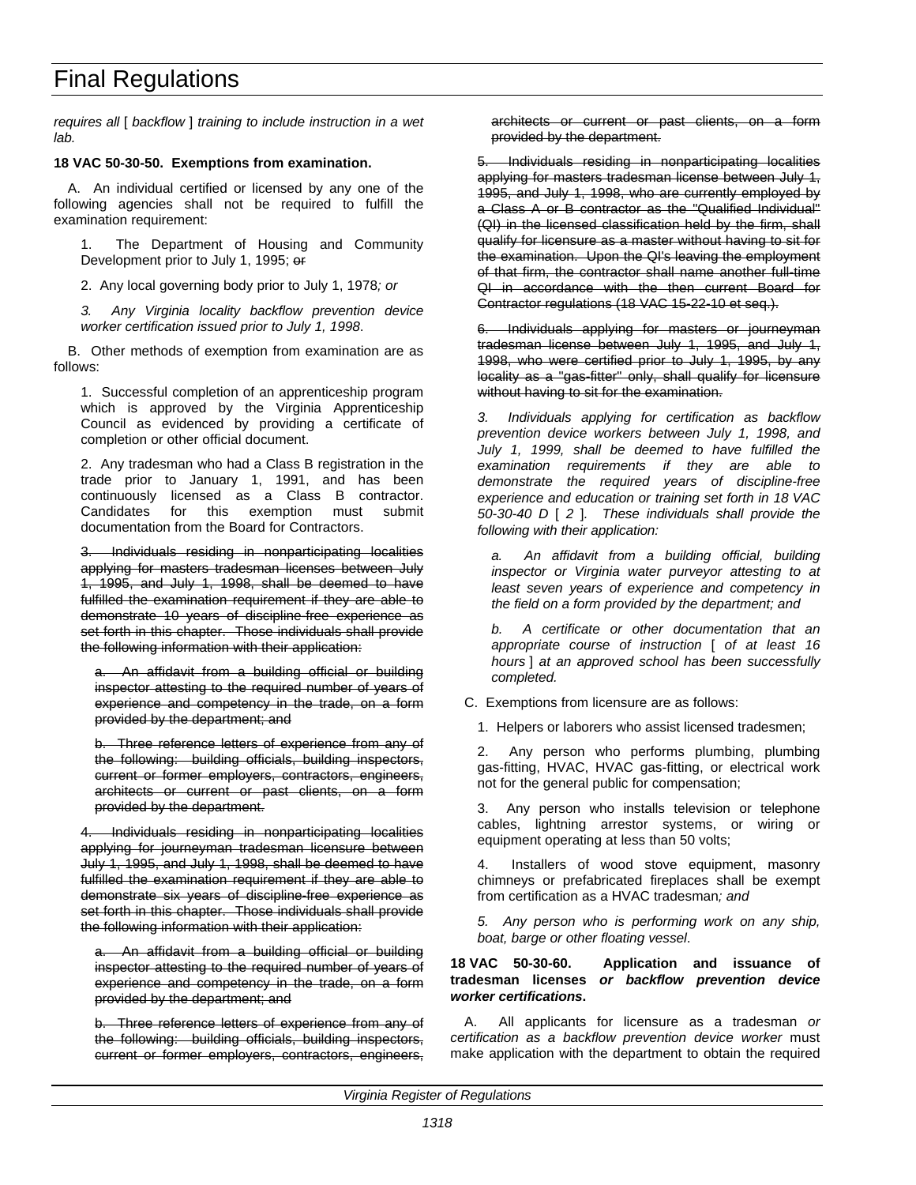*requires all* [ *backflow* ] *training to include instruction in a wet lab.*

**18 VAC 50-30-50. Exemptions from examination.**

A. An individual certified or licensed by any one of the following agencies shall not be required to fulfill the examination requirement:

1. The Department of Housing and Community Development prior to July 1, 1995; ~~or~~

2. Any local governing body prior to July 1, 1978*; or*

*3. Any Virginia locality backflow prevention device worker certification issued prior to July 1, 1998*.

B. Other methods of exemption from examination are as follows:

1. Successful completion of an apprenticeship program which is approved by the Virginia Apprenticeship Council as evidenced by providing a certificate of completion or other official document.

2. Any tradesman who had a Class B registration in the trade prior to January 1, 1991, and has been continuously licensed as a Class B contractor. Candidates for this exemption must submit documentation from the Board for Contractors.

~~3. Individuals residing in nonparticipating localities applying for masters tradesman licenses between July 1, 1995, and July 1, 1998, shall be deemed to have fulfilled the examination requirement if they are able to demonstrate 10 years of discipline-free experience as set forth in this chapter. Those individuals shall provide the following information with their application:~~

~~a. An affidavit from a building official or building inspector attesting to the required number of years of experience and competency in the trade, on a form provided by the department; and~~

~~b. Three reference letters of experience from any of the following: building officials, building inspectors, current or former employers, contractors, engineers, architects or current or past clients, on a form provided by the department.~~

~~4. Individuals residing in nonparticipating localities applying for journeyman tradesman licensure between July 1, 1995, and July 1, 1998, shall be deemed to have fulfilled the examination requirement if they are able to demonstrate six years of discipline-free experience as set forth in this chapter. Those individuals shall provide the following information with their application:~~

~~a. An affidavit from a building official or building inspector attesting to the required number of years of experience and competency in the trade, on a form provided by the department; and~~

~~b. Three reference letters of experience from any of the following: building officials, building inspectors, current or former employers, contractors, engineers, architects or current or past clients, on a form provided by the department.~~

~~5. Individuals residing in nonparticipating localities applying for masters tradesman license between July 1, 1995, and July 1, 1998, who are currently employed by a Class A or B contractor as the "Qualified Individual" (QI) in the licensed classification held by the firm, shall qualify for licensure as a master without having to sit for the examination. Upon the QI's leaving the employment of that firm, the contractor shall name another full-time QI in accordance with the then current Board for Contractor regulations (18 VAC 15-22-10 et seq.).~~

~~6. Individuals applying for masters or journeyman tradesman license between July 1, 1995, and July 1, 1998, who were certified prior to July 1, 1995, by any locality as a "gas-fitter" only, shall qualify for licensure without having to sit for the examination.~~

*3. Individuals applying for certification as backflow prevention device workers between July 1, 1998, and July 1, 1999, shall be deemed to have fulfilled the examination requirements if they are able to demonstrate the required years of discipline-free experience and education or training set forth in 18 VAC 50-30-40 D* [ *2* ]*. These individuals shall provide the following with their application:*

*a. An affidavit from a building official, building inspector or Virginia water purveyor attesting to at least seven years of experience and competency in the field on a form provided by the department; and*

*b. A certificate or other documentation that an appropriate course of instruction* [ *of at least 16 hours* ] *at an approved school has been successfully completed.*

C. Exemptions from licensure are as follows:

1. Helpers or laborers who assist licensed tradesmen;

2. Any person who performs plumbing, plumbing gas-fitting, HVAC, HVAC gas-fitting, or electrical work not for the general public for compensation;

3. Any person who installs television or telephone cables, lightning arrestor systems, or wiring or equipment operating at less than 50 volts;

4. Installers of wood stove equipment, masonry chimneys or prefabricated fireplaces shall be exempt from certification as a HVAC tradesman*; and*

*5. Any person who is performing work on any ship, boat, barge or other floating vessel*.

**18 VAC 50-30-60. Application and issuance of tradesman licenses *or backflow prevention device worker certifications*.**

A. All applicants for licensure as a tradesman *or certification as a backflow prevention device worker* must make application with the department to obtain the required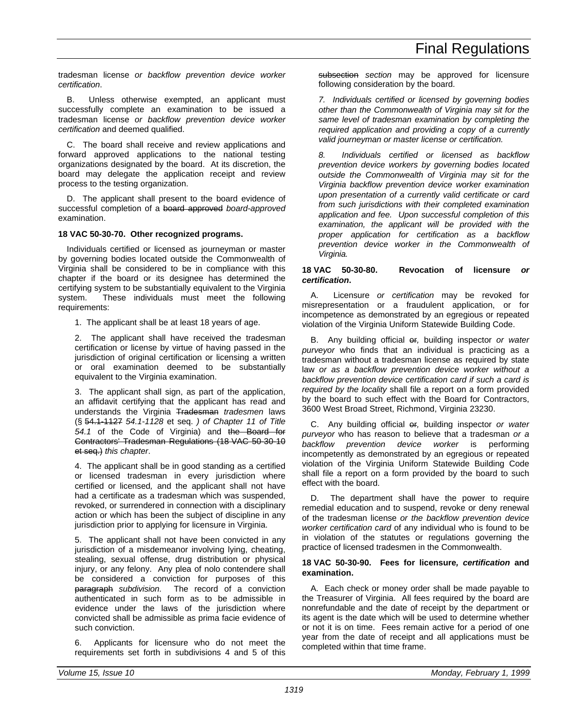tradesman license *or backflow prevention device worker certification*.

B. Unless otherwise exempted, an applicant must successfully complete an examination to be issued a tradesman license *or backflow prevention device worker certification* and deemed qualified.

C. The board shall receive and review applications and forward approved applications to the national testing organizations designated by the board. At its discretion, the board may delegate the application receipt and review process to the testing organization.

D. The applicant shall present to the board evidence of successful completion of a ~~board approved~~ *board-approved* examination.

**18 VAC 50-30-70. Other recognized programs.**

Individuals certified or licensed as journeyman or master by governing bodies located outside the Commonwealth of Virginia shall be considered to be in compliance with this chapter if the board or its designee has determined the certifying system to be substantially equivalent to the Virginia system. These individuals must meet the following requirements:

1. The applicant shall be at least 18 years of age.

2. The applicant shall have received the tradesman certification or license by virtue of having passed in the jurisdiction of original certification or licensing a written or oral examination deemed to be substantially equivalent to the Virginia examination.

3. The applicant shall sign, as part of the application, an affidavit certifying that the applicant has read and understands the Virginia ~~Tradesman~~ *tradesmen* laws (§ ~~54.1-1127~~ *54.1-1128* et seq. *) of Chapter 11 of Title 54.1* of the Code of Virginia) and ~~the Board for Contractors' Tradesman Regulations (18 VAC 50-30-10 et seq.)~~ *this chapter*.

4. The applicant shall be in good standing as a certified or licensed tradesman in every jurisdiction where certified or licensed*,* and the applicant shall not have had a certificate as a tradesman which was suspended, revoked, or surrendered in connection with a disciplinary action or which has been the subject of discipline in any jurisdiction prior to applying for licensure in Virginia.

5. The applicant shall not have been convicted in any jurisdiction of a misdemeanor involving lying, cheating, stealing, sexual offense, drug distribution or physical injury, or any felony. Any plea of nolo contendere shall be considered a conviction for purposes of this ~~paragraph~~ *subdivision*. The record of a conviction authenticated in such form as to be admissible in evidence under the laws of the jurisdiction where convicted shall be admissible as prima facie evidence of such conviction.

6. Applicants for licensure who do not meet the requirements set forth in subdivisions 4 and 5 of this ~~subsection~~ *section* may be approved for licensure following consideration by the board.

*7. Individuals certified or licensed by governing bodies other than the Commonwealth of Virginia may sit for the same level of tradesman examination by completing the required application and providing a copy of a currently valid journeyman or master license or certification.*

*8. Individuals certified or licensed as backflow prevention device workers by governing bodies located outside the Commonwealth of Virginia may sit for the Virginia backflow prevention device worker examination upon presentation of a currently valid certificate or card from such jurisdictions with their completed examination application and fee. Upon successful completion of this examination, the applicant will be provided with the proper application for certification as a backflow prevention device worker in the Commonwealth of Virginia.*

**18 VAC 50-30-80. Revocation of licensure *or certification*.**

A. Licensure *or certification* may be revoked for misrepresentation or a fraudulent application, or for incompetence as demonstrated by an egregious or repeated violation of the Virginia Uniform Statewide Building Code.

B. Any building official ~~or~~*,* building inspector *or water purveyor* who finds that an individual is practicing as a tradesman without a tradesman license as required by state law *or as a backflow prevention device worker without a backflow prevention device certification card if such a card is required by the locality* shall file a report on a form provided by the board to such effect with the Board for Contractors, 3600 West Broad Street, Richmond, Virginia 23230.

C. Any building official ~~or~~*,* building inspector *or water purveyor* who has reason to believe that a tradesman *or a backflow prevention device worker* is performing incompetently as demonstrated by an egregious or repeated violation of the Virginia Uniform Statewide Building Code shall file a report on a form provided by the board to such effect with the board.

D. The department shall have the power to require remedial education and to suspend, revoke or deny renewal of the tradesman license *or the backflow prevention device worker certification card* of any individual who is found to be in violation of the statutes or regulations governing the practice of licensed tradesmen in the Commonwealth.

**18 VAC 50-30-90. Fees for licensure*, certification* and examination.**

A. Each check or money order shall be made payable to the Treasurer of Virginia. All fees required by the board are nonrefundable and the date of receipt by the department or its agent is the date which will be used to determine whether or not it is on time. Fees remain active for a period of one year from the date of receipt and all applications must be completed within that time frame.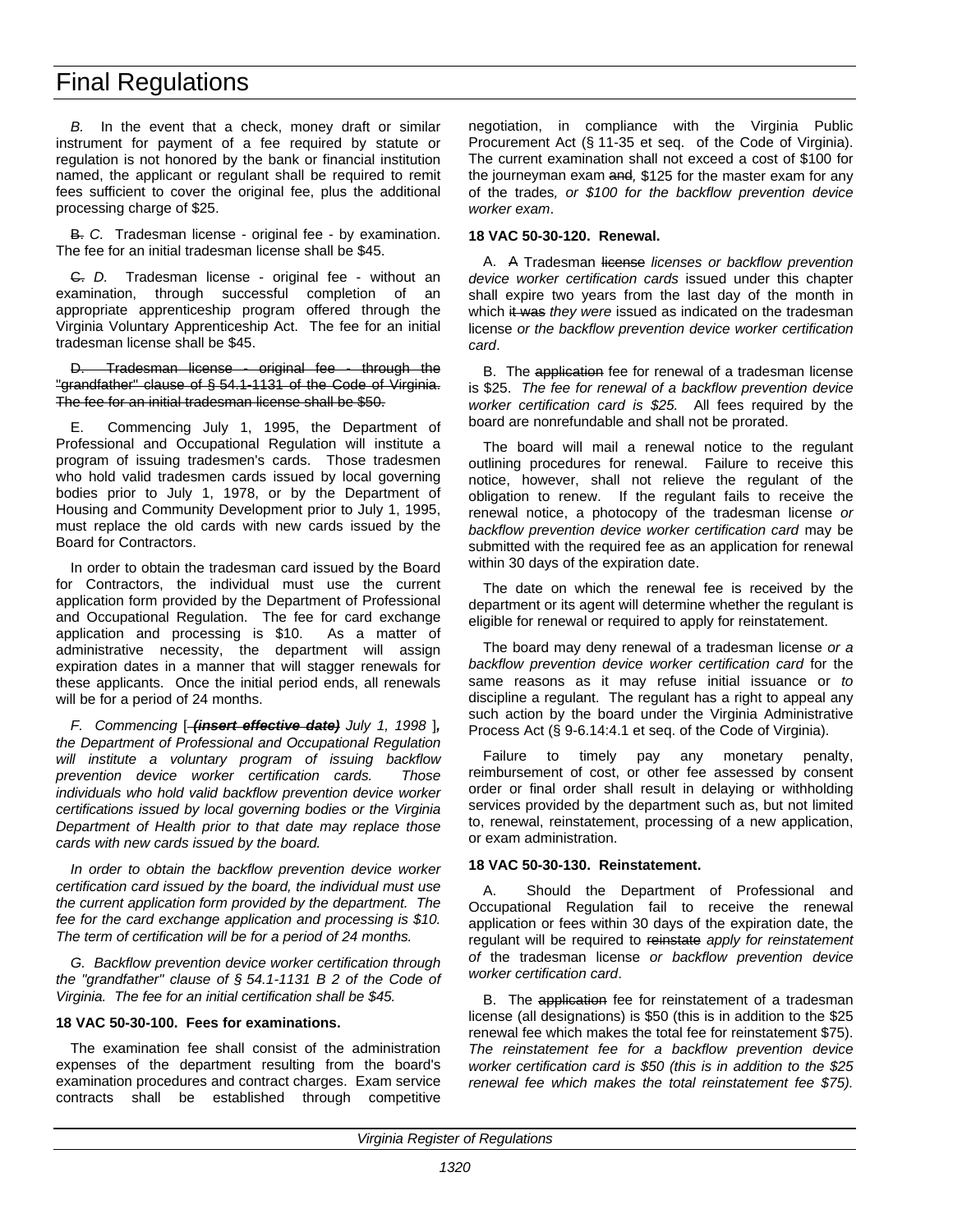*B.* In the event that a check, money draft or similar instrument for payment of a fee required by statute or regulation is not honored by the bank or financial institution named, the applicant or regulant shall be required to remit fees sufficient to cover the original fee, plus the additional processing charge of $25.

~~B.~~ *C.* Tradesman license - original fee - by examination. The fee for an initial tradesman license shall be $45.

~~C.~~ *D.* Tradesman license - original fee - without an examination, through successful completion of an appropriate apprenticeship program offered through the Virginia Voluntary Apprenticeship Act. The fee for an initial tradesman license shall be $45.

~~D. Tradesman license - original fee - through the "grandfather" clause of § 54.1-1131 of the Code of Virginia. The fee for an initial tradesman license shall be $50.~~

E. Commencing July 1, 1995, the Department of Professional and Occupational Regulation will institute a program of issuing tradesmen's cards. Those tradesmen who hold valid tradesmen cards issued by local governing bodies prior to July 1, 1978, or by the Department of Housing and Community Development prior to July 1, 1995, must replace the old cards with new cards issued by the Board for Contractors.

In order to obtain the tradesman card issued by the Board for Contractors, the individual must use the current application form provided by the Department of Professional and Occupational Regulation. The fee for card exchange application and processing is $10. As a matter of administrative necessity, the department will assign expiration dates in a manner that will stagger renewals for these applicants. Once the initial period ends, all renewals will be for a period of 24 months.

*F. Commencing [ ~~**(insert effective date)**~~ July 1, 1998 ]**,** the Department of Professional and Occupational Regulation will institute a voluntary program of issuing backflow prevention device worker certification cards. Those individuals who hold valid backflow prevention device worker certifications issued by local governing bodies or the Virginia Department of Health prior to that date may replace those cards with new cards issued by the board.*

*In order to obtain the backflow prevention device worker certification card issued by the board, the individual must use the current application form provided by the department. The fee for the card exchange application and processing is $10. The term of certification will be for a period of 24 months.*

*G. Backflow prevention device worker certification through the "grandfather" clause of § 54.1-1131 B 2 of the Code of Virginia. The fee for an initial certification shall be $45.*

**18 VAC 50-30-100. Fees for examinations.**

The examination fee shall consist of the administration expenses of the department resulting from the board's examination procedures and contract charges. Exam service contracts shall be established through competitive negotiation, in compliance with the Virginia Public Procurement Act (§ 11-35 et seq. of the Code of Virginia). The current examination shall not exceed a cost of $100 for the journeyman exam ~~and~~*,* $125 for the master exam for any of the trades*, or $100 for the backflow prevention device worker exam*.

**18 VAC 50-30-120. Renewal.**

A. ~~A~~ Tradesman ~~license~~ *licenses or backflow prevention device worker certification cards* issued under this chapter shall expire two years from the last day of the month in which ~~it was~~ *they were* issued as indicated on the tradesman license *or the backflow prevention device worker certification card*.

B. The ~~application~~ fee for renewal of a tradesman license is $25. *The fee for renewal of a backflow prevention device worker certification card is $25.* All fees required by the board are nonrefundable and shall not be prorated.

The board will mail a renewal notice to the regulant outlining procedures for renewal. Failure to receive this notice, however, shall not relieve the regulant of the obligation to renew. If the regulant fails to receive the renewal notice, a photocopy of the tradesman license *or backflow prevention device worker certification card* may be submitted with the required fee as an application for renewal within 30 days of the expiration date.

The date on which the renewal fee is received by the department or its agent will determine whether the regulant is eligible for renewal or required to apply for reinstatement.

The board may deny renewal of a tradesman license *or a backflow prevention device worker certification card* for the same reasons as it may refuse initial issuance or *to* discipline a regulant. The regulant has a right to appeal any such action by the board under the Virginia Administrative Process Act (§ 9-6.14:4.1 et seq. of the Code of Virginia).

Failure to timely pay any monetary penalty, reimbursement of cost, or other fee assessed by consent order or final order shall result in delaying or withholding services provided by the department such as, but not limited to, renewal, reinstatement, processing of a new application, or exam administration.

**18 VAC 50-30-130. Reinstatement.**

A. Should the Department of Professional and Occupational Regulation fail to receive the renewal application or fees within 30 days of the expiration date, the regulant will be required to ~~reinstate~~ *apply for reinstatement of* the tradesman license *or backflow prevention device worker certification card*.

B. The ~~application~~ fee for reinstatement of a tradesman license (all designations) is $50 (this is in addition to the $25 renewal fee which makes the total fee for reinstatement $75). *The reinstatement fee for a backflow prevention device worker certification card is $50 (this is in addition to the $25 renewal fee which makes the total reinstatement fee $75).*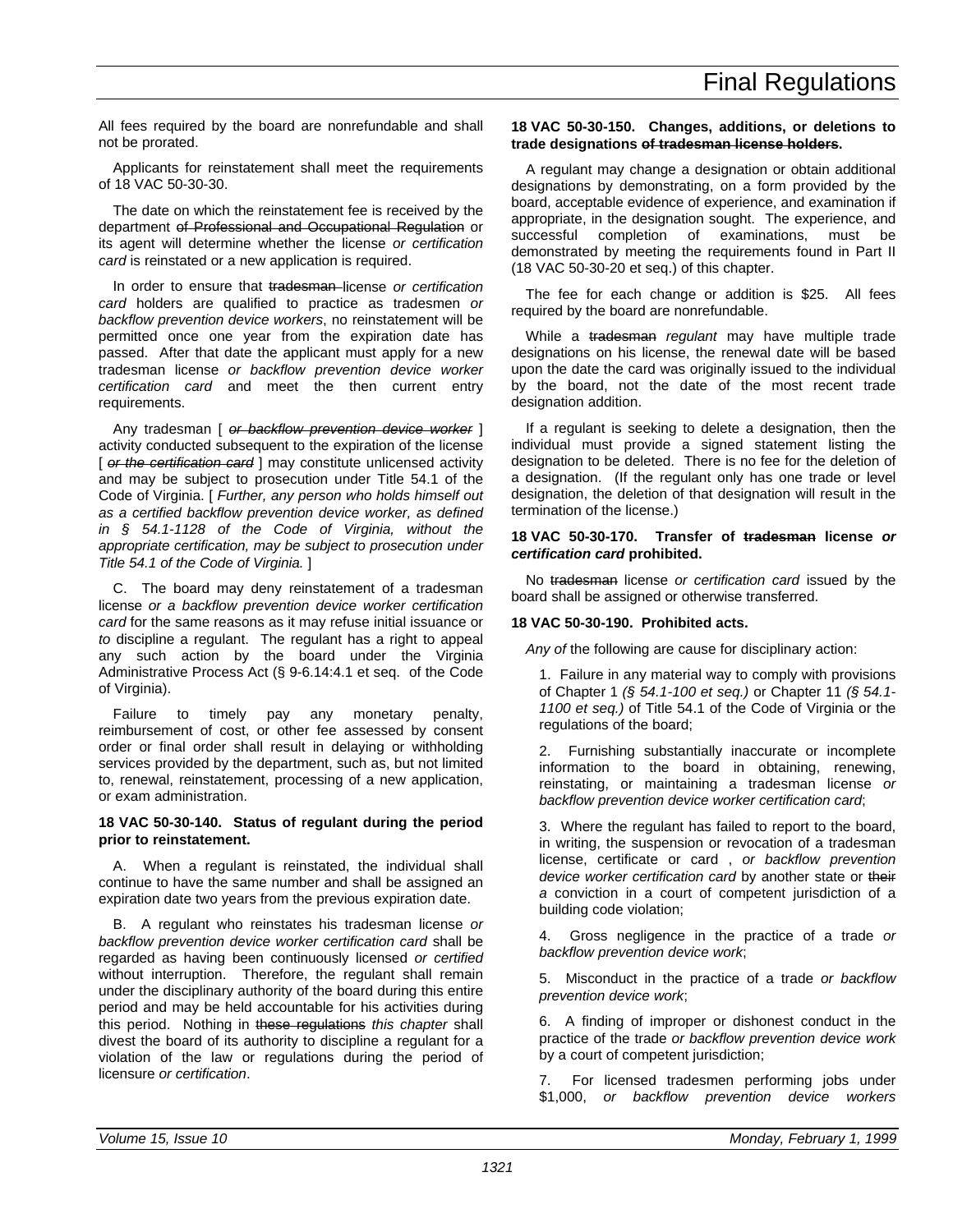All fees required by the board are nonrefundable and shall not be prorated.

Applicants for reinstatement shall meet the requirements of 18 VAC 50-30-30.

The date on which the reinstatement fee is received by the department ~~of Professional and Occupational Regulation~~ or its agent will determine whether the license *or certification card* is reinstated or a new application is required.

In order to ensure that ~~tradesman~~ license *or certification card* holders are qualified to practice as tradesmen *or backflow prevention device workers*, no reinstatement will be permitted once one year from the expiration date has passed. After that date the applicant must apply for a new tradesman license *or backflow prevention device worker certification card* and meet the then current entry requirements.

Any tradesman [ ~~*or backflow prevention device worker*~~ ] activity conducted subsequent to the expiration of the license [ ~~*or the certification card*~~ ] may constitute unlicensed activity and may be subject to prosecution under Title 54.1 of the Code of Virginia. [ *Further, any person who holds himself out as a certified backflow prevention device worker, as defined in § 54.1-1128 of the Code of Virginia, without the appropriate certification, may be subject to prosecution under Title 54.1 of the Code of Virginia.* ]

C. The board may deny reinstatement of a tradesman license *or a backflow prevention device worker certification card* for the same reasons as it may refuse initial issuance or *to* discipline a regulant. The regulant has a right to appeal any such action by the board under the Virginia Administrative Process Act (§ 9-6.14:4.1 et seq. of the Code of Virginia).

Failure to timely pay any monetary penalty, reimbursement of cost, or other fee assessed by consent order or final order shall result in delaying or withholding services provided by the department, such as, but not limited to, renewal, reinstatement, processing of a new application, or exam administration.

**18 VAC 50-30-140. Status of regulant during the period prior to reinstatement.**

A. When a regulant is reinstated, the individual shall continue to have the same number and shall be assigned an expiration date two years from the previous expiration date.

B. A regulant who reinstates his tradesman license *or backflow prevention device worker certification card* shall be regarded as having been continuously licensed *or certified* without interruption. Therefore, the regulant shall remain under the disciplinary authority of the board during this entire period and may be held accountable for his activities during this period. Nothing in ~~these regulations~~ *this chapter* shall divest the board of its authority to discipline a regulant for a violation of the law or regulations during the period of licensure *or certification*.

**18 VAC 50-30-150. Changes, additions, or deletions to trade designations ~~of tradesman license holders~~.**

A regulant may change a designation or obtain additional designations by demonstrating, on a form provided by the board, acceptable evidence of experience, and examination if appropriate, in the designation sought. The experience, and successful completion of examinations, must be demonstrated by meeting the requirements found in Part II (18 VAC 50-30-20 et seq.) of this chapter.

The fee for each change or addition is $25. All fees required by the board are nonrefundable.

While a ~~tradesman~~ *regulant* may have multiple trade designations on his license, the renewal date will be based upon the date the card was originally issued to the individual by the board, not the date of the most recent trade designation addition.

If a regulant is seeking to delete a designation, then the individual must provide a signed statement listing the designation to be deleted. There is no fee for the deletion of a designation. (If the regulant only has one trade or level designation, the deletion of that designation will result in the termination of the license.)

**18 VAC 50-30-170. Transfer of ~~tradesman~~ license *or certification card* prohibited.**

No ~~tradesman~~ license *or certification card* issued by the board shall be assigned or otherwise transferred.

**18 VAC 50-30-190. Prohibited acts.**

*Any of* the following are cause for disciplinary action:

1. Failure in any material way to comply with provisions of Chapter 1 *(§ 54.1-100 et seq.)* or Chapter 11 *(§ 54.1-1100 et seq.)* of Title 54.1 of the Code of Virginia or the regulations of the board;

2. Furnishing substantially inaccurate or incomplete information to the board in obtaining, renewing, reinstating, or maintaining a tradesman license *or backflow prevention device worker certification card*;

3. Where the regulant has failed to report to the board, in writing, the suspension or revocation of a tradesman license, certificate or card , *or backflow prevention device worker certification card* by another state or ~~their~~ *a* conviction in a court of competent jurisdiction of a building code violation;

4. Gross negligence in the practice of a trade *or backflow prevention device work*;

5. Misconduct in the practice of a trade *or backflow prevention device work*;

6. A finding of improper or dishonest conduct in the practice of the trade *or backflow prevention device work* by a court of competent jurisdiction;

7. For licensed tradesmen performing jobs under $1,000, *or backflow prevention device workers*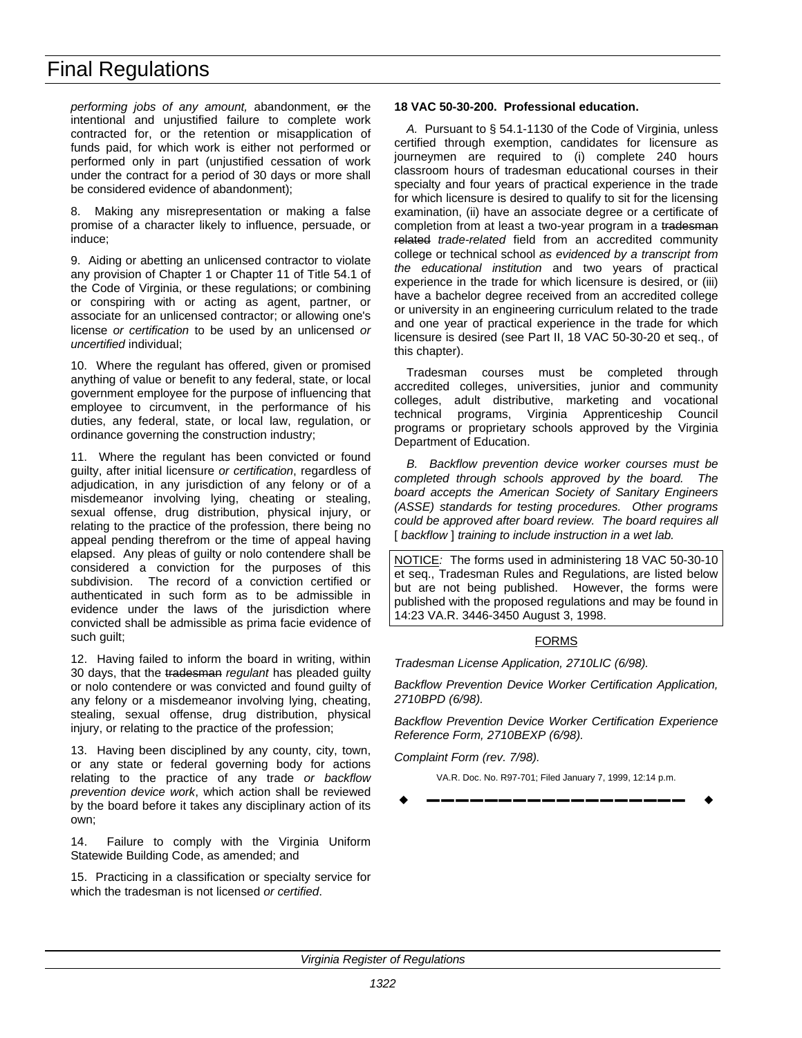*performing jobs of any amount,* abandonment, ~~or~~ the intentional and unjustified failure to complete work contracted for, or the retention or misapplication of funds paid, for which work is either not performed or performed only in part (unjustified cessation of work under the contract for a period of 30 days or more shall be considered evidence of abandonment);

8. Making any misrepresentation or making a false promise of a character likely to influence, persuade, or induce;

9. Aiding or abetting an unlicensed contractor to violate any provision of Chapter 1 or Chapter 11 of Title 54.1 of the Code of Virginia, or these regulations; or combining or conspiring with or acting as agent, partner, or associate for an unlicensed contractor; or allowing one's license *or certification* to be used by an unlicensed *or uncertified* individual;

10. Where the regulant has offered, given or promised anything of value or benefit to any federal, state, or local government employee for the purpose of influencing that employee to circumvent, in the performance of his duties, any federal, state, or local law, regulation, or ordinance governing the construction industry;

11. Where the regulant has been convicted or found guilty, after initial licensure *or certification*, regardless of adjudication, in any jurisdiction of any felony or of a misdemeanor involving lying, cheating or stealing, sexual offense, drug distribution, physical injury, or relating to the practice of the profession, there being no appeal pending therefrom or the time of appeal having elapsed. Any pleas of guilty or nolo contendere shall be considered a conviction for the purposes of this subdivision. The record of a conviction certified or authenticated in such form as to be admissible in evidence under the laws of the jurisdiction where convicted shall be admissible as prima facie evidence of such guilt;

12. Having failed to inform the board in writing, within 30 days, that the ~~tradesman~~ *regulant* has pleaded guilty or nolo contendere or was convicted and found guilty of any felony or a misdemeanor involving lying, cheating, stealing, sexual offense, drug distribution, physical injury, or relating to the practice of the profession;

13. Having been disciplined by any county, city, town, or any state or federal governing body for actions relating to the practice of any trade *or backflow prevention device work*, which action shall be reviewed by the board before it takes any disciplinary action of its own;

14. Failure to comply with the Virginia Uniform Statewide Building Code, as amended; and

15. Practicing in a classification or specialty service for which the tradesman is not licensed *or certified*.

**18 VAC 50-30-200. Professional education.**

*A.* Pursuant to § 54.1-1130 of the Code of Virginia, unless certified through exemption, candidates for licensure as journeymen are required to (i) complete 240 hours classroom hours of tradesman educational courses in their specialty and four years of practical experience in the trade for which licensure is desired to qualify to sit for the licensing examination, (ii) have an associate degree or a certificate of completion from at least a two-year program in a ~~tradesman related~~ *trade-related* field from an accredited community college or technical school *as evidenced by a transcript from the educational institution* and two years of practical experience in the trade for which licensure is desired, or (iii) have a bachelor degree received from an accredited college or university in an engineering curriculum related to the trade and one year of practical experience in the trade for which licensure is desired (see Part II, 18 VAC 50-30-20 et seq., of this chapter).

Tradesman courses must be completed through accredited colleges, universities, junior and community colleges, adult distributive, marketing and vocational technical programs, Virginia Apprenticeship Council programs or proprietary schools approved by the Virginia Department of Education.

*B. Backflow prevention device worker courses must be completed through schools approved by the board. The board accepts the American Society of Sanitary Engineers (ASSE) standards for testing procedures. Other programs could be approved after board review. The board requires all* [ *backflow* ] *training to include instruction in a wet lab.*

NOTICE*:* The forms used in administering 18 VAC 50-30-10 et seq., Tradesman Rules and Regulations, are listed below but are not being published. However, the forms were published with the proposed regulations and may be found in 14:23 VA.R. 3446-3450 August 3, 1998.

FORMS

*Tradesman License Application, 2710LIC (6/98).*

*Backflow Prevention Device Worker Certification Application, 2710BPD (6/98).*

*Backflow Prevention Device Worker Certification Experience Reference Form, 2710BEXP (6/98).*

*Complaint Form (rev. 7/98).*

VA.R. Doc. No. R97-701; Filed January 7, 1999, 12:14 p.m.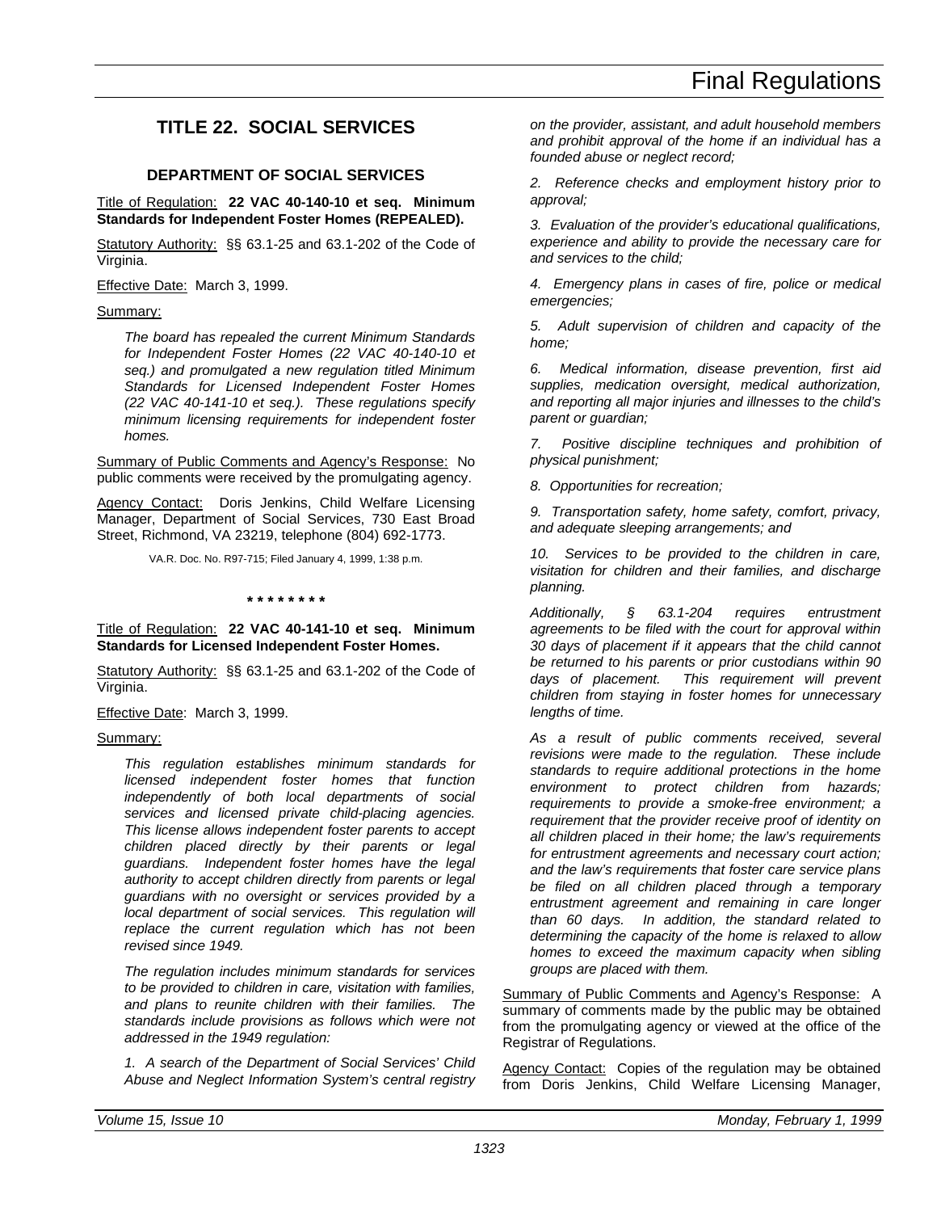# Final Regulations

## TITLE 22. SOCIAL SERVICES

### DEPARTMENT OF SOCIAL SERVICES

Title of Regulation: **22 VAC 40-140-10 et seq. Minimum Standards for Independent Foster Homes (REPEALED).**

Statutory Authority: §§ 63.1-25 and 63.1-202 of the Code of Virginia.

Effective Date: March 3, 1999.

Summary:

*The board has repealed the current Minimum Standards for Independent Foster Homes (22 VAC 40-140-10 et seq.) and promulgated a new regulation titled Minimum Standards for Licensed Independent Foster Homes (22 VAC 40-141-10 et seq.). These regulations specify minimum licensing requirements for independent foster homes.*

Summary of Public Comments and Agency's Response: No public comments were received by the promulgating agency.

Agency Contact: Doris Jenkins, Child Welfare Licensing Manager, Department of Social Services, 730 East Broad Street, Richmond, VA 23219, telephone (804) 692-1773.

VA.R. Doc. No. R97-715; Filed January 4, 1999, 1:38 p.m.

\* \* \* \* \* \* \* \*

Title of Regulation: **22 VAC 40-141-10 et seq. Minimum Standards for Licensed Independent Foster Homes.**

Statutory Authority: §§ 63.1-25 and 63.1-202 of the Code of Virginia.

Effective Date: March 3, 1999.

Summary:

*This regulation establishes minimum standards for licensed independent foster homes that function independently of both local departments of social services and licensed private child-placing agencies. This license allows independent foster parents to accept children placed directly by their parents or legal guardians. Independent foster homes have the legal authority to accept children directly from parents or legal guardians with no oversight or services provided by a local department of social services. This regulation will replace the current regulation which has not been revised since 1949.*

*The regulation includes minimum standards for services to be provided to children in care, visitation with families, and plans to reunite children with their families. The standards include provisions as follows which were not addressed in the 1949 regulation:*

*1. A search of the Department of Social Services' Child Abuse and Neglect Information System's central registry on the provider, assistant, and adult household members and prohibit approval of the home if an individual has a founded abuse or neglect record;*

*2. Reference checks and employment history prior to approval;*

*3. Evaluation of the provider's educational qualifications, experience and ability to provide the necessary care for and services to the child;*

*4. Emergency plans in cases of fire, police or medical emergencies;*

*5. Adult supervision of children and capacity of the home;*

*6. Medical information, disease prevention, first aid supplies, medication oversight, medical authorization, and reporting all major injuries and illnesses to the child's parent or guardian;*

*7. Positive discipline techniques and prohibition of physical punishment;*

*8. Opportunities for recreation;*

*9. Transportation safety, home safety, comfort, privacy, and adequate sleeping arrangements; and*

*10. Services to be provided to the children in care, visitation for children and their families, and discharge planning.*

*Additionally, § 63.1-204 requires entrustment agreements to be filed with the court for approval within 30 days of placement if it appears that the child cannot be returned to his parents or prior custodians within 90 days of placement. This requirement will prevent children from staying in foster homes for unnecessary lengths of time.*

*As a result of public comments received, several revisions were made to the regulation. These include standards to require additional protections in the home environment to protect children from hazards; requirements to provide a smoke-free environment; a requirement that the provider receive proof of identity on all children placed in their home; the law's requirements for entrustment agreements and necessary court action; and the law's requirements that foster care service plans be filed on all children placed through a temporary entrustment agreement and remaining in care longer than 60 days. In addition, the standard related to determining the capacity of the home is relaxed to allow homes to exceed the maximum capacity when sibling groups are placed with them.*

Summary of Public Comments and Agency's Response: A summary of comments made by the public may be obtained from the promulgating agency or viewed at the office of the Registrar of Regulations.

Agency Contact: Copies of the regulation may be obtained from Doris Jenkins, Child Welfare Licensing Manager,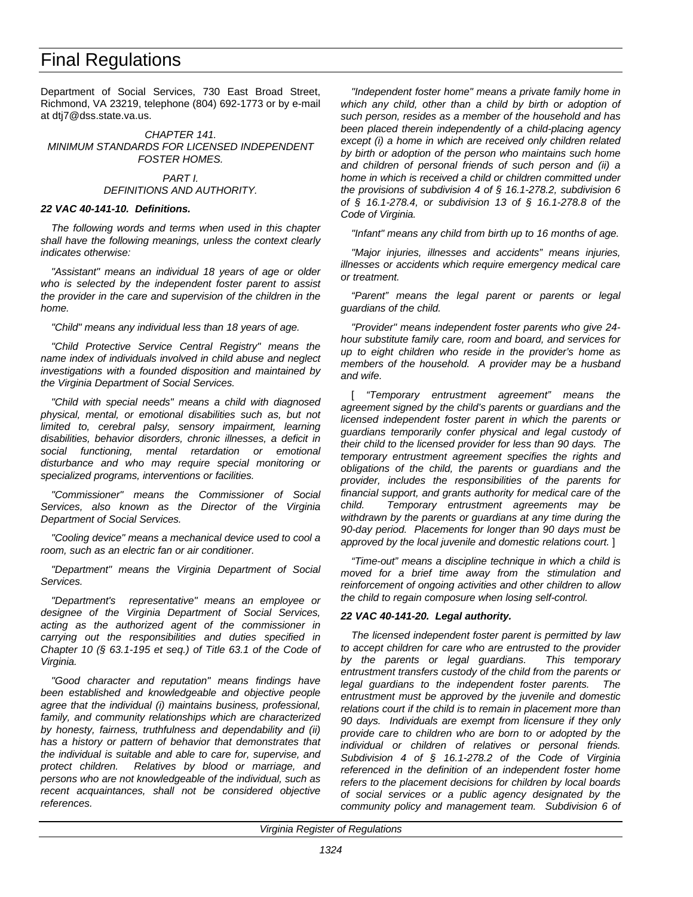Department of Social Services, 730 East Broad Street, Richmond, VA 23219, telephone (804) 692-1773 or by e-mail at dtj7@dss.state.va.us.

*CHAPTER 141.*
*MINIMUM STANDARDS FOR LICENSED INDEPENDENT FOSTER HOMES.*

*PART I.*
*DEFINITIONS AND AUTHORITY.*

***22 VAC 40-141-10. Definitions.***

*The following words and terms when used in this chapter shall have the following meanings, unless the context clearly indicates otherwise:*

*"Assistant" means an individual 18 years of age or older who is selected by the independent foster parent to assist the provider in the care and supervision of the children in the home.*

*"Child" means any individual less than 18 years of age.*

*"Child Protective Service Central Registry" means the name index of individuals involved in child abuse and neglect investigations with a founded disposition and maintained by the Virginia Department of Social Services.*

*"Child with special needs" means a child with diagnosed physical, mental, or emotional disabilities such as, but not limited to, cerebral palsy, sensory impairment, learning disabilities, behavior disorders, chronic illnesses, a deficit in social functioning, mental retardation or emotional disturbance and who may require special monitoring or specialized programs, interventions or facilities.*

*"Commissioner" means the Commissioner of Social Services, also known as the Director of the Virginia Department of Social Services.*

*"Cooling device" means a mechanical device used to cool a room, such as an electric fan or air conditioner.*

*"Department" means the Virginia Department of Social Services.*

*"Department's representative" means an employee or designee of the Virginia Department of Social Services, acting as the authorized agent of the commissioner in carrying out the responsibilities and duties specified in Chapter 10 (§ 63.1-195 et seq.) of Title 63.1 of the Code of Virginia.*

*"Good character and reputation" means findings have been established and knowledgeable and objective people agree that the individual (i) maintains business, professional, family, and community relationships which are characterized by honesty, fairness, truthfulness and dependability and (ii) has a history or pattern of behavior that demonstrates that the individual is suitable and able to care for, supervise, and protect children. Relatives by blood or marriage, and persons who are not knowledgeable of the individual, such as recent acquaintances, shall not be considered objective references.*

*"Independent foster home" means a private family home in which any child, other than a child by birth or adoption of such person, resides as a member of the household and has been placed therein independently of a child-placing agency except (i) a home in which are received only children related by birth or adoption of the person who maintains such home and children of personal friends of such person and (ii) a home in which is received a child or children committed under the provisions of subdivision 4 of § 16.1-278.2, subdivision 6 of § 16.1-278.4, or subdivision 13 of § 16.1-278.8 of the Code of Virginia.*

*"Infant" means any child from birth up to 16 months of age.*

*"Major injuries, illnesses and accidents" means injuries, illnesses or accidents which require emergency medical care or treatment.*

*"Parent" means the legal parent or parents or legal guardians of the child.*

*"Provider" means independent foster parents who give 24-hour substitute family care, room and board, and services for up to eight children who reside in the provider's home as members of the household. A provider may be a husband and wife.*

[ *"Temporary entrustment agreement" means the agreement signed by the child's parents or guardians and the licensed independent foster parent in which the parents or guardians temporarily confer physical and legal custody of their child to the licensed provider for less than 90 days. The temporary entrustment agreement specifies the rights and obligations of the child, the parents or guardians and the provider, includes the responsibilities of the parents for financial support, and grants authority for medical care of the child. Temporary entrustment agreements may be withdrawn by the parents or guardians at any time during the 90-day period. Placements for longer than 90 days must be approved by the local juvenile and domestic relations court.* ]

*"Time-out" means a discipline technique in which a child is moved for a brief time away from the stimulation and reinforcement of ongoing activities and other children to allow the child to regain composure when losing self-control.*

***22 VAC 40-141-20. Legal authority.***

*The licensed independent foster parent is permitted by law to accept children for care who are entrusted to the provider by the parents or legal guardians. This temporary entrustment transfers custody of the child from the parents or legal guardians to the independent foster parents. The entrustment must be approved by the juvenile and domestic relations court if the child is to remain in placement more than 90 days. Individuals are exempt from licensure if they only provide care to children who are born to or adopted by the individual or children of relatives or personal friends. Subdivision 4 of § 16.1-278.2 of the Code of Virginia referenced in the definition of an independent foster home refers to the placement decisions for children by local boards of social services or a public agency designated by the community policy and management team. Subdivision 6 of*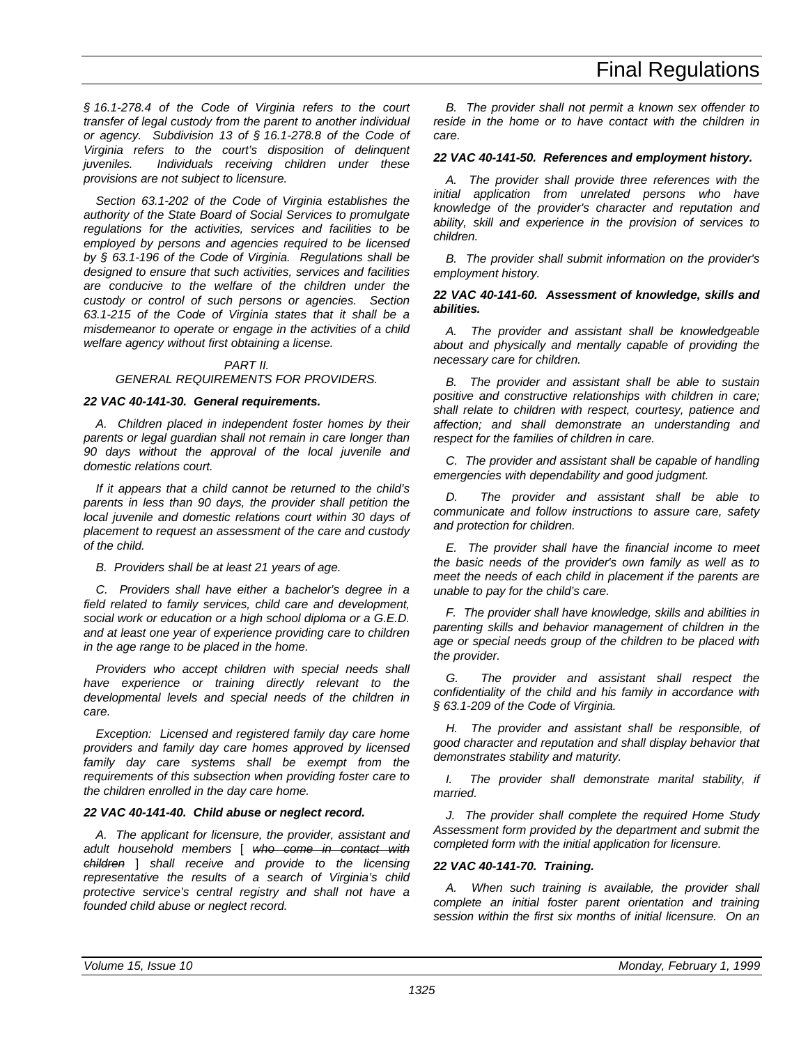*§ 16.1-278.4 of the Code of Virginia refers to the court transfer of legal custody from the parent to another individual or agency. Subdivision 13 of § 16.1-278.8 of the Code of Virginia refers to the court's disposition of delinquent juveniles. Individuals receiving children under these provisions are not subject to licensure.*

*Section 63.1-202 of the Code of Virginia establishes the authority of the State Board of Social Services to promulgate regulations for the activities, services and facilities to be employed by persons and agencies required to be licensed by § 63.1-196 of the Code of Virginia. Regulations shall be designed to ensure that such activities, services and facilities are conducive to the welfare of the children under the custody or control of such persons or agencies. Section 63.1-215 of the Code of Virginia states that it shall be a misdemeanor to operate or engage in the activities of a child welfare agency without first obtaining a license.*

*PART II.*
*GENERAL REQUIREMENTS FOR PROVIDERS.*

***22 VAC 40-141-30. General requirements.***

*A. Children placed in independent foster homes by their parents or legal guardian shall not remain in care longer than 90 days without the approval of the local juvenile and domestic relations court.*

*If it appears that a child cannot be returned to the child's parents in less than 90 days, the provider shall petition the local juvenile and domestic relations court within 30 days of placement to request an assessment of the care and custody of the child.*

*B. Providers shall be at least 21 years of age.*

*C. Providers shall have either a bachelor's degree in a field related to family services, child care and development, social work or education or a high school diploma or a G.E.D. and at least one year of experience providing care to children in the age range to be placed in the home.*

*Providers who accept children with special needs shall have experience or training directly relevant to the developmental levels and special needs of the children in care.*

*Exception: Licensed and registered family day care home providers and family day care homes approved by licensed family day care systems shall be exempt from the requirements of this subsection when providing foster care to the children enrolled in the day care home.*

***22 VAC 40-141-40. Child abuse or neglect record.***

*A. The applicant for licensure, the provider, assistant and adult household members [ ~~who come in contact with children~~ ] shall receive and provide to the licensing representative the results of a search of Virginia's child protective service's central registry and shall not have a founded child abuse or neglect record.*

*B. The provider shall not permit a known sex offender to reside in the home or to have contact with the children in care.*

***22 VAC 40-141-50. References and employment history.***

*A. The provider shall provide three references with the initial application from unrelated persons who have knowledge of the provider's character and reputation and ability, skill and experience in the provision of services to children.*

*B. The provider shall submit information on the provider's employment history.*

***22 VAC 40-141-60. Assessment of knowledge, skills and abilities.***

*A. The provider and assistant shall be knowledgeable about and physically and mentally capable of providing the necessary care for children.*

*B. The provider and assistant shall be able to sustain positive and constructive relationships with children in care; shall relate to children with respect, courtesy, patience and affection; and shall demonstrate an understanding and respect for the families of children in care.*

*C. The provider and assistant shall be capable of handling emergencies with dependability and good judgment.*

*D. The provider and assistant shall be able to communicate and follow instructions to assure care, safety and protection for children.*

*E. The provider shall have the financial income to meet the basic needs of the provider's own family as well as to meet the needs of each child in placement if the parents are unable to pay for the child's care.*

*F. The provider shall have knowledge, skills and abilities in parenting skills and behavior management of children in the age or special needs group of the children to be placed with the provider.*

*G. The provider and assistant shall respect the confidentiality of the child and his family in accordance with § 63.1-209 of the Code of Virginia.*

*H. The provider and assistant shall be responsible, of good character and reputation and shall display behavior that demonstrates stability and maturity.*

*I. The provider shall demonstrate marital stability, if married.*

*J. The provider shall complete the required Home Study Assessment form provided by the department and submit the completed form with the initial application for licensure.*

***22 VAC 40-141-70. Training.***

*A. When such training is available, the provider shall complete an initial foster parent orientation and training session within the first six months of initial licensure. On an*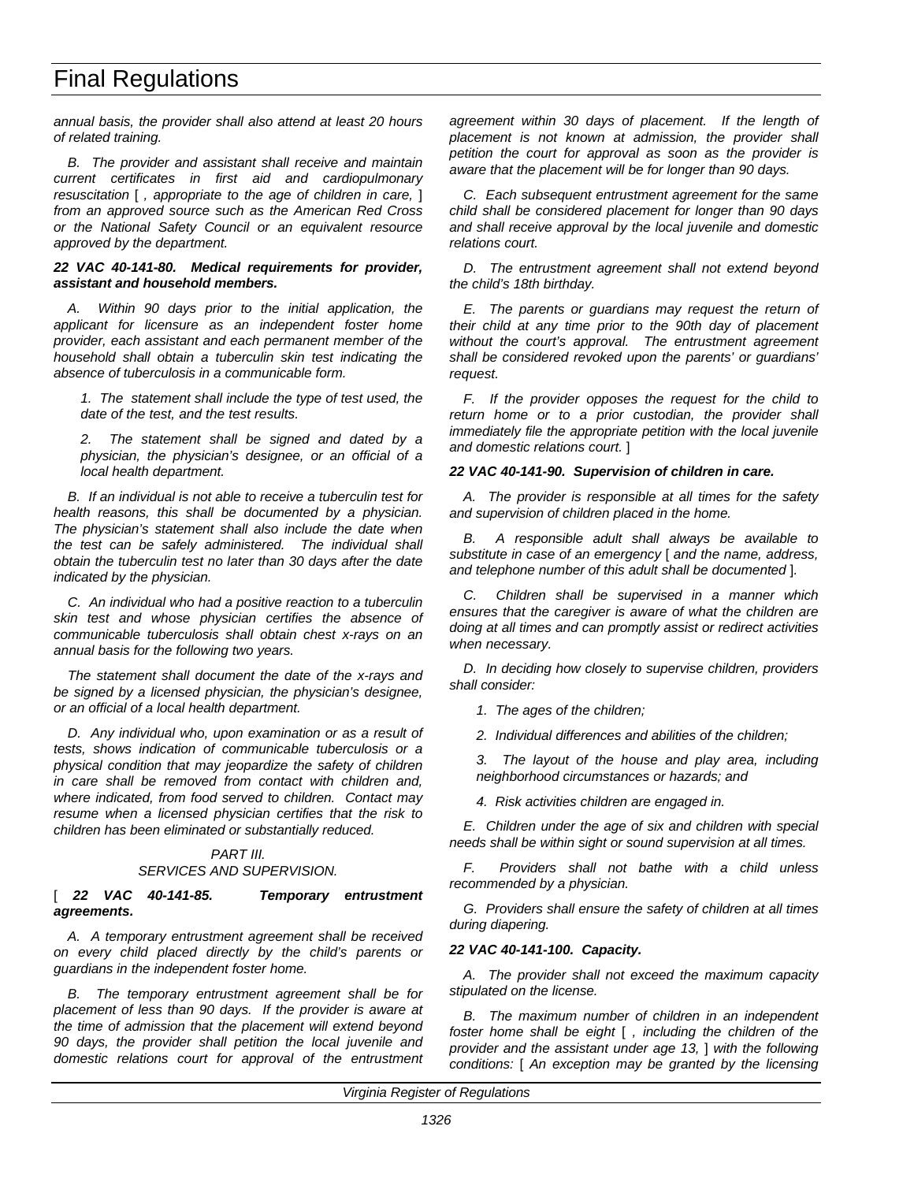*annual basis, the provider shall also attend at least 20 hours of related training.*

*B. The provider and assistant shall receive and maintain current certificates in first aid and cardiopulmonary resuscitation* [ *, appropriate to the age of children in care,* ] *from an approved source such as the American Red Cross or the National Safety Council or an equivalent resource approved by the department.*

***22 VAC 40-141-80. Medical requirements for provider, assistant and household members.***

*A. Within 90 days prior to the initial application, the applicant for licensure as an independent foster home provider, each assistant and each permanent member of the household shall obtain a tuberculin skin test indicating the absence of tuberculosis in a communicable form.*

*1. The statement shall include the type of test used, the date of the test, and the test results.*

*2. The statement shall be signed and dated by a physician, the physician's designee, or an official of a local health department.*

*B. If an individual is not able to receive a tuberculin test for health reasons, this shall be documented by a physician. The physician's statement shall also include the date when the test can be safely administered. The individual shall obtain the tuberculin test no later than 30 days after the date indicated by the physician.*

*C. An individual who had a positive reaction to a tuberculin skin test and whose physician certifies the absence of communicable tuberculosis shall obtain chest x-rays on an annual basis for the following two years.*

*The statement shall document the date of the x-rays and be signed by a licensed physician, the physician's designee, or an official of a local health department.*

*D. Any individual who, upon examination or as a result of tests, shows indication of communicable tuberculosis or a physical condition that may jeopardize the safety of children in care shall be removed from contact with children and, where indicated, from food served to children. Contact may resume when a licensed physician certifies that the risk to children has been eliminated or substantially reduced.*

*PART III.*
*SERVICES AND SUPERVISION.*

[ ***22 VAC 40-141-85. Temporary entrustment agreements.***

*A. A temporary entrustment agreement shall be received on every child placed directly by the child's parents or guardians in the independent foster home.*

*B. The temporary entrustment agreement shall be for placement of less than 90 days. If the provider is aware at the time of admission that the placement will extend beyond 90 days, the provider shall petition the local juvenile and domestic relations court for approval of the entrustment agreement within 30 days of placement. If the length of placement is not known at admission, the provider shall petition the court for approval as soon as the provider is aware that the placement will be for longer than 90 days.*

*C. Each subsequent entrustment agreement for the same child shall be considered placement for longer than 90 days and shall receive approval by the local juvenile and domestic relations court.*

*D. The entrustment agreement shall not extend beyond the child's 18th birthday.*

*E. The parents or guardians may request the return of their child at any time prior to the 90th day of placement without the court's approval. The entrustment agreement shall be considered revoked upon the parents' or guardians' request.*

*F. If the provider opposes the request for the child to return home or to a prior custodian, the provider shall immediately file the appropriate petition with the local juvenile and domestic relations court.* ]

***22 VAC 40-141-90. Supervision of children in care.***

*A. The provider is responsible at all times for the safety and supervision of children placed in the home.*

*B. A responsible adult shall always be available to substitute in case of an emergency* [ *and the name, address, and telephone number of this adult shall be documented* ]*.*

*C. Children shall be supervised in a manner which ensures that the caregiver is aware of what the children are doing at all times and can promptly assist or redirect activities when necessary.*

*D. In deciding how closely to supervise children, providers shall consider:*

*1. The ages of the children;*

*2. Individual differences and abilities of the children;*

*3. The layout of the house and play area, including neighborhood circumstances or hazards; and*

*4. Risk activities children are engaged in.*

*E. Children under the age of six and children with special needs shall be within sight or sound supervision at all times.*

*F. Providers shall not bathe with a child unless recommended by a physician.*

*G. Providers shall ensure the safety of children at all times during diapering.*

***22 VAC 40-141-100. Capacity.***

*A. The provider shall not exceed the maximum capacity stipulated on the license.*

*B. The maximum number of children in an independent foster home shall be eight* [ *, including the children of the provider and the assistant under age 13,* ] *with the following conditions:* [ *An exception may be granted by the licensing*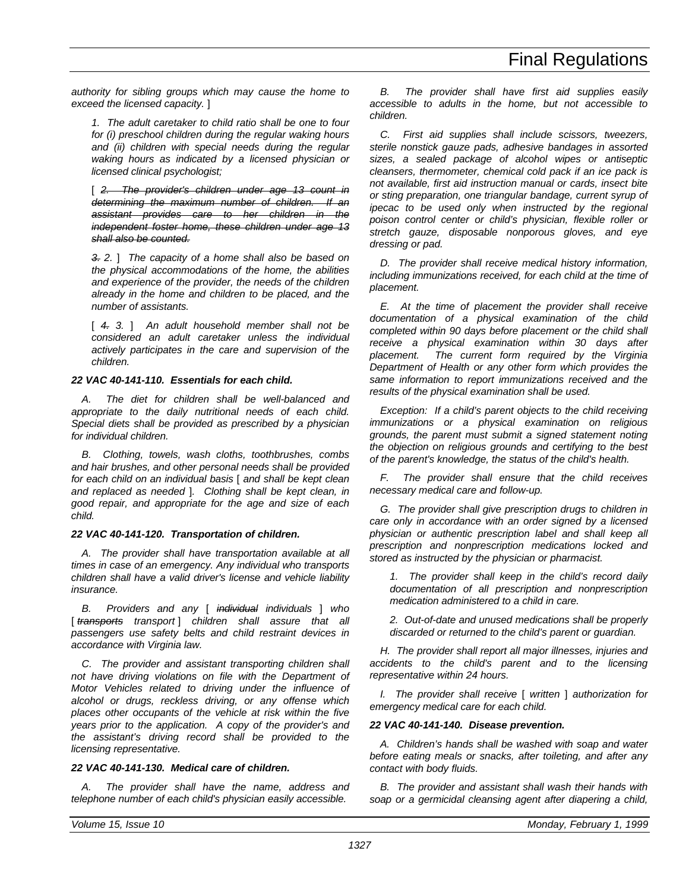*authority for sibling groups which may cause the home to exceed the licensed capacity.* ]

*1. The adult caretaker to child ratio shall be one to four for (i) preschool children during the regular waking hours and (ii) children with special needs during the regular waking hours as indicated by a licensed physician or licensed clinical psychologist;*

[ ~~*2. The provider's children under age 13 count in determining the maximum number of children. If an assistant provides care to her children in the independent foster home, these children under age 13 shall also be counted.*~~

~~*3.*~~ *2.* ] *The capacity of a home shall also be based on the physical accommodations of the home, the abilities and experience of the provider, the needs of the children already in the home and children to be placed, and the number of assistants.*

[ ~~*4.*~~ *3.* ] *An adult household member shall not be considered an adult caretaker unless the individual actively participates in the care and supervision of the children.*

***22 VAC 40-141-110. Essentials for each child.***

*A. The diet for children shall be well-balanced and appropriate to the daily nutritional needs of each child. Special diets shall be provided as prescribed by a physician for individual children.*

*B. Clothing, towels, wash cloths, toothbrushes, combs and hair brushes, and other personal needs shall be provided for each child on an individual basis* [ *and shall be kept clean and replaced as needed* ]. *Clothing shall be kept clean, in good repair, and appropriate for the age and size of each child.*

***22 VAC 40-141-120. Transportation of children.***

*A. The provider shall have transportation available at all times in case of an emergency. Any individual who transports children shall have a valid driver's license and vehicle liability insurance.*

*B. Providers and any* [ ~~*individual*~~ *individuals* ] *who* [ ~~*transports*~~ *transport* ] *children shall assure that all passengers use safety belts and child restraint devices in accordance with Virginia law.*

*C. The provider and assistant transporting children shall not have driving violations on file with the Department of Motor Vehicles related to driving under the influence of alcohol or drugs, reckless driving, or any offense which places other occupants of the vehicle at risk within the five years prior to the application. A copy of the provider's and the assistant's driving record shall be provided to the licensing representative.*

***22 VAC 40-141-130. Medical care of children.***

*A. The provider shall have the name, address and telephone number of each child's physician easily accessible.*

*B. The provider shall have first aid supplies easily accessible to adults in the home, but not accessible to children.*

*C. First aid supplies shall include scissors, tweezers, sterile nonstick gauze pads, adhesive bandages in assorted sizes, a sealed package of alcohol wipes or antiseptic cleansers, thermometer, chemical cold pack if an ice pack is not available, first aid instruction manual or cards, insect bite or sting preparation, one triangular bandage, current syrup of ipecac to be used only when instructed by the regional poison control center or child's physician, flexible roller or stretch gauze, disposable nonporous gloves, and eye dressing or pad.*

*D. The provider shall receive medical history information, including immunizations received, for each child at the time of placement.*

*E. At the time of placement the provider shall receive documentation of a physical examination of the child completed within 90 days before placement or the child shall receive a physical examination within 30 days after placement. The current form required by the Virginia Department of Health or any other form which provides the same information to report immunizations received and the results of the physical examination shall be used.*

*Exception: If a child's parent objects to the child receiving immunizations or a physical examination on religious grounds, the parent must submit a signed statement noting the objection on religious grounds and certifying to the best of the parent's knowledge, the status of the child's health.*

*F. The provider shall ensure that the child receives necessary medical care and follow-up.*

*G. The provider shall give prescription drugs to children in care only in accordance with an order signed by a licensed physician or authentic prescription label and shall keep all prescription and nonprescription medications locked and stored as instructed by the physician or pharmacist.*

*1. The provider shall keep in the child's record daily documentation of all prescription and nonprescription medication administered to a child in care.*

*2. Out-of-date and unused medications shall be properly discarded or returned to the child's parent or guardian.*

*H. The provider shall report all major illnesses, injuries and accidents to the child's parent and to the licensing representative within 24 hours.*

*I. The provider shall receive* [ *written* ] *authorization for emergency medical care for each child.*

***22 VAC 40-141-140. Disease prevention.***

*A. Children's hands shall be washed with soap and water before eating meals or snacks, after toileting, and after any contact with body fluids.*

*B. The provider and assistant shall wash their hands with soap or a germicidal cleansing agent after diapering a child,*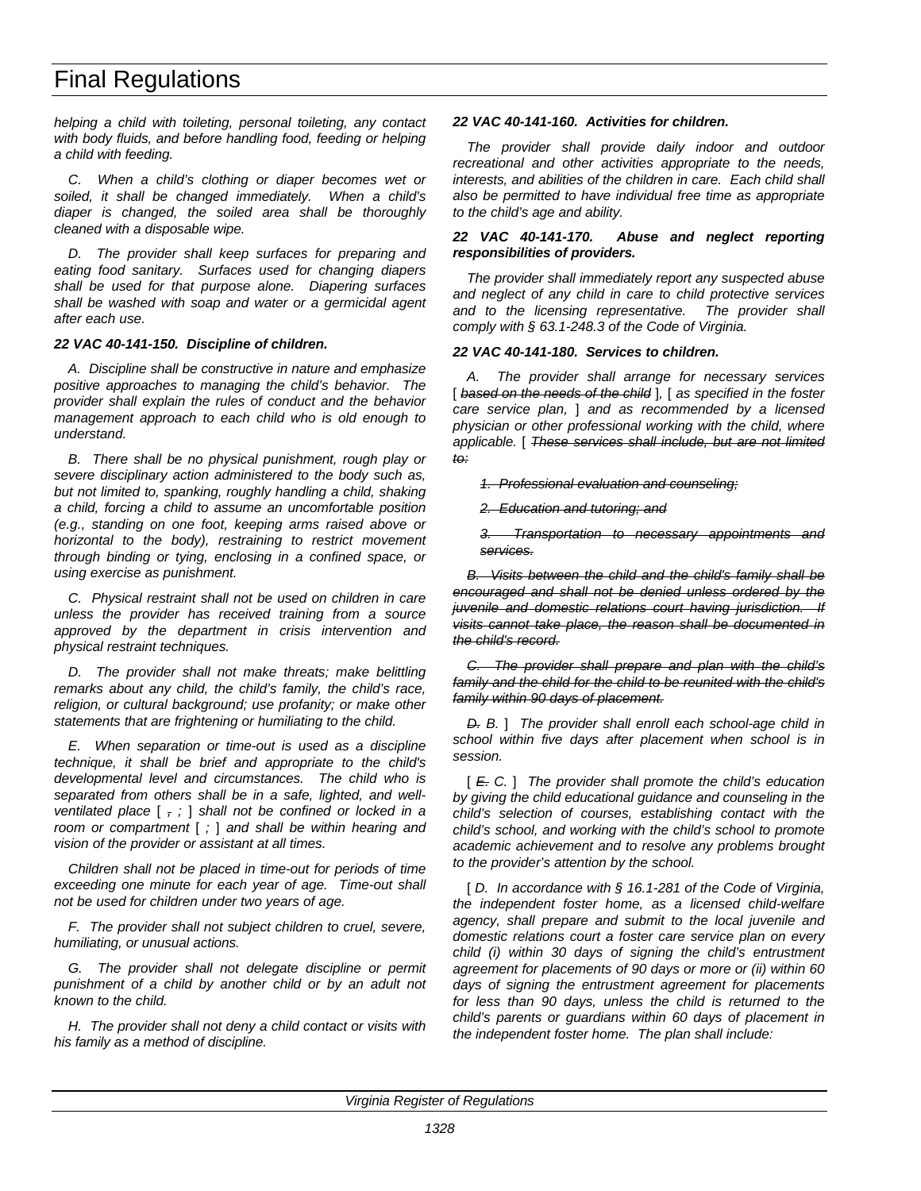*helping a child with toileting, personal toileting, any contact with body fluids, and before handling food, feeding or helping a child with feeding.*

*C. When a child's clothing or diaper becomes wet or soiled, it shall be changed immediately. When a child's diaper is changed, the soiled area shall be thoroughly cleaned with a disposable wipe.*

*D. The provider shall keep surfaces for preparing and eating food sanitary. Surfaces used for changing diapers shall be used for that purpose alone. Diapering surfaces shall be washed with soap and water or a germicidal agent after each use.*

***22 VAC 40-141-150. Discipline of children.***

*A. Discipline shall be constructive in nature and emphasize positive approaches to managing the child's behavior. The provider shall explain the rules of conduct and the behavior management approach to each child who is old enough to understand.*

*B. There shall be no physical punishment, rough play or severe disciplinary action administered to the body such as, but not limited to, spanking, roughly handling a child, shaking a child, forcing a child to assume an uncomfortable position (e.g., standing on one foot, keeping arms raised above or horizontal to the body), restraining to restrict movement through binding or tying, enclosing in a confined space, or using exercise as punishment.*

*C. Physical restraint shall not be used on children in care unless the provider has received training from a source approved by the department in crisis intervention and physical restraint techniques.*

*D. The provider shall not make threats; make belittling remarks about any child, the child's family, the child's race, religion, or cultural background; use profanity; or make other statements that are frightening or humiliating to the child.*

*E. When separation or time-out is used as a discipline technique, it shall be brief and appropriate to the child's developmental level and circumstances. The child who is separated from others shall be in a safe, lighted, and well-ventilated place* [ ~~,~~ *;* ] *shall not be confined or locked in a room or compartment* [ *;* ] *and shall be within hearing and vision of the provider or assistant at all times.*

*Children shall not be placed in time-out for periods of time exceeding one minute for each year of age. Time-out shall not be used for children under two years of age.*

*F. The provider shall not subject children to cruel, severe, humiliating, or unusual actions.*

*G. The provider shall not delegate discipline or permit punishment of a child by another child or by an adult not known to the child.*

*H. The provider shall not deny a child contact or visits with his family as a method of discipline.*

***22 VAC 40-141-160. Activities for children.***

*The provider shall provide daily indoor and outdoor recreational and other activities appropriate to the needs, interests, and abilities of the children in care. Each child shall also be permitted to have individual free time as appropriate to the child's age and ability.*

***22 VAC 40-141-170. Abuse and neglect reporting responsibilities of providers.***

*The provider shall immediately report any suspected abuse and neglect of any child in care to child protective services and to the licensing representative. The provider shall comply with § 63.1-248.3 of the Code of Virginia.*

***22 VAC 40-141-180. Services to children.***

*A. The provider shall arrange for necessary services* [ ~~*based on the needs of the child*~~ ]*,* [ *as specified in the foster care service plan,* ] *and as recommended by a licensed physician or other professional working with the child, where applicable.* [ ~~*These services shall include, but are not limited to:*~~

~~*1. Professional evaluation and counseling;*~~

~~*2. Education and tutoring; and*~~

~~*3. Transportation to necessary appointments and services.*~~

~~*B. Visits between the child and the child's family shall be encouraged and shall not be denied unless ordered by the juvenile and domestic relations court having jurisdiction. If visits cannot take place, the reason shall be documented in the child's record.*~~

~~*C. The provider shall prepare and plan with the child's family and the child for the child to be reunited with the child's family within 90 days of placement.*~~

~~*D.*~~ *B.* ] *The provider shall enroll each school-age child in school within five days after placement when school is in session.*

[ ~~*E.*~~ *C.* ] *The provider shall promote the child's education by giving the child educational guidance and counseling in the child's selection of courses, establishing contact with the child's school, and working with the child's school to promote academic achievement and to resolve any problems brought to the provider's attention by the school.*

[ *D. In accordance with § 16.1-281 of the Code of Virginia, the independent foster home, as a licensed child-welfare agency, shall prepare and submit to the local juvenile and domestic relations court a foster care service plan on every child (i) within 30 days of signing the child's entrustment agreement for placements of 90 days or more or (ii) within 60 days of signing the entrustment agreement for placements for less than 90 days, unless the child is returned to the child's parents or guardians within 60 days of placement in the independent foster home. The plan shall include:*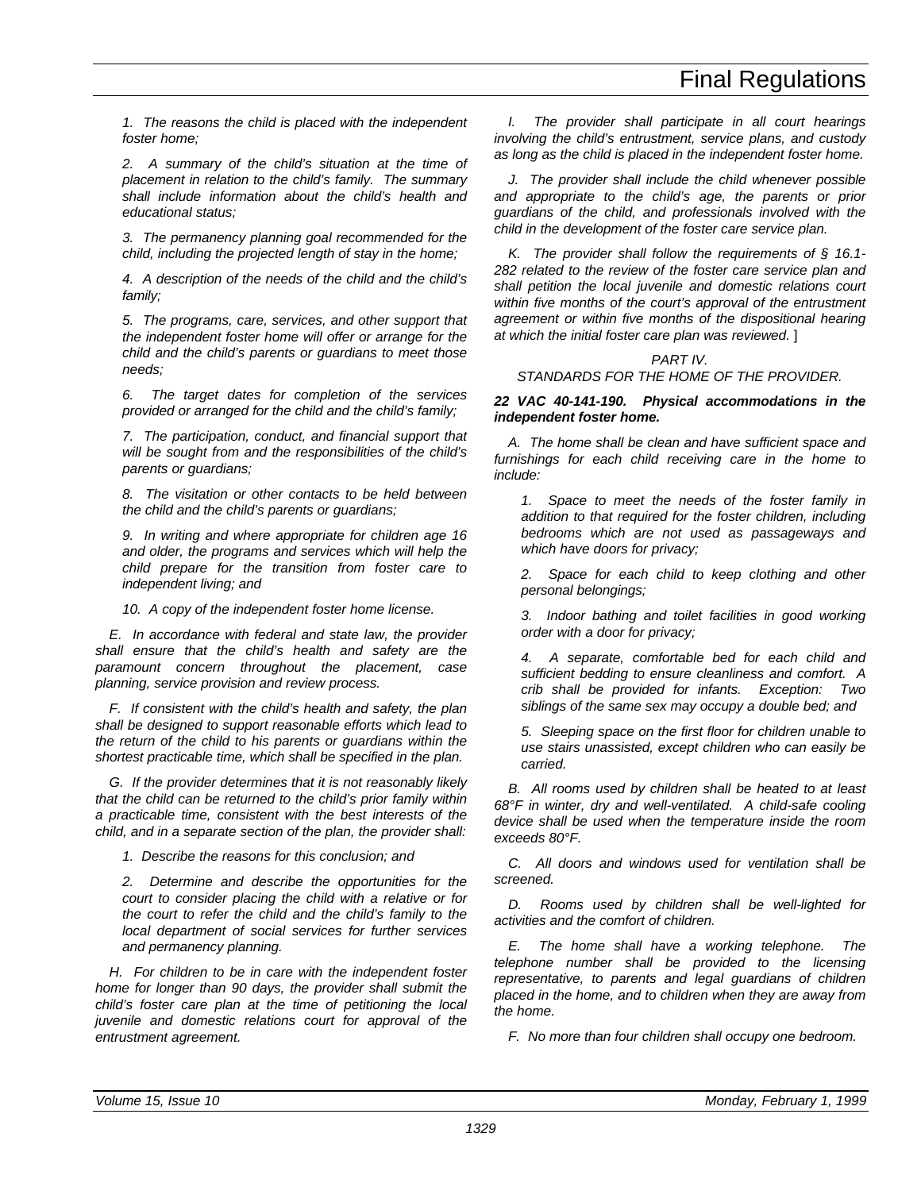*1. The reasons the child is placed with the independent foster home;*

*2. A summary of the child's situation at the time of placement in relation to the child's family. The summary shall include information about the child's health and educational status;*

*3. The permanency planning goal recommended for the child, including the projected length of stay in the home;*

*4. A description of the needs of the child and the child's family;*

*5. The programs, care, services, and other support that the independent foster home will offer or arrange for the child and the child's parents or guardians to meet those needs;*

*6. The target dates for completion of the services provided or arranged for the child and the child's family;*

*7. The participation, conduct, and financial support that will be sought from and the responsibilities of the child's parents or guardians;*

*8. The visitation or other contacts to be held between the child and the child's parents or guardians;*

*9. In writing and where appropriate for children age 16 and older, the programs and services which will help the child prepare for the transition from foster care to independent living; and*

*10. A copy of the independent foster home license.*

*E. In accordance with federal and state law, the provider shall ensure that the child's health and safety are the paramount concern throughout the placement, case planning, service provision and review process.*

*F. If consistent with the child's health and safety, the plan shall be designed to support reasonable efforts which lead to the return of the child to his parents or guardians within the shortest practicable time, which shall be specified in the plan.*

*G. If the provider determines that it is not reasonably likely that the child can be returned to the child's prior family within a practicable time, consistent with the best interests of the child, and in a separate section of the plan, the provider shall:*

*1. Describe the reasons for this conclusion; and*

*2. Determine and describe the opportunities for the court to consider placing the child with a relative or for the court to refer the child and the child's family to the local department of social services for further services and permanency planning.*

*H. For children to be in care with the independent foster home for longer than 90 days, the provider shall submit the child's foster care plan at the time of petitioning the local juvenile and domestic relations court for approval of the entrustment agreement.*

*I. The provider shall participate in all court hearings involving the child's entrustment, service plans, and custody as long as the child is placed in the independent foster home.*

*J. The provider shall include the child whenever possible and appropriate to the child's age, the parents or prior guardians of the child, and professionals involved with the child in the development of the foster care service plan.*

*K. The provider shall follow the requirements of § 16.1-282 related to the review of the foster care service plan and shall petition the local juvenile and domestic relations court within five months of the court's approval of the entrustment agreement or within five months of the dispositional hearing at which the initial foster care plan was reviewed.* ]

*PART IV.*
*STANDARDS FOR THE HOME OF THE PROVIDER.*

***22 VAC 40-141-190. Physical accommodations in the independent foster home.***

*A. The home shall be clean and have sufficient space and furnishings for each child receiving care in the home to include:*

*1. Space to meet the needs of the foster family in addition to that required for the foster children, including bedrooms which are not used as passageways and which have doors for privacy;*

*2. Space for each child to keep clothing and other personal belongings;*

*3. Indoor bathing and toilet facilities in good working order with a door for privacy;*

*4. A separate, comfortable bed for each child and sufficient bedding to ensure cleanliness and comfort. A crib shall be provided for infants. Exception: Two siblings of the same sex may occupy a double bed; and*

*5. Sleeping space on the first floor for children unable to use stairs unassisted, except children who can easily be carried.*

*B. All rooms used by children shall be heated to at least 68°F in winter, dry and well-ventilated. A child-safe cooling device shall be used when the temperature inside the room exceeds 80°F.*

*C. All doors and windows used for ventilation shall be screened.*

*D. Rooms used by children shall be well-lighted for activities and the comfort of children.*

*E. The home shall have a working telephone. The telephone number shall be provided to the licensing representative, to parents and legal guardians of children placed in the home, and to children when they are away from the home.*

*F. No more than four children shall occupy one bedroom.*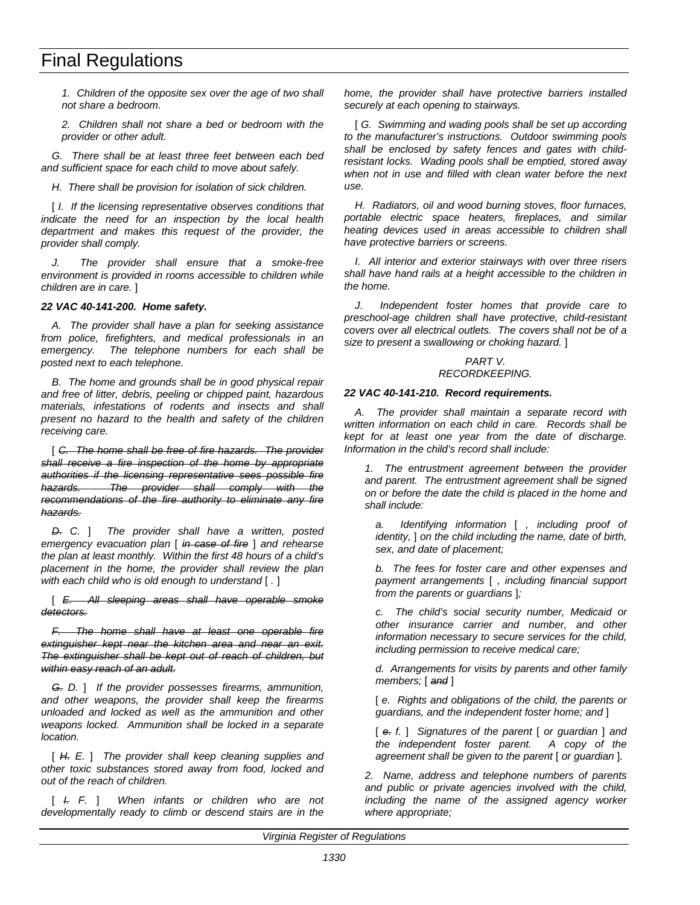*1. Children of the opposite sex over the age of two shall not share a bedroom.*

*2. Children shall not share a bed or bedroom with the provider or other adult.*

*G. There shall be at least three feet between each bed and sufficient space for each child to move about safely.*

*H. There shall be provision for isolation of sick children.*

[ *I. If the licensing representative observes conditions that indicate the need for an inspection by the local health department and makes this request of the provider, the provider shall comply.*

*J. The provider shall ensure that a smoke-free environment is provided in rooms accessible to children while children are in care.* ]

***22 VAC 40-141-200. Home safety.***

*A. The provider shall have a plan for seeking assistance from police, firefighters, and medical professionals in an emergency. The telephone numbers for each shall be posted next to each telephone.*

*B. The home and grounds shall be in good physical repair and free of litter, debris, peeling or chipped paint, hazardous materials, infestations of rodents and insects and shall present no hazard to the health and safety of the children receiving care.*

[ ~~*C. The home shall be free of fire hazards. The provider shall receive a fire inspection of the home by appropriate authorities if the licensing representative sees possible fire hazards. The provider shall comply with the recommendations of the fire authority to eliminate any fire hazards.*~~

~~*D.*~~ *C.* ] *The provider shall have a written, posted emergency evacuation plan* [ ~~*in case of fire*~~ ] *and rehearse the plan at least monthly. Within the first 48 hours of a child's placement in the home, the provider shall review the plan with each child who is old enough to understand* [ *.* ]

[ ~~*E. All sleeping areas shall have operable smoke detectors.*~~

~~*F. The home shall have at least one operable fire extinguisher kept near the kitchen area and near an exit. The extinguisher shall be kept out of reach of children, but within easy reach of an adult.*~~

~~*G.*~~ *D.* ] *If the provider possesses firearms, ammunition, and other weapons, the provider shall keep the firearms unloaded and locked as well as the ammunition and other weapons locked. Ammunition shall be locked in a separate location.*

[ ~~*H.*~~ *E.* ] *The provider shall keep cleaning supplies and other toxic substances stored away from food, locked and out of the reach of children.*

[ ~~*I.*~~ *F.* ] *When infants or children who are not developmentally ready to climb or descend stairs are in the home, the provider shall have protective barriers installed securely at each opening to stairways.*

[ *G. Swimming and wading pools shall be set up according to the manufacturer's instructions. Outdoor swimming pools shall be enclosed by safety fences and gates with child-resistant locks. Wading pools shall be emptied, stored away when not in use and filled with clean water before the next use.*

*H. Radiators, oil and wood burning stoves, floor furnaces, portable electric space heaters, fireplaces, and similar heating devices used in areas accessible to children shall have protective barriers or screens.*

*I. All interior and exterior stairways with over three risers shall have hand rails at a height accessible to the children in the home.*

*J. Independent foster homes that provide care to preschool-age children shall have protective, child-resistant covers over all electrical outlets. The covers shall not be of a size to present a swallowing or choking hazard.* ]

*PART V.*
*RECORDKEEPING.*

***22 VAC 40-141-210. Record requirements.***

*A. The provider shall maintain a separate record with written information on each child in care. Records shall be kept for at least one year from the date of discharge. Information in the child's record shall include:*

*1. The entrustment agreement between the provider and parent. The entrustment agreement shall be signed on or before the date the child is placed in the home and shall include:*

*a. Identifying information* [ *, including proof of identity,* ] *on the child including the name, date of birth, sex, and date of placement;*

*b. The fees for foster care and other expenses and payment arrangements* [ *, including financial support from the parents or guardians* ]*;*

*c. The child's social security number, Medicaid or other insurance carrier and number, and other information necessary to secure services for the child, including permission to receive medical care;*

*d. Arrangements for visits by parents and other family members;* [ ~~*and*~~ ]

[ *e. Rights and obligations of the child, the parents or guardians, and the independent foster home; and* ]

[ ~~*e.*~~ *f.* ] *Signatures of the parent* [ *or guardian* ] *and the independent foster parent. A copy of the agreement shall be given to the parent* [ *or guardian* ]*.*

*2. Name, address and telephone numbers of parents and public or private agencies involved with the child, including the name of the assigned agency worker where appropriate;*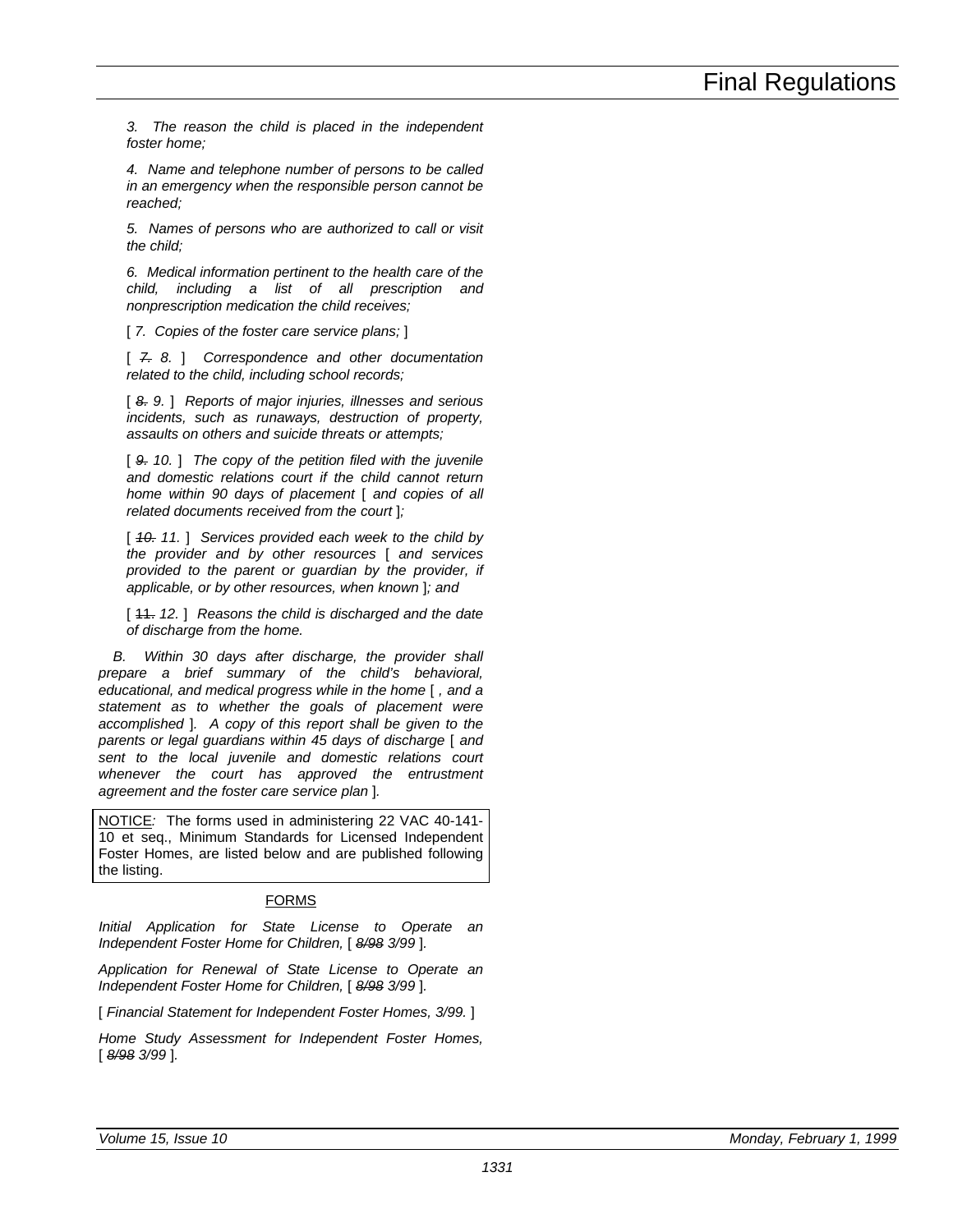*3. The reason the child is placed in the independent foster home;*

*4. Name and telephone number of persons to be called in an emergency when the responsible person cannot be reached;*

*5. Names of persons who are authorized to call or visit the child;*

*6. Medical information pertinent to the health care of the child, including a list of all prescription and nonprescription medication the child receives;*

[ *7. Copies of the foster care service plans;* ]

[ ~~*7.*~~ *8.* ] *Correspondence and other documentation related to the child, including school records;*

[ ~~*8.*~~ *9.* ] *Reports of major injuries, illnesses and serious incidents, such as runaways, destruction of property, assaults on others and suicide threats or attempts;*

[ ~~*9.*~~ *10.* ] *The copy of the petition filed with the juvenile and domestic relations court if the child cannot return home within 90 days of placement* [ *and copies of all related documents received from the court* ]*;*

[ ~~*10.*~~ *11.* ] *Services provided each week to the child by the provider and by other resources* [ *and services provided to the parent or guardian by the provider, if applicable, or by other resources, when known* ]*; and*

[ ~~11.~~ *12.* ] *Reasons the child is discharged and the date of discharge from the home.*

*B. Within 30 days after discharge, the provider shall prepare a brief summary of the child's behavioral, educational, and medical progress while in the home* [ *, and a statement as to whether the goals of placement were accomplished* ]*. A copy of this report shall be given to the parents or legal guardians within 45 days of discharge* [ *and sent to the local juvenile and domestic relations court whenever the court has approved the entrustment agreement and the foster care service plan* ]*.*

NOTICE*:* The forms used in administering 22 VAC 40-141-10 et seq., Minimum Standards for Licensed Independent Foster Homes, are listed below and are published following the listing.

FORMS

*Initial Application for State License to Operate an Independent Foster Home for Children,* [ ~~*8/98*~~ *3/99* ]*.*

*Application for Renewal of State License to Operate an Independent Foster Home for Children,* [ ~~*8/98*~~ *3/99* ]*.*

[ *Financial Statement for Independent Foster Homes, 3/99.* ]

*Home Study Assessment for Independent Foster Homes,* [ ~~*8/98*~~ *3/99* ]*.*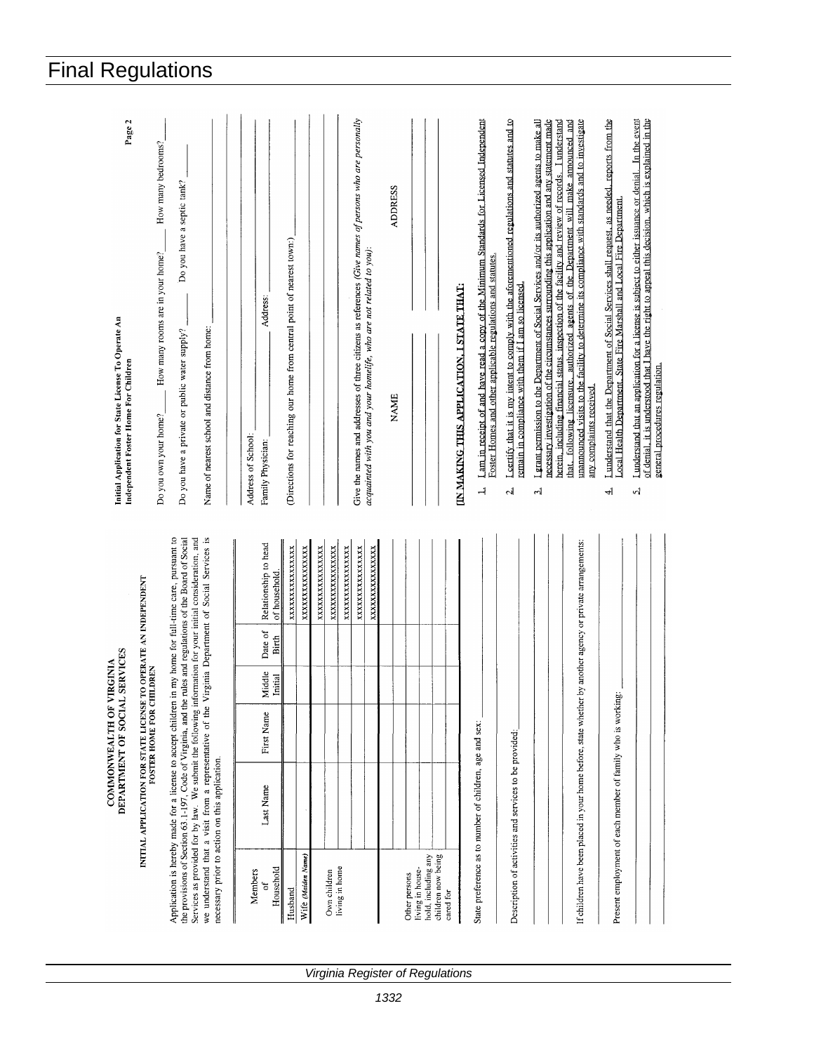# Final Regulations

COMMONWEALTH OF VIRGINIA
DEPARTMENT OF SOCIAL SERVICES

INITIAL APPLICATION FOR STATE LICENSE TO OPERATE AN INDEPENDENT FOSTER HOME FOR CHILDREN

Application is hereby made for a license to accept children in my home for full-time care, pursuant to the provisions of Section 63.1-197, Code of Virginia, and the rules and regulations of the Board of Social Services as provided for by law. We submit the following information for your initial consideration, and we understand that a visit from a representative of the Virginia Department of Social Services is necessary prior to action on this application.

| Members of Household | Last Name | First Name | Middle Initial | Date of Birth | Relationship to head of household |
|---|---|---|---|---|---|
| Husband | | | | | xxxxxxxxxxxxxxxx |
| Wife *(Maiden Name)* | | | | | xxxxxxxxxxxxxxxx |
| Own children living in home | | | | | xxxxxxxxxxxxxxxx |
| | | | | | xxxxxxxxxxxxxxxx |
| | | | | | xxxxxxxxxxxxxxxx |
| | | | | | xxxxxxxxxxxxxxxx |
| | | | | | xxxxxxxxxxxxxxxx |
| Other persons living in household, including any children now being cared for | | | | | |
| | | | | | |
| | | | | | |
| | | | | | |

State preference as to number of children, age and sex: ____________

Description of activities and services to be provided: ____________

If children have been placed in your home before, state whether by another agency or private arrangements: ____________

Present employment of each member of family who is working: ____________

Initial Application for State License To Operate An Independent Foster Home For Children — Page 2

Do you own your home? ____ How many rooms are in your home? ____ How many bedrooms? ____

Do you have a private or public water supply? ____ Do you have a septic tank? ____

Name of nearest school and distance from home: ____________

Address of School: ____________

Family Physician: ____________ Address: ____________

(Directions for reaching our home from central point of nearest town:) ____________

Give the names and addresses of three citizens as references *(Give names of persons who are personally acquainted with you and your homelife, who are not related to you)*:

| NAME | ADDRESS |
|---|---|
| | |
| | |
| | |

**IN MAKING THIS APPLICATION, I STATE THAT:**

1. I am in receipt of and have read a copy of the Minimum Standards for Licensed Independent Foster Homes and other applicable regulations and statutes.
2. I certify that it is my intent to comply with the aforementioned regulations and statutes and to remain in compliance with them if I am so licensed.
3. I grant permission to the Department of Social Services and/or its authorized agents to make all necessary investigation of the circumstances surrounding this application and any statement made herein, including financial status, inspection of the facility and review of records. I understand that, following licensure, authorized agents of the Department will make announced and unannounced visits to the facility to determine its compliance with standards and to investigate any complaints received.
4. I understand that the Department of Social Services shall request, as needed, reports from the Local Health Department, State Fire Marshall and Local Fire Department.
5. I understand that an application for a license is subject to either issuance or denial. In the event of denial, it is understood that I have the right to appeal this decision, which is explained in the general procedures regulation.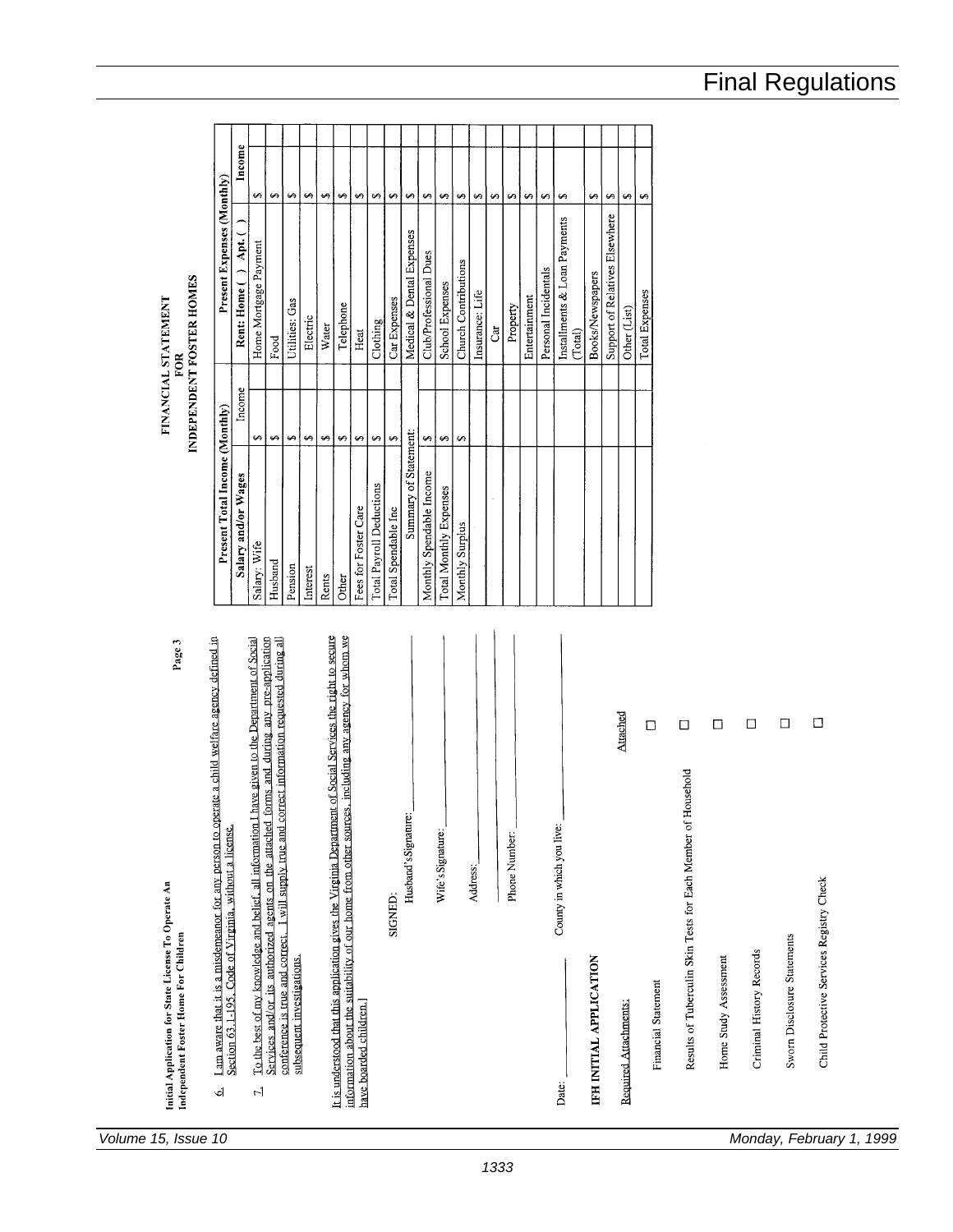Initial Application for State License To Operate An Independent Foster Home For Children

Page 3

6. I am aware that it is a misdemeanor for any person to operate a child welfare agency defined in Section 63.1-195, Code of Virginia, without a license.

7. To the best of my knowledge and belief, all information I have given to the Department of Social Services and/or its authorized agents on the attached forms and during any pre-application conference is true and correct. I will supply true and correct information requested during all subsequent investigations.

It is understood that this application gives the Virginia Department of Social Services the right to secure information about the suitability of our home from other sources, including any agency for whom we have boarded children.]

SIGNED:

Husband's Signature: ____________________

Wife's Signature: ____________________

Address: ____________________

____________________

Phone Number: ____________________

Date: ____________ County in which you live: ____________________

**IFH INITIAL APPLICATION**

Required Attachments: | Attached
---|---
Financial Statement | ☐
Results of Tuberculin Skin Tests for Each Member of Household | ☐
Home Study Assessment | ☐
Criminal History Records | ☐
Sworn Disclosure Statements | ☐
Child Protective Services Registry Check | ☐

**FINANCIAL STATEMENT FOR INDEPENDENT FOSTER HOMES**

| Present Total Income (Monthly) | | Present Expenses (Monthly) | |
|---|---|---|---|
| Salary and/or Wages | Income | Rent: Home ( ) Apt. ( ) | Income |
| Salary: Wife | $ | Home Mortgage Payment | $ |
| Husband | $ | Food | $ |
| Pension | $ | Utilities: Gas | $ |
| Interest | $ | Electric | $ |
| Rents | $ | Water | $ |
| Other | $ | Telephone | $ |
| Fees for Foster Care | $ | Heat | $ |
| Total Payroll Deductions | $ | Clothing | $ |
| Total Spendable Inc | $ | Car Expenses | $ |
| Summary of Statement: | | Medical & Dental Expenses | $ |
| Monthly Spendable Income | $ | Club/Professional Dues | $ |
| Total Monthly Expenses | $ | School Expenses | $ |
| Monthly Surplus | $ | Church Contributions | $ |
| | | Insurance: Life | $ |
| | | Car | $ |
| | | Property | $ |
| | | Entertainment | $ |
| | | Personal Incidentals | $ |
| | | Installments & Loan Payments (Total) | $ |
| | | Books/Newspapers | $ |
| | | Support of Relatives Elsewhere | $ |
| | | Other (List) | $ |
| | | Total Expenses | $ |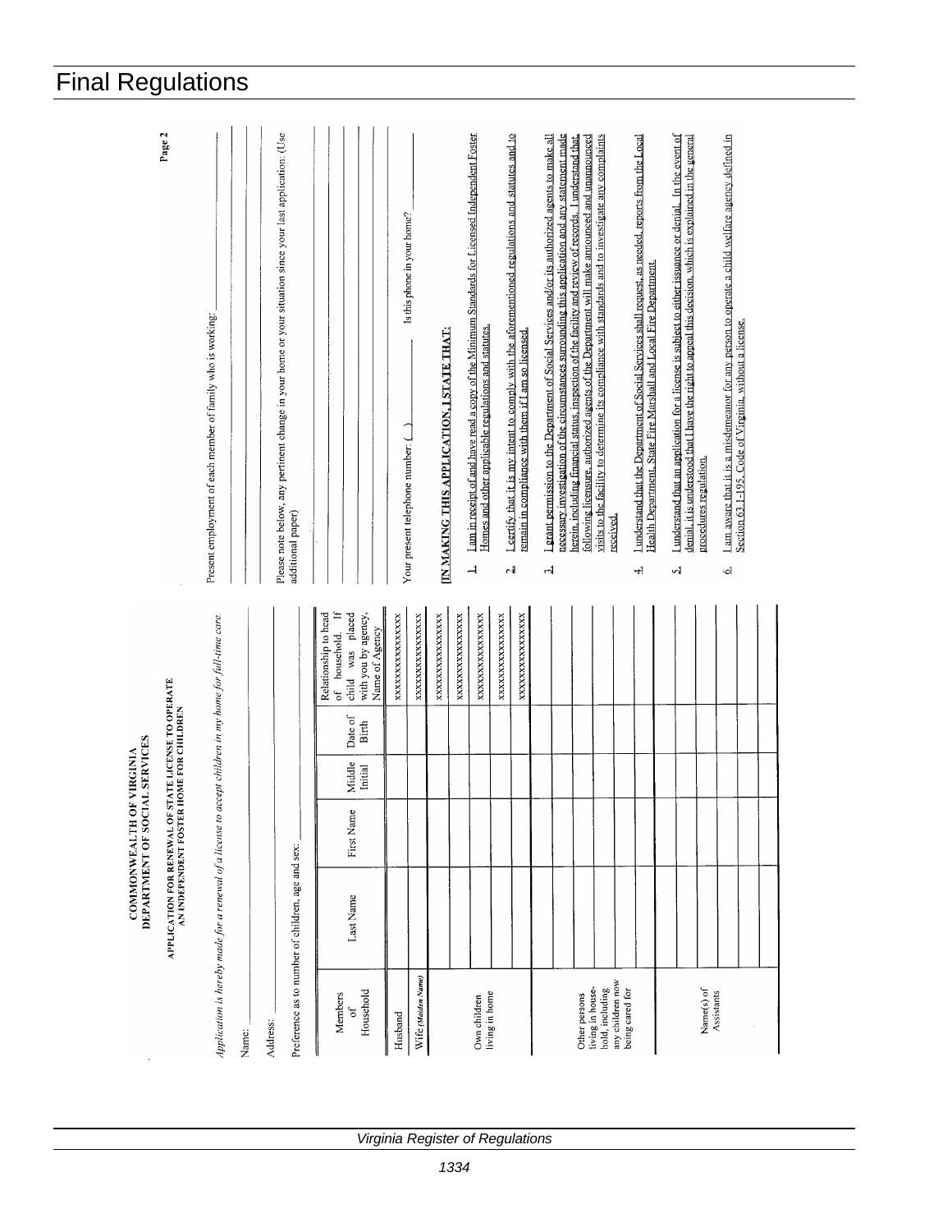# Final Regulations

COMMONWEALTH OF VIRGINIA
DEPARTMENT OF SOCIAL SERVICES

APPLICATION FOR RENEWAL OF STATE LICENSE TO OPERATE AN INDEPENDENT FOSTER HOME FOR CHILDREN

*Application is hereby made for a renewal of a license to accept children in my home for full-time care.*

Name: ____________________

Address: ____________________

Preference as to number of children, age and sex: ____________________

| Members of Household | Last Name | First Name | Middle Initial | Date of Birth | Relationship to head of household. If child was placed with you by agency, Name of Agency |
|---|---|---|---|---|---|
| Husband | | | | | xxxxxxxxxxxxxxxx |
| Wife *(Maiden Name)* | | | | | xxxxxxxxxxxxxxxx |
| Own children living in home | | | | | xxxxxxxxxxxxxxxx |
| | | | | | xxxxxxxxxxxxxxxx |
| | | | | | xxxxxxxxxxxxxxxx |
| | | | | | xxxxxxxxxxxxxxxx |
| | | | | | xxxxxxxxxxxxxxxx |
| Other persons living in household, including any children now being cared for | | | | | |
| | | | | | |
| | | | | | |
| | | | | | |
| Name(s) of Assistants | | | | | |
| | | | | | |
| | | | | | |

Page 2

Present employment of each member of family who is working: ____________________

____________________

____________________

Please note below, any pertinent change in your home or your situation since your last application: (Use additional paper)

____________________

____________________

____________________

Your present telephone number: (  ) ____________ Is this phone in your home? ________

**IN MAKING THIS APPLICATION, I STATE THAT:**

1. I am in receipt of and have read a copy of the Minimum Standards for Licensed Independent Foster Homes and other applicable regulations and statutes.

2. I certify that it is my intent to comply with the aforementioned regulations and statutes and to remain in compliance with them if I am so licensed.

3. I grant permission to the Department of Social Services and/or its authorized agents to make all necessary investigation of the circumstances surrounding this application and any statement made herein, including financial status, inspection of the facility and review of records. I understand that, following licensure, authorized agents of the Department will make announced and unannounced visits to the facility to determine its compliance with standards and to investigate any complaints received.

4. I understand that the Department of Social Services shall request, as needed, reports from the Local Health Department, State Fire Marshall and Local Fire Department.

5. I understand that an application for a license is subject to either issuance or denial. In the event of denial, it is understood that I have the right to appeal this decision, which is explained in the general procedures regulation.

6. I am aware that it is a misdemeanor for any person to operate a child welfare agency defined in Section 63.1-195, Code of Virginia, without a license.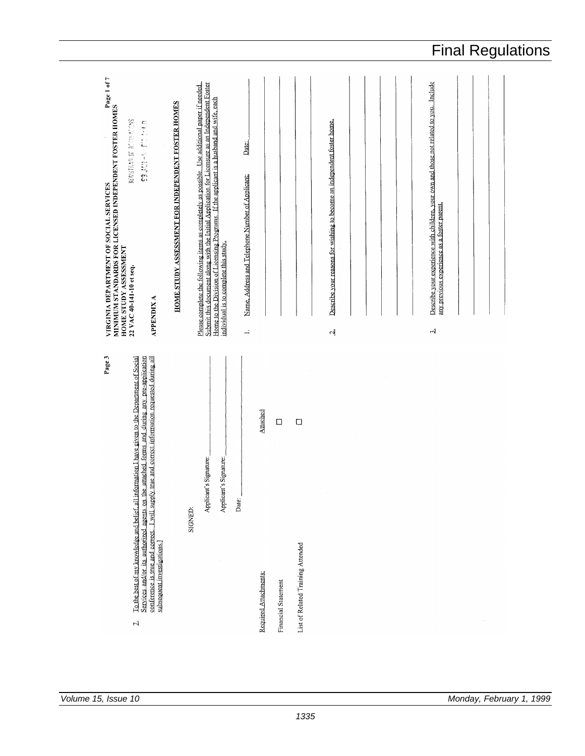# Final Regulations

Page 3

7. To the best of my knowledge and belief all information I have given to the Department of Social Services and/or its authorized agents on the attached forms and during any pre-application conference is true and correct. I will supply true and correct information requested during all subsequent investigations.]

SIGNED:

Applicant's Signature: ______________________

Applicant's Signature: ______________________

Date: ______________________

| Required Attachments: | Attached |
|---|---|
| Financial Statement | ☐ |
| List of Related Training Attended | ☐ |

VIRGINIA DEPARTMENT OF SOCIAL SERVICES
MINIMUM STANDARDS FOR LICENSED INDEPENDENT FOSTER HOMES
HOME STUDY ASSESSMENT
22 VAC 40-141-10 et seq.

Page 1 of 7

REGISTRAR OF REGULATIONS

99 JAN -4 PM 1:40

APPENDIX A

## HOME STUDY ASSESSMENT FOR INDEPENDENT FOSTER HOMES

Please complete the following items as completely as possible. Use additional paper if needed. Submit this document along with the Initial Application for Licensure as an Independent Foster Home to the Division of Licensing Programs. If the applicant is a husband and wife, each individual is to complete this study.

1. Name, Address and Telephone Number of Applicant: ______________________ Date: __________

2. Describe your reasons for wishing to become an independent foster home.

3. Describe your experience with children, your own and those not related to you. Include any previous experience as a foster parent.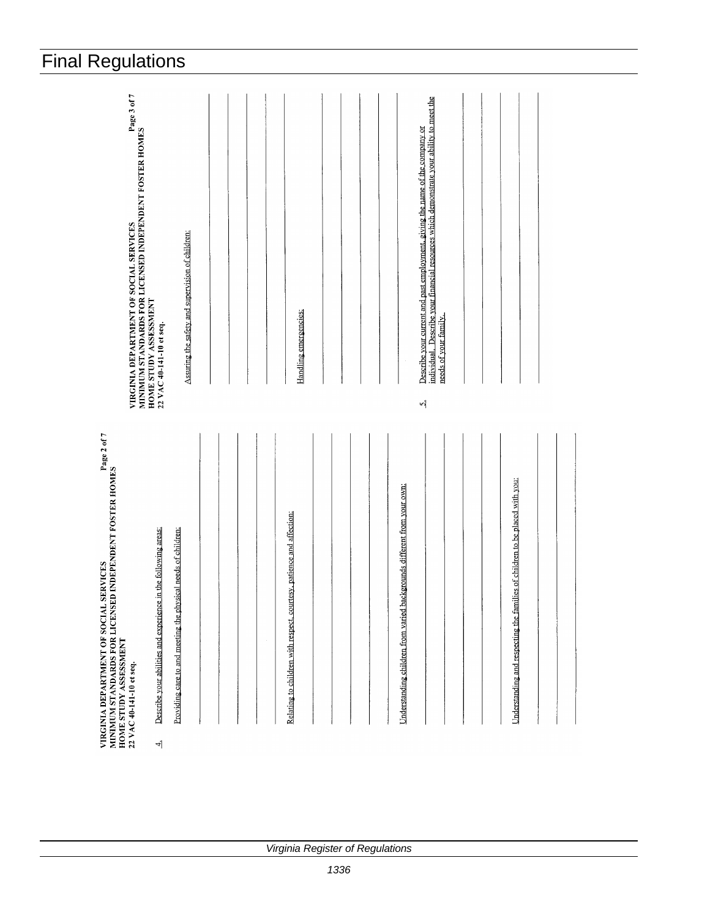# Final Regulations

VIRGINIA DEPARTMENT OF SOCIAL SERVICES
MINIMUM STANDARDS FOR LICENSED INDEPENDENT FOSTER HOMES
HOME STUDY ASSESSMENT
22 VAC 40-141-10 et seq.

Page 2 of 7

4. Describe your abilities and experience in the following areas:

Providing care to and meeting the physical needs of children:

Relating to children with respect, courtesy, patience and affection:

Understanding children from varied backgrounds different from your own:

Understanding and respecting the families of children to be placed with you:

VIRGINIA DEPARTMENT OF SOCIAL SERVICES
MINIMUM STANDARDS FOR LICENSED INDEPENDENT FOSTER HOMES
HOME STUDY ASSESSMENT
22 VAC 40-141-10 et seq.

Page 3 of 7

Assuring the safety and supervision of children:

Handling emergencies:

5. Describe your current and past employment, giving the name of the company or individual. Describe your financial resources which demonstrate your ability to meet the needs of your family.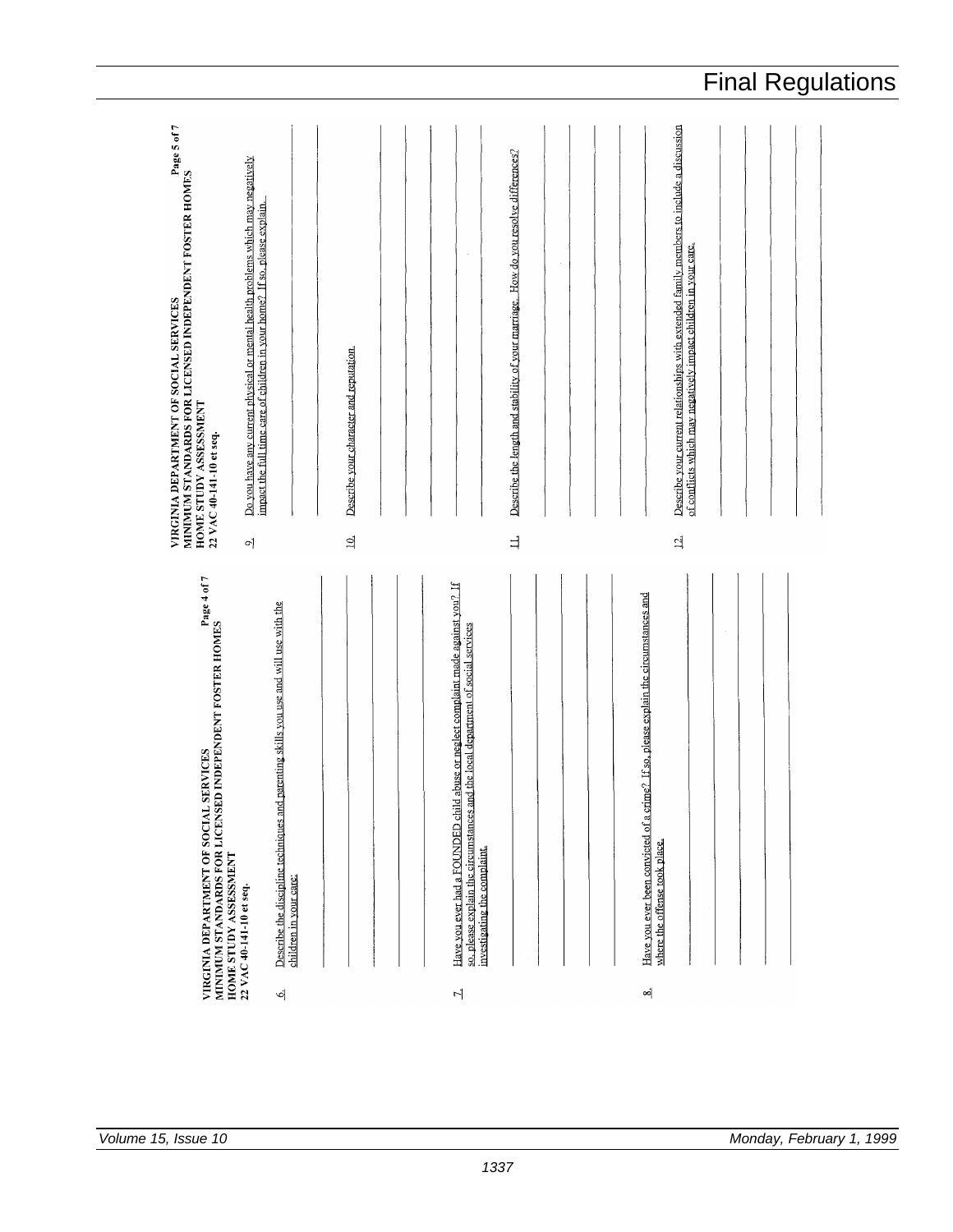**VIRGINIA DEPARTMENT OF SOCIAL SERVICES**
**MINIMUM STANDARDS FOR LICENSED INDEPENDENT FOSTER HOMES**
**HOME STUDY ASSESSMENT**
**22 VAC 40-141-10 et seq.**

**Page 4 of 7**

6. Describe the discipline techniques and parenting skills you use and will use with the children in your care:

7. Have you ever had a FOUNDED child abuse or neglect complaint made against you? If so, please explain the circumstances and the local department of social services investigating the complaint.

8. Have you ever been convicted of a crime? If so, please explain the circumstances and where the offense took place.

**VIRGINIA DEPARTMENT OF SOCIAL SERVICES**
**MINIMUM STANDARDS FOR LICENSED INDEPENDENT FOSTER HOMES**
**HOME STUDY ASSESSMENT**
**22 VAC 40-141-10 et seq.**

**Page 5 of 7**

9. Do you have any current physical or mental health problems which may negatively impact the full time care of children in your home? If so, please explain.

10. Describe your character and reputation.

11. Describe the length and stability of your marriage. How do you resolve differences?

12. Describe your current relationships with extended family members to include a discussion of conflicts which may negatively impact children in your care.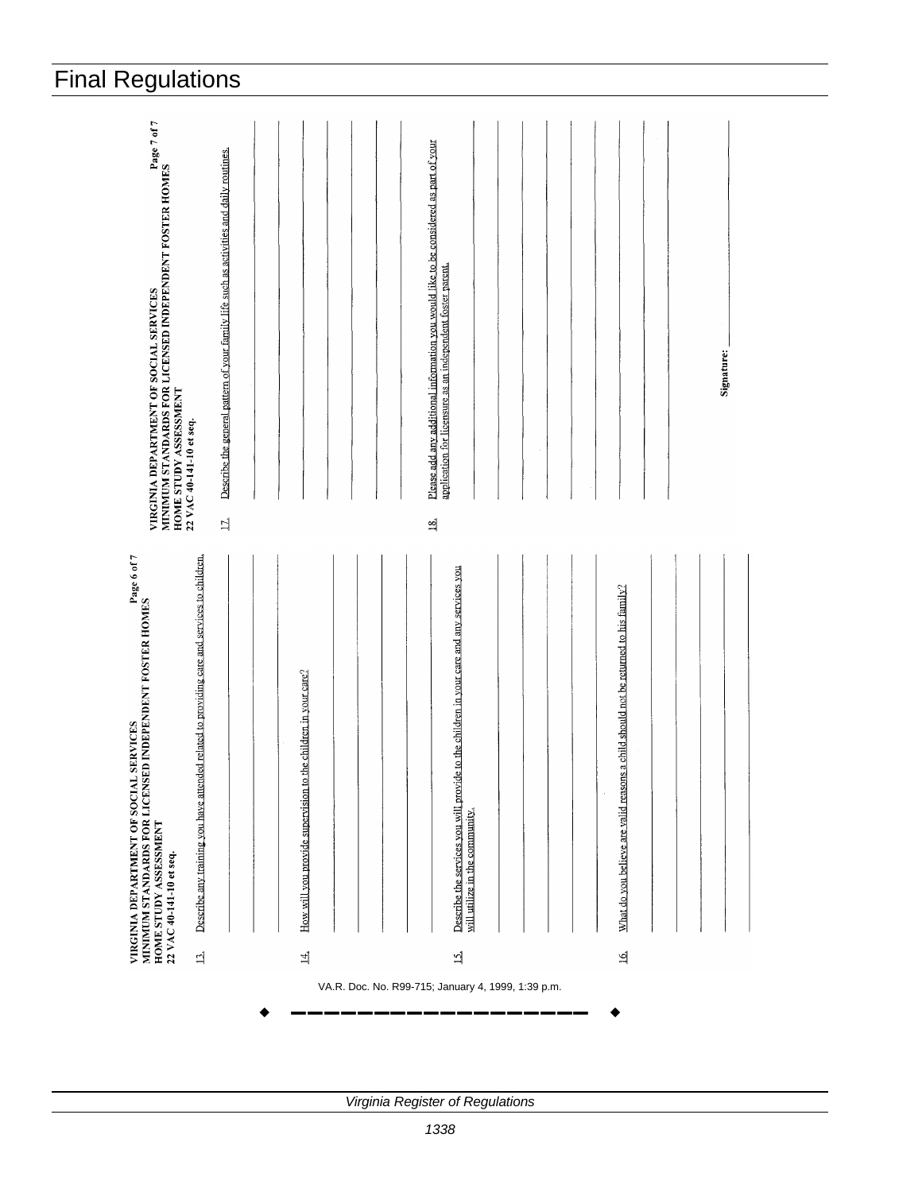VIRGINIA DEPARTMENT OF SOCIAL SERVICES
MINIMUM STANDARDS FOR LICENSED INDEPENDENT FOSTER HOMES
HOME STUDY ASSESSMENT
22 VAC 40-141-10 et seq.

Page 6 of 7

13. Describe any training you have attended related to providing care and services to children.

14. How will you provide supervision to the children in your care?

15. Describe the services you will provide to the children in your care and any services you will utilize in the community.

16. What do you believe are valid reasons a child should not be returned to his family?

VIRGINIA DEPARTMENT OF SOCIAL SERVICES
MINIMUM STANDARDS FOR LICENSED INDEPENDENT FOSTER HOMES
HOME STUDY ASSESSMENT
22 VAC 40-141-10 et seq.

Page 7 of 7

17. Describe the general pattern of your family life such as activities and daily routines.

18. Please add any additional information you would like to be considered as part of your application for licensure as an independent foster parent.

Signature: ____________________

VA.R. Doc. No. R99-715; January 4, 1999, 1:39 p.m.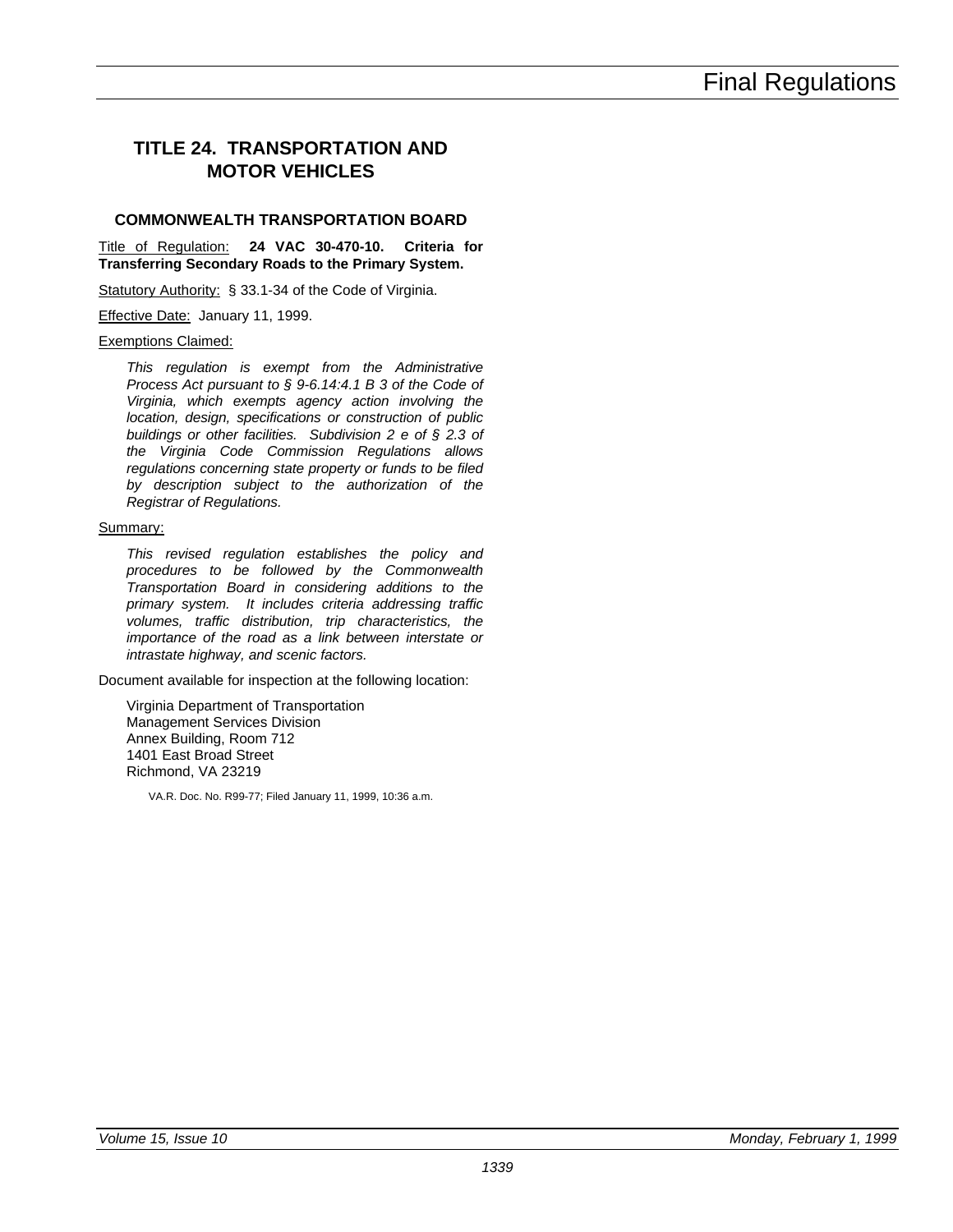# TITLE 24. TRANSPORTATION AND MOTOR VEHICLES

## COMMONWEALTH TRANSPORTATION BOARD

Title of Regulation: **24 VAC 30-470-10. Criteria for Transferring Secondary Roads to the Primary System.**

Statutory Authority: § 33.1-34 of the Code of Virginia.

Effective Date: January 11, 1999.

Exemptions Claimed:

*This regulation is exempt from the Administrative Process Act pursuant to § 9-6.14:4.1 B 3 of the Code of Virginia, which exempts agency action involving the location, design, specifications or construction of public buildings or other facilities. Subdivision 2 e of § 2.3 of the Virginia Code Commission Regulations allows regulations concerning state property or funds to be filed by description subject to the authorization of the Registrar of Regulations.*

Summary:

*This revised regulation establishes the policy and procedures to be followed by the Commonwealth Transportation Board in considering additions to the primary system. It includes criteria addressing traffic volumes, traffic distribution, trip characteristics, the importance of the road as a link between interstate or intrastate highway, and scenic factors.*

Document available for inspection at the following location:

Virginia Department of Transportation
Management Services Division
Annex Building, Room 712
1401 East Broad Street
Richmond, VA 23219

VA.R. Doc. No. R99-77; Filed January 11, 1999, 10:36 a.m.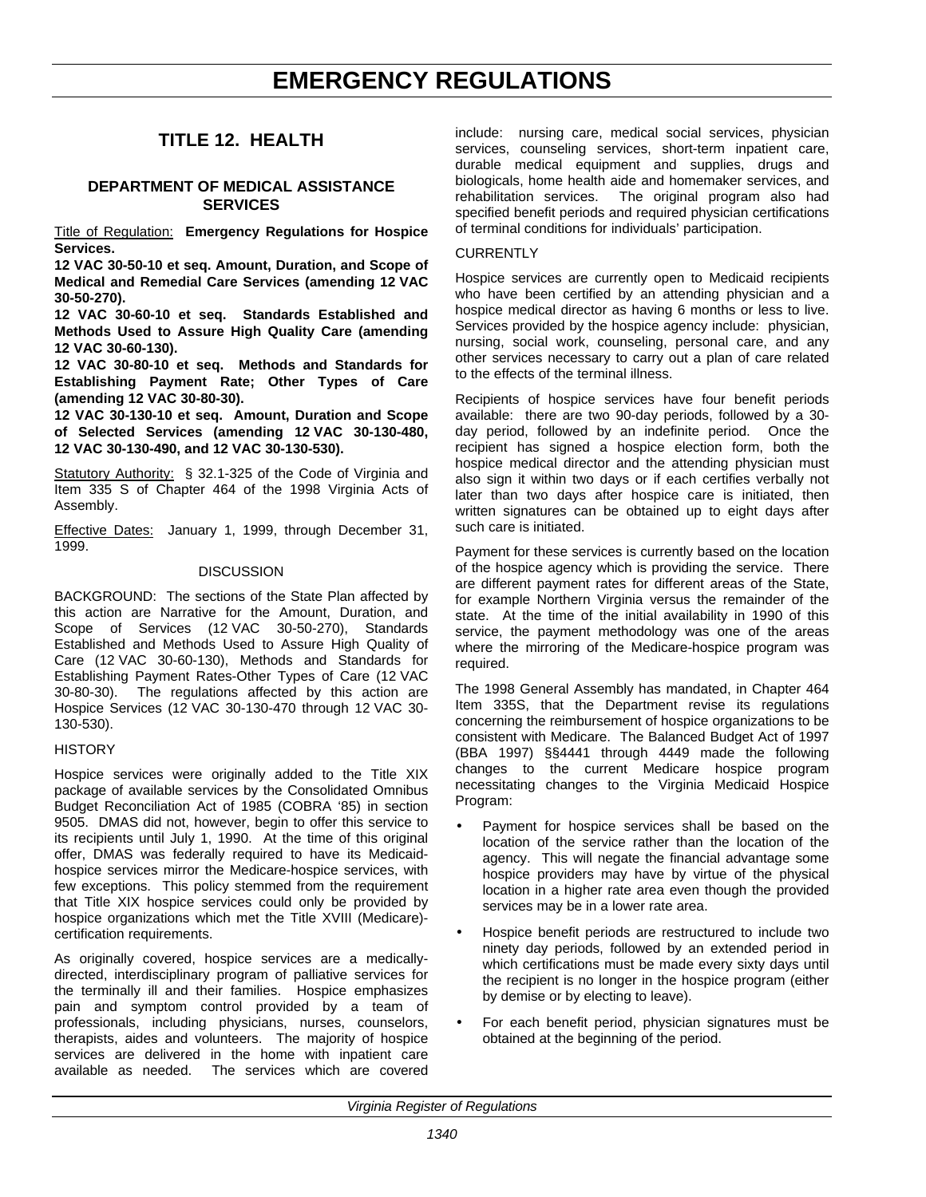# EMERGENCY REGULATIONS

## TITLE 12. HEALTH

### DEPARTMENT OF MEDICAL ASSISTANCE SERVICES

Title of Regulation: **Emergency Regulations for Hospice Services.**

**12 VAC 30-50-10 et seq. Amount, Duration, and Scope of Medical and Remedial Care Services (amending 12 VAC 30-50-270).**

**12 VAC 30-60-10 et seq. Standards Established and Methods Used to Assure High Quality Care (amending 12 VAC 30-60-130).**

**12 VAC 30-80-10 et seq. Methods and Standards for Establishing Payment Rate; Other Types of Care (amending 12 VAC 30-80-30).**

**12 VAC 30-130-10 et seq. Amount, Duration and Scope of Selected Services (amending 12 VAC 30-130-480, 12 VAC 30-130-490, and 12 VAC 30-130-530).**

Statutory Authority: § 32.1-325 of the Code of Virginia and Item 335 S of Chapter 464 of the 1998 Virginia Acts of Assembly.

Effective Dates: January 1, 1999, through December 31, 1999.

DISCUSSION

BACKGROUND: The sections of the State Plan affected by this action are Narrative for the Amount, Duration, and Scope of Services (12 VAC 30-50-270), Standards Established and Methods Used to Assure High Quality of Care (12 VAC 30-60-130), Methods and Standards for Establishing Payment Rates-Other Types of Care (12 VAC 30-80-30). The regulations affected by this action are Hospice Services (12 VAC 30-130-470 through 12 VAC 30-130-530).

HISTORY

Hospice services were originally added to the Title XIX package of available services by the Consolidated Omnibus Budget Reconciliation Act of 1985 (COBRA '85) in section 9505. DMAS did not, however, begin to offer this service to its recipients until July 1, 1990. At the time of this original offer, DMAS was federally required to have its Medicaid-hospice services mirror the Medicare-hospice services, with few exceptions. This policy stemmed from the requirement that Title XIX hospice services could only be provided by hospice organizations which met the Title XVIII (Medicare)-certification requirements.

As originally covered, hospice services are a medically-directed, interdisciplinary program of palliative services for the terminally ill and their families. Hospice emphasizes pain and symptom control provided by a team of professionals, including physicians, nurses, counselors, therapists, aides and volunteers. The majority of hospice services are delivered in the home with inpatient care available as needed. The services which are covered include: nursing care, medical social services, physician services, counseling services, short-term inpatient care, durable medical equipment and supplies, drugs and biologicals, home health aide and homemaker services, and rehabilitation services. The original program also had specified benefit periods and required physician certifications of terminal conditions for individuals' participation.

CURRENTLY

Hospice services are currently open to Medicaid recipients who have been certified by an attending physician and a hospice medical director as having 6 months or less to live. Services provided by the hospice agency include: physician, nursing, social work, counseling, personal care, and any other services necessary to carry out a plan of care related to the effects of the terminal illness.

Recipients of hospice services have four benefit periods available: there are two 90-day periods, followed by a 30-day period, followed by an indefinite period. Once the recipient has signed a hospice election form, both the hospice medical director and the attending physician must also sign it within two days or if each certifies verbally not later than two days after hospice care is initiated, then written signatures can be obtained up to eight days after such care is initiated.

Payment for these services is currently based on the location of the hospice agency which is providing the service. There are different payment rates for different areas of the State, for example Northern Virginia versus the remainder of the state. At the time of the initial availability in 1990 of this service, the payment methodology was one of the areas where the mirroring of the Medicare-hospice program was required.

The 1998 General Assembly has mandated, in Chapter 464 Item 335S, that the Department revise its regulations concerning the reimbursement of hospice organizations to be consistent with Medicare. The Balanced Budget Act of 1997 (BBA 1997) §§4441 through 4449 made the following changes to the current Medicare hospice program necessitating changes to the Virginia Medicaid Hospice Program:

- Payment for hospice services shall be based on the location of the service rather than the location of the agency. This will negate the financial advantage some hospice providers may have by virtue of the physical location in a higher rate area even though the provided services may be in a lower rate area.
- Hospice benefit periods are restructured to include two ninety day periods, followed by an extended period in which certifications must be made every sixty days until the recipient is no longer in the hospice program (either by demise or by electing to leave).
- For each benefit period, physician signatures must be obtained at the beginning of the period.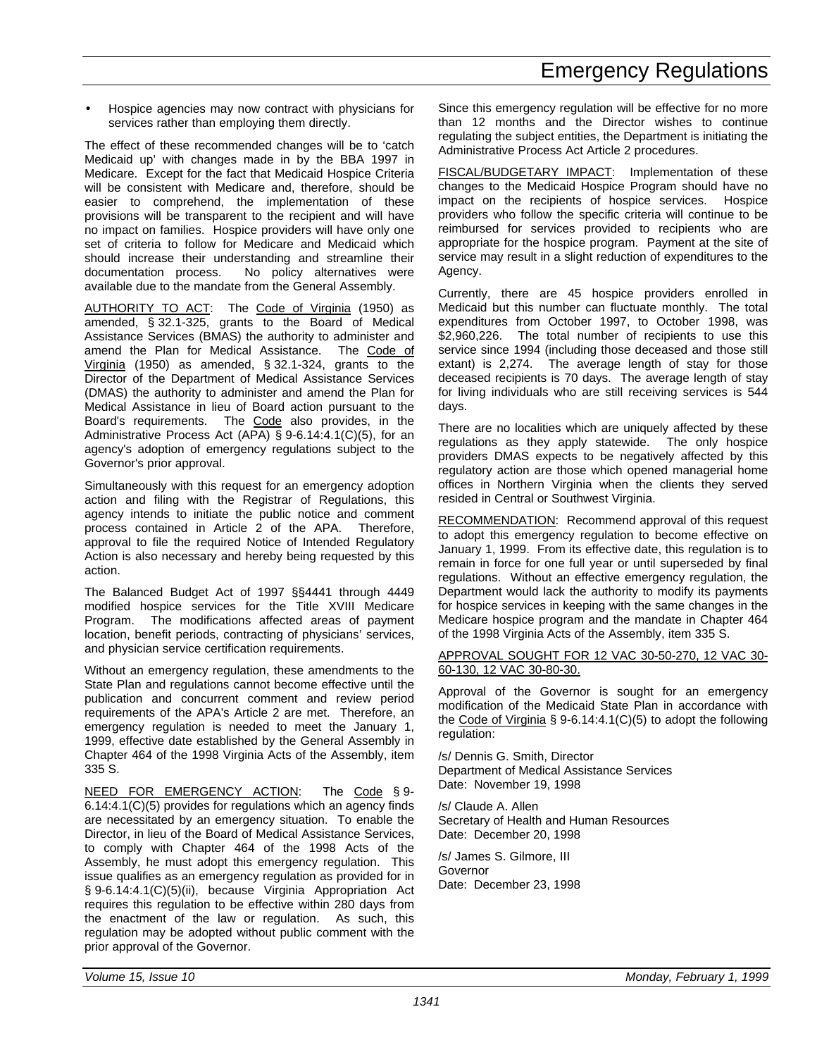- Hospice agencies may now contract with physicians for services rather than employing them directly.

The effect of these recommended changes will be to 'catch Medicaid up' with changes made in by the BBA 1997 in Medicare. Except for the fact that Medicaid Hospice Criteria will be consistent with Medicare and, therefore, should be easier to comprehend, the implementation of these provisions will be transparent to the recipient and will have no impact on families. Hospice providers will have only one set of criteria to follow for Medicare and Medicaid which should increase their understanding and streamline their documentation process. No policy alternatives were available due to the mandate from the General Assembly.

AUTHORITY TO ACT: The Code of Virginia (1950) as amended, § 32.1-325, grants to the Board of Medical Assistance Services (BMAS) the authority to administer and amend the Plan for Medical Assistance. The Code of Virginia (1950) as amended, § 32.1-324, grants to the Director of the Department of Medical Assistance Services (DMAS) the authority to administer and amend the Plan for Medical Assistance in lieu of Board action pursuant to the Board's requirements. The Code also provides, in the Administrative Process Act (APA) § 9-6.14:4.1(C)(5), for an agency's adoption of emergency regulations subject to the Governor's prior approval.

Simultaneously with this request for an emergency adoption action and filing with the Registrar of Regulations, this agency intends to initiate the public notice and comment process contained in Article 2 of the APA. Therefore, approval to file the required Notice of Intended Regulatory Action is also necessary and hereby being requested by this action.

The Balanced Budget Act of 1997 §§4441 through 4449 modified hospice services for the Title XVIII Medicare Program. The modifications affected areas of payment location, benefit periods, contracting of physicians' services, and physician service certification requirements.

Without an emergency regulation, these amendments to the State Plan and regulations cannot become effective until the publication and concurrent comment and review period requirements of the APA's Article 2 are met. Therefore, an emergency regulation is needed to meet the January 1, 1999, effective date established by the General Assembly in Chapter 464 of the 1998 Virginia Acts of the Assembly, item 335 S.

NEED FOR EMERGENCY ACTION: The Code § 9-6.14:4.1(C)(5) provides for regulations which an agency finds are necessitated by an emergency situation. To enable the Director, in lieu of the Board of Medical Assistance Services, to comply with Chapter 464 of the 1998 Acts of the Assembly, he must adopt this emergency regulation. This issue qualifies as an emergency regulation as provided for in § 9-6.14:4.1(C)(5)(ii), because Virginia Appropriation Act requires this regulation to be effective within 280 days from the enactment of the law or regulation. As such, this regulation may be adopted without public comment with the prior approval of the Governor.

Since this emergency regulation will be effective for no more than 12 months and the Director wishes to continue regulating the subject entities, the Department is initiating the Administrative Process Act Article 2 procedures.

FISCAL/BUDGETARY IMPACT: Implementation of these changes to the Medicaid Hospice Program should have no impact on the recipients of hospice services. Hospice providers who follow the specific criteria will continue to be reimbursed for services provided to recipients who are appropriate for the hospice program. Payment at the site of service may result in a slight reduction of expenditures to the Agency.

Currently, there are 45 hospice providers enrolled in Medicaid but this number can fluctuate monthly. The total expenditures from October 1997, to October 1998, was $2,960,226. The total number of recipients to use this service since 1994 (including those deceased and those still extant) is 2,274. The average length of stay for those deceased recipients is 70 days. The average length of stay for living individuals who are still receiving services is 544 days.

There are no localities which are uniquely affected by these regulations as they apply statewide. The only hospice providers DMAS expects to be negatively affected by this regulatory action are those which opened managerial home offices in Northern Virginia when the clients they served resided in Central or Southwest Virginia.

RECOMMENDATION: Recommend approval of this request to adopt this emergency regulation to become effective on January 1, 1999. From its effective date, this regulation is to remain in force for one full year or until superseded by final regulations. Without an effective emergency regulation, the Department would lack the authority to modify its payments for hospice services in keeping with the same changes in the Medicare hospice program and the mandate in Chapter 464 of the 1998 Virginia Acts of the Assembly, item 335 S.

APPROVAL SOUGHT FOR 12 VAC 30-50-270, 12 VAC 30-60-130, 12 VAC 30-80-30.

Approval of the Governor is sought for an emergency modification of the Medicaid State Plan in accordance with the Code of Virginia § 9-6.14:4.1(C)(5) to adopt the following regulation:

/s/ Dennis G. Smith, Director
Department of Medical Assistance Services
Date: November 19, 1998

/s/ Claude A. Allen
Secretary of Health and Human Resources
Date: December 20, 1998

/s/ James S. Gilmore, III
Governor
Date: December 23, 1998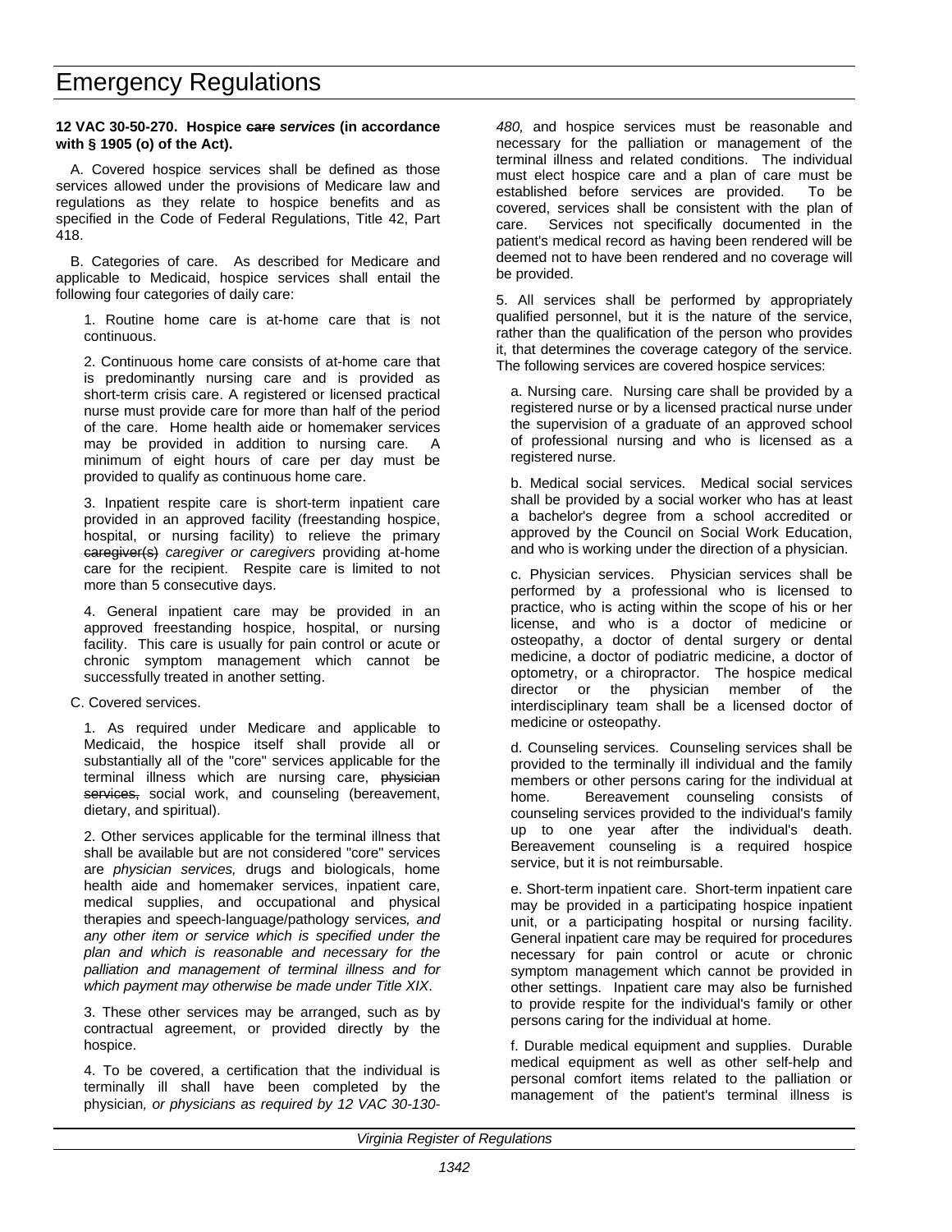**12 VAC 30-50-270. Hospice ~~care~~ *services* (in accordance with § 1905 (o) of the Act).**

A. Covered hospice services shall be defined as those services allowed under the provisions of Medicare law and regulations as they relate to hospice benefits and as specified in the Code of Federal Regulations, Title 42, Part 418.

B. Categories of care. As described for Medicare and applicable to Medicaid, hospice services shall entail the following four categories of daily care:

1. Routine home care is at-home care that is not continuous.

2. Continuous home care consists of at-home care that is predominantly nursing care and is provided as short-term crisis care. A registered or licensed practical nurse must provide care for more than half of the period of the care. Home health aide or homemaker services may be provided in addition to nursing care. A minimum of eight hours of care per day must be provided to qualify as continuous home care.

3. Inpatient respite care is short-term inpatient care provided in an approved facility (freestanding hospice, hospital, or nursing facility) to relieve the primary ~~caregiver(s)~~ *caregiver or caregivers* providing at-home care for the recipient. Respite care is limited to not more than 5 consecutive days.

4. General inpatient care may be provided in an approved freestanding hospice, hospital, or nursing facility. This care is usually for pain control or acute or chronic symptom management which cannot be successfully treated in another setting.

C. Covered services.

1. As required under Medicare and applicable to Medicaid, the hospice itself shall provide all or substantially all of the "core" services applicable for the terminal illness which are nursing care, ~~physician services,~~ social work, and counseling (bereavement, dietary, and spiritual).

2. Other services applicable for the terminal illness that shall be available but are not considered "core" services are *physician services,* drugs and biologicals, home health aide and homemaker services, inpatient care, medical supplies, and occupational and physical therapies and speech-language/pathology services*, and any other item or service which is specified under the plan and which is reasonable and necessary for the palliation and management of terminal illness and for which payment may otherwise be made under Title XIX*.

3. These other services may be arranged, such as by contractual agreement, or provided directly by the hospice.

4. To be covered, a certification that the individual is terminally ill shall have been completed by the physician*, or physicians as required by 12 VAC 30-130-480,* and hospice services must be reasonable and necessary for the palliation or management of the terminal illness and related conditions. The individual must elect hospice care and a plan of care must be established before services are provided. To be covered, services shall be consistent with the plan of care. Services not specifically documented in the patient's medical record as having been rendered will be deemed not to have been rendered and no coverage will be provided.

5. All services shall be performed by appropriately qualified personnel, but it is the nature of the service, rather than the qualification of the person who provides it, that determines the coverage category of the service. The following services are covered hospice services:

a. Nursing care. Nursing care shall be provided by a registered nurse or by a licensed practical nurse under the supervision of a graduate of an approved school of professional nursing and who is licensed as a registered nurse.

b. Medical social services. Medical social services shall be provided by a social worker who has at least a bachelor's degree from a school accredited or approved by the Council on Social Work Education, and who is working under the direction of a physician.

c. Physician services. Physician services shall be performed by a professional who is licensed to practice, who is acting within the scope of his or her license, and who is a doctor of medicine or osteopathy, a doctor of dental surgery or dental medicine, a doctor of podiatric medicine, a doctor of optometry, or a chiropractor. The hospice medical director or the physician member of the interdisciplinary team shall be a licensed doctor of medicine or osteopathy.

d. Counseling services. Counseling services shall be provided to the terminally ill individual and the family members or other persons caring for the individual at home. Bereavement counseling consists of counseling services provided to the individual's family up to one year after the individual's death. Bereavement counseling is a required hospice service, but it is not reimbursable.

e. Short-term inpatient care. Short-term inpatient care may be provided in a participating hospice inpatient unit, or a participating hospital or nursing facility. General inpatient care may be required for procedures necessary for pain control or acute or chronic symptom management which cannot be provided in other settings. Inpatient care may also be furnished to provide respite for the individual's family or other persons caring for the individual at home.

f. Durable medical equipment and supplies. Durable medical equipment as well as other self-help and personal comfort items related to the palliation or management of the patient's terminal illness is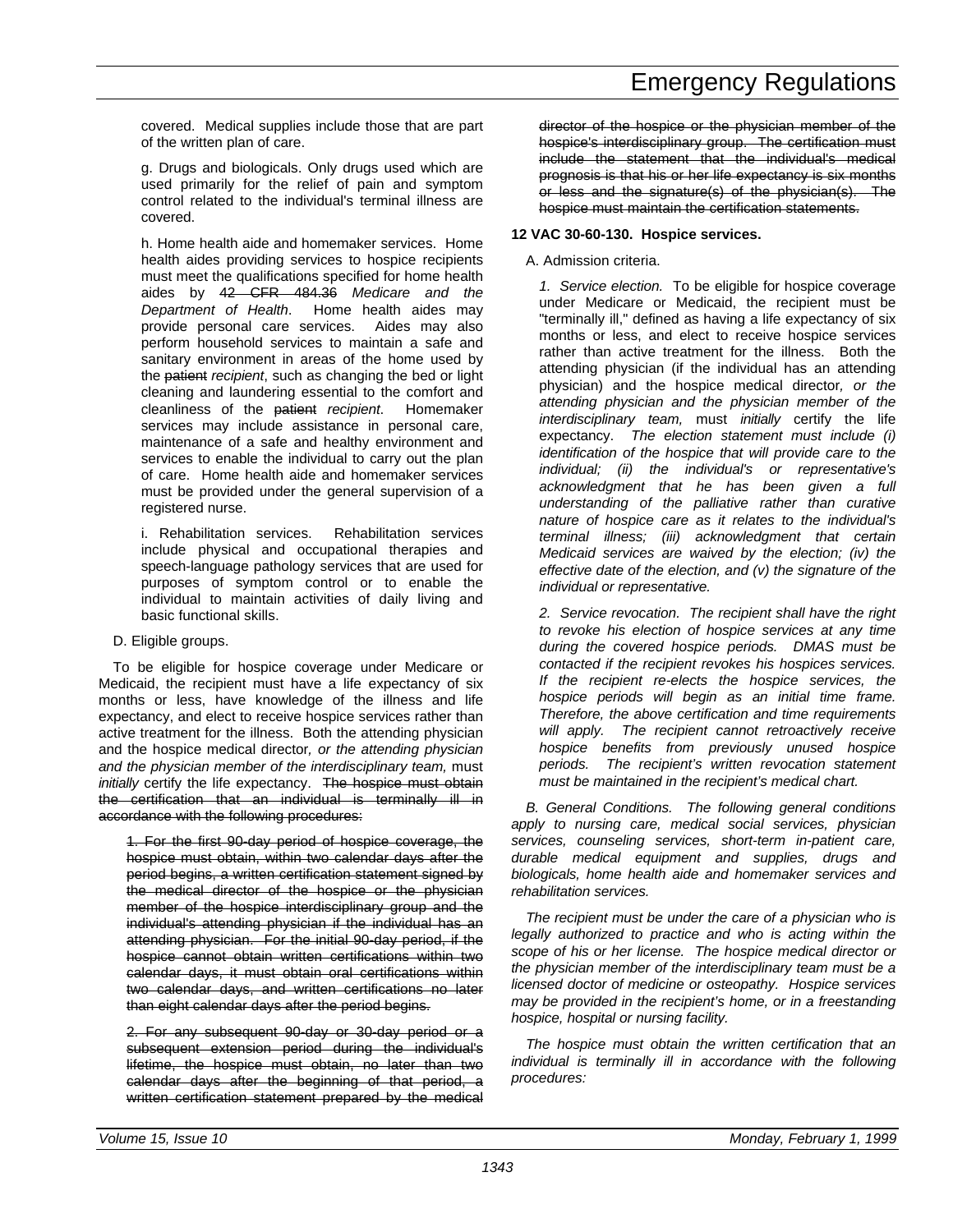covered. Medical supplies include those that are part of the written plan of care.

g. Drugs and biologicals. Only drugs used which are used primarily for the relief of pain and symptom control related to the individual's terminal illness are covered.

h. Home health aide and homemaker services. Home health aides providing services to hospice recipients must meet the qualifications specified for home health aides by ~~42 CFR 484.36~~ *Medicare and the Department of Health*. Home health aides may provide personal care services. Aides may also perform household services to maintain a safe and sanitary environment in areas of the home used by the ~~patient~~ *recipient*, such as changing the bed or light cleaning and laundering essential to the comfort and cleanliness of the ~~patient~~ *recipient*. Homemaker services may include assistance in personal care, maintenance of a safe and healthy environment and services to enable the individual to carry out the plan of care. Home health aide and homemaker services must be provided under the general supervision of a registered nurse.

i. Rehabilitation services. Rehabilitation services include physical and occupational therapies and speech-language pathology services that are used for purposes of symptom control or to enable the individual to maintain activities of daily living and basic functional skills.

D. Eligible groups.

To be eligible for hospice coverage under Medicare or Medicaid, the recipient must have a life expectancy of six months or less, have knowledge of the illness and life expectancy, and elect to receive hospice services rather than active treatment for the illness. Both the attending physician and the hospice medical director*, or the attending physician and the physician member of the interdisciplinary team,* must *initially* certify the life expectancy. ~~The hospice must obtain the certification that an individual is terminally ill in accordance with the following procedures:~~

~~1. For the first 90-day period of hospice coverage, the hospice must obtain, within two calendar days after the period begins, a written certification statement signed by the medical director of the hospice or the physician member of the hospice interdisciplinary group and the individual's attending physician if the individual has an attending physician. For the initial 90-day period, if the hospice cannot obtain written certifications within two calendar days, it must obtain oral certifications within two calendar days, and written certifications no later than eight calendar days after the period begins.~~

~~2. For any subsequent 90-day or 30-day period or a subsequent extension period during the individual's lifetime, the hospice must obtain, no later than two calendar days after the beginning of that period, a written certification statement prepared by the medical director of the hospice or the physician member of the hospice's interdisciplinary group. The certification must include the statement that the individual's medical prognosis is that his or her life expectancy is six months or less and the signature(s) of the physician(s). The hospice must maintain the certification statements.~~

**12 VAC 30-60-130. Hospice services.**

A. Admission criteria.

*1. Service election.* To be eligible for hospice coverage under Medicare or Medicaid, the recipient must be "terminally ill," defined as having a life expectancy of six months or less, and elect to receive hospice services rather than active treatment for the illness. Both the attending physician (if the individual has an attending physician) and the hospice medical director*, or the attending physician and the physician member of the interdisciplinary team,* must *initially* certify the life expectancy. *The election statement must include (i) identification of the hospice that will provide care to the individual; (ii) the individual's or representative's acknowledgment that he has been given a full understanding of the palliative rather than curative nature of hospice care as it relates to the individual's terminal illness; (iii) acknowledgment that certain Medicaid services are waived by the election; (iv) the effective date of the election, and (v) the signature of the individual or representative.*

*2. Service revocation. The recipient shall have the right to revoke his election of hospice services at any time during the covered hospice periods. DMAS must be contacted if the recipient revokes his hospices services. If the recipient re-elects the hospice services, the hospice periods will begin as an initial time frame. Therefore, the above certification and time requirements will apply. The recipient cannot retroactively receive hospice benefits from previously unused hospice periods. The recipient's written revocation statement must be maintained in the recipient's medical chart.*

*B. General Conditions. The following general conditions apply to nursing care, medical social services, physician services, counseling services, short-term in-patient care, durable medical equipment and supplies, drugs and biologicals, home health aide and homemaker services and rehabilitation services.*

*The recipient must be under the care of a physician who is legally authorized to practice and who is acting within the scope of his or her license. The hospice medical director or the physician member of the interdisciplinary team must be a licensed doctor of medicine or osteopathy. Hospice services may be provided in the recipient's home, or in a freestanding hospice, hospital or nursing facility.*

*The hospice must obtain the written certification that an individual is terminally ill in accordance with the following procedures:*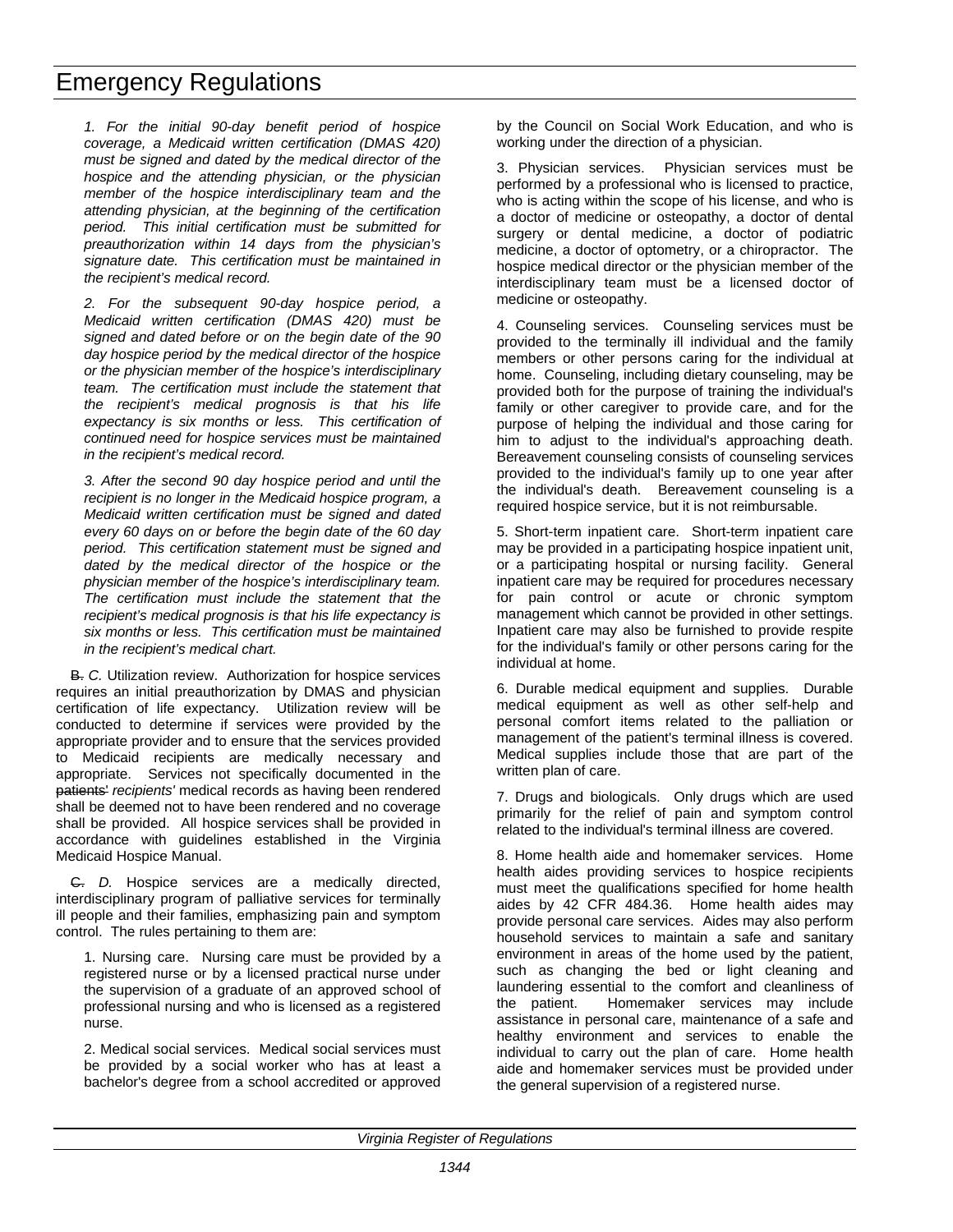*1. For the initial 90-day benefit period of hospice coverage, a Medicaid written certification (DMAS 420) must be signed and dated by the medical director of the hospice and the attending physician, or the physician member of the hospice interdisciplinary team and the attending physician, at the beginning of the certification period. This initial certification must be submitted for preauthorization within 14 days from the physician's signature date. This certification must be maintained in the recipient's medical record.*

*2. For the subsequent 90-day hospice period, a Medicaid written certification (DMAS 420) must be signed and dated before or on the begin date of the 90 day hospice period by the medical director of the hospice or the physician member of the hospice's interdisciplinary team. The certification must include the statement that the recipient's medical prognosis is that his life expectancy is six months or less. This certification of continued need for hospice services must be maintained in the recipient's medical record.*

*3. After the second 90 day hospice period and until the recipient is no longer in the Medicaid hospice program, a Medicaid written certification must be signed and dated every 60 days on or before the begin date of the 60 day period. This certification statement must be signed and dated by the medical director of the hospice or the physician member of the hospice's interdisciplinary team. The certification must include the statement that the recipient's medical prognosis is that his life expectancy is six months or less. This certification must be maintained in the recipient's medical chart.*

~~B.~~ *C.* Utilization review. Authorization for hospice services requires an initial preauthorization by DMAS and physician certification of life expectancy. Utilization review will be conducted to determine if services were provided by the appropriate provider and to ensure that the services provided to Medicaid recipients are medically necessary and appropriate. Services not specifically documented in the ~~patients'~~ *recipients'* medical records as having been rendered shall be deemed not to have been rendered and no coverage shall be provided. All hospice services shall be provided in accordance with guidelines established in the Virginia Medicaid Hospice Manual.

~~C.~~ *D.* Hospice services are a medically directed, interdisciplinary program of palliative services for terminally ill people and their families, emphasizing pain and symptom control. The rules pertaining to them are:

1. Nursing care. Nursing care must be provided by a registered nurse or by a licensed practical nurse under the supervision of a graduate of an approved school of professional nursing and who is licensed as a registered nurse.

2. Medical social services. Medical social services must be provided by a social worker who has at least a bachelor's degree from a school accredited or approved by the Council on Social Work Education, and who is working under the direction of a physician.

3. Physician services. Physician services must be performed by a professional who is licensed to practice, who is acting within the scope of his license, and who is a doctor of medicine or osteopathy, a doctor of dental surgery or dental medicine, a doctor of podiatric medicine, a doctor of optometry, or a chiropractor. The hospice medical director or the physician member of the interdisciplinary team must be a licensed doctor of medicine or osteopathy.

4. Counseling services. Counseling services must be provided to the terminally ill individual and the family members or other persons caring for the individual at home. Counseling, including dietary counseling, may be provided both for the purpose of training the individual's family or other caregiver to provide care, and for the purpose of helping the individual and those caring for him to adjust to the individual's approaching death. Bereavement counseling consists of counseling services provided to the individual's family up to one year after the individual's death. Bereavement counseling is a required hospice service, but it is not reimbursable.

5. Short-term inpatient care. Short-term inpatient care may be provided in a participating hospice inpatient unit, or a participating hospital or nursing facility. General inpatient care may be required for procedures necessary for pain control or acute or chronic symptom management which cannot be provided in other settings. Inpatient care may also be furnished to provide respite for the individual's family or other persons caring for the individual at home.

6. Durable medical equipment and supplies. Durable medical equipment as well as other self-help and personal comfort items related to the palliation or management of the patient's terminal illness is covered. Medical supplies include those that are part of the written plan of care.

7. Drugs and biologicals. Only drugs which are used primarily for the relief of pain and symptom control related to the individual's terminal illness are covered.

8. Home health aide and homemaker services. Home health aides providing services to hospice recipients must meet the qualifications specified for home health aides by 42 CFR 484.36. Home health aides may provide personal care services. Aides may also perform household services to maintain a safe and sanitary environment in areas of the home used by the patient, such as changing the bed or light cleaning and laundering essential to the comfort and cleanliness of the patient. Homemaker services may include assistance in personal care, maintenance of a safe and healthy environment and services to enable the individual to carry out the plan of care. Home health aide and homemaker services must be provided under the general supervision of a registered nurse.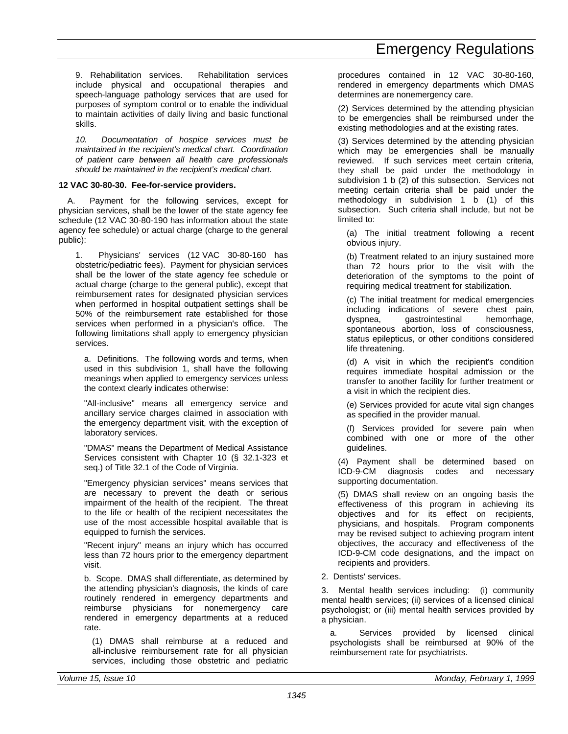9. Rehabilitation services. Rehabilitation services include physical and occupational therapies and speech-language pathology services that are used for purposes of symptom control or to enable the individual to maintain activities of daily living and basic functional skills.

*10. Documentation of hospice services must be maintained in the recipient's medical chart. Coordination of patient care between all health care professionals should be maintained in the recipient's medical chart.*

**12 VAC 30-80-30. Fee-for-service providers.**

A. Payment for the following services, except for physician services, shall be the lower of the state agency fee schedule (12 VAC 30-80-190 has information about the state agency fee schedule) or actual charge (charge to the general public):

1. Physicians' services (12 VAC 30-80-160 has obstetric/pediatric fees). Payment for physician services shall be the lower of the state agency fee schedule or actual charge (charge to the general public), except that reimbursement rates for designated physician services when performed in hospital outpatient settings shall be 50% of the reimbursement rate established for those services when performed in a physician's office. The following limitations shall apply to emergency physician services.

a. Definitions. The following words and terms, when used in this subdivision 1, shall have the following meanings when applied to emergency services unless the context clearly indicates otherwise:

"All-inclusive" means all emergency service and ancillary service charges claimed in association with the emergency department visit, with the exception of laboratory services.

"DMAS" means the Department of Medical Assistance Services consistent with Chapter 10 (§ 32.1-323 et seq.) of Title 32.1 of the Code of Virginia.

"Emergency physician services" means services that are necessary to prevent the death or serious impairment of the health of the recipient. The threat to the life or health of the recipient necessitates the use of the most accessible hospital available that is equipped to furnish the services.

"Recent injury" means an injury which has occurred less than 72 hours prior to the emergency department visit.

b. Scope. DMAS shall differentiate, as determined by the attending physician's diagnosis, the kinds of care routinely rendered in emergency departments and reimburse physicians for nonemergency care rendered in emergency departments at a reduced rate.

(1) DMAS shall reimburse at a reduced and all-inclusive reimbursement rate for all physician services, including those obstetric and pediatric procedures contained in 12 VAC 30-80-160, rendered in emergency departments which DMAS determines are nonemergency care.

(2) Services determined by the attending physician to be emergencies shall be reimbursed under the existing methodologies and at the existing rates.

(3) Services determined by the attending physician which may be emergencies shall be manually reviewed. If such services meet certain criteria, they shall be paid under the methodology in subdivision 1 b (2) of this subsection. Services not meeting certain criteria shall be paid under the methodology in subdivision 1 b (1) of this subsection. Such criteria shall include, but not be limited to:

(a) The initial treatment following a recent obvious injury.

(b) Treatment related to an injury sustained more than 72 hours prior to the visit with the deterioration of the symptoms to the point of requiring medical treatment for stabilization.

(c) The initial treatment for medical emergencies including indications of severe chest pain, dyspnea, gastrointestinal hemorrhage, spontaneous abortion, loss of consciousness, status epilepticus, or other conditions considered life threatening.

(d) A visit in which the recipient's condition requires immediate hospital admission or the transfer to another facility for further treatment or a visit in which the recipient dies.

(e) Services provided for acute vital sign changes as specified in the provider manual.

(f) Services provided for severe pain when combined with one or more of the other guidelines.

(4) Payment shall be determined based on ICD-9-CM diagnosis codes and necessary supporting documentation.

(5) DMAS shall review on an ongoing basis the effectiveness of this program in achieving its objectives and for its effect on recipients, physicians, and hospitals. Program components may be revised subject to achieving program intent objectives, the accuracy and effectiveness of the ICD-9-CM code designations, and the impact on recipients and providers.

2. Dentists' services.

3. Mental health services including: (i) community mental health services; (ii) services of a licensed clinical psychologist; or (iii) mental health services provided by a physician.

a. Services provided by licensed clinical psychologists shall be reimbursed at 90% of the reimbursement rate for psychiatrists.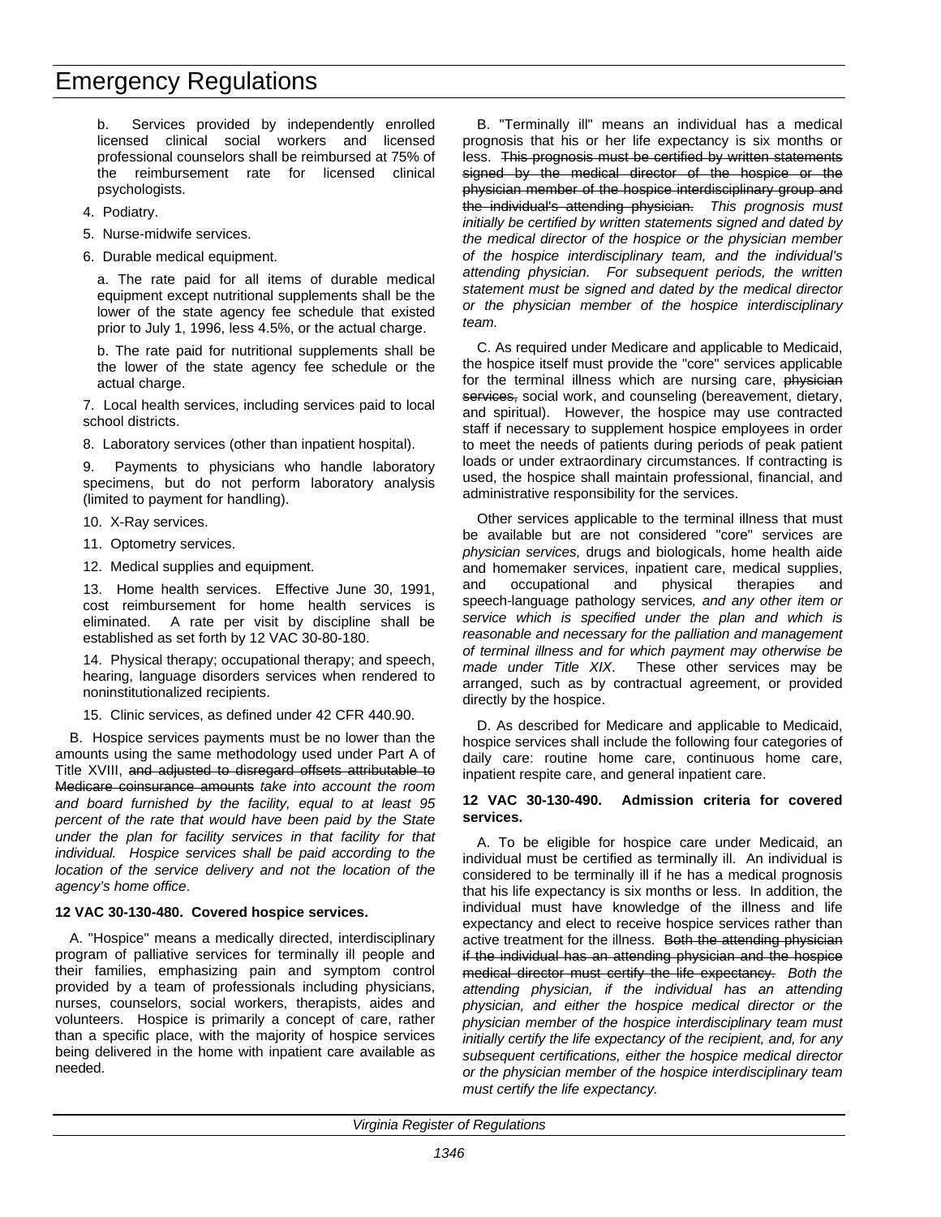b. Services provided by independently enrolled licensed clinical social workers and licensed professional counselors shall be reimbursed at 75% of the reimbursement rate for licensed clinical psychologists.

4. Podiatry.

5. Nurse-midwife services.

6. Durable medical equipment.

a. The rate paid for all items of durable medical equipment except nutritional supplements shall be the lower of the state agency fee schedule that existed prior to July 1, 1996, less 4.5%, or the actual charge.

b. The rate paid for nutritional supplements shall be the lower of the state agency fee schedule or the actual charge.

7. Local health services, including services paid to local school districts.

8. Laboratory services (other than inpatient hospital).

9. Payments to physicians who handle laboratory specimens, but do not perform laboratory analysis (limited to payment for handling).

10. X-Ray services.

11. Optometry services.

12. Medical supplies and equipment.

13. Home health services. Effective June 30, 1991, cost reimbursement for home health services is eliminated. A rate per visit by discipline shall be established as set forth by 12 VAC 30-80-180.

14. Physical therapy; occupational therapy; and speech, hearing, language disorders services when rendered to noninstitutionalized recipients.

15. Clinic services, as defined under 42 CFR 440.90.

B. Hospice services payments must be no lower than the amounts using the same methodology used under Part A of Title XVIII, ~~and adjusted to disregard offsets attributable to Medicare coinsurance amounts~~ *take into account the room and board furnished by the facility, equal to at least 95 percent of the rate that would have been paid by the State under the plan for facility services in that facility for that individual. Hospice services shall be paid according to the location of the service delivery and not the location of the agency's home office*.

**12 VAC 30-130-480. Covered hospice services.**

A. "Hospice" means a medically directed, interdisciplinary program of palliative services for terminally ill people and their families, emphasizing pain and symptom control provided by a team of professionals including physicians, nurses, counselors, social workers, therapists, aides and volunteers. Hospice is primarily a concept of care, rather than a specific place, with the majority of hospice services being delivered in the home with inpatient care available as needed.

B. "Terminally ill" means an individual has a medical prognosis that his or her life expectancy is six months or less. ~~This prognosis must be certified by written statements signed by the medical director of the hospice or the physician member of the hospice interdisciplinary group and the individual's attending physician.~~ *This prognosis must initially be certified by written statements signed and dated by the medical director of the hospice or the physician member of the hospice interdisciplinary team, and the individual's attending physician. For subsequent periods, the written statement must be signed and dated by the medical director or the physician member of the hospice interdisciplinary team.*

C. As required under Medicare and applicable to Medicaid, the hospice itself must provide the "core" services applicable for the terminal illness which are nursing care, ~~physician services,~~ social work, and counseling (bereavement, dietary, and spiritual). However, the hospice may use contracted staff if necessary to supplement hospice employees in order to meet the needs of patients during periods of peak patient loads or under extraordinary circumstances. If contracting is used, the hospice shall maintain professional, financial, and administrative responsibility for the services.

Other services applicable to the terminal illness that must be available but are not considered "core" services are *physician services,* drugs and biologicals, home health aide and homemaker services, inpatient care, medical supplies, and occupational and physical therapies and speech-language pathology services*, and any other item or service which is specified under the plan and which is reasonable and necessary for the palliation and management of terminal illness and for which payment may otherwise be made under Title XIX*. These other services may be arranged, such as by contractual agreement, or provided directly by the hospice.

D. As described for Medicare and applicable to Medicaid, hospice services shall include the following four categories of daily care: routine home care, continuous home care, inpatient respite care, and general inpatient care.

**12 VAC 30-130-490. Admission criteria for covered services.**

A. To be eligible for hospice care under Medicaid, an individual must be certified as terminally ill. An individual is considered to be terminally ill if he has a medical prognosis that his life expectancy is six months or less. In addition, the individual must have knowledge of the illness and life expectancy and elect to receive hospice services rather than active treatment for the illness. ~~Both the attending physician if the individual has an attending physician and the hospice medical director must certify the life expectancy.~~ *Both the attending physician, if the individual has an attending physician, and either the hospice medical director or the physician member of the hospice interdisciplinary team must initially certify the life expectancy of the recipient, and, for any subsequent certifications, either the hospice medical director or the physician member of the hospice interdisciplinary team must certify the life expectancy.*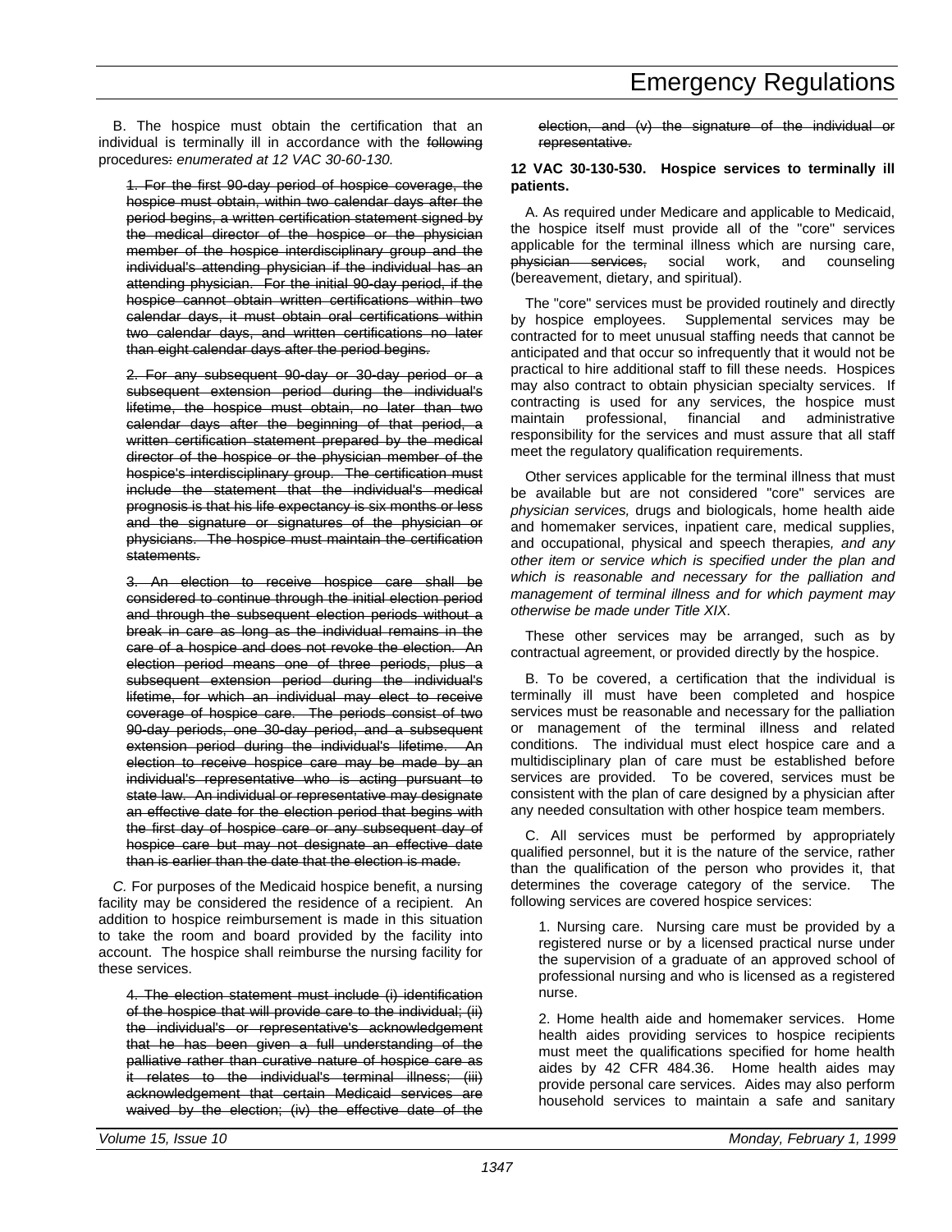B. The hospice must obtain the certification that an individual is terminally ill in accordance with the ~~following~~ procedures~~:~~ *enumerated at 12 VAC 30-60-130.*

~~1. For the first 90-day period of hospice coverage, the hospice must obtain, within two calendar days after the period begins, a written certification statement signed by the medical director of the hospice or the physician member of the hospice interdisciplinary group and the individual's attending physician if the individual has an attending physician. For the initial 90-day period, if the hospice cannot obtain written certifications within two calendar days, it must obtain oral certifications within two calendar days, and written certifications no later than eight calendar days after the period begins.~~

~~2. For any subsequent 90-day or 30-day period or a subsequent extension period during the individual's lifetime, the hospice must obtain, no later than two calendar days after the beginning of that period, a written certification statement prepared by the medical director of the hospice or the physician member of the hospice's interdisciplinary group. The certification must include the statement that the individual's medical prognosis is that his life expectancy is six months or less and the signature or signatures of the physician or physicians. The hospice must maintain the certification statements.~~

~~3. An election to receive hospice care shall be considered to continue through the initial election period and through the subsequent election periods without a break in care as long as the individual remains in the care of a hospice and does not revoke the election. An election period means one of three periods, plus a subsequent extension period during the individual's lifetime, for which an individual may elect to receive coverage of hospice care. The periods consist of two 90-day periods, one 30-day period, and a subsequent extension period during the individual's lifetime. An election to receive hospice care may be made by an individual's representative who is acting pursuant to state law. An individual or representative may designate an effective date for the election period that begins with the first day of hospice care or any subsequent day of hospice care but may not designate an effective date than is earlier than the date that the election is made.~~

*C.* For purposes of the Medicaid hospice benefit, a nursing facility may be considered the residence of a recipient. An addition to hospice reimbursement is made in this situation to take the room and board provided by the facility into account. The hospice shall reimburse the nursing facility for these services.

~~4. The election statement must include (i) identification of the hospice that will provide care to the individual; (ii) the individual's or representative's acknowledgement that he has been given a full understanding of the palliative rather than curative nature of hospice care as it relates to the individual's terminal illness; (iii) acknowledgement that certain Medicaid services are waived by the election; (iv) the effective date of the election, and (v) the signature of the individual or representative.~~

**12 VAC 30-130-530. Hospice services to terminally ill patients.**

A. As required under Medicare and applicable to Medicaid, the hospice itself must provide all of the "core" services applicable for the terminal illness which are nursing care, ~~physician services,~~ social work, and counseling (bereavement, dietary, and spiritual).

The "core" services must be provided routinely and directly by hospice employees. Supplemental services may be contracted for to meet unusual staffing needs that cannot be anticipated and that occur so infrequently that it would not be practical to hire additional staff to fill these needs. Hospices may also contract to obtain physician specialty services. If contracting is used for any services, the hospice must maintain professional, financial and administrative responsibility for the services and must assure that all staff meet the regulatory qualification requirements.

Other services applicable for the terminal illness that must be available but are not considered "core" services are *physician services,* drugs and biologicals, home health aide and homemaker services, inpatient care, medical supplies, and occupational, physical and speech therapies*, and any other item or service which is specified under the plan and which is reasonable and necessary for the palliation and management of terminal illness and for which payment may otherwise be made under Title XIX*.

These other services may be arranged, such as by contractual agreement, or provided directly by the hospice.

B. To be covered, a certification that the individual is terminally ill must have been completed and hospice services must be reasonable and necessary for the palliation or management of the terminal illness and related conditions. The individual must elect hospice care and a multidisciplinary plan of care must be established before services are provided. To be covered, services must be consistent with the plan of care designed by a physician after any needed consultation with other hospice team members.

C. All services must be performed by appropriately qualified personnel, but it is the nature of the service, rather than the qualification of the person who provides it, that determines the coverage category of the service. The following services are covered hospice services:

1. Nursing care. Nursing care must be provided by a registered nurse or by a licensed practical nurse under the supervision of a graduate of an approved school of professional nursing and who is licensed as a registered nurse.

2. Home health aide and homemaker services. Home health aides providing services to hospice recipients must meet the qualifications specified for home health aides by 42 CFR 484.36. Home health aides may provide personal care services. Aides may also perform household services to maintain a safe and sanitary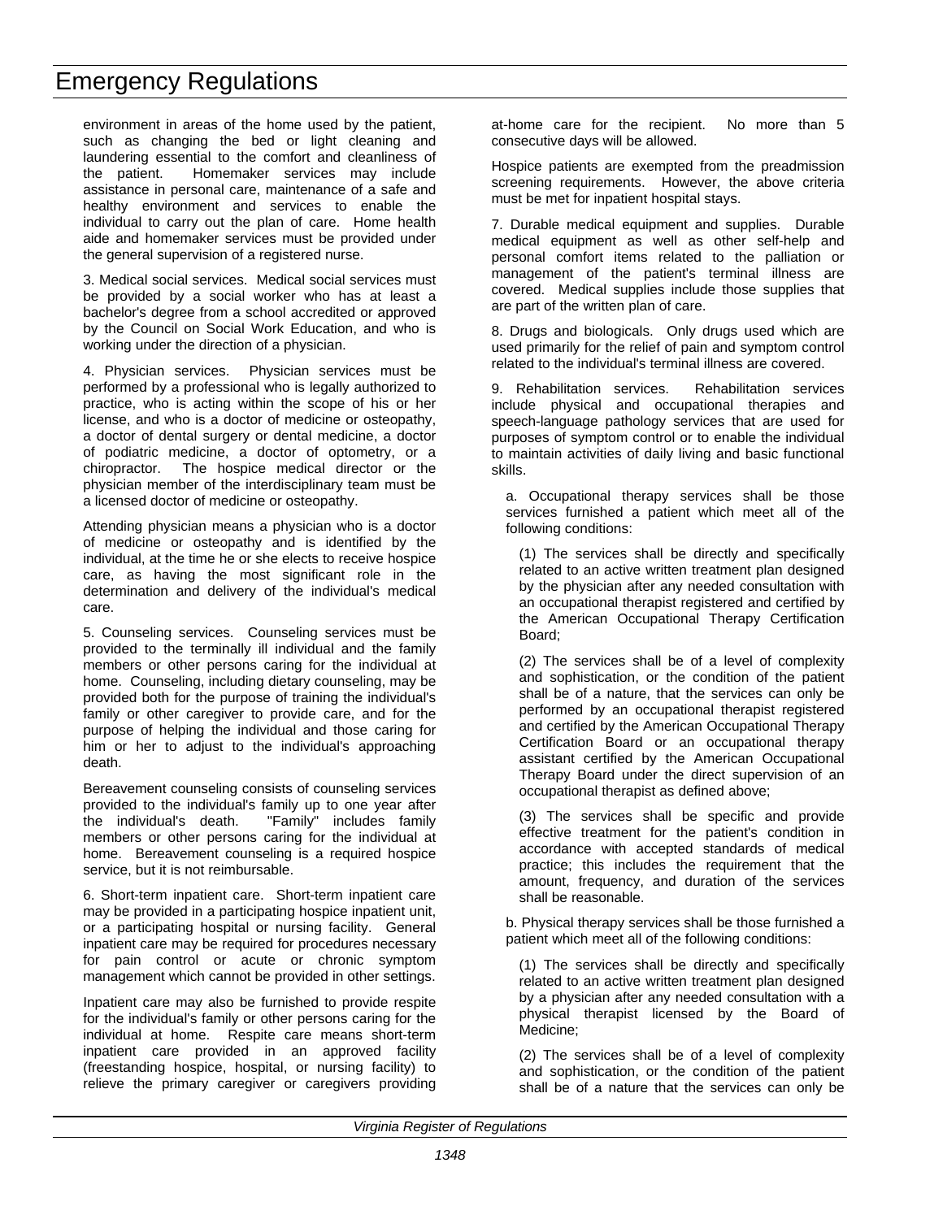environment in areas of the home used by the patient, such as changing the bed or light cleaning and laundering essential to the comfort and cleanliness of the patient. Homemaker services may include assistance in personal care, maintenance of a safe and healthy environment and services to enable the individual to carry out the plan of care. Home health aide and homemaker services must be provided under the general supervision of a registered nurse.

3. Medical social services. Medical social services must be provided by a social worker who has at least a bachelor's degree from a school accredited or approved by the Council on Social Work Education, and who is working under the direction of a physician.

4. Physician services. Physician services must be performed by a professional who is legally authorized to practice, who is acting within the scope of his or her license, and who is a doctor of medicine or osteopathy, a doctor of dental surgery or dental medicine, a doctor of podiatric medicine, a doctor of optometry, or a chiropractor. The hospice medical director or the physician member of the interdisciplinary team must be a licensed doctor of medicine or osteopathy.

Attending physician means a physician who is a doctor of medicine or osteopathy and is identified by the individual, at the time he or she elects to receive hospice care, as having the most significant role in the determination and delivery of the individual's medical care.

5. Counseling services. Counseling services must be provided to the terminally ill individual and the family members or other persons caring for the individual at home. Counseling, including dietary counseling, may be provided both for the purpose of training the individual's family or other caregiver to provide care, and for the purpose of helping the individual and those caring for him or her to adjust to the individual's approaching death.

Bereavement counseling consists of counseling services provided to the individual's family up to one year after the individual's death. "Family" includes family members or other persons caring for the individual at home. Bereavement counseling is a required hospice service, but it is not reimbursable.

6. Short-term inpatient care. Short-term inpatient care may be provided in a participating hospice inpatient unit, or a participating hospital or nursing facility. General inpatient care may be required for procedures necessary for pain control or acute or chronic symptom management which cannot be provided in other settings.

Inpatient care may also be furnished to provide respite for the individual's family or other persons caring for the individual at home. Respite care means short-term inpatient care provided in an approved facility (freestanding hospice, hospital, or nursing facility) to relieve the primary caregiver or caregivers providing at-home care for the recipient. No more than 5 consecutive days will be allowed.

Hospice patients are exempted from the preadmission screening requirements. However, the above criteria must be met for inpatient hospital stays.

7. Durable medical equipment and supplies. Durable medical equipment as well as other self-help and personal comfort items related to the palliation or management of the patient's terminal illness are covered. Medical supplies include those supplies that are part of the written plan of care.

8. Drugs and biologicals. Only drugs used which are used primarily for the relief of pain and symptom control related to the individual's terminal illness are covered.

9. Rehabilitation services. Rehabilitation services include physical and occupational therapies and speech-language pathology services that are used for purposes of symptom control or to enable the individual to maintain activities of daily living and basic functional skills.

a. Occupational therapy services shall be those services furnished a patient which meet all of the following conditions:

(1) The services shall be directly and specifically related to an active written treatment plan designed by the physician after any needed consultation with an occupational therapist registered and certified by the American Occupational Therapy Certification Board;

(2) The services shall be of a level of complexity and sophistication, or the condition of the patient shall be of a nature, that the services can only be performed by an occupational therapist registered and certified by the American Occupational Therapy Certification Board or an occupational therapy assistant certified by the American Occupational Therapy Board under the direct supervision of an occupational therapist as defined above;

(3) The services shall be specific and provide effective treatment for the patient's condition in accordance with accepted standards of medical practice; this includes the requirement that the amount, frequency, and duration of the services shall be reasonable.

b. Physical therapy services shall be those furnished a patient which meet all of the following conditions:

(1) The services shall be directly and specifically related to an active written treatment plan designed by a physician after any needed consultation with a physical therapist licensed by the Board of Medicine;

(2) The services shall be of a level of complexity and sophistication, or the condition of the patient shall be of a nature that the services can only be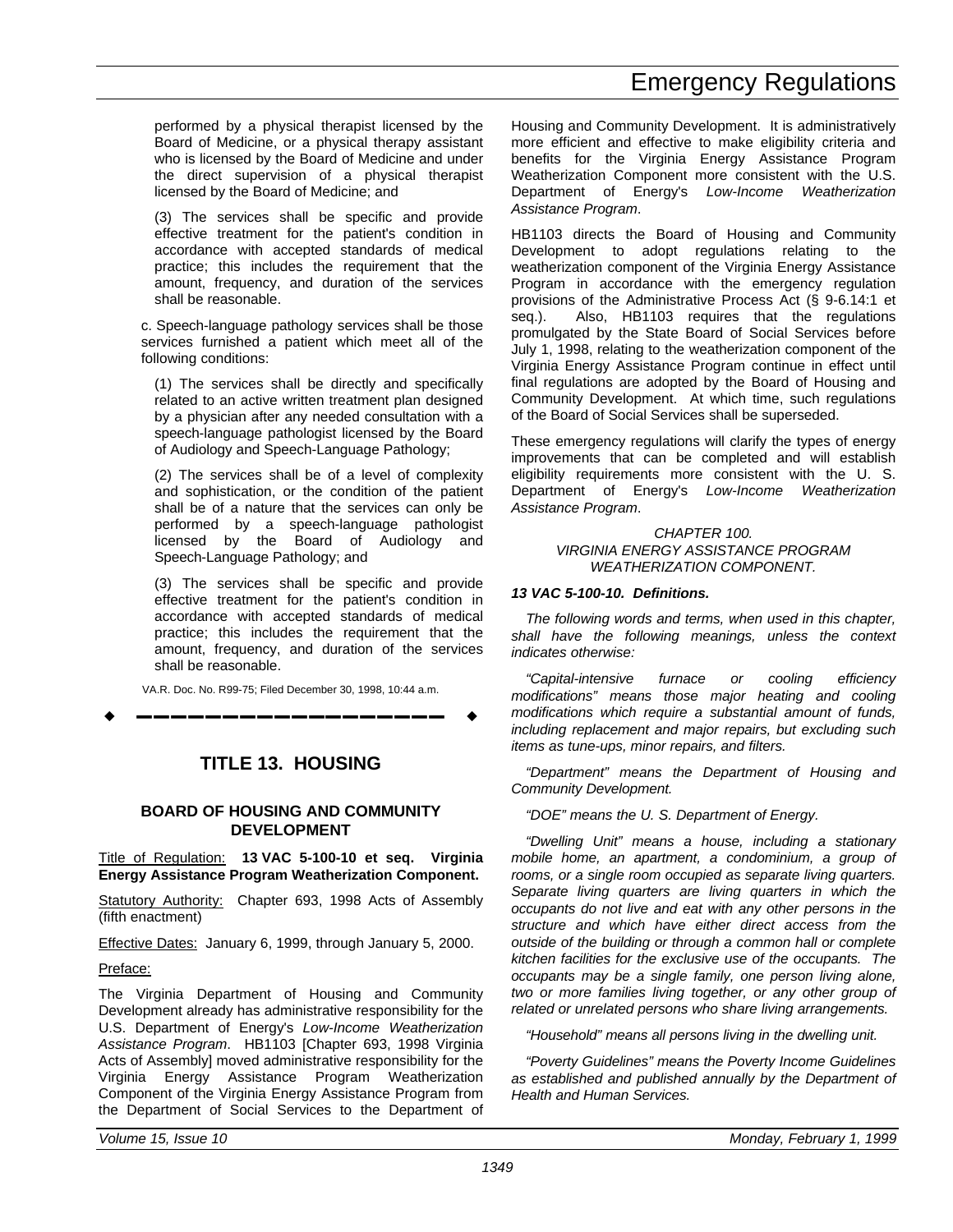performed by a physical therapist licensed by the Board of Medicine, or a physical therapy assistant who is licensed by the Board of Medicine and under the direct supervision of a physical therapist licensed by the Board of Medicine; and

(3) The services shall be specific and provide effective treatment for the patient's condition in accordance with accepted standards of medical practice; this includes the requirement that the amount, frequency, and duration of the services shall be reasonable.

c. Speech-language pathology services shall be those services furnished a patient which meet all of the following conditions:

(1) The services shall be directly and specifically related to an active written treatment plan designed by a physician after any needed consultation with a speech-language pathologist licensed by the Board of Audiology and Speech-Language Pathology;

(2) The services shall be of a level of complexity and sophistication, or the condition of the patient shall be of a nature that the services can only be performed by a speech-language pathologist licensed by the Board of Audiology and Speech-Language Pathology; and

(3) The services shall be specific and provide effective treatment for the patient's condition in accordance with accepted standards of medical practice; this includes the requirement that the amount, frequency, and duration of the services shall be reasonable.

VA.R. Doc. No. R99-75; Filed December 30, 1998, 10:44 a.m.

---

# TITLE 13. HOUSING

## BOARD OF HOUSING AND COMMUNITY DEVELOPMENT

Title of Regulation: **13 VAC 5-100-10 et seq. Virginia Energy Assistance Program Weatherization Component.**

Statutory Authority: Chapter 693, 1998 Acts of Assembly (fifth enactment)

Effective Dates: January 6, 1999, through January 5, 2000.

Preface:

The Virginia Department of Housing and Community Development already has administrative responsibility for the U.S. Department of Energy's *Low-Income Weatherization Assistance Program*. HB1103 [Chapter 693, 1998 Virginia Acts of Assembly] moved administrative responsibility for the Virginia Energy Assistance Program Weatherization Component of the Virginia Energy Assistance Program from the Department of Social Services to the Department of Housing and Community Development. It is administratively more efficient and effective to make eligibility criteria and benefits for the Virginia Energy Assistance Program Weatherization Component more consistent with the U.S. Department of Energy's *Low-Income Weatherization Assistance Program*.

HB1103 directs the Board of Housing and Community Development to adopt regulations relating to the weatherization component of the Virginia Energy Assistance Program in accordance with the emergency regulation provisions of the Administrative Process Act (§ 9-6.14:1 et seq.). Also, HB1103 requires that the regulations promulgated by the State Board of Social Services before July 1, 1998, relating to the weatherization component of the Virginia Energy Assistance Program continue in effect until final regulations are adopted by the Board of Housing and Community Development. At which time, such regulations of the Board of Social Services shall be superseded.

These emergency regulations will clarify the types of energy improvements that can be completed and will establish eligibility requirements more consistent with the U. S. Department of Energy's *Low-Income Weatherization Assistance Program*.

*CHAPTER 100.*
*VIRGINIA ENERGY ASSISTANCE PROGRAM WEATHERIZATION COMPONENT.*

***13 VAC 5-100-10. Definitions.***

*The following words and terms, when used in this chapter, shall have the following meanings, unless the context indicates otherwise:*

*"Capital-intensive furnace or cooling efficiency modifications" means those major heating and cooling modifications which require a substantial amount of funds, including replacement and major repairs, but excluding such items as tune-ups, minor repairs, and filters.*

*"Department" means the Department of Housing and Community Development.*

*"DOE" means the U. S. Department of Energy.*

*"Dwelling Unit" means a house, including a stationary mobile home, an apartment, a condominium, a group of rooms, or a single room occupied as separate living quarters. Separate living quarters are living quarters in which the occupants do not live and eat with any other persons in the structure and which have either direct access from the outside of the building or through a common hall or complete kitchen facilities for the exclusive use of the occupants. The occupants may be a single family, one person living alone, two or more families living together, or any other group of related or unrelated persons who share living arrangements.*

*"Household" means all persons living in the dwelling unit.*

*"Poverty Guidelines" means the Poverty Income Guidelines as established and published annually by the Department of Health and Human Services.*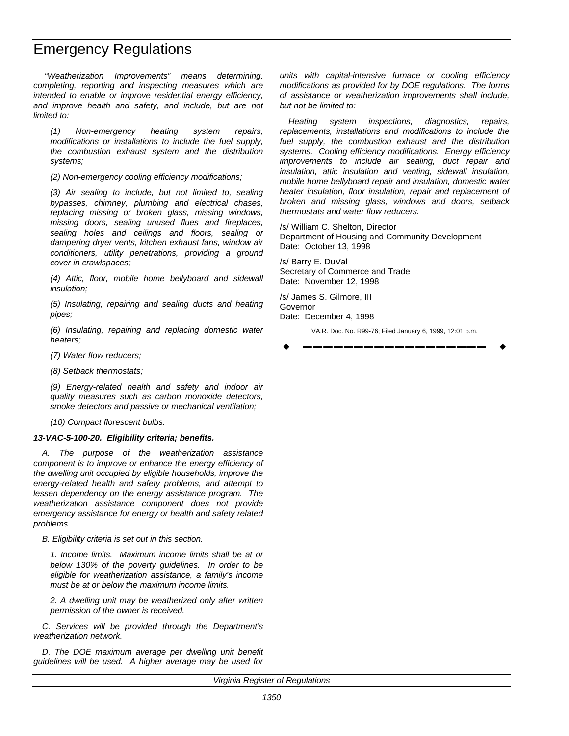*"Weatherization Improvements" means determining, completing, reporting and inspecting measures which are intended to enable or improve residential energy efficiency, and improve health and safety, and include, but are not limited to:*

*(1) Non-emergency heating system repairs, modifications or installations to include the fuel supply, the combustion exhaust system and the distribution systems;*

*(2) Non-emergency cooling efficiency modifications;*

*(3) Air sealing to include, but not limited to, sealing bypasses, chimney, plumbing and electrical chases, replacing missing or broken glass, missing windows, missing doors, sealing unused flues and fireplaces, sealing holes and ceilings and floors, sealing or dampering dryer vents, kitchen exhaust fans, window air conditioners, utility penetrations, providing a ground cover in crawlspaces;*

*(4) Attic, floor, mobile home bellyboard and sidewall insulation;*

*(5) Insulating, repairing and sealing ducts and heating pipes;*

*(6) Insulating, repairing and replacing domestic water heaters;*

*(7) Water flow reducers;*

*(8) Setback thermostats;*

*(9) Energy-related health and safety and indoor air quality measures such as carbon monoxide detectors, smoke detectors and passive or mechanical ventilation;*

*(10) Compact florescent bulbs.*

***13-VAC-5-100-20. Eligibility criteria; benefits.***

*A. The purpose of the weatherization assistance component is to improve or enhance the energy efficiency of the dwelling unit occupied by eligible households, improve the energy-related health and safety problems, and attempt to lessen dependency on the energy assistance program. The weatherization assistance component does not provide emergency assistance for energy or health and safety related problems.*

*B. Eligibility criteria is set out in this section.*

*1. Income limits. Maximum income limits shall be at or below 130% of the poverty guidelines. In order to be eligible for weatherization assistance, a family's income must be at or below the maximum income limits.*

*2. A dwelling unit may be weatherized only after written permission of the owner is received.*

*C. Services will be provided through the Department's weatherization network.*

*D. The DOE maximum average per dwelling unit benefit guidelines will be used. A higher average may be used for units with capital-intensive furnace or cooling efficiency modifications as provided for by DOE regulations. The forms of assistance or weatherization improvements shall include, but not be limited to:*

*Heating system inspections, diagnostics, repairs, replacements, installations and modifications to include the fuel supply, the combustion exhaust and the distribution systems. Cooling efficiency modifications. Energy efficiency improvements to include air sealing, duct repair and insulation, attic insulation and venting, sidewall insulation, mobile home bellyboard repair and insulation, domestic water heater insulation, floor insulation, repair and replacement of broken and missing glass, windows and doors, setback thermostats and water flow reducers.*

/s/ William C. Shelton, Director
Department of Housing and Community Development
Date: October 13, 1998

/s/ Barry E. DuVal
Secretary of Commerce and Trade
Date: November 12, 1998

/s/ James S. Gilmore, III
Governor
Date: December 4, 1998

VA.R. Doc. No. R99-76; Filed January 6, 1999, 12:01 p.m.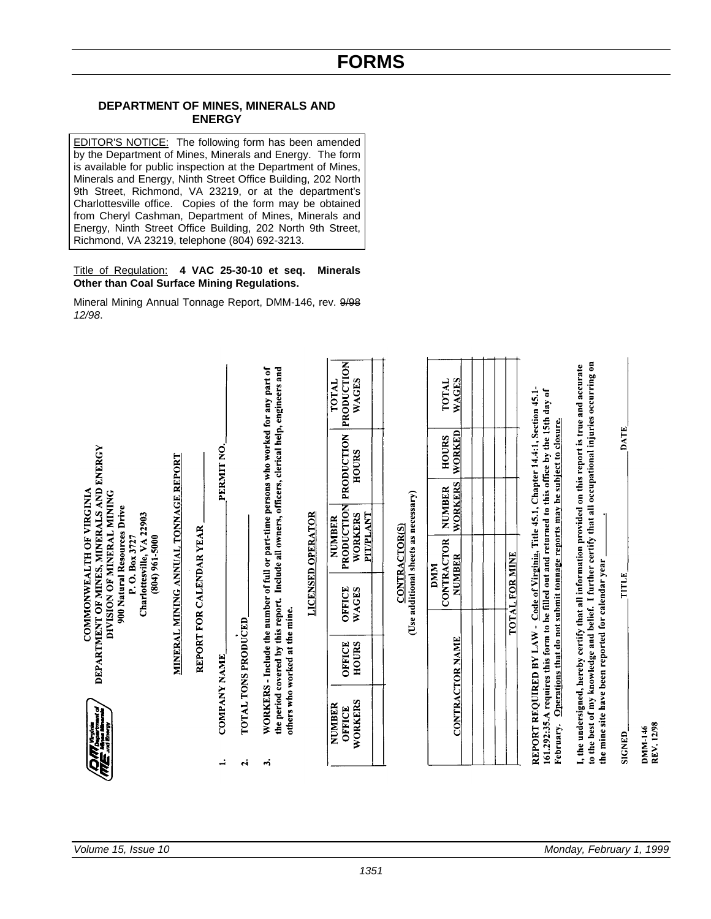# FORMS

## DEPARTMENT OF MINES, MINERALS AND ENERGY

EDITOR'S NOTICE: The following form has been amended by the Department of Mines, Minerals and Energy. The form is available for public inspection at the Department of Mines, Minerals and Energy, Ninth Street Office Building, 202 North 9th Street, Richmond, VA 23219, or at the department's Charlottesville office. Copies of the form may be obtained from Cheryl Cashman, Department of Mines, Minerals and Energy, Ninth Street Office Building, 202 North 9th Street, Richmond, VA 23219, telephone (804) 692-3213.

Title of Regulation: **4 VAC 25-30-10 et seq. Minerals Other than Coal Surface Mining Regulations.**

Mineral Mining Annual Tonnage Report, DMM-146, rev. ~~9/98~~ *12/98*.

**COMMONWEALTH OF VIRGINIA**
**DEPARTMENT OF MINES, MINERALS AND ENERGY**
**DIVISION OF MINERAL MINING**
**900 Natural Resources Drive**
**P. O. Box 3727**
**Charlottesville, VA 22903**
**(804) 961-5000**

**MINERAL MINING ANNUAL TONNAGE REPORT**

**REPORT FOR CALENDAR YEAR** ____

1. COMPANY NAME ____________ PERMIT NO. ____

2. TOTAL TONS PRODUCED ____________

3. WORKERS - Include the number of full or part-time persons who worked for any part of the period covered by this report. Include all owners, officers, clerical help, engineers and others who worked at the mine.

**LICENSED OPERATOR**

| NUMBER OFFICE WORKERS | OFFICE HOURS | OFFICE WAGES | NUMBER PRODUCTION WORKERS PIT/PLANT | PRODUCTION HOURS | TOTAL PRODUCTION WAGES |
|---|---|---|---|---|---|
| | | | | | |

**CONTRACTOR(S)**
**(Use additional sheets as necessary)**

| CONTRACTOR NAME | DMM CONTRACTOR NUMBER | NUMBER WORKERS | HOURS WORKED | TOTAL WAGES |
|---|---|---|---|---|
| | | | | |
| | | | | |
| | | | | |
| | | | | |
| TOTAL FOR MINE | | | | |

**REPORT REQUIRED BY LAW - Code of Virginia, Title 45.1, Chapter 14.4:1, Section 45.1-161.292:35.A requires this form to be filled out and returned to this office by the 15th day of February. Operations that do not submit tonnage reports may be subject to closure.**

**I, the undersigned, hereby certify that all information provided on this report is true and accurate to the best of my knowledge and belief. I further certify that all occupational injuries occurring on the mine site have been reported for calendar year ______.**

SIGNED ____________ TITLE ____________ DATE ____________

DMM-146
REV. 12/98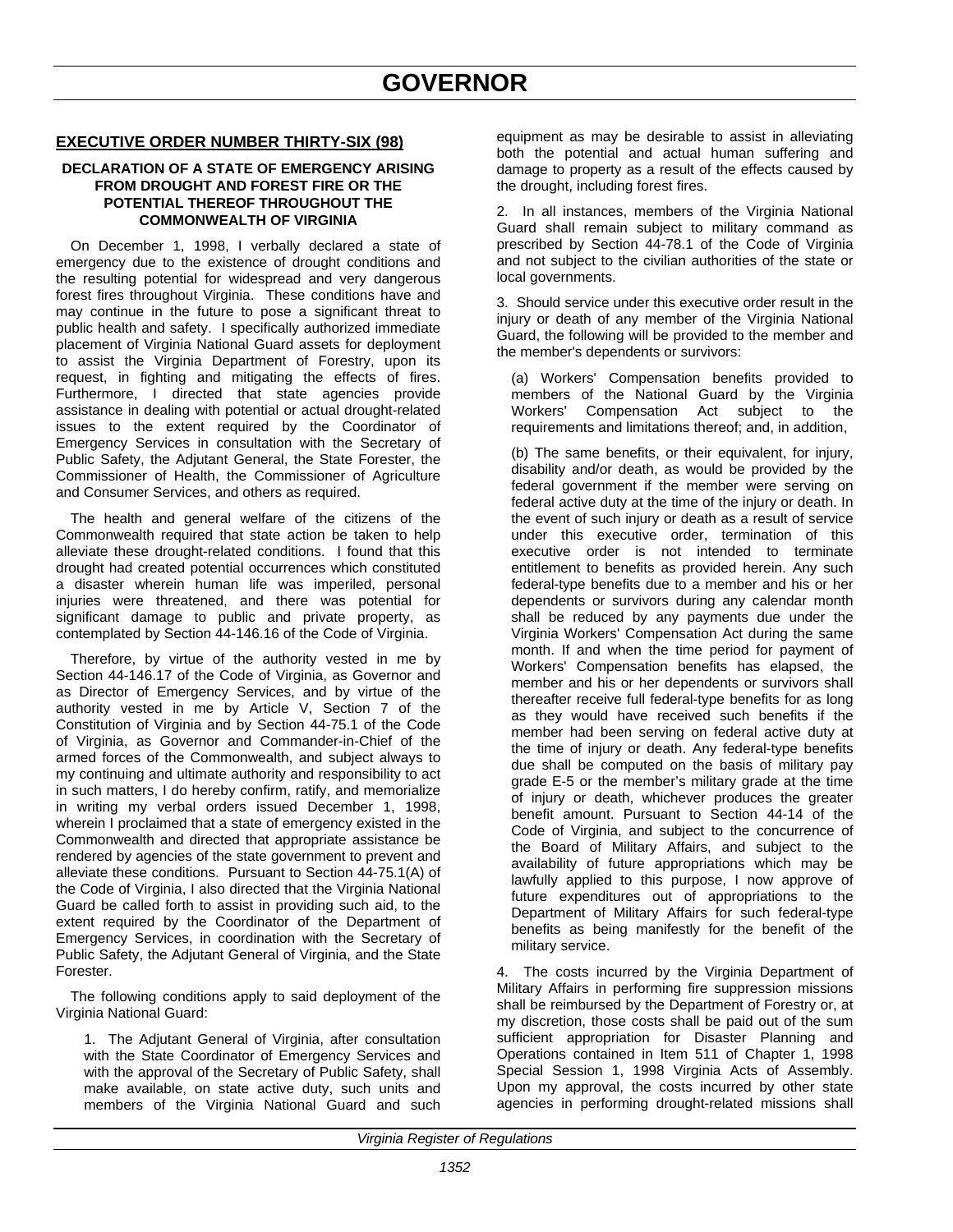# GOVERNOR

## EXECUTIVE ORDER NUMBER THIRTY-SIX (98)

### DECLARATION OF A STATE OF EMERGENCY ARISING FROM DROUGHT AND FOREST FIRE OR THE POTENTIAL THEREOF THROUGHOUT THE COMMONWEALTH OF VIRGINIA

On December 1, 1998, I verbally declared a state of emergency due to the existence of drought conditions and the resulting potential for widespread and very dangerous forest fires throughout Virginia. These conditions have and may continue in the future to pose a significant threat to public health and safety. I specifically authorized immediate placement of Virginia National Guard assets for deployment to assist the Virginia Department of Forestry, upon its request, in fighting and mitigating the effects of fires. Furthermore, I directed that state agencies provide assistance in dealing with potential or actual drought-related issues to the extent required by the Coordinator of Emergency Services in consultation with the Secretary of Public Safety, the Adjutant General, the State Forester, the Commissioner of Health, the Commissioner of Agriculture and Consumer Services, and others as required.

The health and general welfare of the citizens of the Commonwealth required that state action be taken to help alleviate these drought-related conditions. I found that this drought had created potential occurrences which constituted a disaster wherein human life was imperiled, personal injuries were threatened, and there was potential for significant damage to public and private property, as contemplated by Section 44-146.16 of the Code of Virginia.

Therefore, by virtue of the authority vested in me by Section 44-146.17 of the Code of Virginia, as Governor and as Director of Emergency Services, and by virtue of the authority vested in me by Article V, Section 7 of the Constitution of Virginia and by Section 44-75.1 of the Code of Virginia, as Governor and Commander-in-Chief of the armed forces of the Commonwealth, and subject always to my continuing and ultimate authority and responsibility to act in such matters, I do hereby confirm, ratify, and memorialize in writing my verbal orders issued December 1, 1998, wherein I proclaimed that a state of emergency existed in the Commonwealth and directed that appropriate assistance be rendered by agencies of the state government to prevent and alleviate these conditions. Pursuant to Section 44-75.1(A) of the Code of Virginia, I also directed that the Virginia National Guard be called forth to assist in providing such aid, to the extent required by the Coordinator of the Department of Emergency Services, in coordination with the Secretary of Public Safety, the Adjutant General of Virginia, and the State Forester.

The following conditions apply to said deployment of the Virginia National Guard:

1. The Adjutant General of Virginia, after consultation with the State Coordinator of Emergency Services and with the approval of the Secretary of Public Safety, shall make available, on state active duty, such units and members of the Virginia National Guard and such equipment as may be desirable to assist in alleviating both the potential and actual human suffering and damage to property as a result of the effects caused by the drought, including forest fires.

2. In all instances, members of the Virginia National Guard shall remain subject to military command as prescribed by Section 44-78.1 of the Code of Virginia and not subject to the civilian authorities of the state or local governments.

3. Should service under this executive order result in the injury or death of any member of the Virginia National Guard, the following will be provided to the member and the member's dependents or survivors:

(a) Workers' Compensation benefits provided to members of the National Guard by the Virginia Workers' Compensation Act subject to the requirements and limitations thereof; and, in addition,

(b) The same benefits, or their equivalent, for injury, disability and/or death, as would be provided by the federal government if the member were serving on federal active duty at the time of the injury or death. In the event of such injury or death as a result of service under this executive order, termination of this executive order is not intended to terminate entitlement to benefits as provided herein. Any such federal-type benefits due to a member and his or her dependents or survivors during any calendar month shall be reduced by any payments due under the Virginia Workers' Compensation Act during the same month. If and when the time period for payment of Workers' Compensation benefits has elapsed, the member and his or her dependents or survivors shall thereafter receive full federal-type benefits for as long as they would have received such benefits if the member had been serving on federal active duty at the time of injury or death. Any federal-type benefits due shall be computed on the basis of military pay grade E-5 or the member's military grade at the time of injury or death, whichever produces the greater benefit amount. Pursuant to Section 44-14 of the Code of Virginia, and subject to the concurrence of the Board of Military Affairs, and subject to the availability of future appropriations which may be lawfully applied to this purpose, I now approve of future expenditures out of appropriations to the Department of Military Affairs for such federal-type benefits as being manifestly for the benefit of the military service.

4. The costs incurred by the Virginia Department of Military Affairs in performing fire suppression missions shall be reimbursed by the Department of Forestry or, at my discretion, those costs shall be paid out of the sum sufficient appropriation for Disaster Planning and Operations contained in Item 511 of Chapter 1, 1998 Special Session 1, 1998 Virginia Acts of Assembly. Upon my approval, the costs incurred by other state agencies in performing drought-related missions shall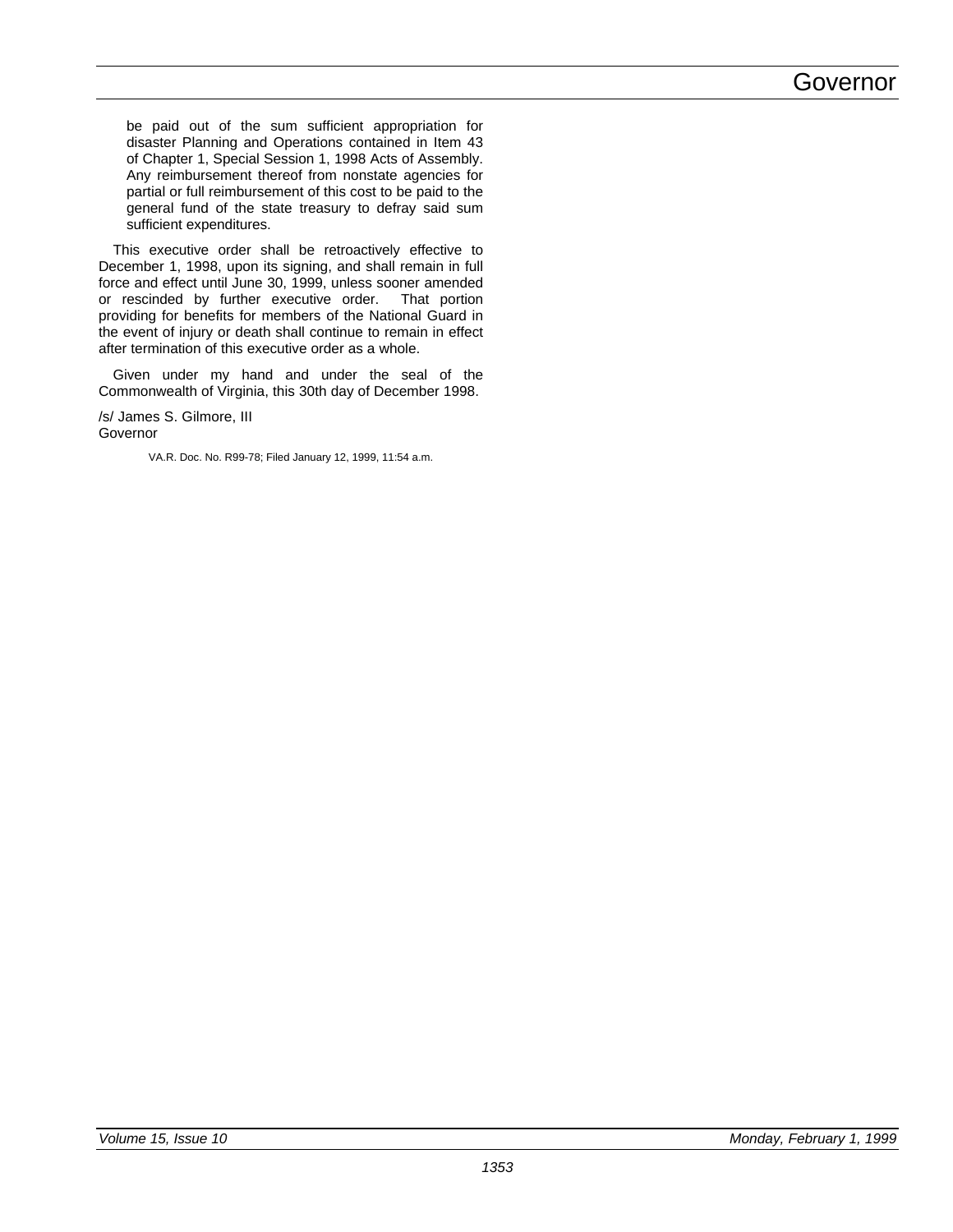be paid out of the sum sufficient appropriation for disaster Planning and Operations contained in Item 43 of Chapter 1, Special Session 1, 1998 Acts of Assembly. Any reimbursement thereof from nonstate agencies for partial or full reimbursement of this cost to be paid to the general fund of the state treasury to defray said sum sufficient expenditures.

This executive order shall be retroactively effective to December 1, 1998, upon its signing, and shall remain in full force and effect until June 30, 1999, unless sooner amended or rescinded by further executive order. That portion providing for benefits for members of the National Guard in the event of injury or death shall continue to remain in effect after termination of this executive order as a whole.

Given under my hand and under the seal of the Commonwealth of Virginia, this 30th day of December 1998.

/s/ James S. Gilmore, III
Governor

VA.R. Doc. No. R99-78; Filed January 12, 1999, 11:54 a.m.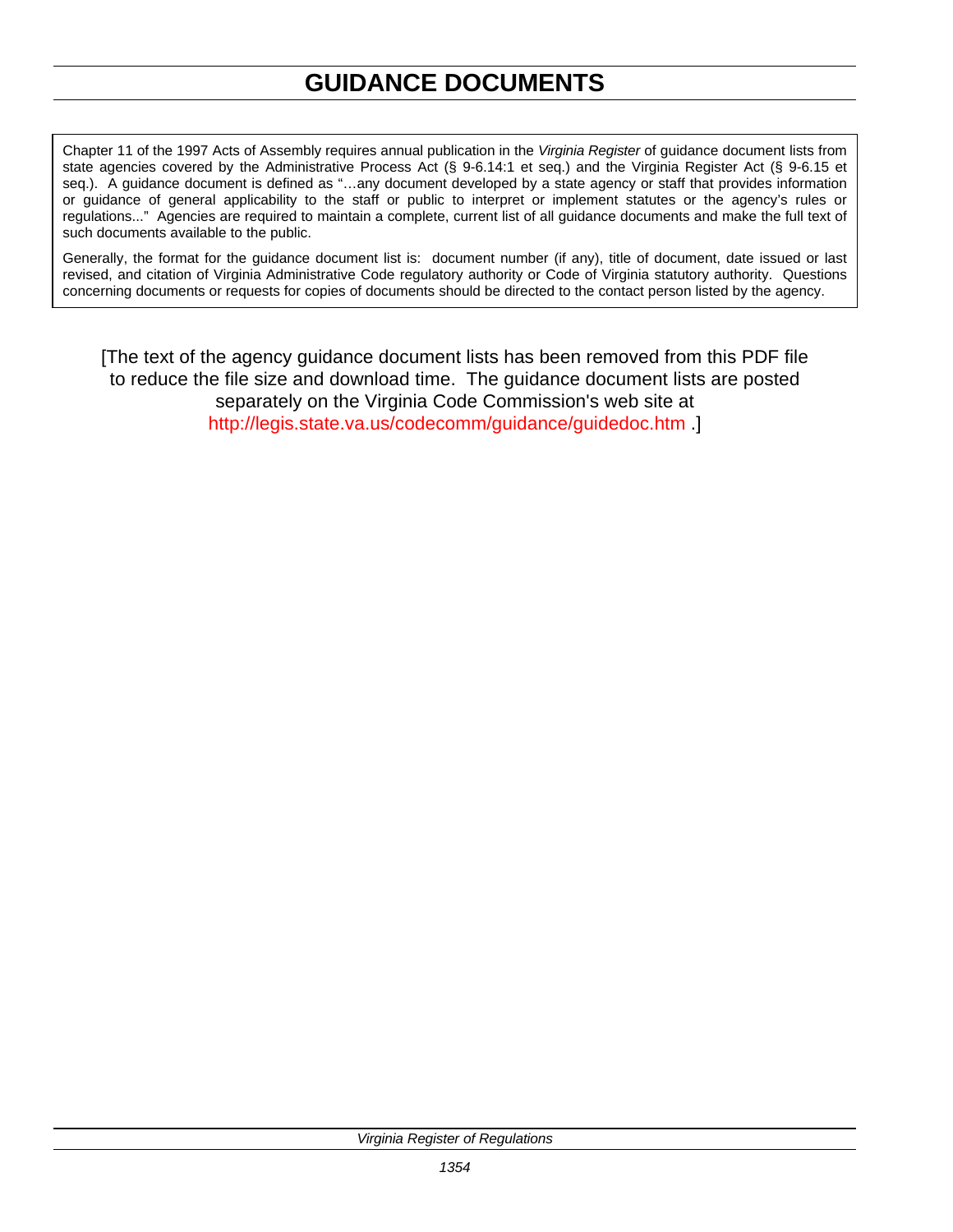# GUIDANCE DOCUMENTS

Chapter 11 of the 1997 Acts of Assembly requires annual publication in the *Virginia Register* of guidance document lists from state agencies covered by the Administrative Process Act (§ 9-6.14:1 et seq.) and the Virginia Register Act (§ 9-6.15 et seq.). A guidance document is defined as "…any document developed by a state agency or staff that provides information or guidance of general applicability to the staff or public to interpret or implement statutes or the agency's rules or regulations..." Agencies are required to maintain a complete, current list of all guidance documents and make the full text of such documents available to the public.

Generally, the format for the guidance document list is: document number (if any), title of document, date issued or last revised, and citation of Virginia Administrative Code regulatory authority or Code of Virginia statutory authority. Questions concerning documents or requests for copies of documents should be directed to the contact person listed by the agency.

[The text of the agency guidance document lists has been removed from this PDF file to reduce the file size and download time. The guidance document lists are posted separately on the Virginia Code Commission's web site at http://legis.state.va.us/codecomm/guidance/guidedoc.htm .]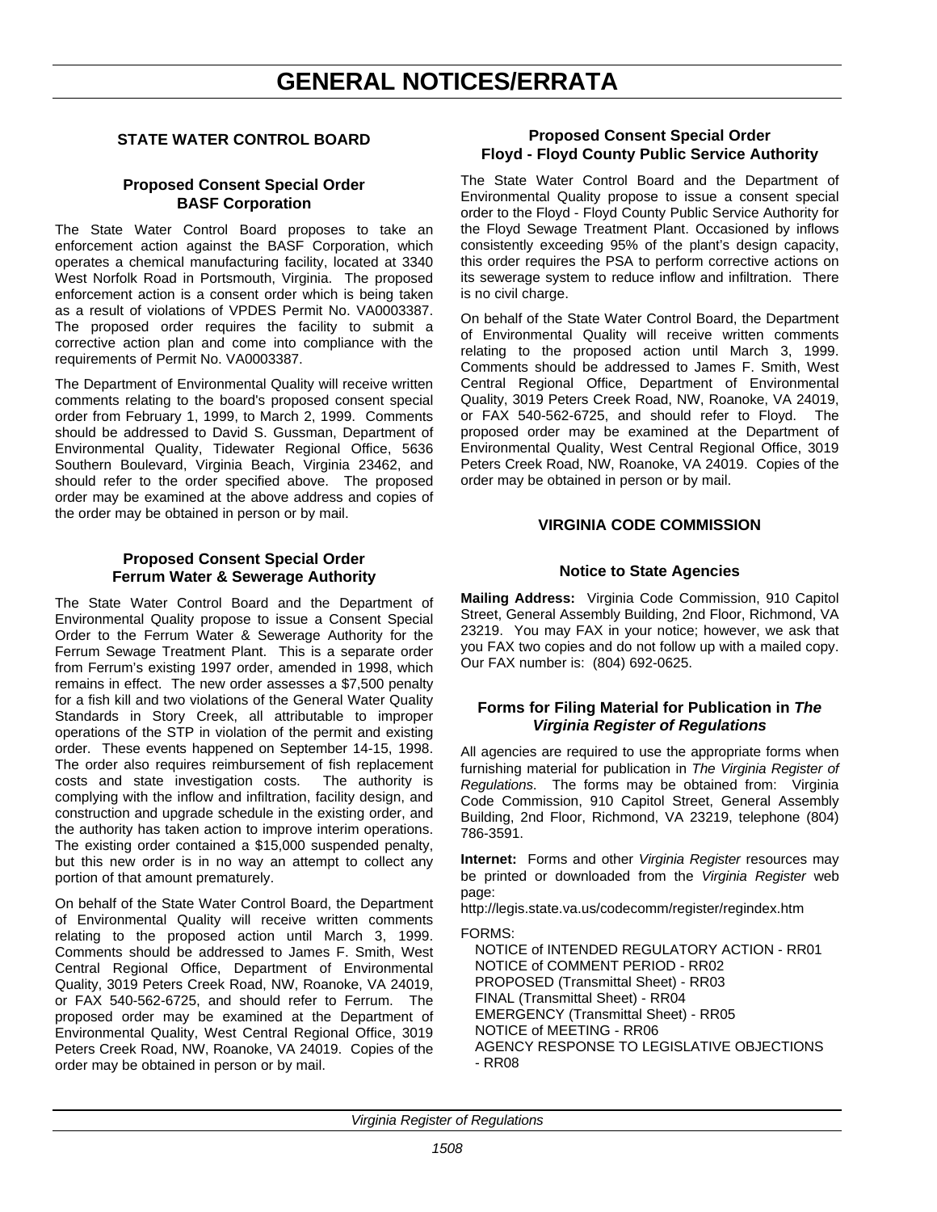# GENERAL NOTICES/ERRATA

## STATE WATER CONTROL BOARD

### Proposed Consent Special Order BASF Corporation

The State Water Control Board proposes to take an enforcement action against the BASF Corporation, which operates a chemical manufacturing facility, located at 3340 West Norfolk Road in Portsmouth, Virginia. The proposed enforcement action is a consent order which is being taken as a result of violations of VPDES Permit No. VA0003387. The proposed order requires the facility to submit a corrective action plan and come into compliance with the requirements of Permit No. VA0003387.

The Department of Environmental Quality will receive written comments relating to the board's proposed consent special order from February 1, 1999, to March 2, 1999. Comments should be addressed to David S. Gussman, Department of Environmental Quality, Tidewater Regional Office, 5636 Southern Boulevard, Virginia Beach, Virginia 23462, and should refer to the order specified above. The proposed order may be examined at the above address and copies of the order may be obtained in person or by mail.

### Proposed Consent Special Order Ferrum Water & Sewerage Authority

The State Water Control Board and the Department of Environmental Quality propose to issue a Consent Special Order to the Ferrum Water & Sewerage Authority for the Ferrum Sewage Treatment Plant. This is a separate order from Ferrum's existing 1997 order, amended in 1998, which remains in effect. The new order assesses a $7,500 penalty for a fish kill and two violations of the General Water Quality Standards in Story Creek, all attributable to improper operations of the STP in violation of the permit and existing order. These events happened on September 14-15, 1998. The order also requires reimbursement of fish replacement costs and state investigation costs. The authority is complying with the inflow and infiltration, facility design, and construction and upgrade schedule in the existing order, and the authority has taken action to improve interim operations. The existing order contained a $15,000 suspended penalty, but this new order is in no way an attempt to collect any portion of that amount prematurely.

On behalf of the State Water Control Board, the Department of Environmental Quality will receive written comments relating to the proposed action until March 3, 1999. Comments should be addressed to James F. Smith, West Central Regional Office, Department of Environmental Quality, 3019 Peters Creek Road, NW, Roanoke, VA 24019, or FAX 540-562-6725, and should refer to Ferrum. The proposed order may be examined at the Department of Environmental Quality, West Central Regional Office, 3019 Peters Creek Road, NW, Roanoke, VA 24019. Copies of the order may be obtained in person or by mail.

### Proposed Consent Special Order Floyd - Floyd County Public Service Authority

The State Water Control Board and the Department of Environmental Quality propose to issue a consent special order to the Floyd - Floyd County Public Service Authority for the Floyd Sewage Treatment Plant. Occasioned by inflows consistently exceeding 95% of the plant's design capacity, this order requires the PSA to perform corrective actions on its sewerage system to reduce inflow and infiltration. There is no civil charge.

On behalf of the State Water Control Board, the Department of Environmental Quality will receive written comments relating to the proposed action until March 3, 1999. Comments should be addressed to James F. Smith, West Central Regional Office, Department of Environmental Quality, 3019 Peters Creek Road, NW, Roanoke, VA 24019, or FAX 540-562-6725, and should refer to Floyd. The proposed order may be examined at the Department of Environmental Quality, West Central Regional Office, 3019 Peters Creek Road, NW, Roanoke, VA 24019. Copies of the order may be obtained in person or by mail.

## VIRGINIA CODE COMMISSION

### Notice to State Agencies

**Mailing Address:** Virginia Code Commission, 910 Capitol Street, General Assembly Building, 2nd Floor, Richmond, VA 23219. You may FAX in your notice; however, we ask that you FAX two copies and do not follow up with a mailed copy. Our FAX number is: (804) 692-0625.

### Forms for Filing Material for Publication in *The Virginia Register of Regulations*

All agencies are required to use the appropriate forms when furnishing material for publication in *The Virginia Register of Regulations*. The forms may be obtained from: Virginia Code Commission, 910 Capitol Street, General Assembly Building, 2nd Floor, Richmond, VA 23219, telephone (804) 786-3591.

**Internet:** Forms and other *Virginia Register* resources may be printed or downloaded from the *Virginia Register* web page:

http://legis.state.va.us/codecomm/register/regindex.htm

FORMS:

- NOTICE of INTENDED REGULATORY ACTION - RR01
- NOTICE of COMMENT PERIOD - RR02
- PROPOSED (Transmittal Sheet) - RR03
- FINAL (Transmittal Sheet) - RR04
- EMERGENCY (Transmittal Sheet) - RR05
- NOTICE of MEETING - RR06
- AGENCY RESPONSE TO LEGISLATIVE OBJECTIONS - RR08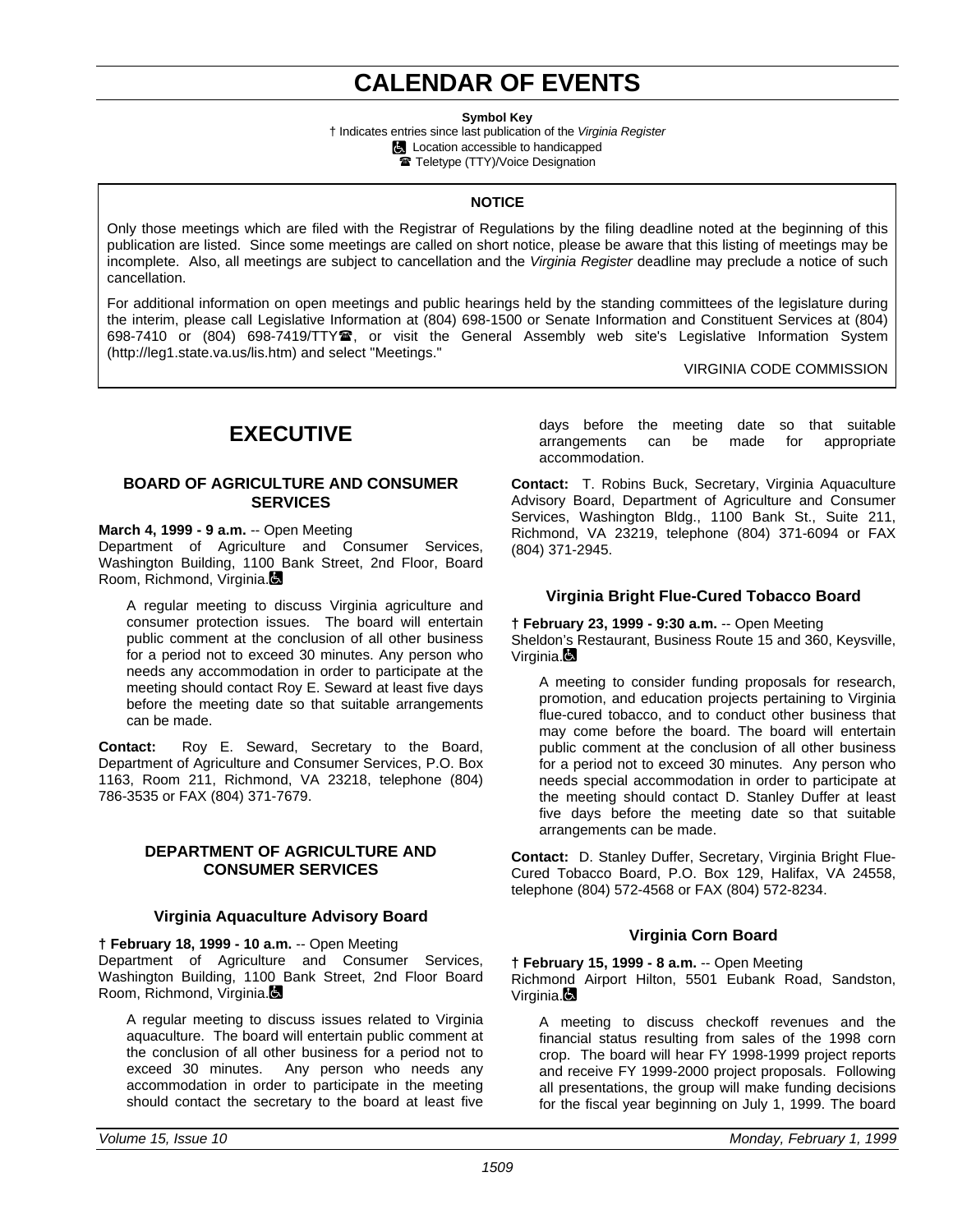# CALENDAR OF EVENTS

**Symbol Key**

† Indicates entries since last publication of the *Virginia Register*

♿ Location accessible to handicapped

☎ Teletype (TTY)/Voice Designation

**NOTICE**

Only those meetings which are filed with the Registrar of Regulations by the filing deadline noted at the beginning of this publication are listed. Since some meetings are called on short notice, please be aware that this listing of meetings may be incomplete. Also, all meetings are subject to cancellation and the *Virginia Register* deadline may preclude a notice of such cancellation.

For additional information on open meetings and public hearings held by the standing committees of the legislature during the interim, please call Legislative Information at (804) 698-1500 or Senate Information and Constituent Services at (804) 698-7410 or (804) 698-7419/TTY☎, or visit the General Assembly web site's Legislative Information System (http://leg1.state.va.us/lis.htm) and select "Meetings."

VIRGINIA CODE COMMISSION

## EXECUTIVE

### BOARD OF AGRICULTURE AND CONSUMER SERVICES

**March 4, 1999 - 9 a.m.** -- Open Meeting
Department of Agriculture and Consumer Services, Washington Building, 1100 Bank Street, 2nd Floor, Board Room, Richmond, Virginia.♿

A regular meeting to discuss Virginia agriculture and consumer protection issues. The board will entertain public comment at the conclusion of all other business for a period not to exceed 30 minutes. Any person who needs any accommodation in order to participate at the meeting should contact Roy E. Seward at least five days before the meeting date so that suitable arrangements can be made.

**Contact:** Roy E. Seward, Secretary to the Board, Department of Agriculture and Consumer Services, P.O. Box 1163, Room 211, Richmond, VA 23218, telephone (804) 786-3535 or FAX (804) 371-7679.

### DEPARTMENT OF AGRICULTURE AND CONSUMER SERVICES

#### Virginia Aquaculture Advisory Board

**† February 18, 1999 - 10 a.m.** -- Open Meeting
Department of Agriculture and Consumer Services, Washington Building, 1100 Bank Street, 2nd Floor Board Room, Richmond, Virginia.♿

A regular meeting to discuss issues related to Virginia aquaculture. The board will entertain public comment at the conclusion of all other business for a period not to exceed 30 minutes. Any person who needs any accommodation in order to participate in the meeting should contact the secretary to the board at least five days before the meeting date so that suitable arrangements can be made for appropriate accommodation.

**Contact:** T. Robins Buck, Secretary, Virginia Aquaculture Advisory Board, Department of Agriculture and Consumer Services, Washington Bldg., 1100 Bank St., Suite 211, Richmond, VA 23219, telephone (804) 371-6094 or FAX (804) 371-2945.

#### Virginia Bright Flue-Cured Tobacco Board

**† February 23, 1999 - 9:30 a.m.** -- Open Meeting
Sheldon's Restaurant, Business Route 15 and 360, Keysville, Virginia.♿

A meeting to consider funding proposals for research, promotion, and education projects pertaining to Virginia flue-cured tobacco, and to conduct other business that may come before the board. The board will entertain public comment at the conclusion of all other business for a period not to exceed 30 minutes. Any person who needs special accommodation in order to participate at the meeting should contact D. Stanley Duffer at least five days before the meeting date so that suitable arrangements can be made.

**Contact:** D. Stanley Duffer, Secretary, Virginia Bright Flue-Cured Tobacco Board, P.O. Box 129, Halifax, VA 24558, telephone (804) 572-4568 or FAX (804) 572-8234.

#### Virginia Corn Board

**† February 15, 1999 - 8 a.m.** -- Open Meeting
Richmond Airport Hilton, 5501 Eubank Road, Sandston, Virginia.♿

A meeting to discuss checkoff revenues and the financial status resulting from sales of the 1998 corn crop. The board will hear FY 1998-1999 project reports and receive FY 1999-2000 project proposals. Following all presentations, the group will make funding decisions for the fiscal year beginning on July 1, 1999. The board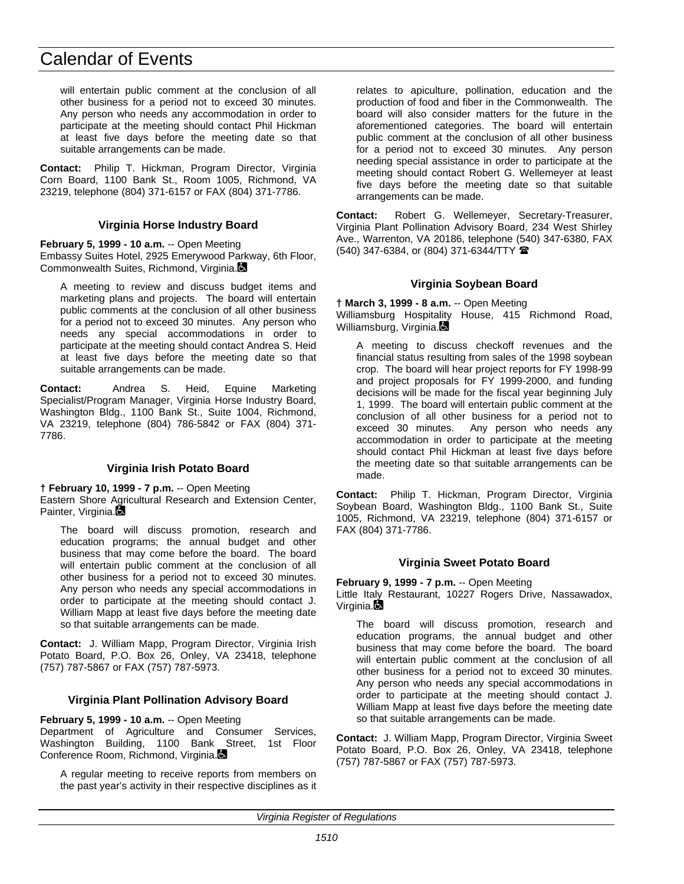will entertain public comment at the conclusion of all other business for a period not to exceed 30 minutes. Any person who needs any accommodation in order to participate at the meeting should contact Phil Hickman at least five days before the meeting date so that suitable arrangements can be made.

**Contact:** Philip T. Hickman, Program Director, Virginia Corn Board, 1100 Bank St., Room 1005, Richmond, VA 23219, telephone (804) 371-6157 or FAX (804) 371-7786.

### Virginia Horse Industry Board

**February 5, 1999 - 10 a.m.** -- Open Meeting
Embassy Suites Hotel, 2925 Emerywood Parkway, 6th Floor, Commonwealth Suites, Richmond, Virginia.

A meeting to review and discuss budget items and marketing plans and projects. The board will entertain public comments at the conclusion of all other business for a period not to exceed 30 minutes. Any person who needs any special accommodations in order to participate at the meeting should contact Andrea S. Heid at least five days before the meeting date so that suitable arrangements can be made.

**Contact:** Andrea S. Heid, Equine Marketing Specialist/Program Manager, Virginia Horse Industry Board, Washington Bldg., 1100 Bank St., Suite 1004, Richmond, VA 23219, telephone (804) 786-5842 or FAX (804) 371-7786.

### Virginia Irish Potato Board

**† February 10, 1999 - 7 p.m.** -- Open Meeting
Eastern Shore Agricultural Research and Extension Center, Painter, Virginia.

The board will discuss promotion, research and education programs; the annual budget and other business that may come before the board. The board will entertain public comment at the conclusion of all other business for a period not to exceed 30 minutes. Any person who needs any special accommodations in order to participate at the meeting should contact J. William Mapp at least five days before the meeting date so that suitable arrangements can be made.

**Contact:** J. William Mapp, Program Director, Virginia Irish Potato Board, P.O. Box 26, Onley, VA 23418, telephone (757) 787-5867 or FAX (757) 787-5973.

### Virginia Plant Pollination Advisory Board

**February 5, 1999 - 10 a.m.** -- Open Meeting
Department of Agriculture and Consumer Services, Washington Building, 1100 Bank Street, 1st Floor Conference Room, Richmond, Virginia.

A regular meeting to receive reports from members on the past year's activity in their respective disciplines as it relates to apiculture, pollination, education and the production of food and fiber in the Commonwealth. The board will also consider matters for the future in the aforementioned categories. The board will entertain public comment at the conclusion of all other business for a period not to exceed 30 minutes. Any person needing special assistance in order to participate at the meeting should contact Robert G. Wellemeyer at least five days before the meeting date so that suitable arrangements can be made.

**Contact:** Robert G. Wellemeyer, Secretary-Treasurer, Virginia Plant Pollination Advisory Board, 234 West Shirley Ave., Warrenton, VA 20186, telephone (540) 347-6380, FAX (540) 347-6384, or (804) 371-6344/TTY ☎

### Virginia Soybean Board

**† March 3, 1999 - 8 a.m.** -- Open Meeting
Williamsburg Hospitality House, 415 Richmond Road, Williamsburg, Virginia.

A meeting to discuss checkoff revenues and the financial status resulting from sales of the 1998 soybean crop. The board will hear project reports for FY 1998-99 and project proposals for FY 1999-2000, and funding decisions will be made for the fiscal year beginning July 1, 1999. The board will entertain public comment at the conclusion of all other business for a period not to exceed 30 minutes. Any person who needs any accommodation in order to participate at the meeting should contact Phil Hickman at least five days before the meeting date so that suitable arrangements can be made.

**Contact:** Philip T. Hickman, Program Director, Virginia Soybean Board, Washington Bldg., 1100 Bank St., Suite 1005, Richmond, VA 23219, telephone (804) 371-6157 or FAX (804) 371-7786.

### Virginia Sweet Potato Board

**February 9, 1999 - 7 p.m.** -- Open Meeting
Little Italy Restaurant, 10227 Rogers Drive, Nassawadox, Virginia.

The board will discuss promotion, research and education programs, the annual budget and other business that may come before the board. The board will entertain public comment at the conclusion of all other business for a period not to exceed 30 minutes. Any person who needs any special accommodations in order to participate at the meeting should contact J. William Mapp at least five days before the meeting date so that suitable arrangements can be made.

**Contact:** J. William Mapp, Program Director, Virginia Sweet Potato Board, P.O. Box 26, Onley, VA 23418, telephone (757) 787-5867 or FAX (757) 787-5973.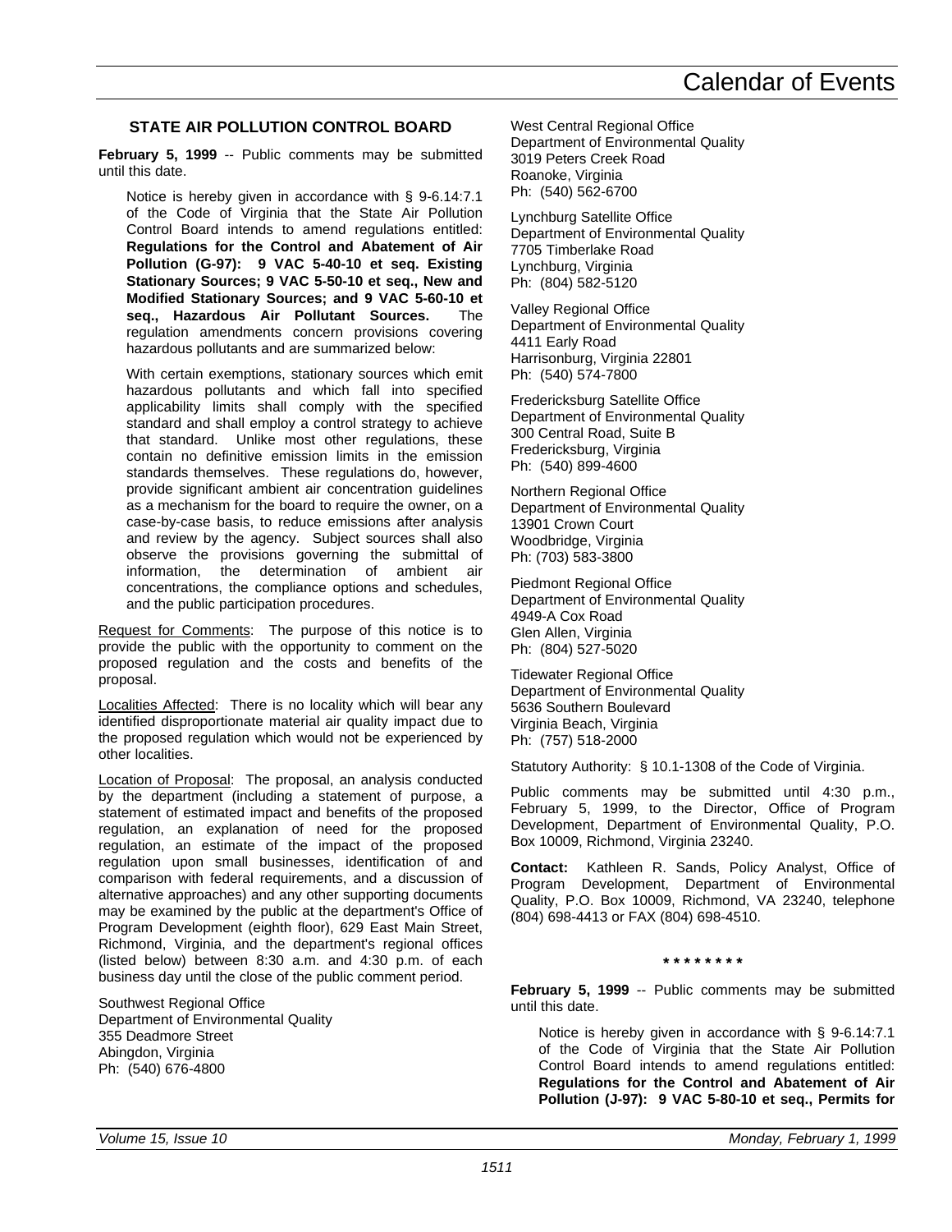### STATE AIR POLLUTION CONTROL BOARD

**February 5, 1999** -- Public comments may be submitted until this date.

Notice is hereby given in accordance with § 9-6.14:7.1 of the Code of Virginia that the State Air Pollution Control Board intends to amend regulations entitled: **Regulations for the Control and Abatement of Air Pollution (G-97): 9 VAC 5-40-10 et seq. Existing Stationary Sources; 9 VAC 5-50-10 et seq., New and Modified Stationary Sources; and 9 VAC 5-60-10 et seq., Hazardous Air Pollutant Sources.** The regulation amendments concern provisions covering hazardous pollutants and are summarized below:

With certain exemptions, stationary sources which emit hazardous pollutants and which fall into specified applicability limits shall comply with the specified standard and shall employ a control strategy to achieve that standard. Unlike most other regulations, these contain no definitive emission limits in the emission standards themselves. These regulations do, however, provide significant ambient air concentration guidelines as a mechanism for the board to require the owner, on a case-by-case basis, to reduce emissions after analysis and review by the agency. Subject sources shall also observe the provisions governing the submittal of information, the determination of ambient air concentrations, the compliance options and schedules, and the public participation procedures.

Request for Comments: The purpose of this notice is to provide the public with the opportunity to comment on the proposed regulation and the costs and benefits of the proposal.

Localities Affected: There is no locality which will bear any identified disproportionate material air quality impact due to the proposed regulation which would not be experienced by other localities.

Location of Proposal: The proposal, an analysis conducted by the department (including a statement of purpose, a statement of estimated impact and benefits of the proposed regulation, an explanation of need for the proposed regulation, an estimate of the impact of the proposed regulation upon small businesses, identification of and comparison with federal requirements, and a discussion of alternative approaches) and any other supporting documents may be examined by the public at the department's Office of Program Development (eighth floor), 629 East Main Street, Richmond, Virginia, and the department's regional offices (listed below) between 8:30 a.m. and 4:30 p.m. of each business day until the close of the public comment period.

Southwest Regional Office
Department of Environmental Quality
355 Deadmore Street
Abingdon, Virginia
Ph: (540) 676-4800

West Central Regional Office
Department of Environmental Quality
3019 Peters Creek Road
Roanoke, Virginia
Ph: (540) 562-6700

Lynchburg Satellite Office
Department of Environmental Quality
7705 Timberlake Road
Lynchburg, Virginia
Ph: (804) 582-5120

Valley Regional Office
Department of Environmental Quality
4411 Early Road
Harrisonburg, Virginia 22801
Ph: (540) 574-7800

Fredericksburg Satellite Office
Department of Environmental Quality
300 Central Road, Suite B
Fredericksburg, Virginia
Ph: (540) 899-4600

Northern Regional Office
Department of Environmental Quality
13901 Crown Court
Woodbridge, Virginia
Ph: (703) 583-3800

Piedmont Regional Office
Department of Environmental Quality
4949-A Cox Road
Glen Allen, Virginia
Ph: (804) 527-5020

Tidewater Regional Office
Department of Environmental Quality
5636 Southern Boulevard
Virginia Beach, Virginia
Ph: (757) 518-2000

Statutory Authority: § 10.1-1308 of the Code of Virginia.

Public comments may be submitted until 4:30 p.m., February 5, 1999, to the Director, Office of Program Development, Department of Environmental Quality, P.O. Box 10009, Richmond, Virginia 23240.

**Contact:** Kathleen R. Sands, Policy Analyst, Office of Program Development, Department of Environmental Quality, P.O. Box 10009, Richmond, VA 23240, telephone (804) 698-4413 or FAX (804) 698-4510.

\* \* \* \* \* \* \* \*

**February 5, 1999** -- Public comments may be submitted until this date.

Notice is hereby given in accordance with § 9-6.14:7.1 of the Code of Virginia that the State Air Pollution Control Board intends to amend regulations entitled: **Regulations for the Control and Abatement of Air Pollution (J-97): 9 VAC 5-80-10 et seq., Permits for**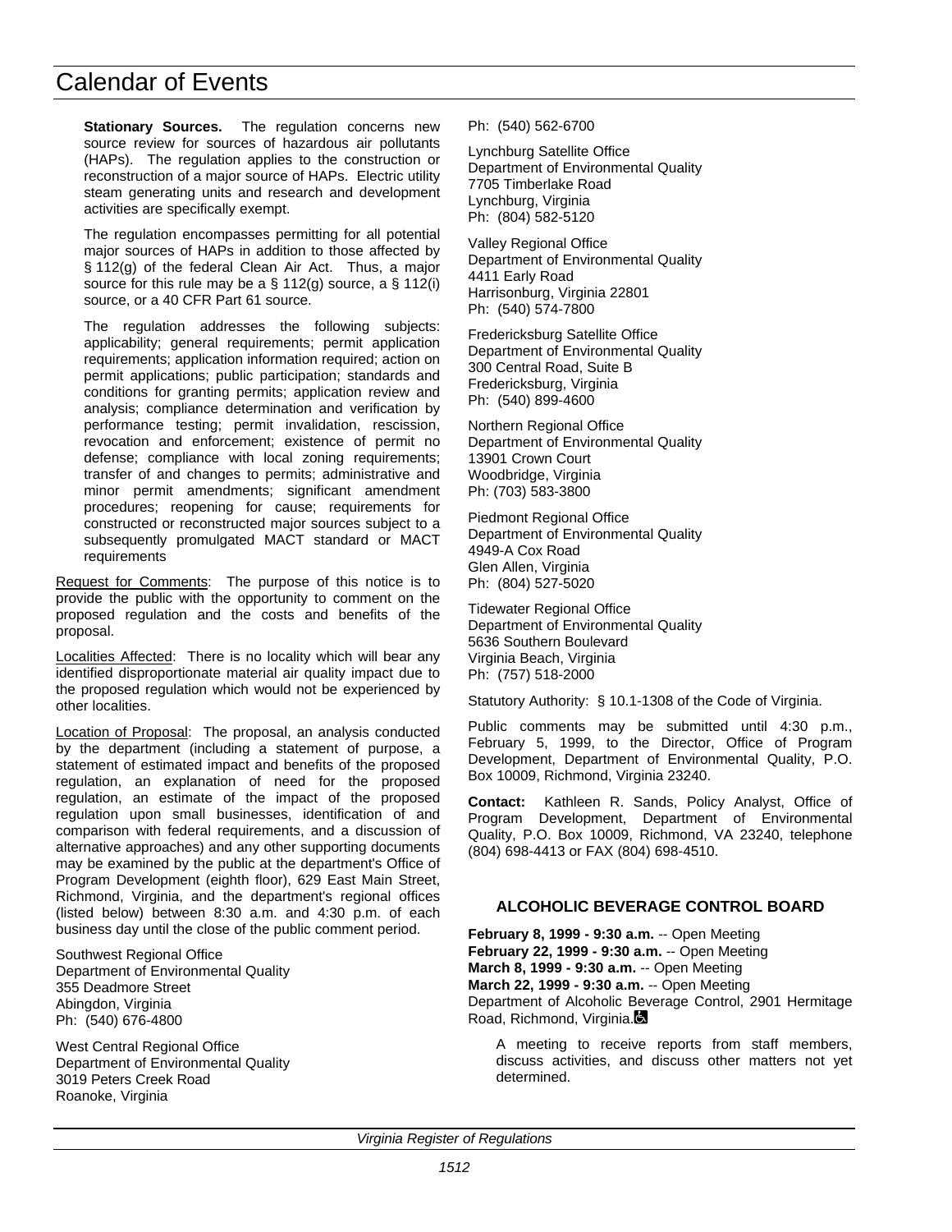**Stationary Sources.** The regulation concerns new source review for sources of hazardous air pollutants (HAPs). The regulation applies to the construction or reconstruction of a major source of HAPs. Electric utility steam generating units and research and development activities are specifically exempt.

The regulation encompasses permitting for all potential major sources of HAPs in addition to those affected by § 112(g) of the federal Clean Air Act. Thus, a major source for this rule may be a § 112(g) source, a § 112(i) source, or a 40 CFR Part 61 source.

The regulation addresses the following subjects: applicability; general requirements; permit application requirements; application information required; action on permit applications; public participation; standards and conditions for granting permits; application review and analysis; compliance determination and verification by performance testing; permit invalidation, rescission, revocation and enforcement; existence of permit no defense; compliance with local zoning requirements; transfer of and changes to permits; administrative and minor permit amendments; significant amendment procedures; reopening for cause; requirements for constructed or reconstructed major sources subject to a subsequently promulgated MACT standard or MACT requirements

Request for Comments: The purpose of this notice is to provide the public with the opportunity to comment on the proposed regulation and the costs and benefits of the proposal.

Localities Affected: There is no locality which will bear any identified disproportionate material air quality impact due to the proposed regulation which would not be experienced by other localities.

Location of Proposal: The proposal, an analysis conducted by the department (including a statement of purpose, a statement of estimated impact and benefits of the proposed regulation, an explanation of need for the proposed regulation, an estimate of the impact of the proposed regulation upon small businesses, identification of and comparison with federal requirements, and a discussion of alternative approaches) and any other supporting documents may be examined by the public at the department's Office of Program Development (eighth floor), 629 East Main Street, Richmond, Virginia, and the department's regional offices (listed below) between 8:30 a.m. and 4:30 p.m. of each business day until the close of the public comment period.

Southwest Regional Office
Department of Environmental Quality
355 Deadmore Street
Abingdon, Virginia
Ph: (540) 676-4800

West Central Regional Office
Department of Environmental Quality
3019 Peters Creek Road
Roanoke, Virginia
Ph: (540) 562-6700

Lynchburg Satellite Office
Department of Environmental Quality
7705 Timberlake Road
Lynchburg, Virginia
Ph: (804) 582-5120

Valley Regional Office
Department of Environmental Quality
4411 Early Road
Harrisonburg, Virginia 22801
Ph: (540) 574-7800

Fredericksburg Satellite Office
Department of Environmental Quality
300 Central Road, Suite B
Fredericksburg, Virginia
Ph: (540) 899-4600

Northern Regional Office
Department of Environmental Quality
13901 Crown Court
Woodbridge, Virginia
Ph: (703) 583-3800

Piedmont Regional Office
Department of Environmental Quality
4949-A Cox Road
Glen Allen, Virginia
Ph: (804) 527-5020

Tidewater Regional Office
Department of Environmental Quality
5636 Southern Boulevard
Virginia Beach, Virginia
Ph: (757) 518-2000

Statutory Authority: § 10.1-1308 of the Code of Virginia.

Public comments may be submitted until 4:30 p.m., February 5, 1999, to the Director, Office of Program Development, Department of Environmental Quality, P.O. Box 10009, Richmond, Virginia 23240.

**Contact:** Kathleen R. Sands, Policy Analyst, Office of Program Development, Department of Environmental Quality, P.O. Box 10009, Richmond, VA 23240, telephone (804) 698-4413 or FAX (804) 698-4510.

### ALCOHOLIC BEVERAGE CONTROL BOARD

**February 8, 1999 - 9:30 a.m.** -- Open Meeting
**February 22, 1999 - 9:30 a.m.** -- Open Meeting
**March 8, 1999 - 9:30 a.m.** -- Open Meeting
**March 22, 1999 - 9:30 a.m.** -- Open Meeting
Department of Alcoholic Beverage Control, 2901 Hermitage Road, Richmond, Virginia.

A meeting to receive reports from staff members, discuss activities, and discuss other matters not yet determined.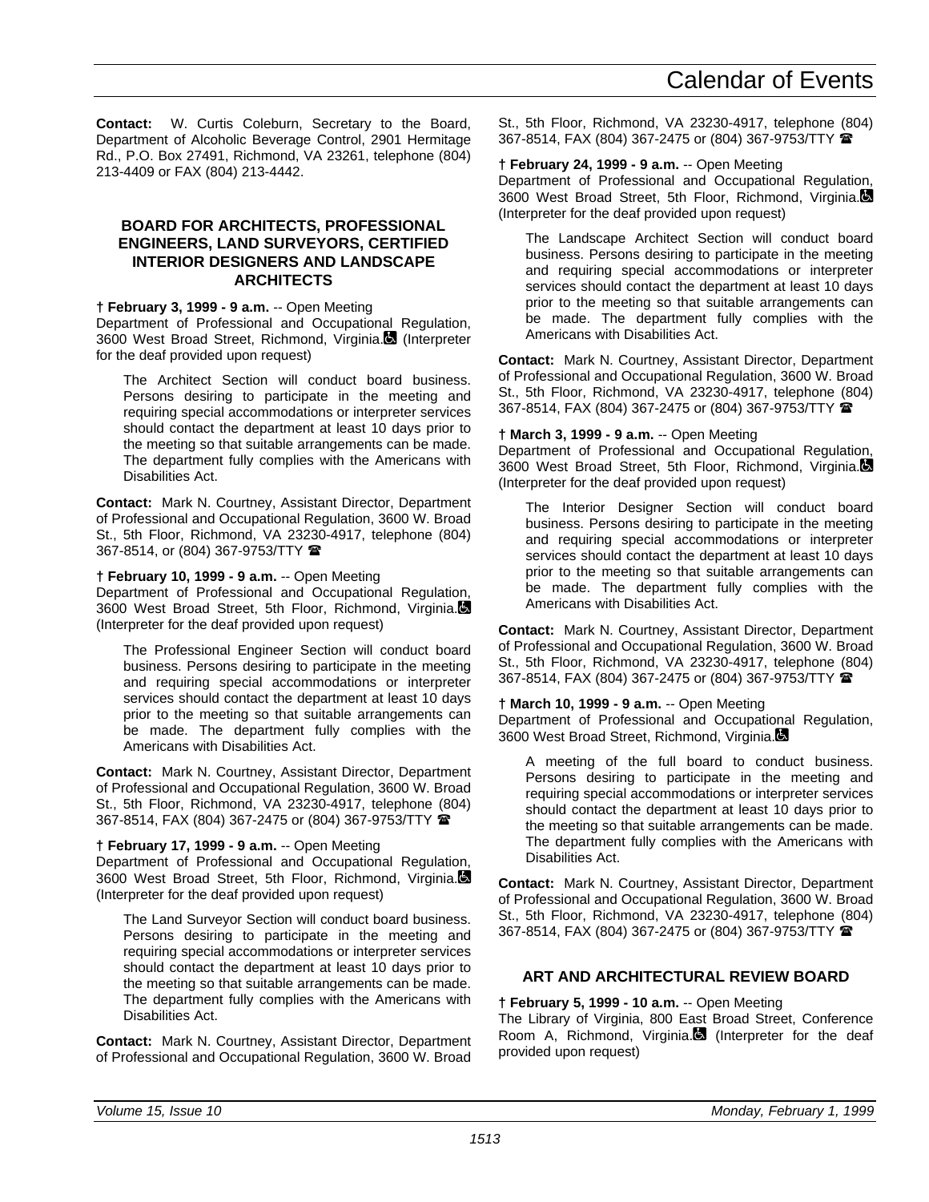**Contact:** W. Curtis Coleburn, Secretary to the Board, Department of Alcoholic Beverage Control, 2901 Hermitage Rd., P.O. Box 27491, Richmond, VA 23261, telephone (804) 213-4409 or FAX (804) 213-4442.

### BOARD FOR ARCHITECTS, PROFESSIONAL ENGINEERS, LAND SURVEYORS, CERTIFIED INTERIOR DESIGNERS AND LANDSCAPE ARCHITECTS

**† February 3, 1999 - 9 a.m.** -- Open Meeting
Department of Professional and Occupational Regulation, 3600 West Broad Street, Richmond, Virginia. (Interpreter for the deaf provided upon request)

The Architect Section will conduct board business. Persons desiring to participate in the meeting and requiring special accommodations or interpreter services should contact the department at least 10 days prior to the meeting so that suitable arrangements can be made. The department fully complies with the Americans with Disabilities Act.

**Contact:** Mark N. Courtney, Assistant Director, Department of Professional and Occupational Regulation, 3600 W. Broad St., 5th Floor, Richmond, VA 23230-4917, telephone (804) 367-8514, or (804) 367-9753/TTY ☎

**† February 10, 1999 - 9 a.m.** -- Open Meeting
Department of Professional and Occupational Regulation, 3600 West Broad Street, 5th Floor, Richmond, Virginia. (Interpreter for the deaf provided upon request)

The Professional Engineer Section will conduct board business. Persons desiring to participate in the meeting and requiring special accommodations or interpreter services should contact the department at least 10 days prior to the meeting so that suitable arrangements can be made. The department fully complies with the Americans with Disabilities Act.

**Contact:** Mark N. Courtney, Assistant Director, Department of Professional and Occupational Regulation, 3600 W. Broad St., 5th Floor, Richmond, VA 23230-4917, telephone (804) 367-8514, FAX (804) 367-2475 or (804) 367-9753/TTY ☎

**† February 17, 1999 - 9 a.m.** -- Open Meeting
Department of Professional and Occupational Regulation, 3600 West Broad Street, 5th Floor, Richmond, Virginia. (Interpreter for the deaf provided upon request)

The Land Surveyor Section will conduct board business. Persons desiring to participate in the meeting and requiring special accommodations or interpreter services should contact the department at least 10 days prior to the meeting so that suitable arrangements can be made. The department fully complies with the Americans with Disabilities Act.

**Contact:** Mark N. Courtney, Assistant Director, Department of Professional and Occupational Regulation, 3600 W. Broad St., 5th Floor, Richmond, VA 23230-4917, telephone (804) 367-8514, FAX (804) 367-2475 or (804) 367-9753/TTY ☎

**† February 24, 1999 - 9 a.m.** -- Open Meeting
Department of Professional and Occupational Regulation, 3600 West Broad Street, 5th Floor, Richmond, Virginia. (Interpreter for the deaf provided upon request)

The Landscape Architect Section will conduct board business. Persons desiring to participate in the meeting and requiring special accommodations or interpreter services should contact the department at least 10 days prior to the meeting so that suitable arrangements can be made. The department fully complies with the Americans with Disabilities Act.

**Contact:** Mark N. Courtney, Assistant Director, Department of Professional and Occupational Regulation, 3600 W. Broad St., 5th Floor, Richmond, VA 23230-4917, telephone (804) 367-8514, FAX (804) 367-2475 or (804) 367-9753/TTY ☎

**† March 3, 1999 - 9 a.m.** -- Open Meeting
Department of Professional and Occupational Regulation, 3600 West Broad Street, 5th Floor, Richmond, Virginia. (Interpreter for the deaf provided upon request)

The Interior Designer Section will conduct board business. Persons desiring to participate in the meeting and requiring special accommodations or interpreter services should contact the department at least 10 days prior to the meeting so that suitable arrangements can be made. The department fully complies with the Americans with Disabilities Act.

**Contact:** Mark N. Courtney, Assistant Director, Department of Professional and Occupational Regulation, 3600 W. Broad St., 5th Floor, Richmond, VA 23230-4917, telephone (804) 367-8514, FAX (804) 367-2475 or (804) 367-9753/TTY ☎

**† March 10, 1999 - 9 a.m.** -- Open Meeting
Department of Professional and Occupational Regulation, 3600 West Broad Street, Richmond, Virginia.

A meeting of the full board to conduct business. Persons desiring to participate in the meeting and requiring special accommodations or interpreter services should contact the department at least 10 days prior to the meeting so that suitable arrangements can be made. The department fully complies with the Americans with Disabilities Act.

**Contact:** Mark N. Courtney, Assistant Director, Department of Professional and Occupational Regulation, 3600 W. Broad St., 5th Floor, Richmond, VA 23230-4917, telephone (804) 367-8514, FAX (804) 367-2475 or (804) 367-9753/TTY ☎

### ART AND ARCHITECTURAL REVIEW BOARD

**† February 5, 1999 - 10 a.m.** -- Open Meeting
The Library of Virginia, 800 East Broad Street, Conference Room A, Richmond, Virginia. (Interpreter for the deaf provided upon request)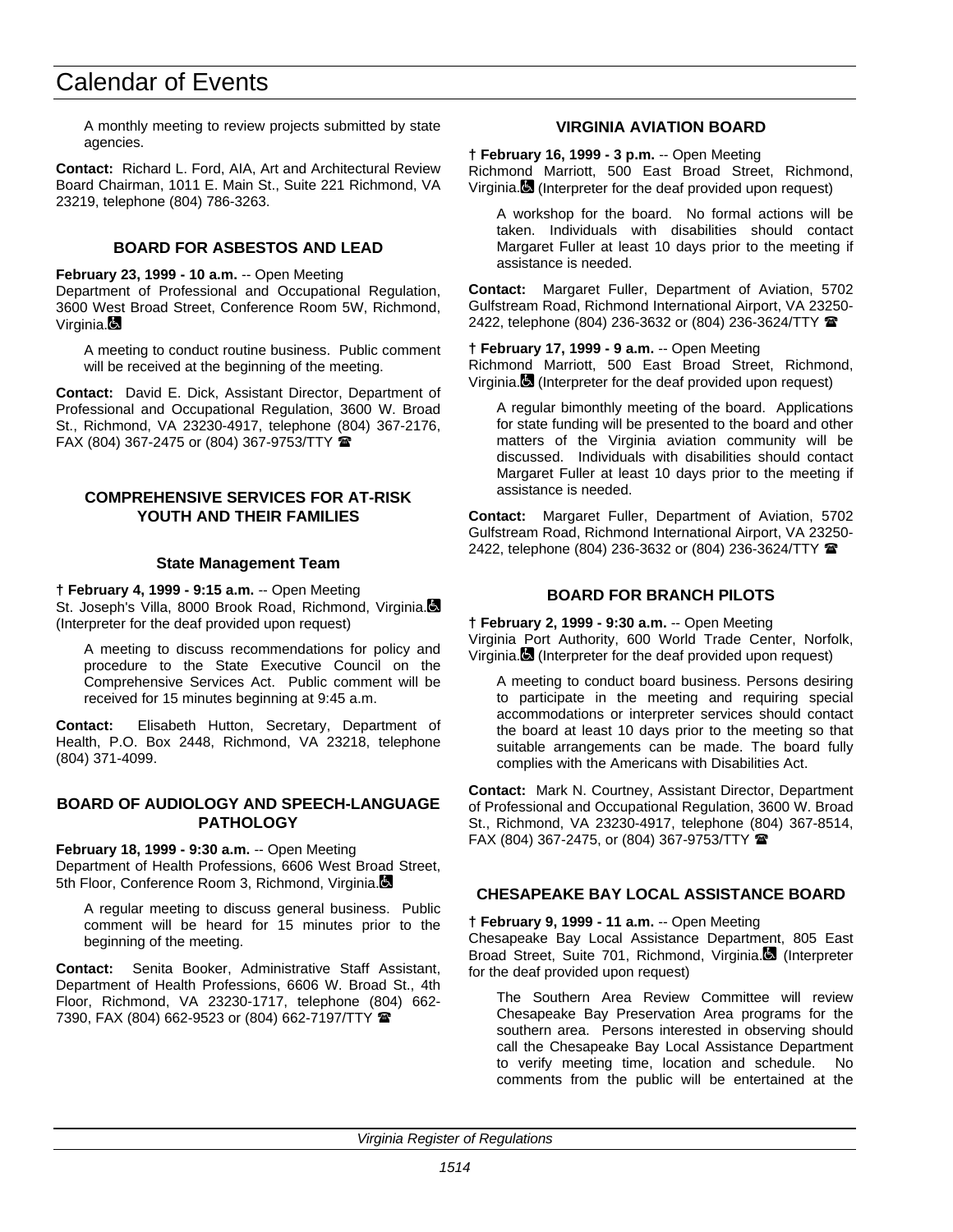A monthly meeting to review projects submitted by state agencies.

**Contact:** Richard L. Ford, AIA, Art and Architectural Review Board Chairman, 1011 E. Main St., Suite 221 Richmond, VA 23219, telephone (804) 786-3263.

### BOARD FOR ASBESTOS AND LEAD

**February 23, 1999 - 10 a.m.** -- Open Meeting
Department of Professional and Occupational Regulation, 3600 West Broad Street, Conference Room 5W, Richmond, Virginia.

A meeting to conduct routine business. Public comment will be received at the beginning of the meeting.

**Contact:** David E. Dick, Assistant Director, Department of Professional and Occupational Regulation, 3600 W. Broad St., Richmond, VA 23230-4917, telephone (804) 367-2176, FAX (804) 367-2475 or (804) 367-9753/TTY ☎

### COMPREHENSIVE SERVICES FOR AT-RISK YOUTH AND THEIR FAMILIES

#### State Management Team

**† February 4, 1999 - 9:15 a.m.** -- Open Meeting
St. Joseph's Villa, 8000 Brook Road, Richmond, Virginia. (Interpreter for the deaf provided upon request)

A meeting to discuss recommendations for policy and procedure to the State Executive Council on the Comprehensive Services Act. Public comment will be received for 15 minutes beginning at 9:45 a.m.

**Contact:** Elisabeth Hutton, Secretary, Department of Health, P.O. Box 2448, Richmond, VA 23218, telephone (804) 371-4099.

### BOARD OF AUDIOLOGY AND SPEECH-LANGUAGE PATHOLOGY

**February 18, 1999 - 9:30 a.m.** -- Open Meeting
Department of Health Professions, 6606 West Broad Street, 5th Floor, Conference Room 3, Richmond, Virginia.

A regular meeting to discuss general business. Public comment will be heard for 15 minutes prior to the beginning of the meeting.

**Contact:** Senita Booker, Administrative Staff Assistant, Department of Health Professions, 6606 W. Broad St., 4th Floor, Richmond, VA 23230-1717, telephone (804) 662-7390, FAX (804) 662-9523 or (804) 662-7197/TTY ☎

### VIRGINIA AVIATION BOARD

**† February 16, 1999 - 3 p.m.** -- Open Meeting
Richmond Marriott, 500 East Broad Street, Richmond, Virginia. (Interpreter for the deaf provided upon request)

A workshop for the board. No formal actions will be taken. Individuals with disabilities should contact Margaret Fuller at least 10 days prior to the meeting if assistance is needed.

**Contact:** Margaret Fuller, Department of Aviation, 5702 Gulfstream Road, Richmond International Airport, VA 23250-2422, telephone (804) 236-3632 or (804) 236-3624/TTY ☎

**† February 17, 1999 - 9 a.m.** -- Open Meeting
Richmond Marriott, 500 East Broad Street, Richmond, Virginia. (Interpreter for the deaf provided upon request)

A regular bimonthly meeting of the board. Applications for state funding will be presented to the board and other matters of the Virginia aviation community will be discussed. Individuals with disabilities should contact Margaret Fuller at least 10 days prior to the meeting if assistance is needed.

**Contact:** Margaret Fuller, Department of Aviation, 5702 Gulfstream Road, Richmond International Airport, VA 23250-2422, telephone (804) 236-3632 or (804) 236-3624/TTY ☎

### BOARD FOR BRANCH PILOTS

**† February 2, 1999 - 9:30 a.m.** -- Open Meeting
Virginia Port Authority, 600 World Trade Center, Norfolk, Virginia. (Interpreter for the deaf provided upon request)

A meeting to conduct board business. Persons desiring to participate in the meeting and requiring special accommodations or interpreter services should contact the board at least 10 days prior to the meeting so that suitable arrangements can be made. The board fully complies with the Americans with Disabilities Act.

**Contact:** Mark N. Courtney, Assistant Director, Department of Professional and Occupational Regulation, 3600 W. Broad St., Richmond, VA 23230-4917, telephone (804) 367-8514, FAX (804) 367-2475, or (804) 367-9753/TTY ☎

### CHESAPEAKE BAY LOCAL ASSISTANCE BOARD

**† February 9, 1999 - 11 a.m.** -- Open Meeting
Chesapeake Bay Local Assistance Department, 805 East Broad Street, Suite 701, Richmond, Virginia. (Interpreter for the deaf provided upon request)

The Southern Area Review Committee will review Chesapeake Bay Preservation Area programs for the southern area. Persons interested in observing should call the Chesapeake Bay Local Assistance Department to verify meeting time, location and schedule. No comments from the public will be entertained at the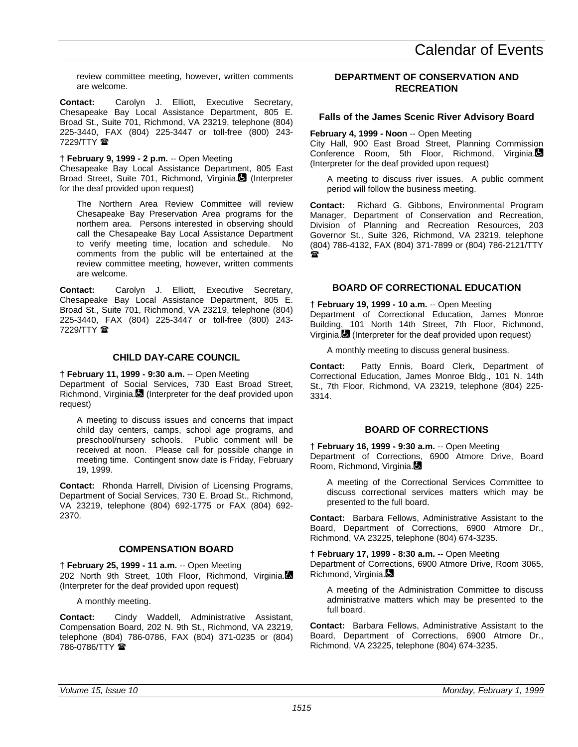review committee meeting, however, written comments are welcome.

**Contact:** Carolyn J. Elliott, Executive Secretary, Chesapeake Bay Local Assistance Department, 805 E. Broad St., Suite 701, Richmond, VA 23219, telephone (804) 225-3440, FAX (804) 225-3447 or toll-free (800) 243-7229/TTY ☎

**† February 9, 1999 - 2 p.m.** -- Open Meeting
Chesapeake Bay Local Assistance Department, 805 East Broad Street, Suite 701, Richmond, Virginia. (Interpreter for the deaf provided upon request)

The Northern Area Review Committee will review Chesapeake Bay Preservation Area programs for the northern area. Persons interested in observing should call the Chesapeake Bay Local Assistance Department to verify meeting time, location and schedule. No comments from the public will be entertained at the review committee meeting, however, written comments are welcome.

**Contact:** Carolyn J. Elliott, Executive Secretary, Chesapeake Bay Local Assistance Department, 805 E. Broad St., Suite 701, Richmond, VA 23219, telephone (804) 225-3440, FAX (804) 225-3447 or toll-free (800) 243-7229/TTY ☎

## CHILD DAY-CARE COUNCIL

**† February 11, 1999 - 9:30 a.m.** -- Open Meeting
Department of Social Services, 730 East Broad Street, Richmond, Virginia. (Interpreter for the deaf provided upon request)

A meeting to discuss issues and concerns that impact child day centers, camps, school age programs, and preschool/nursery schools. Public comment will be received at noon. Please call for possible change in meeting time. Contingent snow date is Friday, February 19, 1999.

**Contact:** Rhonda Harrell, Division of Licensing Programs, Department of Social Services, 730 E. Broad St., Richmond, VA 23219, telephone (804) 692-1775 or FAX (804) 692-2370.

## COMPENSATION BOARD

**† February 25, 1999 - 11 a.m.** -- Open Meeting
202 North 9th Street, 10th Floor, Richmond, Virginia. (Interpreter for the deaf provided upon request)

A monthly meeting.

**Contact:** Cindy Waddell, Administrative Assistant, Compensation Board, 202 N. 9th St., Richmond, VA 23219, telephone (804) 786-0786, FAX (804) 371-0235 or (804) 786-0786/TTY ☎

## DEPARTMENT OF CONSERVATION AND RECREATION

### Falls of the James Scenic River Advisory Board

**February 4, 1999 - Noon** -- Open Meeting
City Hall, 900 East Broad Street, Planning Commission Conference Room, 5th Floor, Richmond, Virginia. (Interpreter for the deaf provided upon request)

A meeting to discuss river issues. A public comment period will follow the business meeting.

**Contact:** Richard G. Gibbons, Environmental Program Manager, Department of Conservation and Recreation, Division of Planning and Recreation Resources, 203 Governor St., Suite 326, Richmond, VA 23219, telephone (804) 786-4132, FAX (804) 371-7899 or (804) 786-2121/TTY ☎

## BOARD OF CORRECTIONAL EDUCATION

**† February 19, 1999 - 10 a.m.** -- Open Meeting
Department of Correctional Education, James Monroe Building, 101 North 14th Street, 7th Floor, Richmond, Virginia. (Interpreter for the deaf provided upon request)

A monthly meeting to discuss general business.

**Contact:** Patty Ennis, Board Clerk, Department of Correctional Education, James Monroe Bldg., 101 N. 14th St., 7th Floor, Richmond, VA 23219, telephone (804) 225-3314.

## BOARD OF CORRECTIONS

**† February 16, 1999 - 9:30 a.m.** -- Open Meeting
Department of Corrections, 6900 Atmore Drive, Board Room, Richmond, Virginia.

A meeting of the Correctional Services Committee to discuss correctional services matters which may be presented to the full board.

**Contact:** Barbara Fellows, Administrative Assistant to the Board, Department of Corrections, 6900 Atmore Dr., Richmond, VA 23225, telephone (804) 674-3235.

**† February 17, 1999 - 8:30 a.m.** -- Open Meeting
Department of Corrections, 6900 Atmore Drive, Room 3065, Richmond, Virginia.

A meeting of the Administration Committee to discuss administrative matters which may be presented to the full board.

**Contact:** Barbara Fellows, Administrative Assistant to the Board, Department of Corrections, 6900 Atmore Dr., Richmond, VA 23225, telephone (804) 674-3235.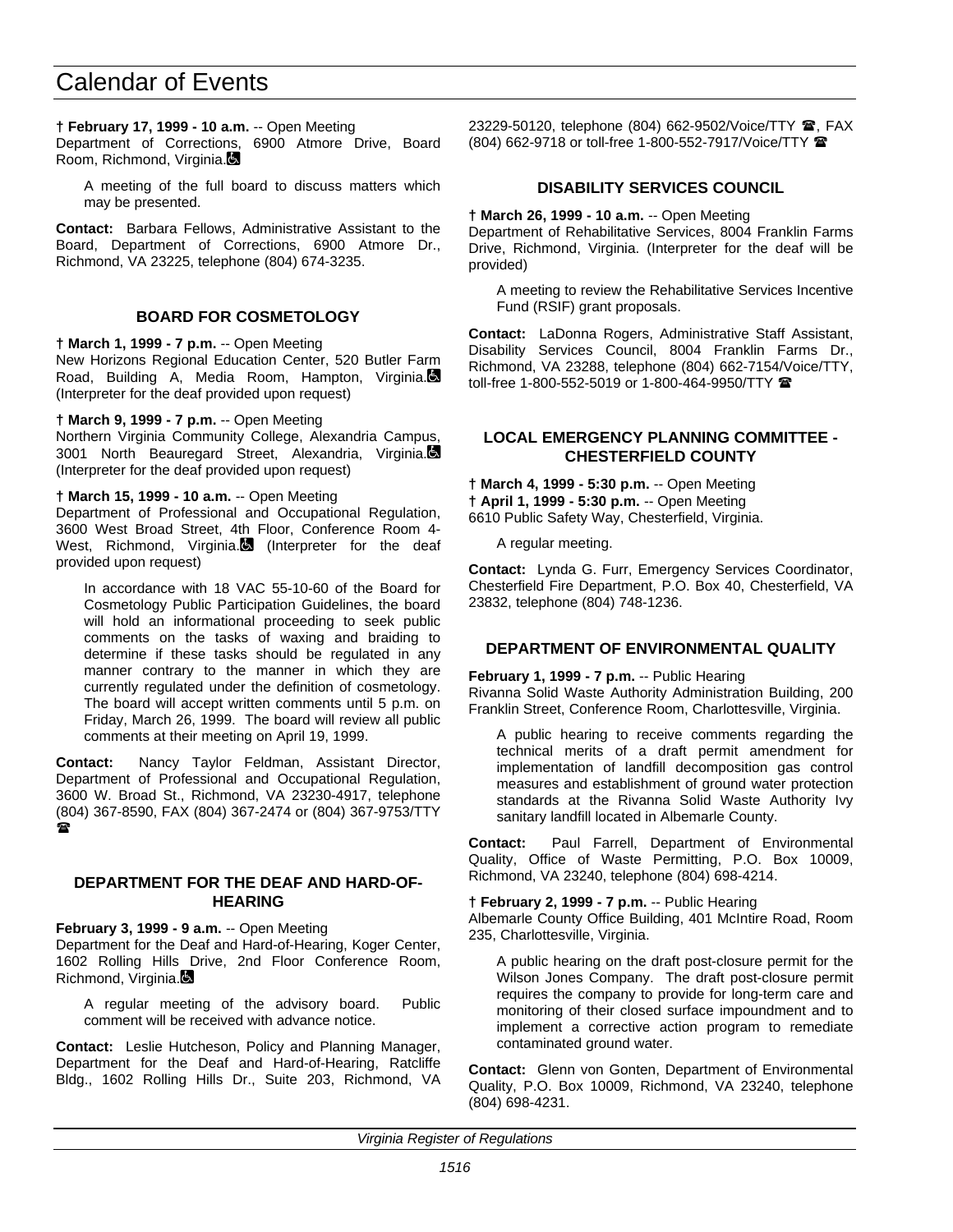† **February 17, 1999 - 10 a.m.** -- Open Meeting
Department of Corrections, 6900 Atmore Drive, Board Room, Richmond, Virginia.

A meeting of the full board to discuss matters which may be presented.

**Contact:** Barbara Fellows, Administrative Assistant to the Board, Department of Corrections, 6900 Atmore Dr., Richmond, VA 23225, telephone (804) 674-3235.

## BOARD FOR COSMETOLOGY

† **March 1, 1999 - 7 p.m.** -- Open Meeting
New Horizons Regional Education Center, 520 Butler Farm Road, Building A, Media Room, Hampton, Virginia. (Interpreter for the deaf provided upon request)

† **March 9, 1999 - 7 p.m.** -- Open Meeting
Northern Virginia Community College, Alexandria Campus, 3001 North Beauregard Street, Alexandria, Virginia. (Interpreter for the deaf provided upon request)

† **March 15, 1999 - 10 a.m.** -- Open Meeting
Department of Professional and Occupational Regulation, 3600 West Broad Street, 4th Floor, Conference Room 4-West, Richmond, Virginia. (Interpreter for the deaf provided upon request)

In accordance with 18 VAC 55-10-60 of the Board for Cosmetology Public Participation Guidelines, the board will hold an informational proceeding to seek public comments on the tasks of waxing and braiding to determine if these tasks should be regulated in any manner contrary to the manner in which they are currently regulated under the definition of cosmetology. The board will accept written comments until 5 p.m. on Friday, March 26, 1999. The board will review all public comments at their meeting on April 19, 1999.

**Contact:** Nancy Taylor Feldman, Assistant Director, Department of Professional and Occupational Regulation, 3600 W. Broad St., Richmond, VA 23230-4917, telephone (804) 367-8590, FAX (804) 367-2474 or (804) 367-9753/TTY ☎

## DEPARTMENT FOR THE DEAF AND HARD-OF-HEARING

**February 3, 1999 - 9 a.m.** -- Open Meeting
Department for the Deaf and Hard-of-Hearing, Koger Center, 1602 Rolling Hills Drive, 2nd Floor Conference Room, Richmond, Virginia.

A regular meeting of the advisory board. Public comment will be received with advance notice.

**Contact:** Leslie Hutcheson, Policy and Planning Manager, Department for the Deaf and Hard-of-Hearing, Ratcliffe Bldg., 1602 Rolling Hills Dr., Suite 203, Richmond, VA 23229-50120, telephone (804) 662-9502/Voice/TTY ☎, FAX (804) 662-9718 or toll-free 1-800-552-7917/Voice/TTY ☎

## DISABILITY SERVICES COUNCIL

† **March 26, 1999 - 10 a.m.** -- Open Meeting
Department of Rehabilitative Services, 8004 Franklin Farms Drive, Richmond, Virginia. (Interpreter for the deaf will be provided)

A meeting to review the Rehabilitative Services Incentive Fund (RSIF) grant proposals.

**Contact:** LaDonna Rogers, Administrative Staff Assistant, Disability Services Council, 8004 Franklin Farms Dr., Richmond, VA 23288, telephone (804) 662-7154/Voice/TTY, toll-free 1-800-552-5019 or 1-800-464-9950/TTY ☎

## LOCAL EMERGENCY PLANNING COMMITTEE - CHESTERFIELD COUNTY

† **March 4, 1999 - 5:30 p.m.** -- Open Meeting
† **April 1, 1999 - 5:30 p.m.** -- Open Meeting
6610 Public Safety Way, Chesterfield, Virginia.

A regular meeting.

**Contact:** Lynda G. Furr, Emergency Services Coordinator, Chesterfield Fire Department, P.O. Box 40, Chesterfield, VA 23832, telephone (804) 748-1236.

## DEPARTMENT OF ENVIRONMENTAL QUALITY

**February 1, 1999 - 7 p.m.** -- Public Hearing
Rivanna Solid Waste Authority Administration Building, 200 Franklin Street, Conference Room, Charlottesville, Virginia.

A public hearing to receive comments regarding the technical merits of a draft permit amendment for implementation of landfill decomposition gas control measures and establishment of ground water protection standards at the Rivanna Solid Waste Authority Ivy sanitary landfill located in Albemarle County.

**Contact:** Paul Farrell, Department of Environmental Quality, Office of Waste Permitting, P.O. Box 10009, Richmond, VA 23240, telephone (804) 698-4214.

† **February 2, 1999 - 7 p.m.** -- Public Hearing
Albemarle County Office Building, 401 McIntire Road, Room 235, Charlottesville, Virginia.

A public hearing on the draft post-closure permit for the Wilson Jones Company. The draft post-closure permit requires the company to provide for long-term care and monitoring of their closed surface impoundment and to implement a corrective action program to remediate contaminated ground water.

**Contact:** Glenn von Gonten, Department of Environmental Quality, P.O. Box 10009, Richmond, VA 23240, telephone (804) 698-4231.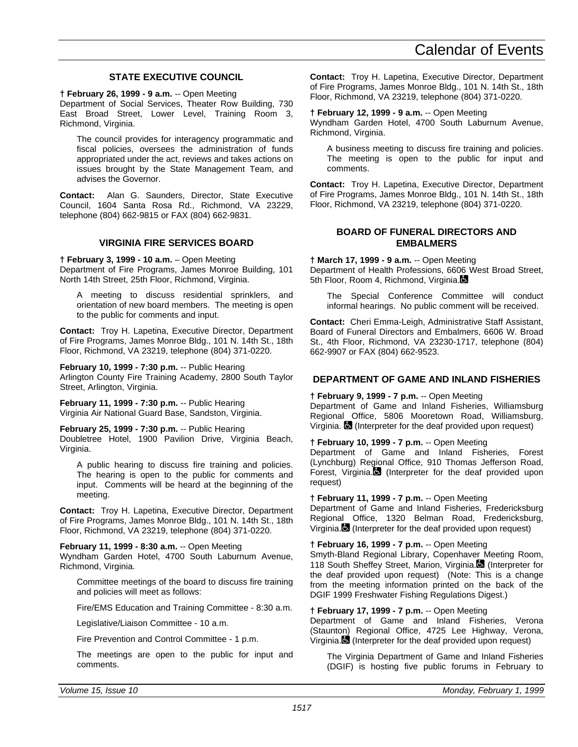### STATE EXECUTIVE COUNCIL

**† February 26, 1999 - 9 a.m.** -- Open Meeting
Department of Social Services, Theater Row Building, 730 East Broad Street, Lower Level, Training Room 3, Richmond, Virginia.

The council provides for interagency programmatic and fiscal policies, oversees the administration of funds appropriated under the act, reviews and takes actions on issues brought by the State Management Team, and advises the Governor.

**Contact:** Alan G. Saunders, Director, State Executive Council, 1604 Santa Rosa Rd., Richmond, VA 23229, telephone (804) 662-9815 or FAX (804) 662-9831.

### VIRGINIA FIRE SERVICES BOARD

**† February 3, 1999 - 10 a.m.** – Open Meeting
Department of Fire Programs, James Monroe Building, 101 North 14th Street, 25th Floor, Richmond, Virginia.

A meeting to discuss residential sprinklers, and orientation of new board members. The meeting is open to the public for comments and input.

**Contact:** Troy H. Lapetina, Executive Director, Department of Fire Programs, James Monroe Bldg., 101 N. 14th St., 18th Floor, Richmond, VA 23219, telephone (804) 371-0220.

**February 10, 1999 - 7:30 p.m.** -- Public Hearing
Arlington County Fire Training Academy, 2800 South Taylor Street, Arlington, Virginia.

**February 11, 1999 - 7:30 p.m.** -- Public Hearing
Virginia Air National Guard Base, Sandston, Virginia.

**February 25, 1999 - 7:30 p.m.** -- Public Hearing
Doubletree Hotel, 1900 Pavilion Drive, Virginia Beach, Virginia.

A public hearing to discuss fire training and policies. The hearing is open to the public for comments and input. Comments will be heard at the beginning of the meeting.

**Contact:** Troy H. Lapetina, Executive Director, Department of Fire Programs, James Monroe Bldg., 101 N. 14th St., 18th Floor, Richmond, VA 23219, telephone (804) 371-0220.

**February 11, 1999 - 8:30 a.m.** -- Open Meeting
Wyndham Garden Hotel, 4700 South Laburnum Avenue, Richmond, Virginia.

Committee meetings of the board to discuss fire training and policies will meet as follows:

Fire/EMS Education and Training Committee - 8:30 a.m.

Legislative/Liaison Committee - 10 a.m.

Fire Prevention and Control Committee - 1 p.m.

The meetings are open to the public for input and comments.

**Contact:** Troy H. Lapetina, Executive Director, Department of Fire Programs, James Monroe Bldg., 101 N. 14th St., 18th Floor, Richmond, VA 23219, telephone (804) 371-0220.

**† February 12, 1999 - 9 a.m.** -- Open Meeting
Wyndham Garden Hotel, 4700 South Laburnum Avenue, Richmond, Virginia.

A business meeting to discuss fire training and policies. The meeting is open to the public for input and comments.

**Contact:** Troy H. Lapetina, Executive Director, Department of Fire Programs, James Monroe Bldg., 101 N. 14th St., 18th Floor, Richmond, VA 23219, telephone (804) 371-0220.

### BOARD OF FUNERAL DIRECTORS AND EMBALMERS

**† March 17, 1999 - 9 a.m.** -- Open Meeting
Department of Health Professions, 6606 West Broad Street, 5th Floor, Room 4, Richmond, Virginia.♿

The Special Conference Committee will conduct informal hearings. No public comment will be received.

**Contact:** Cheri Emma-Leigh, Administrative Staff Assistant, Board of Funeral Directors and Embalmers, 6606 W. Broad St., 4th Floor, Richmond, VA 23230-1717, telephone (804) 662-9907 or FAX (804) 662-9523.

### DEPARTMENT OF GAME AND INLAND FISHERIES

**† February 9, 1999 - 7 p.m.** -- Open Meeting
Department of Game and Inland Fisheries, Williamsburg Regional Office, 5806 Mooretown Road, Williamsburg, Virginia. ♿ (Interpreter for the deaf provided upon request)

**† February 10, 1999 - 7 p.m.** -- Open Meeting
Department of Game and Inland Fisheries, Forest (Lynchburg) Regional Office, 910 Thomas Jefferson Road, Forest, Virginia.♿ (Interpreter for the deaf provided upon request)

**† February 11, 1999 - 7 p.m.** -- Open Meeting
Department of Game and Inland Fisheries, Fredericksburg Regional Office, 1320 Belman Road, Fredericksburg, Virginia.♿ (Interpreter for the deaf provided upon request)

**† February 16, 1999 - 7 p.m.** -- Open Meeting
Smyth-Bland Regional Library, Copenhaver Meeting Room, 118 South Sheffey Street, Marion, Virginia.♿ (Interpreter for the deaf provided upon request) (Note: This is a change from the meeting information printed on the back of the DGIF 1999 Freshwater Fishing Regulations Digest.)

**† February 17, 1999 - 7 p.m.** -- Open Meeting
Department of Game and Inland Fisheries, Verona (Staunton) Regional Office, 4725 Lee Highway, Verona, Virginia.♿ (Interpreter for the deaf provided upon request)

The Virginia Department of Game and Inland Fisheries (DGIF) is hosting five public forums in February to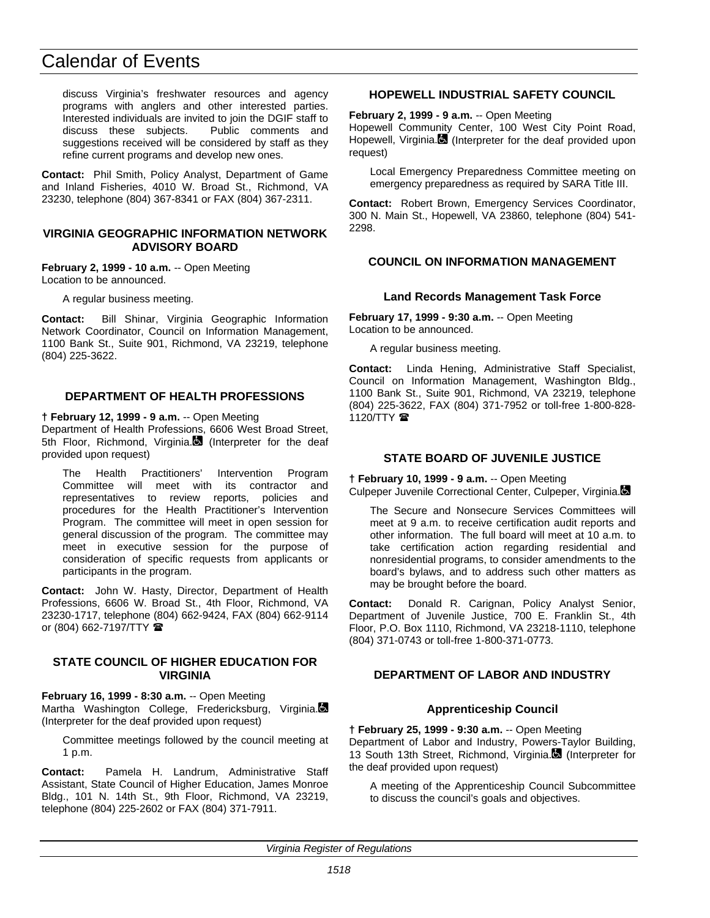discuss Virginia's freshwater resources and agency programs with anglers and other interested parties. Interested individuals are invited to join the DGIF staff to discuss these subjects. Public comments and suggestions received will be considered by staff as they refine current programs and develop new ones.

**Contact:** Phil Smith, Policy Analyst, Department of Game and Inland Fisheries, 4010 W. Broad St., Richmond, VA 23230, telephone (804) 367-8341 or FAX (804) 367-2311.

### VIRGINIA GEOGRAPHIC INFORMATION NETWORK ADVISORY BOARD

**February 2, 1999 - 10 a.m.** -- Open Meeting
Location to be announced.

A regular business meeting.

**Contact:** Bill Shinar, Virginia Geographic Information Network Coordinator, Council on Information Management, 1100 Bank St., Suite 901, Richmond, VA 23219, telephone (804) 225-3622.

### DEPARTMENT OF HEALTH PROFESSIONS

**† February 12, 1999 - 9 a.m.** -- Open Meeting
Department of Health Professions, 6606 West Broad Street, 5th Floor, Richmond, Virginia. (Interpreter for the deaf provided upon request)

The Health Practitioners' Intervention Program Committee will meet with its contractor and representatives to review reports, policies and procedures for the Health Practitioner's Intervention Program. The committee will meet in open session for general discussion of the program. The committee may meet in executive session for the purpose of consideration of specific requests from applicants or participants in the program.

**Contact:** John W. Hasty, Director, Department of Health Professions, 6606 W. Broad St., 4th Floor, Richmond, VA 23230-1717, telephone (804) 662-9424, FAX (804) 662-9114 or (804) 662-7197/TTY ☎

### STATE COUNCIL OF HIGHER EDUCATION FOR VIRGINIA

**February 16, 1999 - 8:30 a.m.** -- Open Meeting
Martha Washington College, Fredericksburg, Virginia. (Interpreter for the deaf provided upon request)

Committee meetings followed by the council meeting at 1 p.m.

**Contact:** Pamela H. Landrum, Administrative Staff Assistant, State Council of Higher Education, James Monroe Bldg., 101 N. 14th St., 9th Floor, Richmond, VA 23219, telephone (804) 225-2602 or FAX (804) 371-7911.

### HOPEWELL INDUSTRIAL SAFETY COUNCIL

**February 2, 1999 - 9 a.m.** -- Open Meeting
Hopewell Community Center, 100 West City Point Road, Hopewell, Virginia. (Interpreter for the deaf provided upon request)

Local Emergency Preparedness Committee meeting on emergency preparedness as required by SARA Title III.

**Contact:** Robert Brown, Emergency Services Coordinator, 300 N. Main St., Hopewell, VA 23860, telephone (804) 541-2298.

### COUNCIL ON INFORMATION MANAGEMENT

#### Land Records Management Task Force

**February 17, 1999 - 9:30 a.m.** -- Open Meeting
Location to be announced.

A regular business meeting.

**Contact:** Linda Hening, Administrative Staff Specialist, Council on Information Management, Washington Bldg., 1100 Bank St., Suite 901, Richmond, VA 23219, telephone (804) 225-3622, FAX (804) 371-7952 or toll-free 1-800-828-1120/TTY ☎

### STATE BOARD OF JUVENILE JUSTICE

**† February 10, 1999 - 9 a.m.** -- Open Meeting
Culpeper Juvenile Correctional Center, Culpeper, Virginia.

The Secure and Nonsecure Services Committees will meet at 9 a.m. to receive certification audit reports and other information. The full board will meet at 10 a.m. to take certification action regarding residential and nonresidential programs, to consider amendments to the board's bylaws, and to address such other matters as may be brought before the board.

**Contact:** Donald R. Carignan, Policy Analyst Senior, Department of Juvenile Justice, 700 E. Franklin St., 4th Floor, P.O. Box 1110, Richmond, VA 23218-1110, telephone (804) 371-0743 or toll-free 1-800-371-0773.

### DEPARTMENT OF LABOR AND INDUSTRY

#### Apprenticeship Council

**† February 25, 1999 - 9:30 a.m.** -- Open Meeting
Department of Labor and Industry, Powers-Taylor Building, 13 South 13th Street, Richmond, Virginia. (Interpreter for the deaf provided upon request)

A meeting of the Apprenticeship Council Subcommittee to discuss the council's goals and objectives.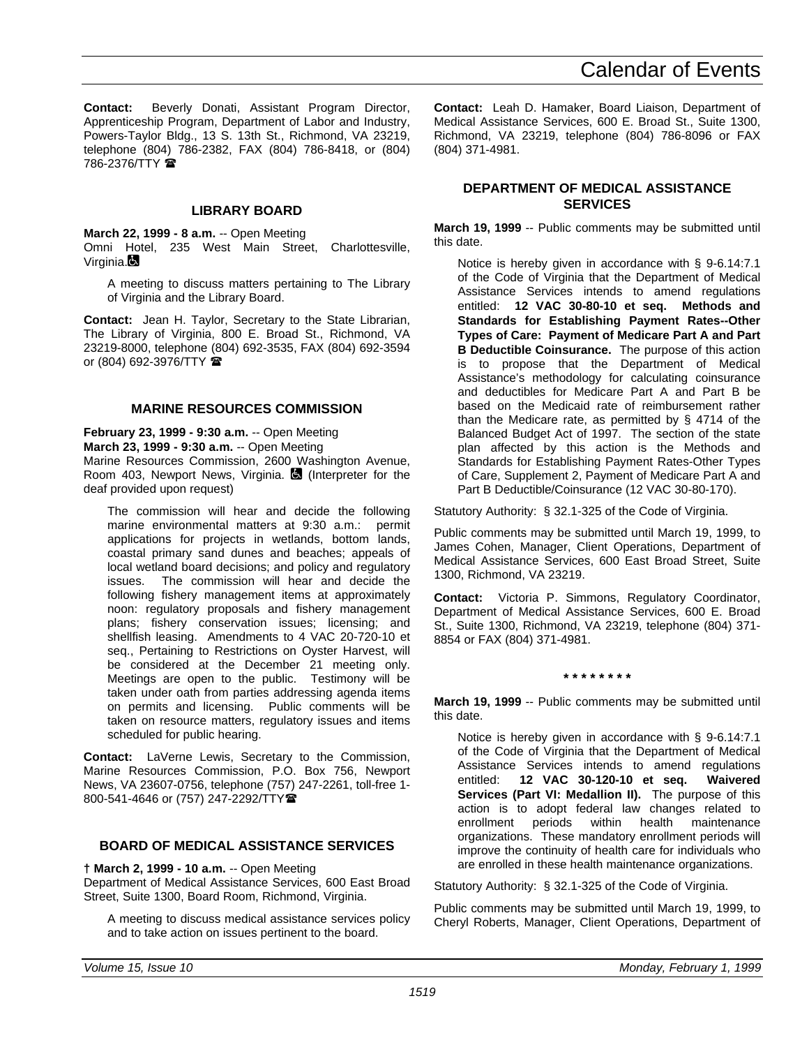**Contact:** Beverly Donati, Assistant Program Director, Apprenticeship Program, Department of Labor and Industry, Powers-Taylor Bldg., 13 S. 13th St., Richmond, VA 23219, telephone (804) 786-2382, FAX (804) 786-8418, or (804) 786-2376/TTY ☎

### LIBRARY BOARD

**March 22, 1999 - 8 a.m.** -- Open Meeting
Omni Hotel, 235 West Main Street, Charlottesville, Virginia. ♿

A meeting to discuss matters pertaining to The Library of Virginia and the Library Board.

**Contact:** Jean H. Taylor, Secretary to the State Librarian, The Library of Virginia, 800 E. Broad St., Richmond, VA 23219-8000, telephone (804) 692-3535, FAX (804) 692-3594 or (804) 692-3976/TTY ☎

### MARINE RESOURCES COMMISSION

**February 23, 1999 - 9:30 a.m.** -- Open Meeting
**March 23, 1999 - 9:30 a.m.** -- Open Meeting
Marine Resources Commission, 2600 Washington Avenue, Room 403, Newport News, Virginia. ♿ (Interpreter for the deaf provided upon request)

The commission will hear and decide the following marine environmental matters at 9:30 a.m.: permit applications for projects in wetlands, bottom lands, coastal primary sand dunes and beaches; appeals of local wetland board decisions; and policy and regulatory issues. The commission will hear and decide the following fishery management items at approximately noon: regulatory proposals and fishery management plans; fishery conservation issues; licensing; and shellfish leasing. Amendments to 4 VAC 20-720-10 et seq., Pertaining to Restrictions on Oyster Harvest, will be considered at the December 21 meeting only. Meetings are open to the public. Testimony will be taken under oath from parties addressing agenda items on permits and licensing. Public comments will be taken on resource matters, regulatory issues and items scheduled for public hearing.

**Contact:** LaVerne Lewis, Secretary to the Commission, Marine Resources Commission, P.O. Box 756, Newport News, VA 23607-0756, telephone (757) 247-2261, toll-free 1-800-541-4646 or (757) 247-2292/TTY☎

### BOARD OF MEDICAL ASSISTANCE SERVICES

**† March 2, 1999 - 10 a.m.** -- Open Meeting
Department of Medical Assistance Services, 600 East Broad Street, Suite 1300, Board Room, Richmond, Virginia.

A meeting to discuss medical assistance services policy and to take action on issues pertinent to the board.

**Contact:** Leah D. Hamaker, Board Liaison, Department of Medical Assistance Services, 600 E. Broad St., Suite 1300, Richmond, VA 23219, telephone (804) 786-8096 or FAX (804) 371-4981.

### DEPARTMENT OF MEDICAL ASSISTANCE SERVICES

**March 19, 1999** -- Public comments may be submitted until this date.

Notice is hereby given in accordance with § 9-6.14:7.1 of the Code of Virginia that the Department of Medical Assistance Services intends to amend regulations entitled: **12 VAC 30-80-10 et seq. Methods and Standards for Establishing Payment Rates--Other Types of Care: Payment of Medicare Part A and Part B Deductible Coinsurance.** The purpose of this action is to propose that the Department of Medical Assistance's methodology for calculating coinsurance and deductibles for Medicare Part A and Part B be based on the Medicaid rate of reimbursement rather than the Medicare rate, as permitted by § 4714 of the Balanced Budget Act of 1997. The section of the state plan affected by this action is the Methods and Standards for Establishing Payment Rates-Other Types of Care, Supplement 2, Payment of Medicare Part A and Part B Deductible/Coinsurance (12 VAC 30-80-170).

Statutory Authority: § 32.1-325 of the Code of Virginia.

Public comments may be submitted until March 19, 1999, to James Cohen, Manager, Client Operations, Department of Medical Assistance Services, 600 East Broad Street, Suite 1300, Richmond, VA 23219.

**Contact:** Victoria P. Simmons, Regulatory Coordinator, Department of Medical Assistance Services, 600 E. Broad St., Suite 1300, Richmond, VA 23219, telephone (804) 371-8854 or FAX (804) 371-4981.

**\* \* \* \* \* \* \* \***

**March 19, 1999** -- Public comments may be submitted until this date.

Notice is hereby given in accordance with § 9-6.14:7.1 of the Code of Virginia that the Department of Medical Assistance Services intends to amend regulations entitled: **12 VAC 30-120-10 et seq. Waivered Services (Part VI: Medallion II).** The purpose of this action is to adopt federal law changes related to enrollment periods within health maintenance organizations. These mandatory enrollment periods will improve the continuity of health care for individuals who are enrolled in these health maintenance organizations.

Statutory Authority: § 32.1-325 of the Code of Virginia.

Public comments may be submitted until March 19, 1999, to Cheryl Roberts, Manager, Client Operations, Department of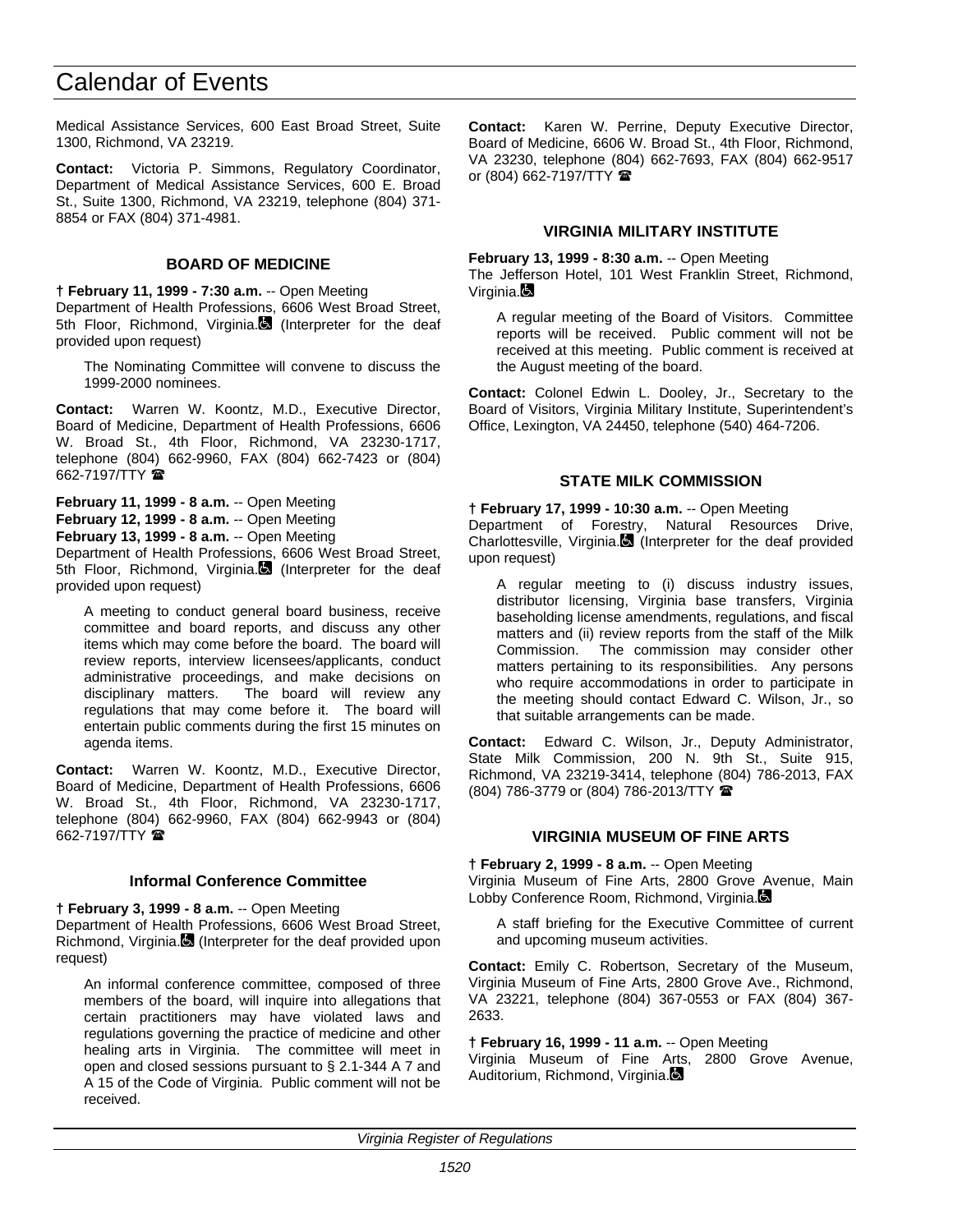Medical Assistance Services, 600 East Broad Street, Suite 1300, Richmond, VA 23219.

**Contact:** Victoria P. Simmons, Regulatory Coordinator, Department of Medical Assistance Services, 600 E. Broad St., Suite 1300, Richmond, VA 23219, telephone (804) 371-8854 or FAX (804) 371-4981.

### BOARD OF MEDICINE

**† February 11, 1999 - 7:30 a.m.** -- Open Meeting
Department of Health Professions, 6606 West Broad Street, 5th Floor, Richmond, Virginia. (Interpreter for the deaf provided upon request)

> The Nominating Committee will convene to discuss the 1999-2000 nominees.

**Contact:** Warren W. Koontz, M.D., Executive Director, Board of Medicine, Department of Health Professions, 6606 W. Broad St., 4th Floor, Richmond, VA 23230-1717, telephone (804) 662-9960, FAX (804) 662-7423 or (804) 662-7197/TTY ☎

**February 11, 1999 - 8 a.m.** -- Open Meeting
**February 12, 1999 - 8 a.m.** -- Open Meeting
**February 13, 1999 - 8 a.m.** -- Open Meeting
Department of Health Professions, 6606 West Broad Street, 5th Floor, Richmond, Virginia. (Interpreter for the deaf provided upon request)

> A meeting to conduct general board business, receive committee and board reports, and discuss any other items which may come before the board. The board will review reports, interview licensees/applicants, conduct administrative proceedings, and make decisions on disciplinary matters. The board will review any regulations that may come before it. The board will entertain public comments during the first 15 minutes on agenda items.

**Contact:** Warren W. Koontz, M.D., Executive Director, Board of Medicine, Department of Health Professions, 6606 W. Broad St., 4th Floor, Richmond, VA 23230-1717, telephone (804) 662-9960, FAX (804) 662-9943 or (804) 662-7197/TTY ☎

#### Informal Conference Committee

**† February 3, 1999 - 8 a.m.** -- Open Meeting
Department of Health Professions, 6606 West Broad Street, Richmond, Virginia. (Interpreter for the deaf provided upon request)

> An informal conference committee, composed of three members of the board, will inquire into allegations that certain practitioners may have violated laws and regulations governing the practice of medicine and other healing arts in Virginia. The committee will meet in open and closed sessions pursuant to § 2.1-344 A 7 and A 15 of the Code of Virginia. Public comment will not be received.

**Contact:** Karen W. Perrine, Deputy Executive Director, Board of Medicine, 6606 W. Broad St., 4th Floor, Richmond, VA 23230, telephone (804) 662-7693, FAX (804) 662-9517 or (804) 662-7197/TTY ☎

### VIRGINIA MILITARY INSTITUTE

**February 13, 1999 - 8:30 a.m.** -- Open Meeting
The Jefferson Hotel, 101 West Franklin Street, Richmond, Virginia.

> A regular meeting of the Board of Visitors. Committee reports will be received. Public comment will not be received at this meeting. Public comment is received at the August meeting of the board.

**Contact:** Colonel Edwin L. Dooley, Jr., Secretary to the Board of Visitors, Virginia Military Institute, Superintendent's Office, Lexington, VA 24450, telephone (540) 464-7206.

### STATE MILK COMMISSION

**† February 17, 1999 - 10:30 a.m.** -- Open Meeting
Department of Forestry, Natural Resources Drive, Charlottesville, Virginia. (Interpreter for the deaf provided upon request)

> A regular meeting to (i) discuss industry issues, distributor licensing, Virginia base transfers, Virginia baseholding license amendments, regulations, and fiscal matters and (ii) review reports from the staff of the Milk Commission. The commission may consider other matters pertaining to its responsibilities. Any persons who require accommodations in order to participate in the meeting should contact Edward C. Wilson, Jr., so that suitable arrangements can be made.

**Contact:** Edward C. Wilson, Jr., Deputy Administrator, State Milk Commission, 200 N. 9th St., Suite 915, Richmond, VA 23219-3414, telephone (804) 786-2013, FAX (804) 786-3779 or (804) 786-2013/TTY ☎

### VIRGINIA MUSEUM OF FINE ARTS

**† February 2, 1999 - 8 a.m.** -- Open Meeting
Virginia Museum of Fine Arts, 2800 Grove Avenue, Main Lobby Conference Room, Richmond, Virginia.

> A staff briefing for the Executive Committee of current and upcoming museum activities.

**Contact:** Emily C. Robertson, Secretary of the Museum, Virginia Museum of Fine Arts, 2800 Grove Ave., Richmond, VA 23221, telephone (804) 367-0553 or FAX (804) 367-2633.

**† February 16, 1999 - 11 a.m.** -- Open Meeting
Virginia Museum of Fine Arts, 2800 Grove Avenue, Auditorium, Richmond, Virginia.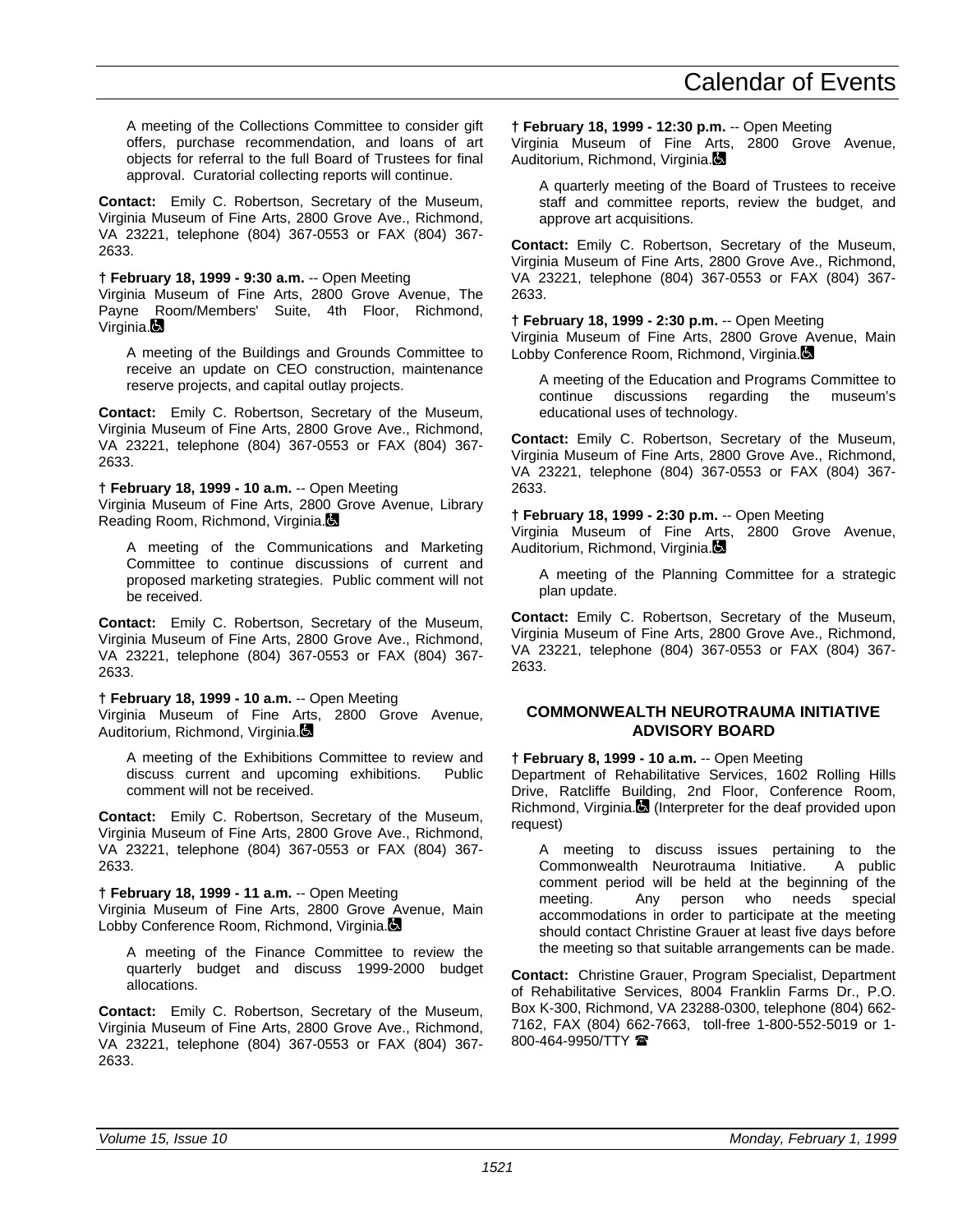A meeting of the Collections Committee to consider gift offers, purchase recommendation, and loans of art objects for referral to the full Board of Trustees for final approval. Curatorial collecting reports will continue.

**Contact:** Emily C. Robertson, Secretary of the Museum, Virginia Museum of Fine Arts, 2800 Grove Ave., Richmond, VA 23221, telephone (804) 367-0553 or FAX (804) 367-2633.

**† February 18, 1999 - 9:30 a.m.** -- Open Meeting
Virginia Museum of Fine Arts, 2800 Grove Avenue, The Payne Room/Members' Suite, 4th Floor, Richmond, Virginia.

A meeting of the Buildings and Grounds Committee to receive an update on CEO construction, maintenance reserve projects, and capital outlay projects.

**Contact:** Emily C. Robertson, Secretary of the Museum, Virginia Museum of Fine Arts, 2800 Grove Ave., Richmond, VA 23221, telephone (804) 367-0553 or FAX (804) 367-2633.

**† February 18, 1999 - 10 a.m.** -- Open Meeting
Virginia Museum of Fine Arts, 2800 Grove Avenue, Library Reading Room, Richmond, Virginia.

A meeting of the Communications and Marketing Committee to continue discussions of current and proposed marketing strategies. Public comment will not be received.

**Contact:** Emily C. Robertson, Secretary of the Museum, Virginia Museum of Fine Arts, 2800 Grove Ave., Richmond, VA 23221, telephone (804) 367-0553 or FAX (804) 367-2633.

**† February 18, 1999 - 10 a.m.** -- Open Meeting
Virginia Museum of Fine Arts, 2800 Grove Avenue, Auditorium, Richmond, Virginia.

A meeting of the Exhibitions Committee to review and discuss current and upcoming exhibitions. Public comment will not be received.

**Contact:** Emily C. Robertson, Secretary of the Museum, Virginia Museum of Fine Arts, 2800 Grove Ave., Richmond, VA 23221, telephone (804) 367-0553 or FAX (804) 367-2633.

**† February 18, 1999 - 11 a.m.** -- Open Meeting
Virginia Museum of Fine Arts, 2800 Grove Avenue, Main Lobby Conference Room, Richmond, Virginia.

A meeting of the Finance Committee to review the quarterly budget and discuss 1999-2000 budget allocations.

**Contact:** Emily C. Robertson, Secretary of the Museum, Virginia Museum of Fine Arts, 2800 Grove Ave., Richmond, VA 23221, telephone (804) 367-0553 or FAX (804) 367-2633.

**† February 18, 1999 - 12:30 p.m.** -- Open Meeting
Virginia Museum of Fine Arts, 2800 Grove Avenue, Auditorium, Richmond, Virginia.

A quarterly meeting of the Board of Trustees to receive staff and committee reports, review the budget, and approve art acquisitions.

**Contact:** Emily C. Robertson, Secretary of the Museum, Virginia Museum of Fine Arts, 2800 Grove Ave., Richmond, VA 23221, telephone (804) 367-0553 or FAX (804) 367-2633.

**† February 18, 1999 - 2:30 p.m.** -- Open Meeting
Virginia Museum of Fine Arts, 2800 Grove Avenue, Main Lobby Conference Room, Richmond, Virginia.

A meeting of the Education and Programs Committee to continue discussions regarding the museum's educational uses of technology.

**Contact:** Emily C. Robertson, Secretary of the Museum, Virginia Museum of Fine Arts, 2800 Grove Ave., Richmond, VA 23221, telephone (804) 367-0553 or FAX (804) 367-2633.

**† February 18, 1999 - 2:30 p.m.** -- Open Meeting
Virginia Museum of Fine Arts, 2800 Grove Avenue, Auditorium, Richmond, Virginia.

A meeting of the Planning Committee for a strategic plan update.

**Contact:** Emily C. Robertson, Secretary of the Museum, Virginia Museum of Fine Arts, 2800 Grove Ave., Richmond, VA 23221, telephone (804) 367-0553 or FAX (804) 367-2633.

## COMMONWEALTH NEUROTRAUMA INITIATIVE ADVISORY BOARD

**† February 8, 1999 - 10 a.m.** -- Open Meeting
Department of Rehabilitative Services, 1602 Rolling Hills Drive, Ratcliffe Building, 2nd Floor, Conference Room, Richmond, Virginia. (Interpreter for the deaf provided upon request)

A meeting to discuss issues pertaining to the Commonwealth Neurotrauma Initiative. A public comment period will be held at the beginning of the meeting. Any person who needs special accommodations in order to participate at the meeting should contact Christine Grauer at least five days before the meeting so that suitable arrangements can be made.

**Contact:** Christine Grauer, Program Specialist, Department of Rehabilitative Services, 8004 Franklin Farms Dr., P.O. Box K-300, Richmond, VA 23288-0300, telephone (804) 662-7162, FAX (804) 662-7663, toll-free 1-800-552-5019 or 1-800-464-9950/TTY ☎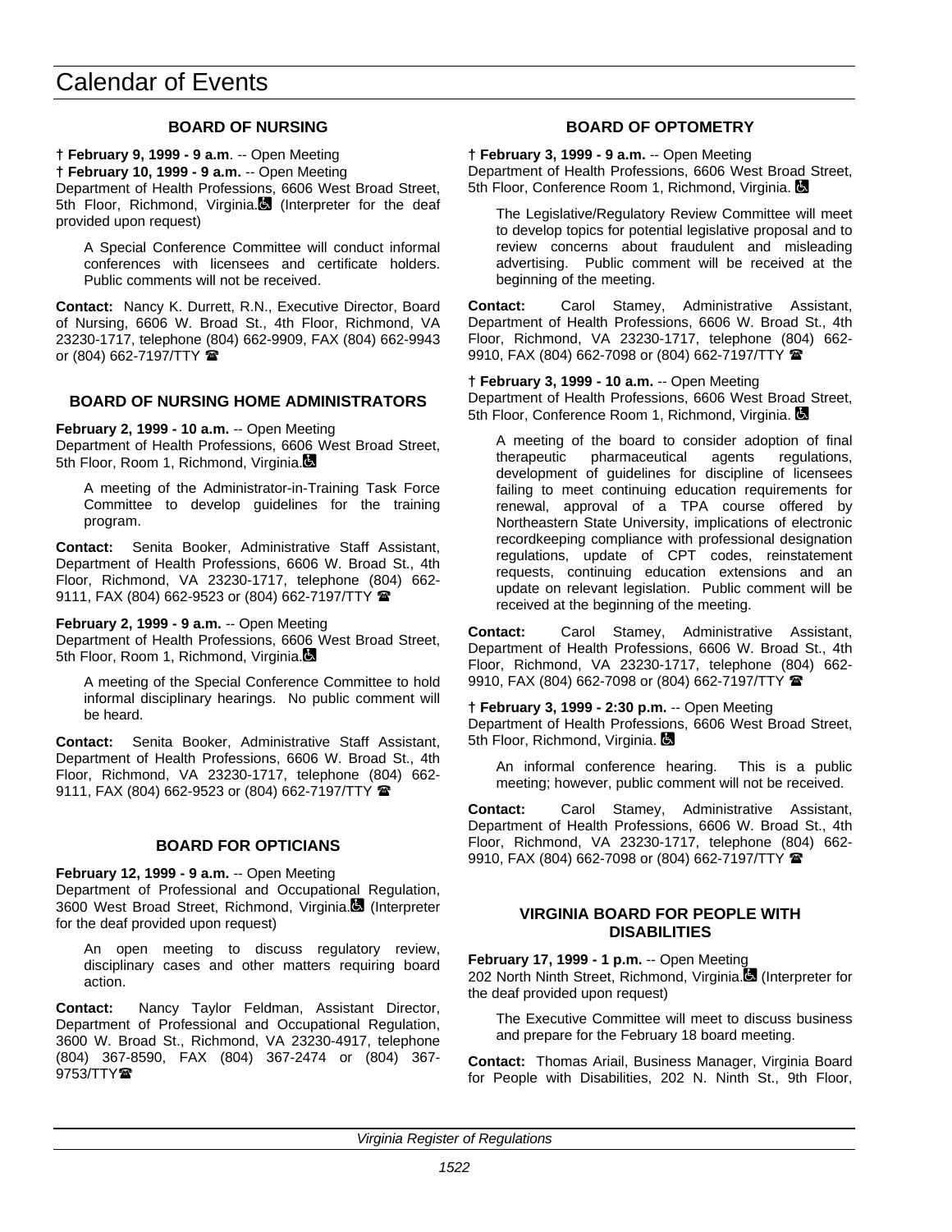# Calendar of Events

### BOARD OF NURSING

**† February 9, 1999 - 9 a.m**. -- Open Meeting
**† February 10, 1999 - 9 a.m.** -- Open Meeting
Department of Health Professions, 6606 West Broad Street, 5th Floor, Richmond, Virginia. (Interpreter for the deaf provided upon request)

A Special Conference Committee will conduct informal conferences with licensees and certificate holders. Public comments will not be received.

**Contact:** Nancy K. Durrett, R.N., Executive Director, Board of Nursing, 6606 W. Broad St., 4th Floor, Richmond, VA 23230-1717, telephone (804) 662-9909, FAX (804) 662-9943 or (804) 662-7197/TTY ☎

### BOARD OF NURSING HOME ADMINISTRATORS

**February 2, 1999 - 10 a.m.** -- Open Meeting
Department of Health Professions, 6606 West Broad Street, 5th Floor, Room 1, Richmond, Virginia.

A meeting of the Administrator-in-Training Task Force Committee to develop guidelines for the training program.

**Contact:** Senita Booker, Administrative Staff Assistant, Department of Health Professions, 6606 W. Broad St., 4th Floor, Richmond, VA 23230-1717, telephone (804) 662-9111, FAX (804) 662-9523 or (804) 662-7197/TTY ☎

**February 2, 1999 - 9 a.m.** -- Open Meeting
Department of Health Professions, 6606 West Broad Street, 5th Floor, Room 1, Richmond, Virginia.

A meeting of the Special Conference Committee to hold informal disciplinary hearings. No public comment will be heard.

**Contact:** Senita Booker, Administrative Staff Assistant, Department of Health Professions, 6606 W. Broad St., 4th Floor, Richmond, VA 23230-1717, telephone (804) 662-9111, FAX (804) 662-9523 or (804) 662-7197/TTY ☎

### BOARD FOR OPTICIANS

**February 12, 1999 - 9 a.m.** -- Open Meeting
Department of Professional and Occupational Regulation, 3600 West Broad Street, Richmond, Virginia. (Interpreter for the deaf provided upon request)

An open meeting to discuss regulatory review, disciplinary cases and other matters requiring board action.

**Contact:** Nancy Taylor Feldman, Assistant Director, Department of Professional and Occupational Regulation, 3600 W. Broad St., Richmond, VA 23230-4917, telephone (804) 367-8590, FAX (804) 367-2474 or (804) 367-9753/TTY☎

### BOARD OF OPTOMETRY

**† February 3, 1999 - 9 a.m.** -- Open Meeting
Department of Health Professions, 6606 West Broad Street, 5th Floor, Conference Room 1, Richmond, Virginia.

The Legislative/Regulatory Review Committee will meet to develop topics for potential legislative proposal and to review concerns about fraudulent and misleading advertising. Public comment will be received at the beginning of the meeting.

**Contact:** Carol Stamey, Administrative Assistant, Department of Health Professions, 6606 W. Broad St., 4th Floor, Richmond, VA 23230-1717, telephone (804) 662-9910, FAX (804) 662-7098 or (804) 662-7197/TTY ☎

**† February 3, 1999 - 10 a.m.** -- Open Meeting
Department of Health Professions, 6606 West Broad Street, 5th Floor, Conference Room 1, Richmond, Virginia.

A meeting of the board to consider adoption of final therapeutic pharmaceutical agents regulations, development of guidelines for discipline of licensees failing to meet continuing education requirements for renewal, approval of a TPA course offered by Northeastern State University, implications of electronic recordkeeping compliance with professional designation regulations, update of CPT codes, reinstatement requests, continuing education extensions and an update on relevant legislation. Public comment will be received at the beginning of the meeting.

**Contact:** Carol Stamey, Administrative Assistant, Department of Health Professions, 6606 W. Broad St., 4th Floor, Richmond, VA 23230-1717, telephone (804) 662-9910, FAX (804) 662-7098 or (804) 662-7197/TTY ☎

**† February 3, 1999 - 2:30 p.m.** -- Open Meeting
Department of Health Professions, 6606 West Broad Street, 5th Floor, Richmond, Virginia.

An informal conference hearing. This is a public meeting; however, public comment will not be received.

**Contact:** Carol Stamey, Administrative Assistant, Department of Health Professions, 6606 W. Broad St., 4th Floor, Richmond, VA 23230-1717, telephone (804) 662-9910, FAX (804) 662-7098 or (804) 662-7197/TTY ☎

### VIRGINIA BOARD FOR PEOPLE WITH DISABILITIES

**February 17, 1999 - 1 p.m.** -- Open Meeting
202 North Ninth Street, Richmond, Virginia. (Interpreter for the deaf provided upon request)

The Executive Committee will meet to discuss business and prepare for the February 18 board meeting.

**Contact:** Thomas Ariail, Business Manager, Virginia Board for People with Disabilities, 202 N. Ninth St., 9th Floor,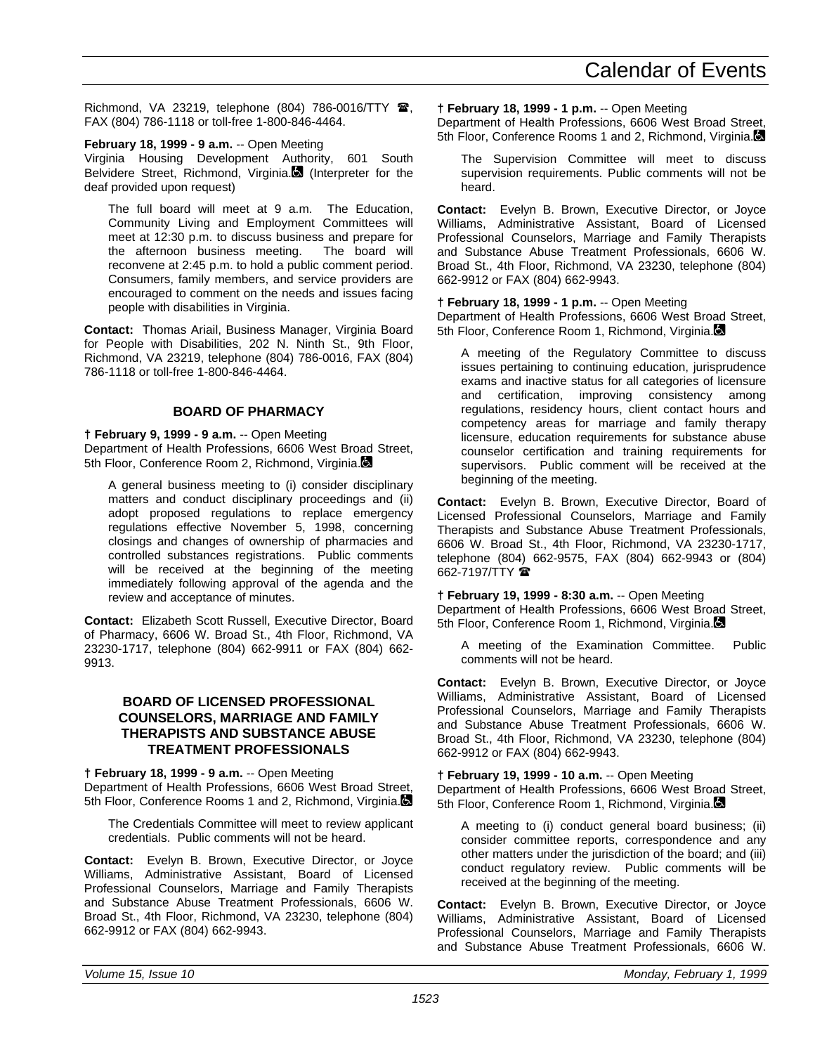Richmond, VA 23219, telephone (804) 786-0016/TTY ☎, FAX (804) 786-1118 or toll-free 1-800-846-4464.

**February 18, 1999 - 9 a.m.** -- Open Meeting
Virginia Housing Development Authority, 601 South Belvidere Street, Richmond, Virginia. (Interpreter for the deaf provided upon request)

> The full board will meet at 9 a.m. The Education, Community Living and Employment Committees will meet at 12:30 p.m. to discuss business and prepare for the afternoon business meeting. The board will reconvene at 2:45 p.m. to hold a public comment period. Consumers, family members, and service providers are encouraged to comment on the needs and issues facing people with disabilities in Virginia.

**Contact:** Thomas Ariail, Business Manager, Virginia Board for People with Disabilities, 202 N. Ninth St., 9th Floor, Richmond, VA 23219, telephone (804) 786-0016, FAX (804) 786-1118 or toll-free 1-800-846-4464.

### BOARD OF PHARMACY

**† February 9, 1999 - 9 a.m.** -- Open Meeting
Department of Health Professions, 6606 West Broad Street, 5th Floor, Conference Room 2, Richmond, Virginia.

> A general business meeting to (i) consider disciplinary matters and conduct disciplinary proceedings and (ii) adopt proposed regulations to replace emergency regulations effective November 5, 1998, concerning closings and changes of ownership of pharmacies and controlled substances registrations. Public comments will be received at the beginning of the meeting immediately following approval of the agenda and the review and acceptance of minutes.

**Contact:** Elizabeth Scott Russell, Executive Director, Board of Pharmacy, 6606 W. Broad St., 4th Floor, Richmond, VA 23230-1717, telephone (804) 662-9911 or FAX (804) 662-9913.

### BOARD OF LICENSED PROFESSIONAL COUNSELORS, MARRIAGE AND FAMILY THERAPISTS AND SUBSTANCE ABUSE TREATMENT PROFESSIONALS

**† February 18, 1999 - 9 a.m.** -- Open Meeting
Department of Health Professions, 6606 West Broad Street, 5th Floor, Conference Rooms 1 and 2, Richmond, Virginia.

> The Credentials Committee will meet to review applicant credentials. Public comments will not be heard.

**Contact:** Evelyn B. Brown, Executive Director, or Joyce Williams, Administrative Assistant, Board of Licensed Professional Counselors, Marriage and Family Therapists and Substance Abuse Treatment Professionals, 6606 W. Broad St., 4th Floor, Richmond, VA 23230, telephone (804) 662-9912 or FAX (804) 662-9943.

**† February 18, 1999 - 1 p.m.** -- Open Meeting
Department of Health Professions, 6606 West Broad Street, 5th Floor, Conference Rooms 1 and 2, Richmond, Virginia.

> The Supervision Committee will meet to discuss supervision requirements. Public comments will not be heard.

**Contact:** Evelyn B. Brown, Executive Director, or Joyce Williams, Administrative Assistant, Board of Licensed Professional Counselors, Marriage and Family Therapists and Substance Abuse Treatment Professionals, 6606 W. Broad St., 4th Floor, Richmond, VA 23230, telephone (804) 662-9912 or FAX (804) 662-9943.

**† February 18, 1999 - 1 p.m.** -- Open Meeting
Department of Health Professions, 6606 West Broad Street, 5th Floor, Conference Room 1, Richmond, Virginia.

> A meeting of the Regulatory Committee to discuss issues pertaining to continuing education, jurisprudence exams and inactive status for all categories of licensure and certification, improving consistency among regulations, residency hours, client contact hours and competency areas for marriage and family therapy licensure, education requirements for substance abuse counselor certification and training requirements for supervisors. Public comment will be received at the beginning of the meeting.

**Contact:** Evelyn B. Brown, Executive Director, Board of Licensed Professional Counselors, Marriage and Family Therapists and Substance Abuse Treatment Professionals, 6606 W. Broad St., 4th Floor, Richmond, VA 23230-1717, telephone (804) 662-9575, FAX (804) 662-9943 or (804) 662-7197/TTY ☎

**† February 19, 1999 - 8:30 a.m.** -- Open Meeting
Department of Health Professions, 6606 West Broad Street, 5th Floor, Conference Room 1, Richmond, Virginia.

> A meeting of the Examination Committee. Public comments will not be heard.

**Contact:** Evelyn B. Brown, Executive Director, or Joyce Williams, Administrative Assistant, Board of Licensed Professional Counselors, Marriage and Family Therapists and Substance Abuse Treatment Professionals, 6606 W. Broad St., 4th Floor, Richmond, VA 23230, telephone (804) 662-9912 or FAX (804) 662-9943.

**† February 19, 1999 - 10 a.m.** -- Open Meeting
Department of Health Professions, 6606 West Broad Street, 5th Floor, Conference Room 1, Richmond, Virginia.

> A meeting to (i) conduct general board business; (ii) consider committee reports, correspondence and any other matters under the jurisdiction of the board; and (iii) conduct regulatory review. Public comments will be received at the beginning of the meeting.

**Contact:** Evelyn B. Brown, Executive Director, or Joyce Williams, Administrative Assistant, Board of Licensed Professional Counselors, Marriage and Family Therapists and Substance Abuse Treatment Professionals, 6606 W.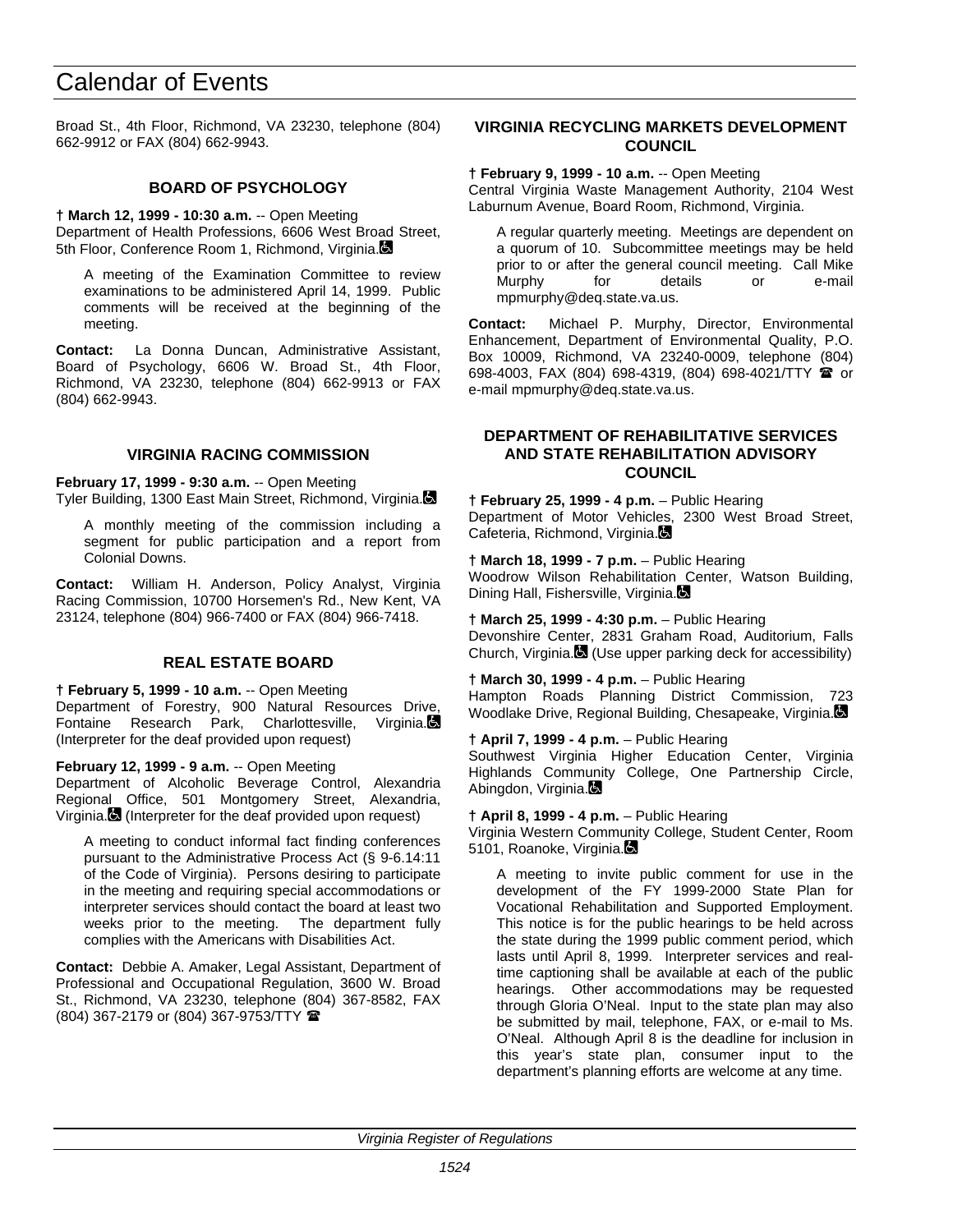Broad St., 4th Floor, Richmond, VA 23230, telephone (804) 662-9912 or FAX (804) 662-9943.

### BOARD OF PSYCHOLOGY

**† March 12, 1999 - 10:30 a.m.** -- Open Meeting
Department of Health Professions, 6606 West Broad Street, 5th Floor, Conference Room 1, Richmond, Virginia.

A meeting of the Examination Committee to review examinations to be administered April 14, 1999. Public comments will be received at the beginning of the meeting.

**Contact:** La Donna Duncan, Administrative Assistant, Board of Psychology, 6606 W. Broad St., 4th Floor, Richmond, VA 23230, telephone (804) 662-9913 or FAX (804) 662-9943.

### VIRGINIA RACING COMMISSION

**February 17, 1999 - 9:30 a.m.** -- Open Meeting
Tyler Building, 1300 East Main Street, Richmond, Virginia.

A monthly meeting of the commission including a segment for public participation and a report from Colonial Downs.

**Contact:** William H. Anderson, Policy Analyst, Virginia Racing Commission, 10700 Horsemen's Rd., New Kent, VA 23124, telephone (804) 966-7400 or FAX (804) 966-7418.

### REAL ESTATE BOARD

**† February 5, 1999 - 10 a.m.** -- Open Meeting
Department of Forestry, 900 Natural Resources Drive, Fontaine Research Park, Charlottesville, Virginia. (Interpreter for the deaf provided upon request)

**February 12, 1999 - 9 a.m.** -- Open Meeting
Department of Alcoholic Beverage Control, Alexandria Regional Office, 501 Montgomery Street, Alexandria, Virginia. (Interpreter for the deaf provided upon request)

A meeting to conduct informal fact finding conferences pursuant to the Administrative Process Act (§ 9-6.14:11 of the Code of Virginia). Persons desiring to participate in the meeting and requiring special accommodations or interpreter services should contact the board at least two weeks prior to the meeting. The department fully complies with the Americans with Disabilities Act.

**Contact:** Debbie A. Amaker, Legal Assistant, Department of Professional and Occupational Regulation, 3600 W. Broad St., Richmond, VA 23230, telephone (804) 367-8582, FAX (804) 367-2179 or (804) 367-9753/TTY ☎

### VIRGINIA RECYCLING MARKETS DEVELOPMENT COUNCIL

**† February 9, 1999 - 10 a.m.** -- Open Meeting
Central Virginia Waste Management Authority, 2104 West Laburnum Avenue, Board Room, Richmond, Virginia.

A regular quarterly meeting. Meetings are dependent on a quorum of 10. Subcommittee meetings may be held prior to or after the general council meeting. Call Mike Murphy for details or e-mail mpmurphy@deq.state.va.us.

**Contact:** Michael P. Murphy, Director, Environmental Enhancement, Department of Environmental Quality, P.O. Box 10009, Richmond, VA 23240-0009, telephone (804) 698-4003, FAX (804) 698-4319, (804) 698-4021/TTY ☎ or e-mail mpmurphy@deq.state.va.us.

### DEPARTMENT OF REHABILITATIVE SERVICES AND STATE REHABILITATION ADVISORY COUNCIL

**† February 25, 1999 - 4 p.m.** – Public Hearing
Department of Motor Vehicles, 2300 West Broad Street, Cafeteria, Richmond, Virginia.

**† March 18, 1999 - 7 p.m.** – Public Hearing
Woodrow Wilson Rehabilitation Center, Watson Building, Dining Hall, Fishersville, Virginia.

**† March 25, 1999 - 4:30 p.m.** – Public Hearing
Devonshire Center, 2831 Graham Road, Auditorium, Falls Church, Virginia. (Use upper parking deck for accessibility)

**† March 30, 1999 - 4 p.m.** – Public Hearing
Hampton Roads Planning District Commission, 723 Woodlake Drive, Regional Building, Chesapeake, Virginia.

**† April 7, 1999 - 4 p.m.** – Public Hearing
Southwest Virginia Higher Education Center, Virginia Highlands Community College, One Partnership Circle, Abingdon, Virginia.

**† April 8, 1999 - 4 p.m.** – Public Hearing
Virginia Western Community College, Student Center, Room 5101, Roanoke, Virginia.

A meeting to invite public comment for use in the development of the FY 1999-2000 State Plan for Vocational Rehabilitation and Supported Employment. This notice is for the public hearings to be held across the state during the 1999 public comment period, which lasts until April 8, 1999. Interpreter services and real-time captioning shall be available at each of the public hearings. Other accommodations may be requested through Gloria O'Neal. Input to the state plan may also be submitted by mail, telephone, FAX, or e-mail to Ms. O'Neal. Although April 8 is the deadline for inclusion in this year's state plan, consumer input to the department's planning efforts are welcome at any time.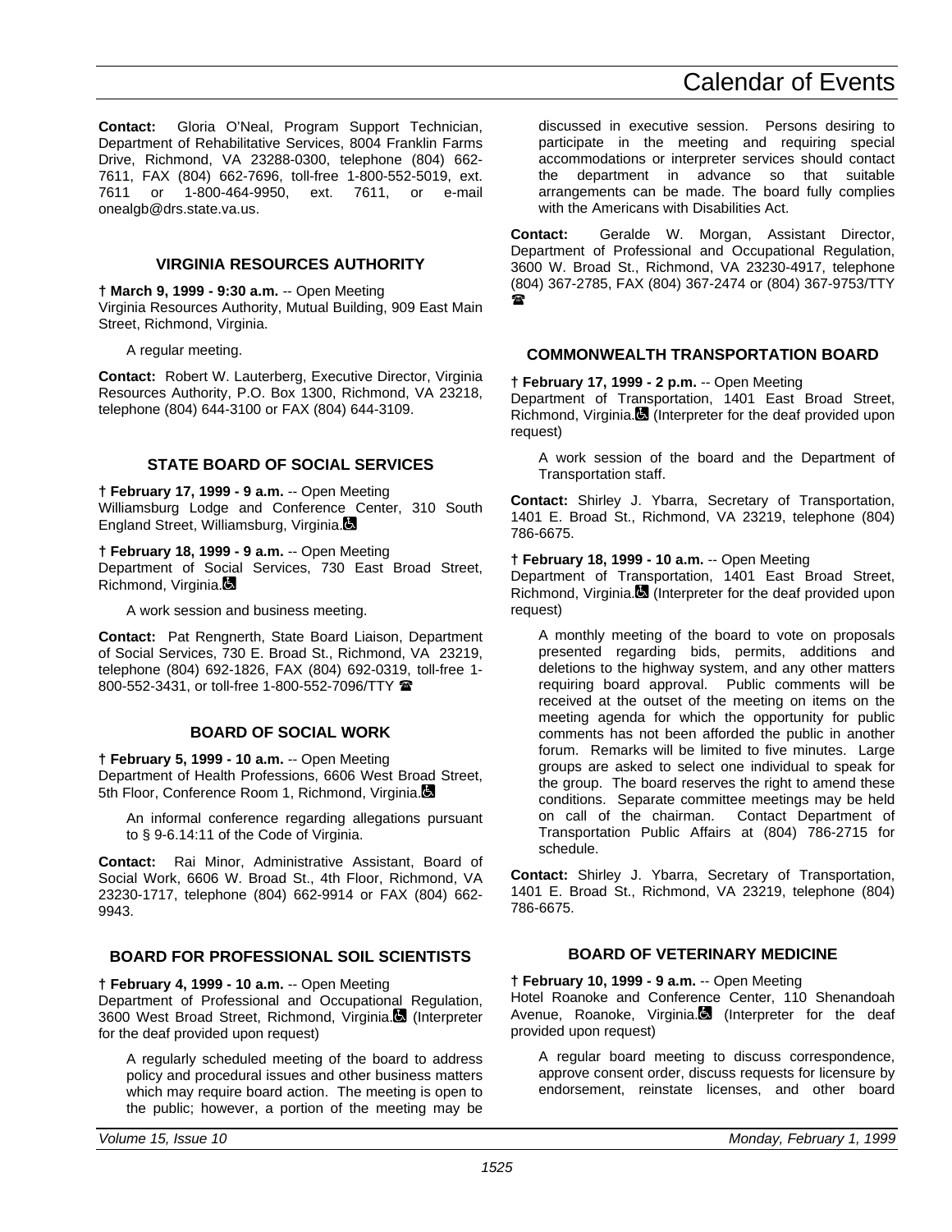**Contact:** Gloria O'Neal, Program Support Technician, Department of Rehabilitative Services, 8004 Franklin Farms Drive, Richmond, VA 23288-0300, telephone (804) 662-7611, FAX (804) 662-7696, toll-free 1-800-552-5019, ext. 7611 or 1-800-464-9950, ext. 7611, or e-mail onealgb@drs.state.va.us.

## VIRGINIA RESOURCES AUTHORITY

**† March 9, 1999 - 9:30 a.m.** -- Open Meeting
Virginia Resources Authority, Mutual Building, 909 East Main Street, Richmond, Virginia.

A regular meeting.

**Contact:** Robert W. Lauterberg, Executive Director, Virginia Resources Authority, P.O. Box 1300, Richmond, VA 23218, telephone (804) 644-3100 or FAX (804) 644-3109.

## STATE BOARD OF SOCIAL SERVICES

**† February 17, 1999 - 9 a.m.** -- Open Meeting
Williamsburg Lodge and Conference Center, 310 South England Street, Williamsburg, Virginia.

**† February 18, 1999 - 9 a.m.** -- Open Meeting
Department of Social Services, 730 East Broad Street, Richmond, Virginia.

A work session and business meeting.

**Contact:** Pat Rengnerth, State Board Liaison, Department of Social Services, 730 E. Broad St., Richmond, VA 23219, telephone (804) 692-1826, FAX (804) 692-0319, toll-free 1-800-552-3431, or toll-free 1-800-552-7096/TTY ☎

## BOARD OF SOCIAL WORK

**† February 5, 1999 - 10 a.m.** -- Open Meeting
Department of Health Professions, 6606 West Broad Street, 5th Floor, Conference Room 1, Richmond, Virginia.

An informal conference regarding allegations pursuant to § 9-6.14:11 of the Code of Virginia.

**Contact:** Rai Minor, Administrative Assistant, Board of Social Work, 6606 W. Broad St., 4th Floor, Richmond, VA 23230-1717, telephone (804) 662-9914 or FAX (804) 662-9943.

## BOARD FOR PROFESSIONAL SOIL SCIENTISTS

**† February 4, 1999 - 10 a.m.** -- Open Meeting
Department of Professional and Occupational Regulation, 3600 West Broad Street, Richmond, Virginia. (Interpreter for the deaf provided upon request)

A regularly scheduled meeting of the board to address policy and procedural issues and other business matters which may require board action. The meeting is open to the public; however, a portion of the meeting may be discussed in executive session. Persons desiring to participate in the meeting and requiring special accommodations or interpreter services should contact the department in advance so that suitable arrangements can be made. The board fully complies with the Americans with Disabilities Act.

**Contact:** Geralde W. Morgan, Assistant Director, Department of Professional and Occupational Regulation, 3600 W. Broad St., Richmond, VA 23230-4917, telephone (804) 367-2785, FAX (804) 367-2474 or (804) 367-9753/TTY ☎

## COMMONWEALTH TRANSPORTATION BOARD

**† February 17, 1999 - 2 p.m.** -- Open Meeting
Department of Transportation, 1401 East Broad Street, Richmond, Virginia. (Interpreter for the deaf provided upon request)

A work session of the board and the Department of Transportation staff.

**Contact:** Shirley J. Ybarra, Secretary of Transportation, 1401 E. Broad St., Richmond, VA 23219, telephone (804) 786-6675.

**† February 18, 1999 - 10 a.m.** -- Open Meeting
Department of Transportation, 1401 East Broad Street, Richmond, Virginia. (Interpreter for the deaf provided upon request)

A monthly meeting of the board to vote on proposals presented regarding bids, permits, additions and deletions to the highway system, and any other matters requiring board approval. Public comments will be received at the outset of the meeting on items on the meeting agenda for which the opportunity for public comments has not been afforded the public in another forum. Remarks will be limited to five minutes. Large groups are asked to select one individual to speak for the group. The board reserves the right to amend these conditions. Separate committee meetings may be held on call of the chairman. Contact Department of Transportation Public Affairs at (804) 786-2715 for schedule.

**Contact:** Shirley J. Ybarra, Secretary of Transportation, 1401 E. Broad St., Richmond, VA 23219, telephone (804) 786-6675.

## BOARD OF VETERINARY MEDICINE

**† February 10, 1999 - 9 a.m.** -- Open Meeting
Hotel Roanoke and Conference Center, 110 Shenandoah Avenue, Roanoke, Virginia. (Interpreter for the deaf provided upon request)

A regular board meeting to discuss correspondence, approve consent order, discuss requests for licensure by endorsement, reinstate licenses, and other board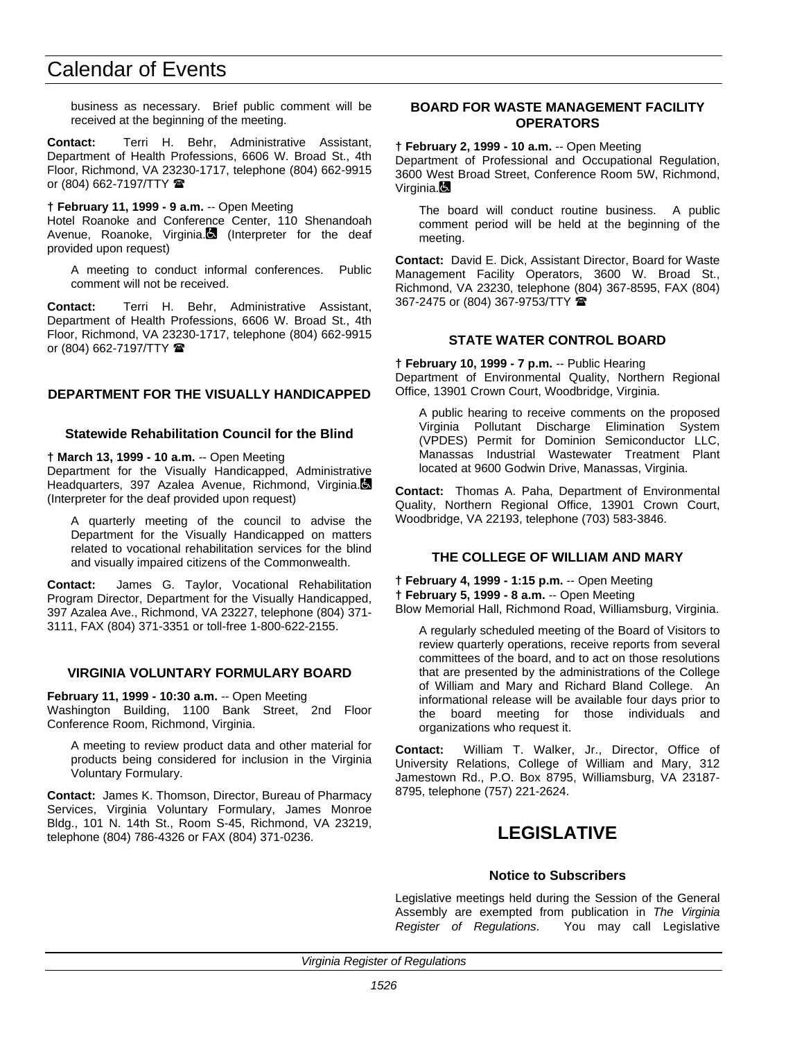business as necessary. Brief public comment will be received at the beginning of the meeting.

**Contact:** Terri H. Behr, Administrative Assistant, Department of Health Professions, 6606 W. Broad St., 4th Floor, Richmond, VA 23230-1717, telephone (804) 662-9915 or (804) 662-7197/TTY ☎

**† February 11, 1999 - 9 a.m.** -- Open Meeting
Hotel Roanoke and Conference Center, 110 Shenandoah Avenue, Roanoke, Virginia. ♿ (Interpreter for the deaf provided upon request)

A meeting to conduct informal conferences. Public comment will not be received.

**Contact:** Terri H. Behr, Administrative Assistant, Department of Health Professions, 6606 W. Broad St., 4th Floor, Richmond, VA 23230-1717, telephone (804) 662-9915 or (804) 662-7197/TTY ☎

### DEPARTMENT FOR THE VISUALLY HANDICAPPED

#### Statewide Rehabilitation Council for the Blind

**† March 13, 1999 - 10 a.m.** -- Open Meeting
Department for the Visually Handicapped, Administrative Headquarters, 397 Azalea Avenue, Richmond, Virginia. ♿ (Interpreter for the deaf provided upon request)

A quarterly meeting of the council to advise the Department for the Visually Handicapped on matters related to vocational rehabilitation services for the blind and visually impaired citizens of the Commonwealth.

**Contact:** James G. Taylor, Vocational Rehabilitation Program Director, Department for the Visually Handicapped, 397 Azalea Ave., Richmond, VA 23227, telephone (804) 371-3111, FAX (804) 371-3351 or toll-free 1-800-622-2155.

### VIRGINIA VOLUNTARY FORMULARY BOARD

**February 11, 1999 - 10:30 a.m.** -- Open Meeting
Washington Building, 1100 Bank Street, 2nd Floor Conference Room, Richmond, Virginia.

A meeting to review product data and other material for products being considered for inclusion in the Virginia Voluntary Formulary.

**Contact:** James K. Thomson, Director, Bureau of Pharmacy Services, Virginia Voluntary Formulary, James Monroe Bldg., 101 N. 14th St., Room S-45, Richmond, VA 23219, telephone (804) 786-4326 or FAX (804) 371-0236.

### BOARD FOR WASTE MANAGEMENT FACILITY OPERATORS

**† February 2, 1999 - 10 a.m.** -- Open Meeting
Department of Professional and Occupational Regulation, 3600 West Broad Street, Conference Room 5W, Richmond, Virginia. ♿

The board will conduct routine business. A public comment period will be held at the beginning of the meeting.

**Contact:** David E. Dick, Assistant Director, Board for Waste Management Facility Operators, 3600 W. Broad St., Richmond, VA 23230, telephone (804) 367-8595, FAX (804) 367-2475 or (804) 367-9753/TTY ☎

### STATE WATER CONTROL BOARD

**† February 10, 1999 - 7 p.m.** -- Public Hearing
Department of Environmental Quality, Northern Regional Office, 13901 Crown Court, Woodbridge, Virginia.

A public hearing to receive comments on the proposed Virginia Pollutant Discharge Elimination System (VPDES) Permit for Dominion Semiconductor LLC, Manassas Industrial Wastewater Treatment Plant located at 9600 Godwin Drive, Manassas, Virginia.

**Contact:** Thomas A. Paha, Department of Environmental Quality, Northern Regional Office, 13901 Crown Court, Woodbridge, VA 22193, telephone (703) 583-3846.

### THE COLLEGE OF WILLIAM AND MARY

**† February 4, 1999 - 1:15 p.m.** -- Open Meeting
**† February 5, 1999 - 8 a.m.** -- Open Meeting
Blow Memorial Hall, Richmond Road, Williamsburg, Virginia.

A regularly scheduled meeting of the Board of Visitors to review quarterly operations, receive reports from several committees of the board, and to act on those resolutions that are presented by the administrations of the College of William and Mary and Richard Bland College. An informational release will be available four days prior to the board meeting for those individuals and organizations who request it.

**Contact:** William T. Walker, Jr., Director, Office of University Relations, College of William and Mary, 312 Jamestown Rd., P.O. Box 8795, Williamsburg, VA 23187-8795, telephone (757) 221-2624.

## LEGISLATIVE

#### Notice to Subscribers

Legislative meetings held during the Session of the General Assembly are exempted from publication in *The Virginia Register of Regulations*. You may call Legislative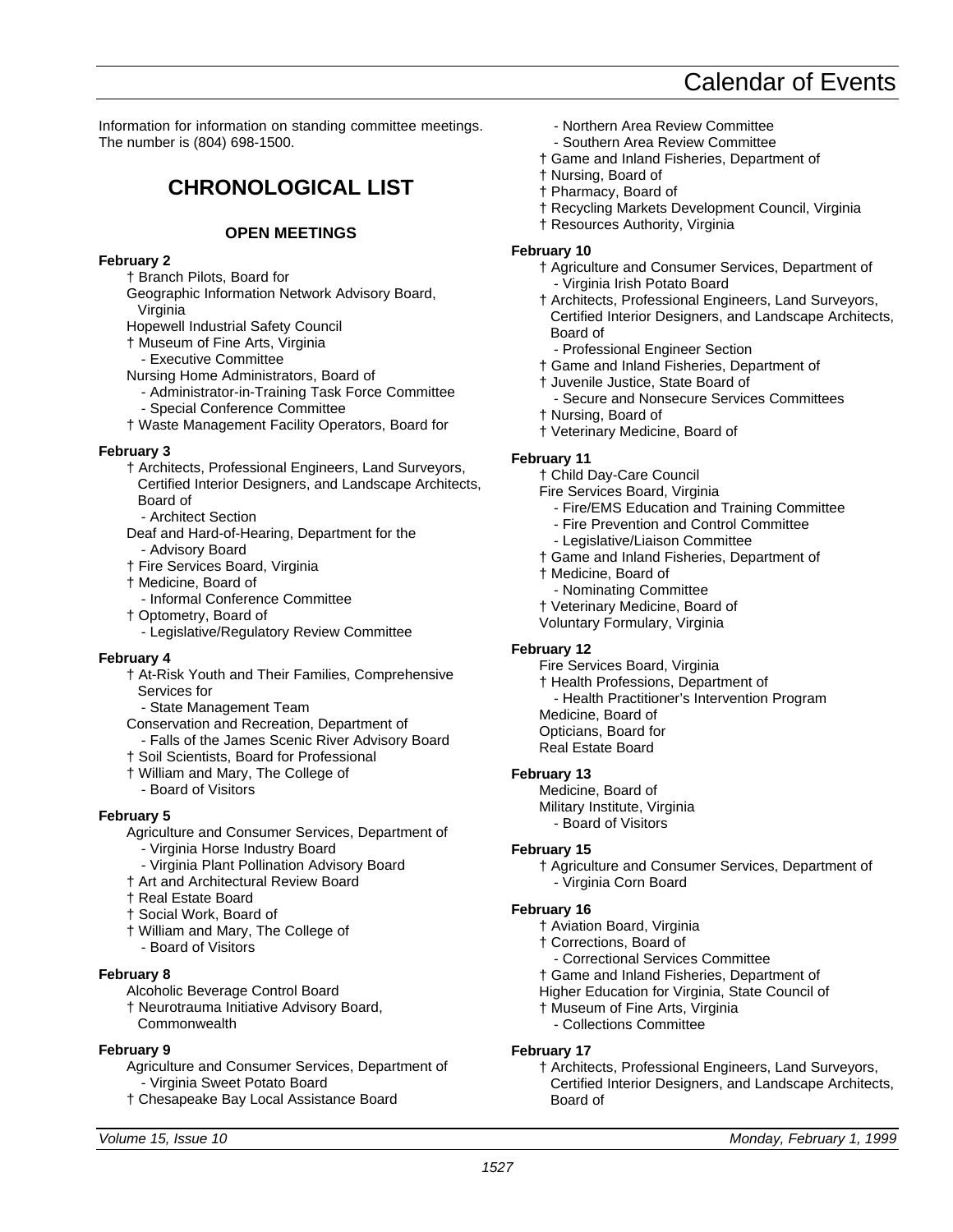Information for information on standing committee meetings. The number is (804) 698-1500.

## CHRONOLOGICAL LIST

### OPEN MEETINGS

**February 2**

- † Branch Pilots, Board for
- Geographic Information Network Advisory Board, Virginia
- Hopewell Industrial Safety Council
- † Museum of Fine Arts, Virginia
  - Executive Committee
- Nursing Home Administrators, Board of
  - Administrator-in-Training Task Force Committee
  - Special Conference Committee
- † Waste Management Facility Operators, Board for

**February 3**

- † Architects, Professional Engineers, Land Surveyors, Certified Interior Designers, and Landscape Architects, Board of
  - Architect Section
- Deaf and Hard-of-Hearing, Department for the
  - Advisory Board
- † Fire Services Board, Virginia
- † Medicine, Board of
  - Informal Conference Committee
- † Optometry, Board of
  - Legislative/Regulatory Review Committee

**February 4**

- † At-Risk Youth and Their Families, Comprehensive Services for
  - State Management Team
- Conservation and Recreation, Department of
  - Falls of the James Scenic River Advisory Board
- † Soil Scientists, Board for Professional
- † William and Mary, The College of
  - Board of Visitors

**February 5**

- Agriculture and Consumer Services, Department of
  - Virginia Horse Industry Board
  - Virginia Plant Pollination Advisory Board
- † Art and Architectural Review Board
- † Real Estate Board
- † Social Work, Board of
- † William and Mary, The College of
  - Board of Visitors

**February 8**

- Alcoholic Beverage Control Board
- † Neurotrauma Initiative Advisory Board, Commonwealth

**February 9**

- Agriculture and Consumer Services, Department of
  - Virginia Sweet Potato Board
- † Chesapeake Bay Local Assistance Board
  - Northern Area Review Committee
  - Southern Area Review Committee
- † Game and Inland Fisheries, Department of
- † Nursing, Board of
- † Pharmacy, Board of
- † Recycling Markets Development Council, Virginia
- † Resources Authority, Virginia

**February 10**

- † Agriculture and Consumer Services, Department of
  - Virginia Irish Potato Board
- † Architects, Professional Engineers, Land Surveyors, Certified Interior Designers, and Landscape Architects, Board of
  - Professional Engineer Section
- † Game and Inland Fisheries, Department of
- † Juvenile Justice, State Board of
  - Secure and Nonsecure Services Committees
- † Nursing, Board of
- † Veterinary Medicine, Board of

**February 11**

- † Child Day-Care Council
- Fire Services Board, Virginia
  - Fire/EMS Education and Training Committee
  - Fire Prevention and Control Committee
  - Legislative/Liaison Committee
- † Game and Inland Fisheries, Department of
- † Medicine, Board of
  - Nominating Committee
- † Veterinary Medicine, Board of
- Voluntary Formulary, Virginia

**February 12**

- Fire Services Board, Virginia
- † Health Professions, Department of
  - Health Practitioner's Intervention Program
- Medicine, Board of
- Opticians, Board for
- Real Estate Board

**February 13**

- Medicine, Board of
- Military Institute, Virginia
  - Board of Visitors

**February 15**

- † Agriculture and Consumer Services, Department of
  - Virginia Corn Board

**February 16**

- † Aviation Board, Virginia
- † Corrections, Board of
  - Correctional Services Committee
- † Game and Inland Fisheries, Department of
- Higher Education for Virginia, State Council of
- † Museum of Fine Arts, Virginia
  - Collections Committee

**February 17**

- † Architects, Professional Engineers, Land Surveyors, Certified Interior Designers, and Landscape Architects, Board of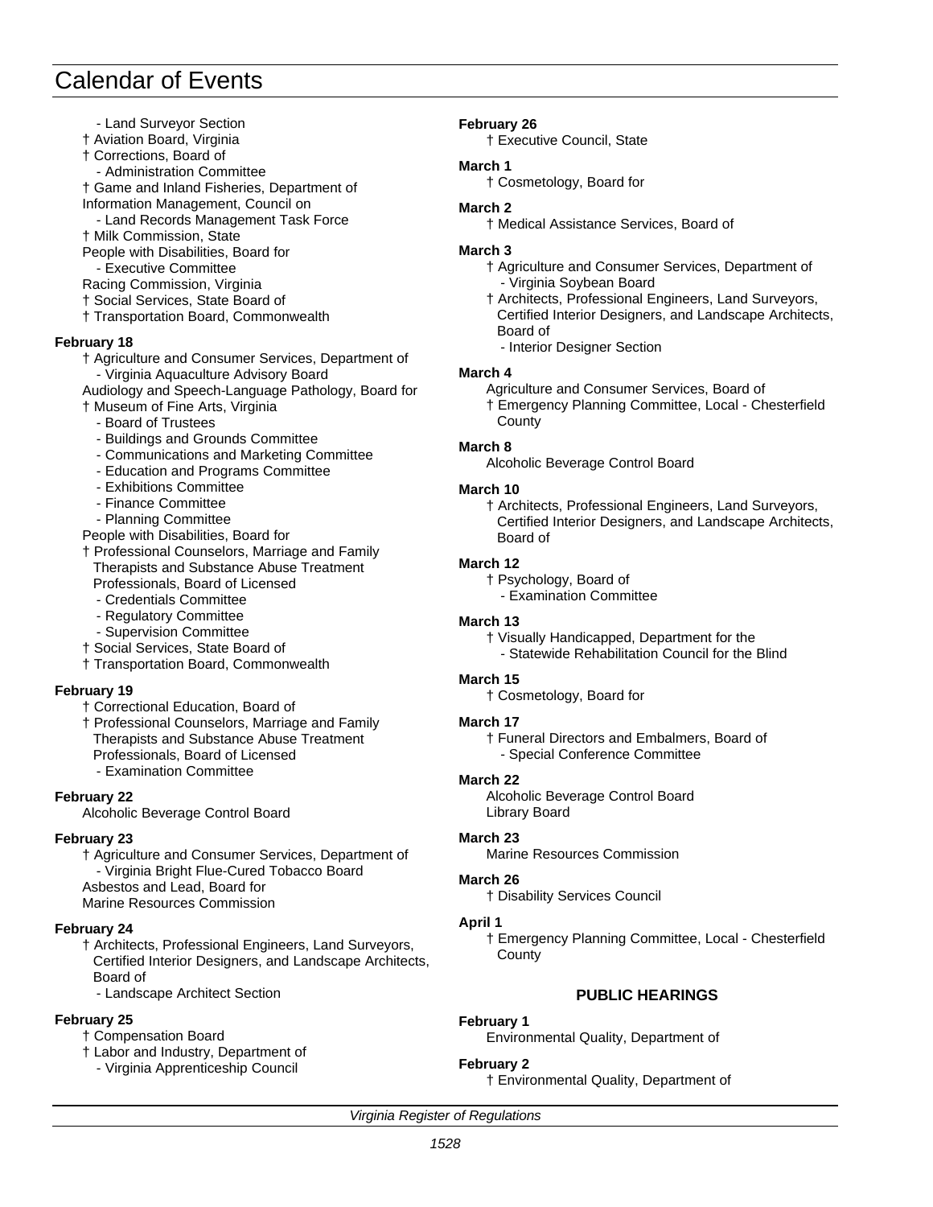# Calendar of Events

- Land Surveyor Section

† Aviation Board, Virginia

† Corrections, Board of

- Administration Committee

† Game and Inland Fisheries, Department of

Information Management, Council on

- Land Records Management Task Force

† Milk Commission, State

People with Disabilities, Board for

- Executive Committee

Racing Commission, Virginia

† Social Services, State Board of

† Transportation Board, Commonwealth

**February 18**

† Agriculture and Consumer Services, Department of

- Virginia Aquaculture Advisory Board

Audiology and Speech-Language Pathology, Board for

† Museum of Fine Arts, Virginia

- Board of Trustees
- Buildings and Grounds Committee
- Communications and Marketing Committee
- Education and Programs Committee
- Exhibitions Committee
- Finance Committee
- Planning Committee

People with Disabilities, Board for

† Professional Counselors, Marriage and Family Therapists and Substance Abuse Treatment Professionals, Board of Licensed

- Credentials Committee
- Regulatory Committee
- Supervision Committee

† Social Services, State Board of

† Transportation Board, Commonwealth

**February 19**

† Correctional Education, Board of

† Professional Counselors, Marriage and Family Therapists and Substance Abuse Treatment Professionals, Board of Licensed

- Examination Committee

**February 22**

Alcoholic Beverage Control Board

**February 23**

† Agriculture and Consumer Services, Department of

- Virginia Bright Flue-Cured Tobacco Board

Asbestos and Lead, Board for

Marine Resources Commission

**February 24**

† Architects, Professional Engineers, Land Surveyors, Certified Interior Designers, and Landscape Architects, Board of

- Landscape Architect Section

**February 25**

† Compensation Board

† Labor and Industry, Department of

- Virginia Apprenticeship Council

**February 26**

† Executive Council, State

**March 1**

† Cosmetology, Board for

**March 2**

† Medical Assistance Services, Board of

**March 3**

† Agriculture and Consumer Services, Department of

- Virginia Soybean Board

† Architects, Professional Engineers, Land Surveyors, Certified Interior Designers, and Landscape Architects, Board of

- Interior Designer Section

**March 4**

Agriculture and Consumer Services, Board of

† Emergency Planning Committee, Local - Chesterfield County

**March 8**

Alcoholic Beverage Control Board

**March 10**

† Architects, Professional Engineers, Land Surveyors, Certified Interior Designers, and Landscape Architects, Board of

**March 12**

† Psychology, Board of

- Examination Committee

**March 13**

† Visually Handicapped, Department for the

- Statewide Rehabilitation Council for the Blind

**March 15**

† Cosmetology, Board for

**March 17**

† Funeral Directors and Embalmers, Board of

- Special Conference Committee

**March 22**

Alcoholic Beverage Control Board

Library Board

**March 23**

Marine Resources Commission

**March 26**

† Disability Services Council

**April 1**

† Emergency Planning Committee, Local - Chesterfield County

## PUBLIC HEARINGS

**February 1**

Environmental Quality, Department of

**February 2**

† Environmental Quality, Department of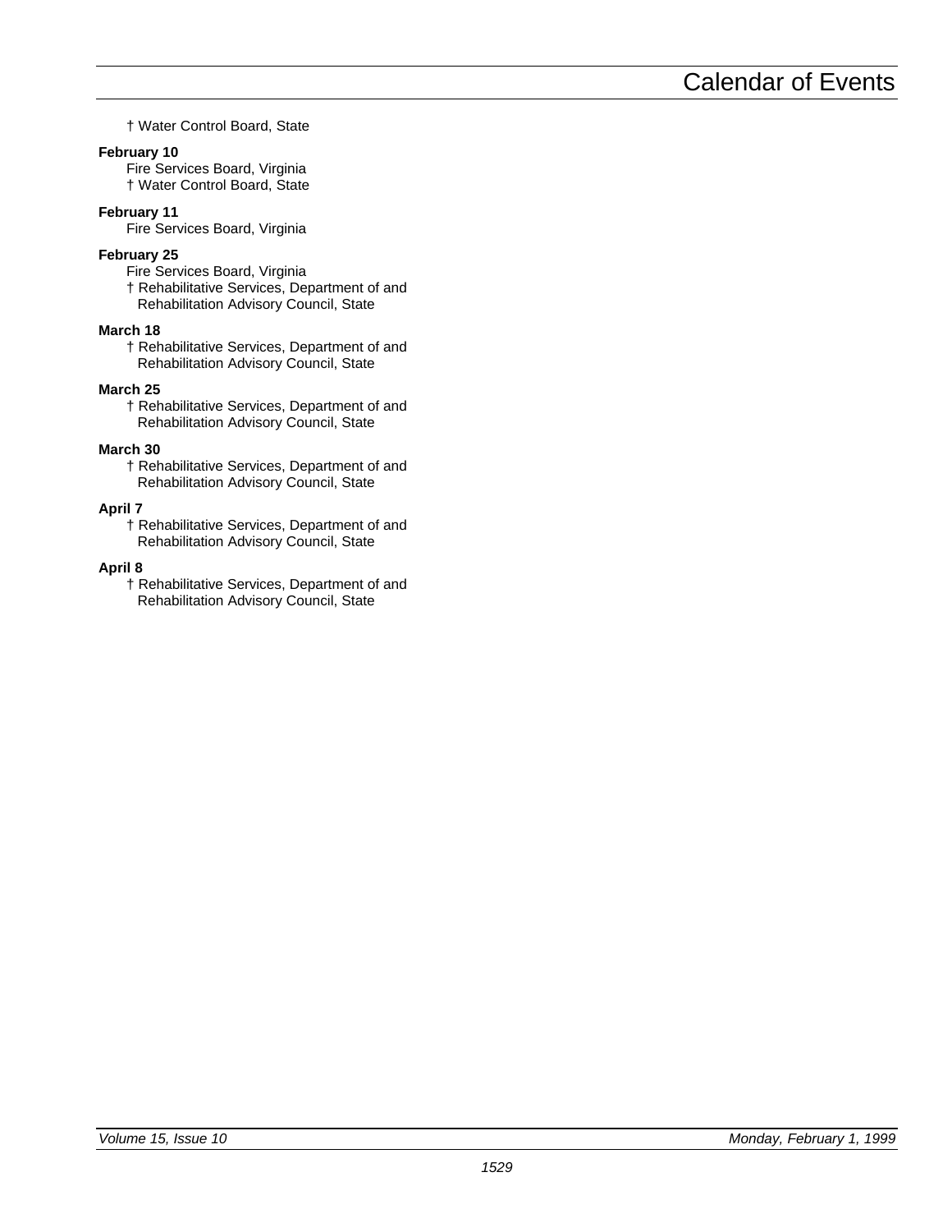† Water Control Board, State

**February 10**

Fire Services Board, Virginia
† Water Control Board, State

**February 11**

Fire Services Board, Virginia

**February 25**

Fire Services Board, Virginia
† Rehabilitative Services, Department of and Rehabilitation Advisory Council, State

**March 18**

† Rehabilitative Services, Department of and Rehabilitation Advisory Council, State

**March 25**

† Rehabilitative Services, Department of and Rehabilitation Advisory Council, State

**March 30**

† Rehabilitative Services, Department of and Rehabilitation Advisory Council, State

**April 7**

† Rehabilitative Services, Department of and Rehabilitation Advisory Council, State

**April 8**

† Rehabilitative Services, Department of and Rehabilitation Advisory Council, State